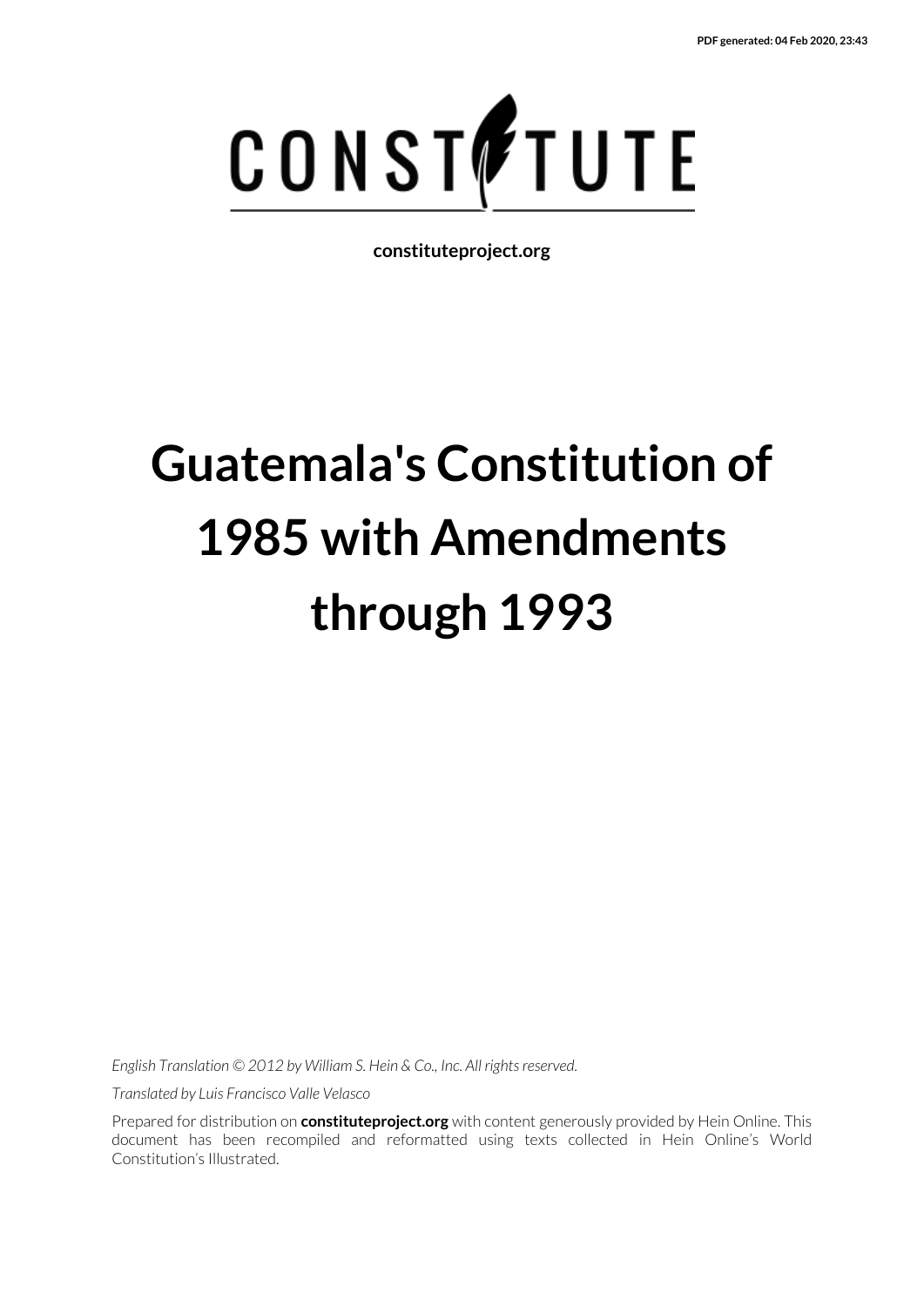PDF generated: 04 Feb 2020, 23:43

CONSTITUTE

constituteproject.org

# Guatemala's Constitution of 1985 with Amendments through 1993

*English Translation © 2012 by William S. Hein & Co., Inc. All rights reserved.*

*Translated by Luis Francisco Valle Velasco*

Prepared for distribution on **constituteproject.org** with content generously provided by Hein Online. This document has been recompiled and reformatted using texts collected in Hein Online's World Constitution's Illustrated.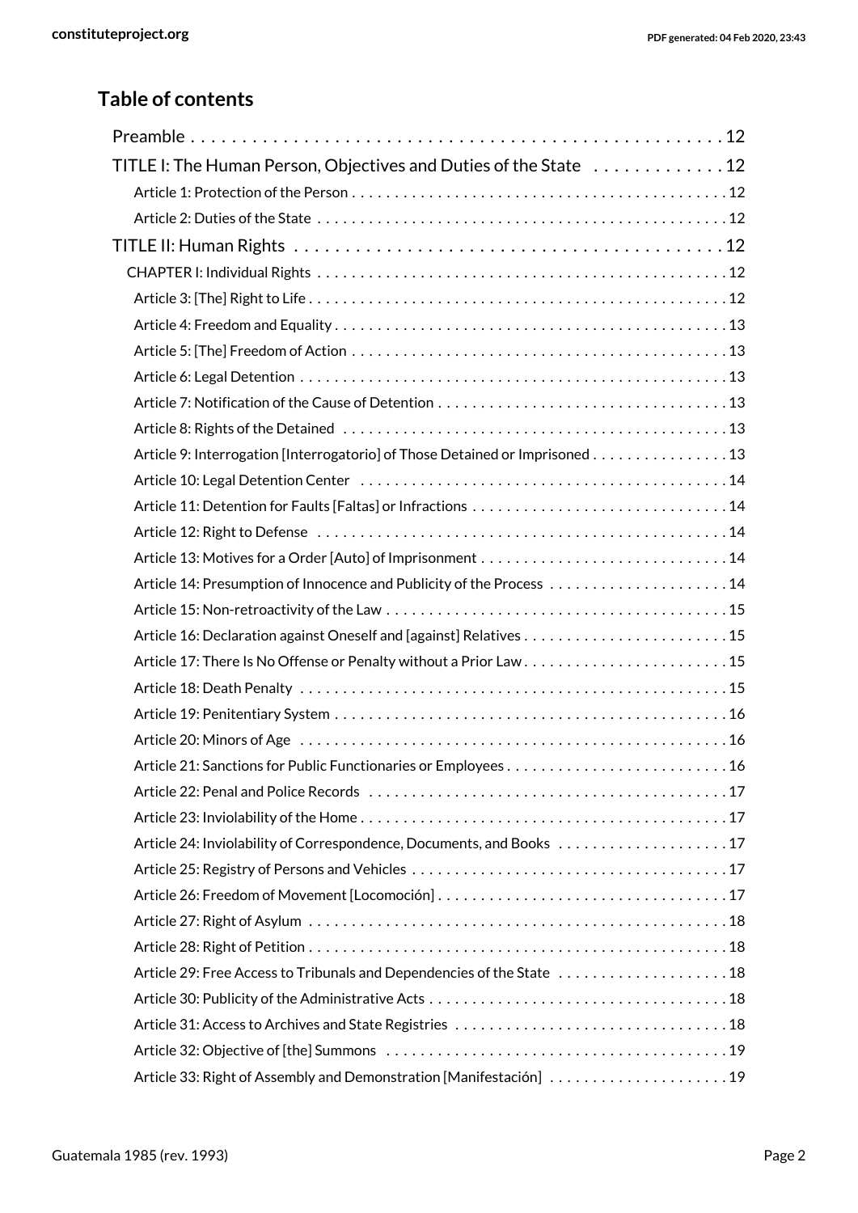## Table of contents

- Preamble . . . 12
- TITLE I: The Human Person, Objectives and Duties of the State . . . 12
  - Article 1: Protection of the Person . . . 12
  - Article 2: Duties of the State . . . 12
- TITLE II: Human Rights . . . 12
  - CHAPTER I: Individual Rights . . . 12
    - Article 3: [The] Right to Life . . . 12
    - Article 4: Freedom and Equality . . . 13
    - Article 5: [The] Freedom of Action . . . 13
    - Article 6: Legal Detention . . . 13
    - Article 7: Notification of the Cause of Detention . . . 13
    - Article 8: Rights of the Detained . . . 13
    - Article 9: Interrogation [Interrogatorio] of Those Detained or Imprisoned . . . 13
    - Article 10: Legal Detention Center . . . 14
    - Article 11: Detention for Faults [Faltas] or Infractions . . . 14
    - Article 12: Right to Defense . . . 14
    - Article 13: Motives for a Order [Auto] of Imprisonment . . . 14
    - Article 14: Presumption of Innocence and Publicity of the Process . . . 14
    - Article 15: Non-retroactivity of the Law . . . 15
    - Article 16: Declaration against Oneself and [against] Relatives . . . 15
    - Article 17: There Is No Offense or Penalty without a Prior Law . . . 15
    - Article 18: Death Penalty . . . 15
    - Article 19: Penitentiary System . . . 16
    - Article 20: Minors of Age . . . 16
    - Article 21: Sanctions for Public Functionaries or Employees . . . 16
    - Article 22: Penal and Police Records . . . 17
    - Article 23: Inviolability of the Home . . . 17
    - Article 24: Inviolability of Correspondence, Documents, and Books . . . 17
    - Article 25: Registry of Persons and Vehicles . . . 17
    - Article 26: Freedom of Movement [Locomoción] . . . 17
    - Article 27: Right of Asylum . . . 18
    - Article 28: Right of Petition . . . 18
    - Article 29: Free Access to Tribunals and Dependencies of the State . . . 18
    - Article 30: Publicity of the Administrative Acts . . . 18
    - Article 31: Access to Archives and State Registries . . . 18
    - Article 32: Objective of [the] Summons . . . 19
    - Article 33: Right of Assembly and Demonstration [Manifestación] . . . 19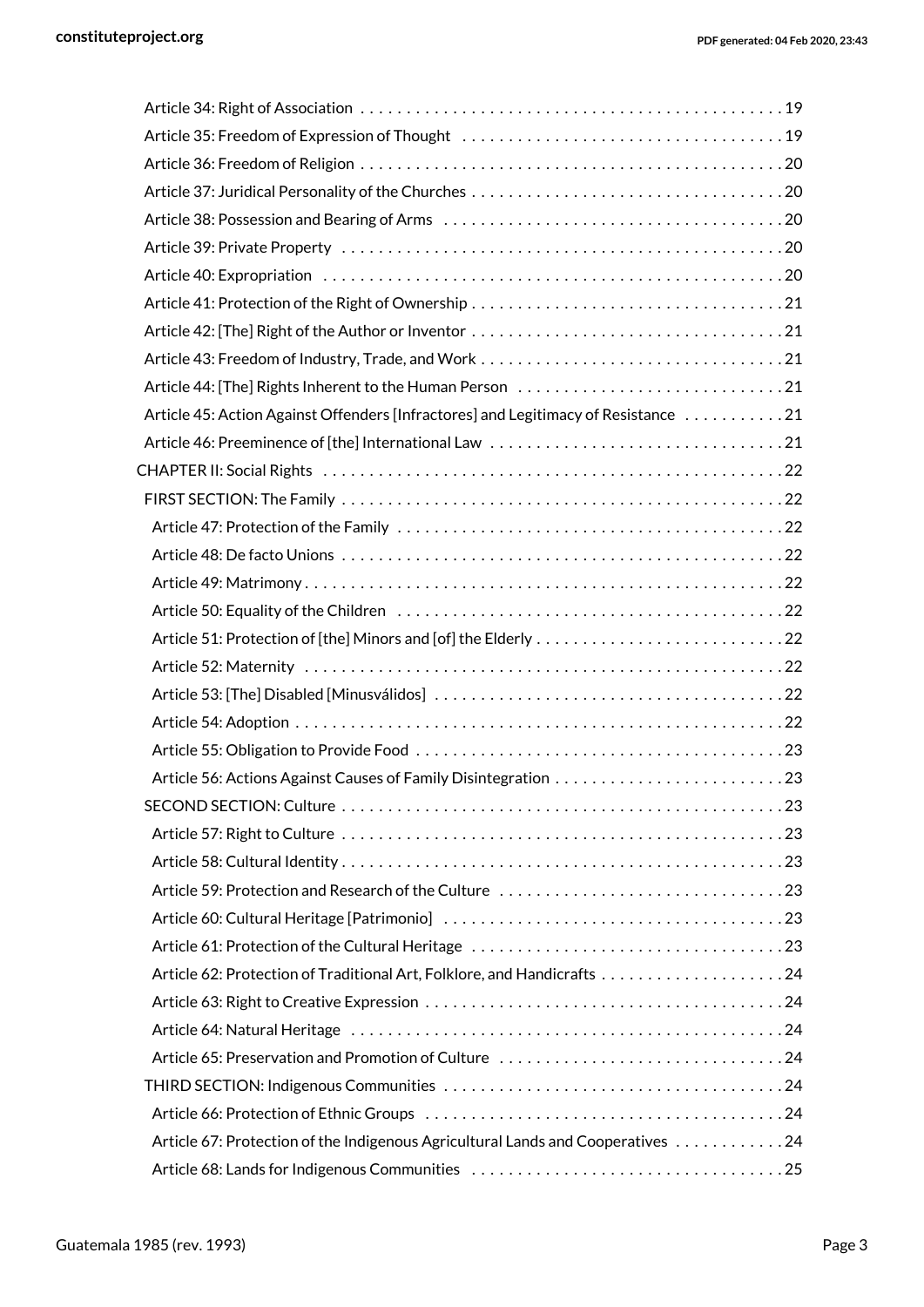- Article 34: Right of Association . . . . . 19
- Article 35: Freedom of Expression of Thought . . . . . 19
- Article 36: Freedom of Religion . . . . . 20
- Article 37: Juridical Personality of the Churches . . . . . 20
- Article 38: Possession and Bearing of Arms . . . . . 20
- Article 39: Private Property . . . . . 20
- Article 40: Expropriation . . . . . 20
- Article 41: Protection of the Right of Ownership . . . . . 21
- Article 42: [The] Right of the Author or Inventor . . . . . 21
- Article 43: Freedom of Industry, Trade, and Work . . . . . 21
- Article 44: [The] Rights Inherent to the Human Person . . . . . 21
- Article 45: Action Against Offenders [Infractores] and Legitimacy of Resistance . . . . . 21
- Article 46: Preeminence of [the] International Law . . . . . 21

CHAPTER II: Social Rights . . . . . 22

- FIRST SECTION: The Family . . . . . 22
  - Article 47: Protection of the Family . . . . . 22
  - Article 48: De facto Unions . . . . . 22
  - Article 49: Matrimony . . . . . 22
  - Article 50: Equality of the Children . . . . . 22
  - Article 51: Protection of [the] Minors and [of] the Elderly . . . . . 22
  - Article 52: Maternity . . . . . 22
  - Article 53: [The] Disabled [Minusválidos] . . . . . 22
  - Article 54: Adoption . . . . . 22
  - Article 55: Obligation to Provide Food . . . . . 23
  - Article 56: Actions Against Causes of Family Disintegration . . . . . 23
- SECOND SECTION: Culture . . . . . 23
  - Article 57: Right to Culture . . . . . 23
  - Article 58: Cultural Identity . . . . . 23
  - Article 59: Protection and Research of the Culture . . . . . 23
  - Article 60: Cultural Heritage [Patrimonio] . . . . . 23
  - Article 61: Protection of the Cultural Heritage . . . . . 23
  - Article 62: Protection of Traditional Art, Folklore, and Handicrafts . . . . . 24
  - Article 63: Right to Creative Expression . . . . . 24
  - Article 64: Natural Heritage . . . . . 24
  - Article 65: Preservation and Promotion of Culture . . . . . 24
- THIRD SECTION: Indigenous Communities . . . . . 24
  - Article 66: Protection of Ethnic Groups . . . . . 24
  - Article 67: Protection of the Indigenous Agricultural Lands and Cooperatives . . . . . 24
  - Article 68: Lands for Indigenous Communities . . . . . 25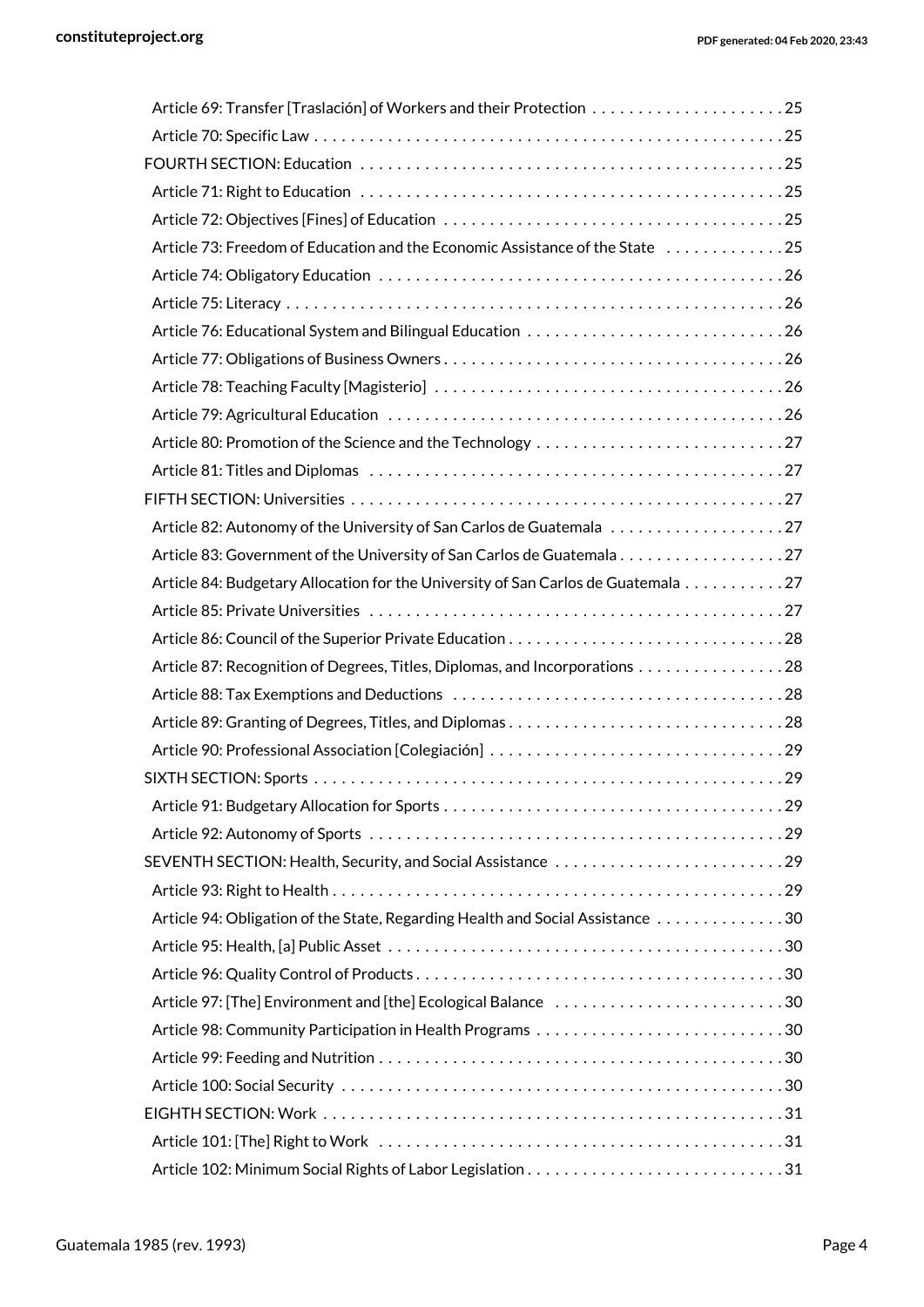- Article 69: Transfer [Traslación] of Workers and their Protection . . . . . 25
- Article 70: Specific Law . . . . . 25
- FOURTH SECTION: Education . . . . . 25
  - Article 71: Right to Education . . . . . 25
  - Article 72: Objectives [Fines] of Education . . . . . 25
  - Article 73: Freedom of Education and the Economic Assistance of the State . . . . . 25
  - Article 74: Obligatory Education . . . . . 26
  - Article 75: Literacy . . . . . 26
  - Article 76: Educational System and Bilingual Education . . . . . 26
  - Article 77: Obligations of Business Owners . . . . . 26
  - Article 78: Teaching Faculty [Magisterio] . . . . . 26
  - Article 79: Agricultural Education . . . . . 26
  - Article 80: Promotion of the Science and the Technology . . . . . 27
  - Article 81: Titles and Diplomas . . . . . 27
- FIFTH SECTION: Universities . . . . . 27
  - Article 82: Autonomy of the University of San Carlos de Guatemala . . . . . 27
  - Article 83: Government of the University of San Carlos de Guatemala . . . . . 27
  - Article 84: Budgetary Allocation for the University of San Carlos de Guatemala . . . . . 27
  - Article 85: Private Universities . . . . . 27
  - Article 86: Council of the Superior Private Education . . . . . 28
  - Article 87: Recognition of Degrees, Titles, Diplomas, and Incorporations . . . . . 28
  - Article 88: Tax Exemptions and Deductions . . . . . 28
  - Article 89: Granting of Degrees, Titles, and Diplomas . . . . . 28
  - Article 90: Professional Association [Colegiación] . . . . . 29
- SIXTH SECTION: Sports . . . . . 29
  - Article 91: Budgetary Allocation for Sports . . . . . 29
  - Article 92: Autonomy of Sports . . . . . 29
- SEVENTH SECTION: Health, Security, and Social Assistance . . . . . 29
  - Article 93: Right to Health . . . . . 29
  - Article 94: Obligation of the State, Regarding Health and Social Assistance . . . . . 30
  - Article 95: Health, [a] Public Asset . . . . . 30
  - Article 96: Quality Control of Products . . . . . 30
  - Article 97: [The] Environment and [the] Ecological Balance . . . . . 30
  - Article 98: Community Participation in Health Programs . . . . . 30
  - Article 99: Feeding and Nutrition . . . . . 30
  - Article 100: Social Security . . . . . 30
- EIGHTH SECTION: Work . . . . . 31
  - Article 101: [The] Right to Work . . . . . 31
  - Article 102: Minimum Social Rights of Labor Legislation . . . . . 31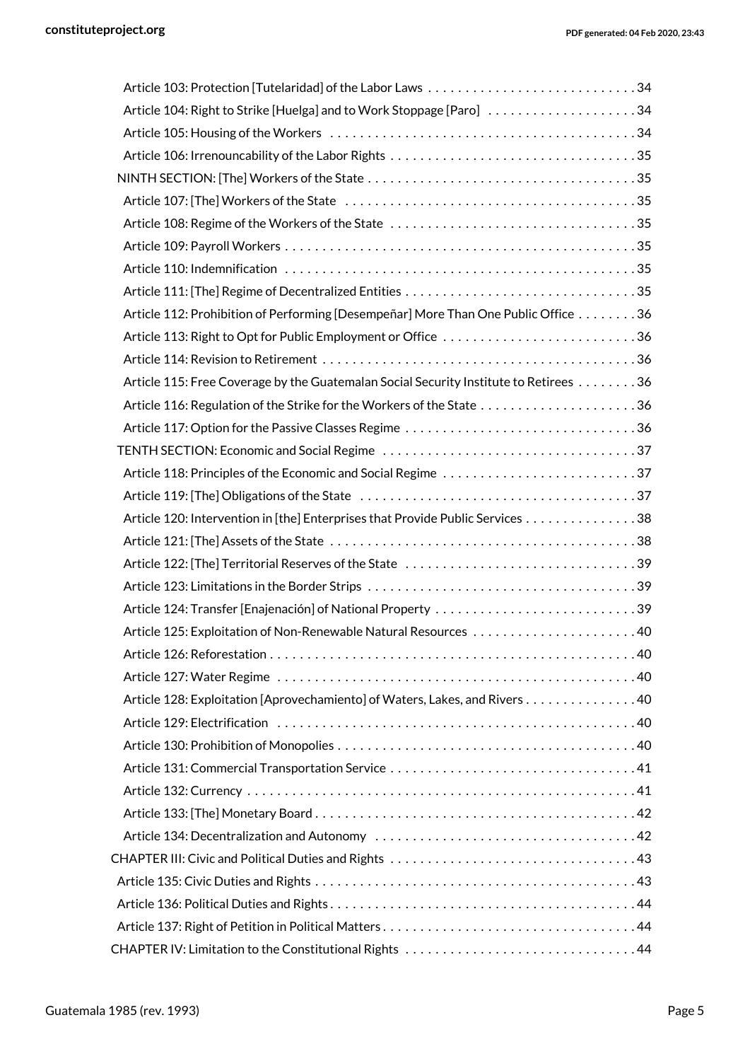Article 103: Protection [Tutelaridad] of the Labor Laws . . . . . . . . . . . . . . . . . . . . . . . . . . . . 34
Article 104: Right to Strike [Huelga] and to Work Stoppage [Paro] . . . . . . . . . . . . . . . . . . . . 34
Article 105: Housing of the Workers . . . . . . . . . . . . . . . . . . . . . . . . . . . . . . . . . . . . . . . . 34
Article 106: Irrenouncability of the Labor Rights . . . . . . . . . . . . . . . . . . . . . . . . . . . . . . . . . 35
NINTH SECTION: [The] Workers of the State . . . . . . . . . . . . . . . . . . . . . . . . . . . . . . . . . . . . 35
Article 107: [The] Workers of the State . . . . . . . . . . . . . . . . . . . . . . . . . . . . . . . . . . . . . . 35
Article 108: Regime of the Workers of the State . . . . . . . . . . . . . . . . . . . . . . . . . . . . . . . . 35
Article 109: Payroll Workers . . . . . . . . . . . . . . . . . . . . . . . . . . . . . . . . . . . . . . . . . . . . . . 35
Article 110: Indemnification . . . . . . . . . . . . . . . . . . . . . . . . . . . . . . . . . . . . . . . . . . . . . . 35
Article 111: [The] Regime of Decentralized Entities . . . . . . . . . . . . . . . . . . . . . . . . . . . . . . . 35
Article 112: Prohibition of Performing [Desempeñar] More Than One Public Office . . . . . . . . 36
Article 113: Right to Opt for Public Employment or Office . . . . . . . . . . . . . . . . . . . . . . . . . . 36
Article 114: Revision to Retirement . . . . . . . . . . . . . . . . . . . . . . . . . . . . . . . . . . . . . . . . . 36
Article 115: Free Coverage by the Guatemalan Social Security Institute to Retirees . . . . . . . . 36
Article 116: Regulation of the Strike for the Workers of the State . . . . . . . . . . . . . . . . . . . . . 36
Article 117: Option for the Passive Classes Regime . . . . . . . . . . . . . . . . . . . . . . . . . . . . . . . 36
TENTH SECTION: Economic and Social Regime . . . . . . . . . . . . . . . . . . . . . . . . . . . . . . . . . . 37
Article 118: Principles of the Economic and Social Regime . . . . . . . . . . . . . . . . . . . . . . . . . . 37
Article 119: [The] Obligations of the State . . . . . . . . . . . . . . . . . . . . . . . . . . . . . . . . . . . . 37
Article 120: Intervention in [the] Enterprises that Provide Public Services . . . . . . . . . . . . . . . 38
Article 121: [The] Assets of the State . . . . . . . . . . . . . . . . . . . . . . . . . . . . . . . . . . . . . . . . 38
Article 122: [The] Territorial Reserves of the State . . . . . . . . . . . . . . . . . . . . . . . . . . . . . . . 39
Article 123: Limitations in the Border Strips . . . . . . . . . . . . . . . . . . . . . . . . . . . . . . . . . . . . 39
Article 124: Transfer [Enajenación] of National Property . . . . . . . . . . . . . . . . . . . . . . . . . . . 39
Article 125: Exploitation of Non-Renewable Natural Resources . . . . . . . . . . . . . . . . . . . . . . 40
Article 126: Reforestation . . . . . . . . . . . . . . . . . . . . . . . . . . . . . . . . . . . . . . . . . . . . . . . . 40
Article 127: Water Regime . . . . . . . . . . . . . . . . . . . . . . . . . . . . . . . . . . . . . . . . . . . . . . . 40
Article 128: Exploitation [Aprovechamiento] of Waters, Lakes, and Rivers . . . . . . . . . . . . . . . 40
Article 129: Electrification . . . . . . . . . . . . . . . . . . . . . . . . . . . . . . . . . . . . . . . . . . . . . . . 40
Article 130: Prohibition of Monopolies . . . . . . . . . . . . . . . . . . . . . . . . . . . . . . . . . . . . . . . 40
Article 131: Commercial Transportation Service . . . . . . . . . . . . . . . . . . . . . . . . . . . . . . . . . 41
Article 132: Currency . . . . . . . . . . . . . . . . . . . . . . . . . . . . . . . . . . . . . . . . . . . . . . . . . . . 41
Article 133: [The] Monetary Board . . . . . . . . . . . . . . . . . . . . . . . . . . . . . . . . . . . . . . . . . . 42
Article 134: Decentralization and Autonomy . . . . . . . . . . . . . . . . . . . . . . . . . . . . . . . . . . . 42
CHAPTER III: Civic and Political Duties and Rights . . . . . . . . . . . . . . . . . . . . . . . . . . . . . . . . . 43
Article 135: Civic Duties and Rights . . . . . . . . . . . . . . . . . . . . . . . . . . . . . . . . . . . . . . . . . . 43
Article 136: Political Duties and Rights . . . . . . . . . . . . . . . . . . . . . . . . . . . . . . . . . . . . . . . . 44
Article 137: Right of Petition in Political Matters . . . . . . . . . . . . . . . . . . . . . . . . . . . . . . . . . 44
CHAPTER IV: Limitation to the Constitutional Rights . . . . . . . . . . . . . . . . . . . . . . . . . . . . . . . 44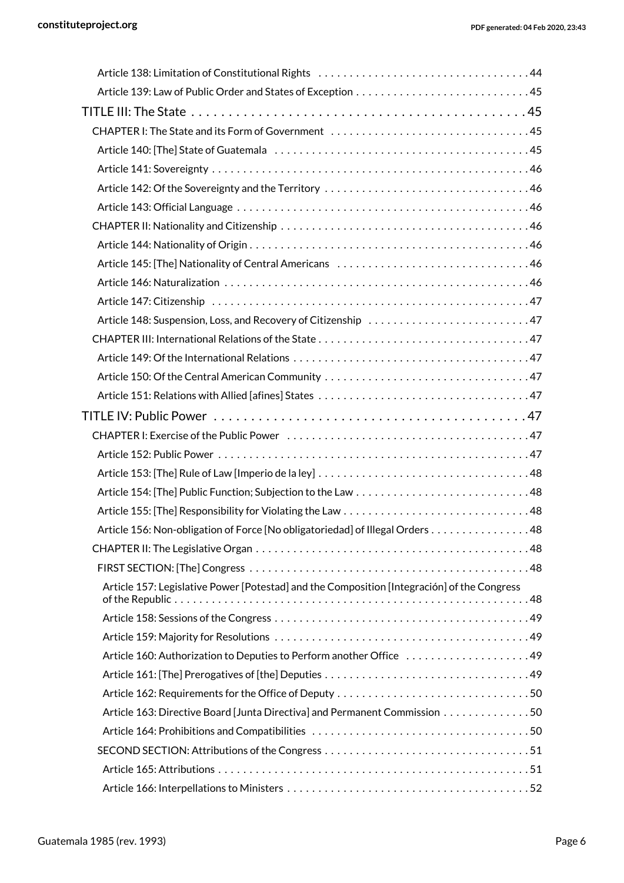- Article 138: Limitation of Constitutional Rights . . . . . 44
- Article 139: Law of Public Order and States of Exception . . . . . 45

TITLE III: The State . . . . . 45

- CHAPTER I: The State and its Form of Government . . . . . 45
  - Article 140: [The] State of Guatemala . . . . . 45
  - Article 141: Sovereignty . . . . . 46
  - Article 142: Of the Sovereignty and the Territory . . . . . 46
  - Article 143: Official Language . . . . . 46
- CHAPTER II: Nationality and Citizenship . . . . . 46
  - Article 144: Nationality of Origin . . . . . 46
  - Article 145: [The] Nationality of Central Americans . . . . . 46
  - Article 146: Naturalization . . . . . 46
  - Article 147: Citizenship . . . . . 47
  - Article 148: Suspension, Loss, and Recovery of Citizenship . . . . . 47
- CHAPTER III: International Relations of the State . . . . . 47
  - Article 149: Of the International Relations . . . . . 47
  - Article 150: Of the Central American Community . . . . . 47
  - Article 151: Relations with Allied [afines] States . . . . . 47

TITLE IV: Public Power . . . . . 47

- CHAPTER I: Exercise of the Public Power . . . . . 47
  - Article 152: Public Power . . . . . 47
  - Article 153: [The] Rule of Law [Imperio de la ley] . . . . . 48
  - Article 154: [The] Public Function; Subjection to the Law . . . . . 48
  - Article 155: [The] Responsibility for Violating the Law . . . . . 48
  - Article 156: Non-obligation of Force [No obligatoriedad] of Illegal Orders . . . . . 48
- CHAPTER II: The Legislative Organ . . . . . 48
  - FIRST SECTION: [The] Congress . . . . . 48
    - Article 157: Legislative Power [Potestad] and the Composition [Integración] of the Congress of the Republic . . . . . 48
    - Article 158: Sessions of the Congress . . . . . 49
    - Article 159: Majority for Resolutions . . . . . 49
    - Article 160: Authorization to Deputies to Perform another Office . . . . . 49
    - Article 161: [The] Prerogatives of [the] Deputies . . . . . 49
    - Article 162: Requirements for the Office of Deputy . . . . . 50
    - Article 163: Directive Board [Junta Directiva] and Permanent Commission . . . . . 50
    - Article 164: Prohibitions and Compatibilities . . . . . 50
  - SECOND SECTION: Attributions of the Congress . . . . . 51
    - Article 165: Attributions . . . . . 51
    - Article 166: Interpellations to Ministers . . . . . 52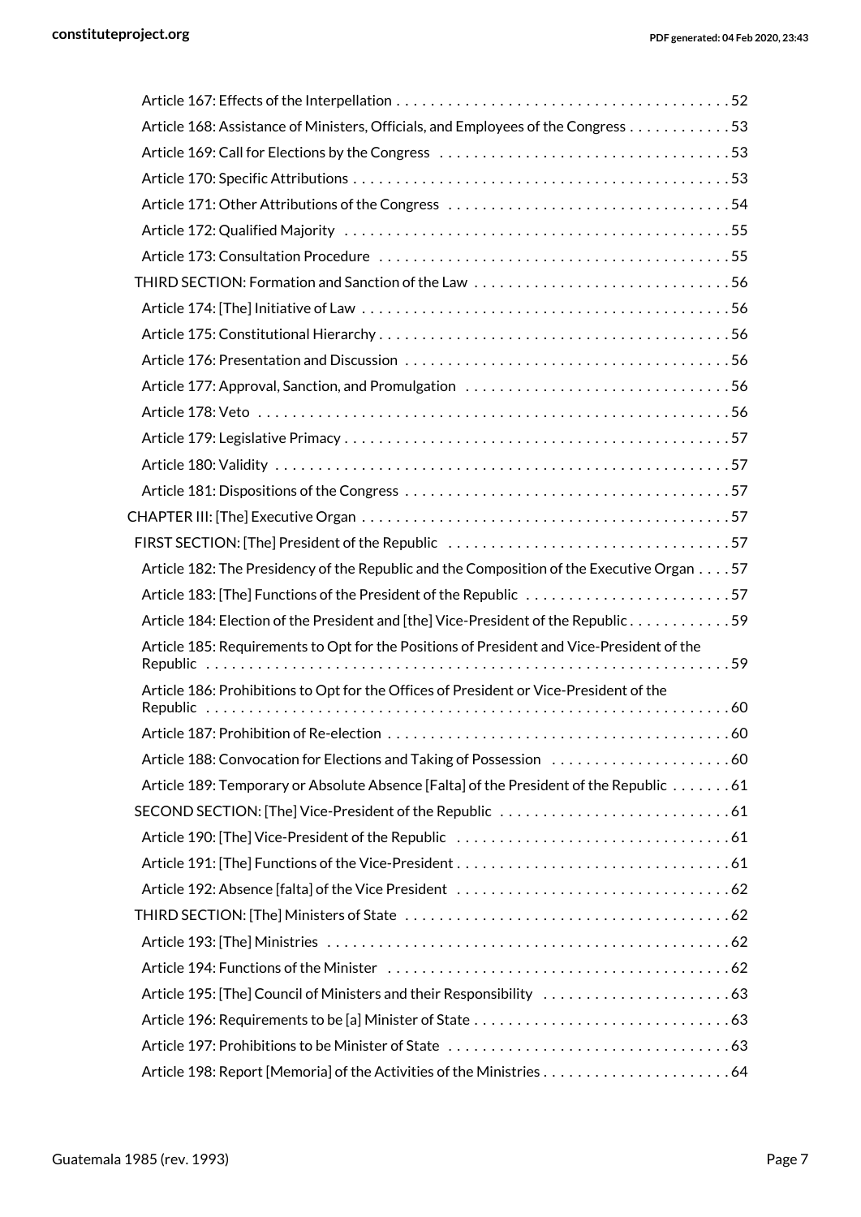- Article 167: Effects of the Interpellation . . . . . . . . . . . . . . . . . . . . . . . . . . . . . . . . . . . . . . . 52
- Article 168: Assistance of Ministers, Officials, and Employees of the Congress . . . . . . . . . . . . 53
- Article 169: Call for Elections by the Congress . . . . . . . . . . . . . . . . . . . . . . . . . . . . . . . . . . 53
- Article 170: Specific Attributions . . . . . . . . . . . . . . . . . . . . . . . . . . . . . . . . . . . . . . . . . . . . 53
- Article 171: Other Attributions of the Congress . . . . . . . . . . . . . . . . . . . . . . . . . . . . . . . . . 54
- Article 172: Qualified Majority . . . . . . . . . . . . . . . . . . . . . . . . . . . . . . . . . . . . . . . . . . . . . 55
- Article 173: Consultation Procedure . . . . . . . . . . . . . . . . . . . . . . . . . . . . . . . . . . . . . . . . . 55

THIRD SECTION: Formation and Sanction of the Law . . . . . . . . . . . . . . . . . . . . . . . . . . . . . . 56

- Article 174: [The] Initiative of Law . . . . . . . . . . . . . . . . . . . . . . . . . . . . . . . . . . . . . . . . . . . 56
- Article 175: Constitutional Hierarchy . . . . . . . . . . . . . . . . . . . . . . . . . . . . . . . . . . . . . . . . . 56
- Article 176: Presentation and Discussion . . . . . . . . . . . . . . . . . . . . . . . . . . . . . . . . . . . . . . 56
- Article 177: Approval, Sanction, and Promulgation . . . . . . . . . . . . . . . . . . . . . . . . . . . . . . . 56
- Article 178: Veto . . . . . . . . . . . . . . . . . . . . . . . . . . . . . . . . . . . . . . . . . . . . . . . . . . . . . . . 56
- Article 179: Legislative Primacy . . . . . . . . . . . . . . . . . . . . . . . . . . . . . . . . . . . . . . . . . . . . . 57
- Article 180: Validity . . . . . . . . . . . . . . . . . . . . . . . . . . . . . . . . . . . . . . . . . . . . . . . . . . . . . 57
- Article 181: Dispositions of the Congress . . . . . . . . . . . . . . . . . . . . . . . . . . . . . . . . . . . . . . 57

CHAPTER III: [The] Executive Organ . . . . . . . . . . . . . . . . . . . . . . . . . . . . . . . . . . . . . . . . . . . 57

FIRST SECTION: [The] President of the Republic . . . . . . . . . . . . . . . . . . . . . . . . . . . . . . . . . 57

- Article 182: The Presidency of the Republic and the Composition of the Executive Organ . . . . 57
- Article 183: [The] Functions of the President of the Republic . . . . . . . . . . . . . . . . . . . . . . . . 57
- Article 184: Election of the President and [the] Vice-President of the Republic . . . . . . . . . . . . 59
- Article 185: Requirements to Opt for the Positions of President and Vice-President of the Republic . . . . . . . . . . . . . . . . . . . . . . . . . . . . . . . . . . . . . . . . . . . . . . . . . . . . . . . . . . . . 59
- Article 186: Prohibitions to Opt for the Offices of President or Vice-President of the Republic . . . . . . . . . . . . . . . . . . . . . . . . . . . . . . . . . . . . . . . . . . . . . . . . . . . . . . . . . . . . 60
- Article 187: Prohibition of Re-election . . . . . . . . . . . . . . . . . . . . . . . . . . . . . . . . . . . . . . . . 60
- Article 188: Convocation for Elections and Taking of Possession . . . . . . . . . . . . . . . . . . . . . 60
- Article 189: Temporary or Absolute Absence [Falta] of the President of the Republic . . . . . . . 61

SECOND SECTION: [The] Vice-President of the Republic . . . . . . . . . . . . . . . . . . . . . . . . . . . 61

- Article 190: [The] Vice-President of the Republic . . . . . . . . . . . . . . . . . . . . . . . . . . . . . . . . 61
- Article 191: [The] Functions of the Vice-President . . . . . . . . . . . . . . . . . . . . . . . . . . . . . . . . 61
- Article 192: Absence [falta] of the Vice President . . . . . . . . . . . . . . . . . . . . . . . . . . . . . . . . 62

THIRD SECTION: [The] Ministers of State . . . . . . . . . . . . . . . . . . . . . . . . . . . . . . . . . . . . . . 62

- Article 193: [The] Ministries . . . . . . . . . . . . . . . . . . . . . . . . . . . . . . . . . . . . . . . . . . . . . . . 62
- Article 194: Functions of the Minister . . . . . . . . . . . . . . . . . . . . . . . . . . . . . . . . . . . . . . . . 62
- Article 195: [The] Council of Ministers and their Responsibility . . . . . . . . . . . . . . . . . . . . . . 63
- Article 196: Requirements to be [a] Minister of State . . . . . . . . . . . . . . . . . . . . . . . . . . . . . . 63
- Article 197: Prohibitions to be Minister of State . . . . . . . . . . . . . . . . . . . . . . . . . . . . . . . . . 63
- Article 198: Report [Memoria] of the Activities of the Ministries . . . . . . . . . . . . . . . . . . . . . . 64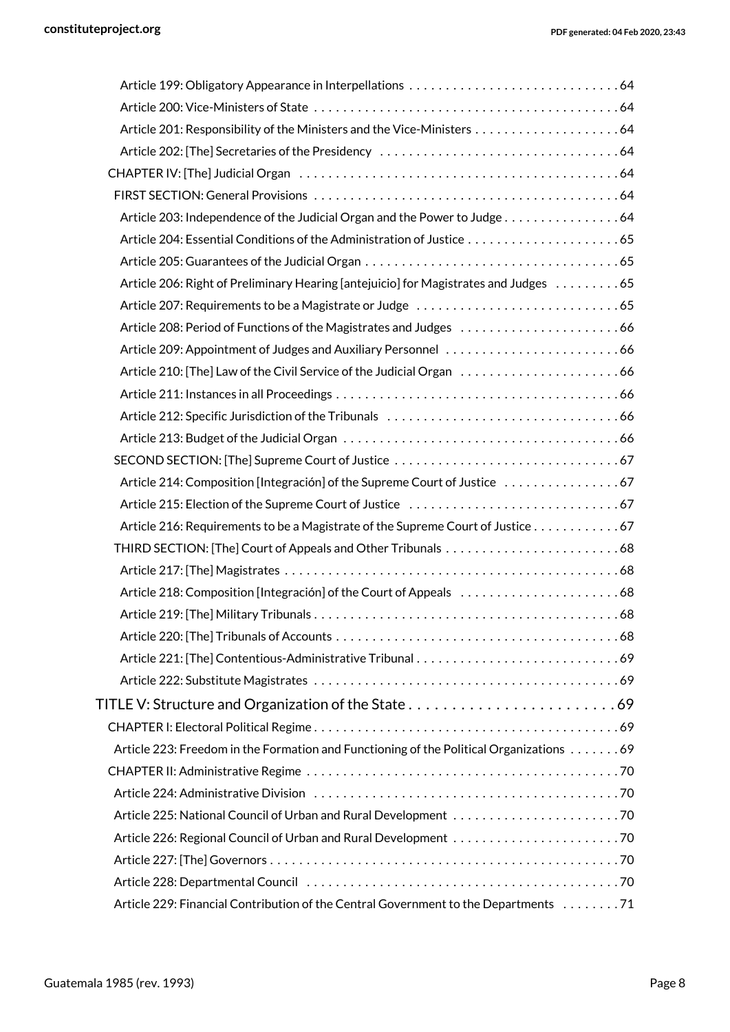Article 199: Obligatory Appearance in Interpellations . . . . . . . . . . . . . . . . . . . . . . . . . . . . . 64

Article 200: Vice-Ministers of State . . . . . . . . . . . . . . . . . . . . . . . . . . . . . . . . . . . . . . . . . . 64

Article 201: Responsibility of the Ministers and the Vice-Ministers . . . . . . . . . . . . . . . . . . . . 64

Article 202: [The] Secretaries of the Presidency . . . . . . . . . . . . . . . . . . . . . . . . . . . . . . . . 64

CHAPTER IV: [The] Judicial Organ . . . . . . . . . . . . . . . . . . . . . . . . . . . . . . . . . . . . . . . . . . . 64

FIRST SECTION: General Provisions . . . . . . . . . . . . . . . . . . . . . . . . . . . . . . . . . . . . . . . . . 64

Article 203: Independence of the Judicial Organ and the Power to Judge . . . . . . . . . . . . . . . . 64

Article 204: Essential Conditions of the Administration of Justice . . . . . . . . . . . . . . . . . . . . . 65

Article 205: Guarantees of the Judicial Organ . . . . . . . . . . . . . . . . . . . . . . . . . . . . . . . . . . . 65

Article 206: Right of Preliminary Hearing [antejuicio] for Magistrates and Judges . . . . . . . . . 65

Article 207: Requirements to be a Magistrate or Judge . . . . . . . . . . . . . . . . . . . . . . . . . . . . 65

Article 208: Period of Functions of the Magistrates and Judges . . . . . . . . . . . . . . . . . . . . . . 66

Article 209: Appointment of Judges and Auxiliary Personnel . . . . . . . . . . . . . . . . . . . . . . . . 66

Article 210: [The] Law of the Civil Service of the Judicial Organ . . . . . . . . . . . . . . . . . . . . . . 66

Article 211: Instances in all Proceedings . . . . . . . . . . . . . . . . . . . . . . . . . . . . . . . . . . . . . . 66

Article 212: Specific Jurisdiction of the Tribunals . . . . . . . . . . . . . . . . . . . . . . . . . . . . . . . . 66

Article 213: Budget of the Judicial Organ . . . . . . . . . . . . . . . . . . . . . . . . . . . . . . . . . . . . . . 66

SECOND SECTION: [The] Supreme Court of Justice . . . . . . . . . . . . . . . . . . . . . . . . . . . . . . . 67

Article 214: Composition [Integración] of the Supreme Court of Justice . . . . . . . . . . . . . . . . 67

Article 215: Election of the Supreme Court of Justice . . . . . . . . . . . . . . . . . . . . . . . . . . . . . 67

Article 216: Requirements to be a Magistrate of the Supreme Court of Justice . . . . . . . . . . . . 67

THIRD SECTION: [The] Court of Appeals and Other Tribunals . . . . . . . . . . . . . . . . . . . . . . . . 68

Article 217: [The] Magistrates . . . . . . . . . . . . . . . . . . . . . . . . . . . . . . . . . . . . . . . . . . . . . . 68

Article 218: Composition [Integración] of the Court of Appeals . . . . . . . . . . . . . . . . . . . . . . 68

Article 219: [The] Military Tribunals . . . . . . . . . . . . . . . . . . . . . . . . . . . . . . . . . . . . . . . . . . 68

Article 220: [The] Tribunals of Accounts . . . . . . . . . . . . . . . . . . . . . . . . . . . . . . . . . . . . . . . 68

Article 221: [The] Contentious-Administrative Tribunal . . . . . . . . . . . . . . . . . . . . . . . . . . . . 69

Article 222: Substitute Magistrates . . . . . . . . . . . . . . . . . . . . . . . . . . . . . . . . . . . . . . . . . . 69

TITLE V: Structure and Organization of the State . . . . . . . . . . . . . . . . . . . . . . . . . . 69

CHAPTER I: Electoral Political Regime . . . . . . . . . . . . . . . . . . . . . . . . . . . . . . . . . . . . . . . . . 69

Article 223: Freedom in the Formation and Functioning of the Political Organizations . . . . . . . 69

CHAPTER II: Administrative Regime . . . . . . . . . . . . . . . . . . . . . . . . . . . . . . . . . . . . . . . . . . 70

Article 224: Administrative Division . . . . . . . . . . . . . . . . . . . . . . . . . . . . . . . . . . . . . . . . . . 70

Article 225: National Council of Urban and Rural Development . . . . . . . . . . . . . . . . . . . . . . . 70

Article 226: Regional Council of Urban and Rural Development . . . . . . . . . . . . . . . . . . . . . . . 70

Article 227: [The] Governors . . . . . . . . . . . . . . . . . . . . . . . . . . . . . . . . . . . . . . . . . . . . . . . 70

Article 228: Departmental Council . . . . . . . . . . . . . . . . . . . . . . . . . . . . . . . . . . . . . . . . . . . 70

Article 229: Financial Contribution of the Central Government to the Departments . . . . . . . . 71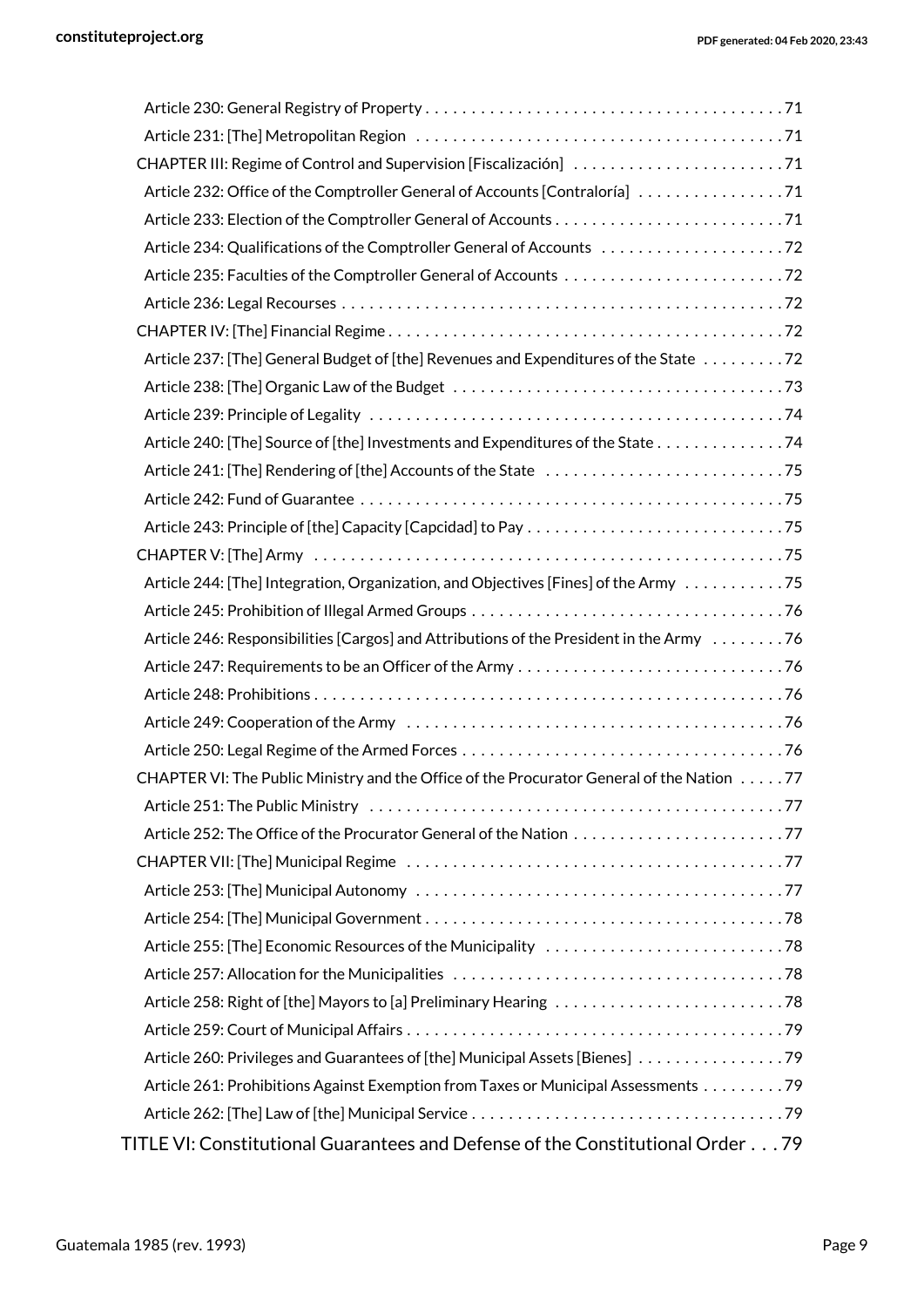Article 230: General Registry of Property . . . . . . . . . . . . . . . . . . . . . . . . . . . . . . . . . . . . . . . 71
Article 231: [The] Metropolitan Region . . . . . . . . . . . . . . . . . . . . . . . . . . . . . . . . . . . . . . . . 71
CHAPTER III: Regime of Control and Supervision [Fiscalización] . . . . . . . . . . . . . . . . . . . . . . . 71
Article 232: Office of the Comptroller General of Accounts [Contraloría] . . . . . . . . . . . . . . . . 71
Article 233: Election of the Comptroller General of Accounts . . . . . . . . . . . . . . . . . . . . . . . . . . 71
Article 234: Qualifications of the Comptroller General of Accounts . . . . . . . . . . . . . . . . . . . . 72
Article 235: Faculties of the Comptroller General of Accounts . . . . . . . . . . . . . . . . . . . . . . . . 72
Article 236: Legal Recourses . . . . . . . . . . . . . . . . . . . . . . . . . . . . . . . . . . . . . . . . . . . . . . . . 72
CHAPTER IV: [The] Financial Regime . . . . . . . . . . . . . . . . . . . . . . . . . . . . . . . . . . . . . . . . . . . 72
Article 237: [The] General Budget of [the] Revenues and Expenditures of the State . . . . . . . . . 72
Article 238: [The] Organic Law of the Budget . . . . . . . . . . . . . . . . . . . . . . . . . . . . . . . . . . . . 73
Article 239: Principle of Legality . . . . . . . . . . . . . . . . . . . . . . . . . . . . . . . . . . . . . . . . . . . . . 74
Article 240: [The] Source of [the] Investments and Expenditures of the State . . . . . . . . . . . . . 74
Article 241: [The] Rendering of [the] Accounts of the State . . . . . . . . . . . . . . . . . . . . . . . . . . 75
Article 242: Fund of Guarantee . . . . . . . . . . . . . . . . . . . . . . . . . . . . . . . . . . . . . . . . . . . . . . 75
Article 243: Principle of [the] Capacity [Capcidad] to Pay . . . . . . . . . . . . . . . . . . . . . . . . . . . 75
CHAPTER V: [The] Army . . . . . . . . . . . . . . . . . . . . . . . . . . . . . . . . . . . . . . . . . . . . . . . . . . . 75
Article 244: [The] Integration, Organization, and Objectives [Fines] of the Army . . . . . . . . . . . 75
Article 245: Prohibition of Illegal Armed Groups . . . . . . . . . . . . . . . . . . . . . . . . . . . . . . . . . . 76
Article 246: Responsibilities [Cargos] and Attributions of the President in the Army . . . . . . . . 76
Article 247: Requirements to be an Officer of the Army . . . . . . . . . . . . . . . . . . . . . . . . . . . . . 76
Article 248: Prohibitions . . . . . . . . . . . . . . . . . . . . . . . . . . . . . . . . . . . . . . . . . . . . . . . . . . . 76
Article 249: Cooperation of the Army . . . . . . . . . . . . . . . . . . . . . . . . . . . . . . . . . . . . . . . . . 76
Article 250: Legal Regime of the Armed Forces . . . . . . . . . . . . . . . . . . . . . . . . . . . . . . . . . . . 76
CHAPTER VI: The Public Ministry and the Office of the Procurator General of the Nation . . . . . 77
Article 251: The Public Ministry . . . . . . . . . . . . . . . . . . . . . . . . . . . . . . . . . . . . . . . . . . . . . 77
Article 252: The Office of the Procurator General of the Nation . . . . . . . . . . . . . . . . . . . . . . . 77
CHAPTER VII: [The] Municipal Regime . . . . . . . . . . . . . . . . . . . . . . . . . . . . . . . . . . . . . . . . . 77
Article 253: [The] Municipal Autonomy . . . . . . . . . . . . . . . . . . . . . . . . . . . . . . . . . . . . . . . . 77
Article 254: [The] Municipal Government . . . . . . . . . . . . . . . . . . . . . . . . . . . . . . . . . . . . . . 78
Article 255: [The] Economic Resources of the Municipality . . . . . . . . . . . . . . . . . . . . . . . . . . 78
Article 257: Allocation for the Municipalities . . . . . . . . . . . . . . . . . . . . . . . . . . . . . . . . . . . . 78
Article 258: Right of [the] Mayors to [a] Preliminary Hearing . . . . . . . . . . . . . . . . . . . . . . . . . 78
Article 259: Court of Municipal Affairs . . . . . . . . . . . . . . . . . . . . . . . . . . . . . . . . . . . . . . . . . 79
Article 260: Privileges and Guarantees of [the] Municipal Assets [Bienes] . . . . . . . . . . . . . . . . 79
Article 261: Prohibitions Against Exemption from Taxes or Municipal Assessments . . . . . . . . . 79
Article 262: [The] Law of [the] Municipal Service . . . . . . . . . . . . . . . . . . . . . . . . . . . . . . . . . . 79

TITLE VI: Constitutional Guarantees and Defense of the Constitutional Order . . . 79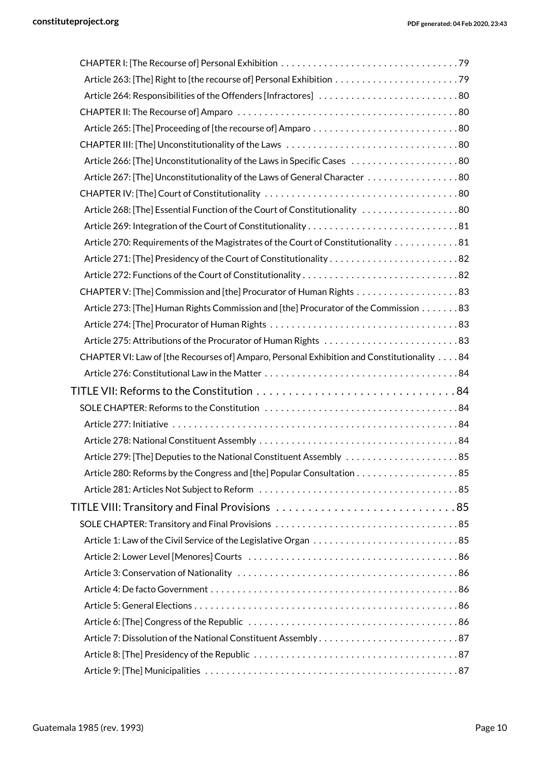CHAPTER I: [The Recourse of] Personal Exhibition . . . . . . . . . . . . . . . . . . . . . . . . . . . . . . . . . 79

Article 263: [The] Right to [the recourse of] Personal Exhibition . . . . . . . . . . . . . . . . . . . . . . . 79

Article 264: Responsibilities of the Offenders [Infractores] . . . . . . . . . . . . . . . . . . . . . . . . . . 80

CHAPTER II: The Recourse of] Amparo . . . . . . . . . . . . . . . . . . . . . . . . . . . . . . . . . . . . . . . . . 80

Article 265: [The] Proceeding of [the recourse of] Amparo . . . . . . . . . . . . . . . . . . . . . . . . . . . 80

CHAPTER III: [The] Unconstitutionality of the Laws . . . . . . . . . . . . . . . . . . . . . . . . . . . . . . . . 80

Article 266: [The] Unconstitutionality of the Laws in Specific Cases . . . . . . . . . . . . . . . . . . . . 80

Article 267: [The] Unconstitutionality of the Laws of General Character . . . . . . . . . . . . . . . . . 80

CHAPTER IV: [The] Court of Constitutionality . . . . . . . . . . . . . . . . . . . . . . . . . . . . . . . . . . . . 80

Article 268: [The] Essential Function of the Court of Constitutionality . . . . . . . . . . . . . . . . . . 80

Article 269: Integration of the Court of Constitutionality . . . . . . . . . . . . . . . . . . . . . . . . . . . . 81

Article 270: Requirements of the Magistrates of the Court of Constitutionality . . . . . . . . . . . . 81

Article 271: [The] Presidency of the Court of Constitutionality . . . . . . . . . . . . . . . . . . . . . . . . 82

Article 272: Functions of the Court of Constitutionality . . . . . . . . . . . . . . . . . . . . . . . . . . . . . 82

CHAPTER V: [The] Commission and [the] Procurator of Human Rights . . . . . . . . . . . . . . . . . . . 83

Article 273: [The] Human Rights Commission and [the] Procurator of the Commission . . . . . . . 83

Article 274: [The] Procurator of Human Rights . . . . . . . . . . . . . . . . . . . . . . . . . . . . . . . . . . . 83

Article 275: Attributions of the Procurator of Human Rights . . . . . . . . . . . . . . . . . . . . . . . . . 83

CHAPTER VI: Law of [the Recourses of] Amparo, Personal Exhibition and Constitutionality . . . . 84

Article 276: Constitutional Law in the Matter . . . . . . . . . . . . . . . . . . . . . . . . . . . . . . . . . . . . 84

## TITLE VII: Reforms to the Constitution . . . . . . . . . . . . . . . . . . . . . . . . . . . . . . . 84

SOLE CHAPTER: Reforms to the Constitution . . . . . . . . . . . . . . . . . . . . . . . . . . . . . . . . . . . . 84

Article 277: Initiative . . . . . . . . . . . . . . . . . . . . . . . . . . . . . . . . . . . . . . . . . . . . . . . . . . . . . 84

Article 278: National Constituent Assembly . . . . . . . . . . . . . . . . . . . . . . . . . . . . . . . . . . . . . 84

Article 279: [The] Deputies to the National Constituent Assembly . . . . . . . . . . . . . . . . . . . . . 85

Article 280: Reforms by the Congress and [the] Popular Consultation . . . . . . . . . . . . . . . . . . . 85

Article 281: Articles Not Subject to Reform . . . . . . . . . . . . . . . . . . . . . . . . . . . . . . . . . . . . . 85

## TITLE VIII: Transitory and Final Provisions . . . . . . . . . . . . . . . . . . . . . . . . . . . . 85

SOLE CHAPTER: Transitory and Final Provisions . . . . . . . . . . . . . . . . . . . . . . . . . . . . . . . . . . 85

Article 1: Law of the Civil Service of the Legislative Organ . . . . . . . . . . . . . . . . . . . . . . . . . . . 85

Article 2: Lower Level [Menores] Courts . . . . . . . . . . . . . . . . . . . . . . . . . . . . . . . . . . . . . . . 86

Article 3: Conservation of Nationality . . . . . . . . . . . . . . . . . . . . . . . . . . . . . . . . . . . . . . . . . 86

Article 4: De facto Government . . . . . . . . . . . . . . . . . . . . . . . . . . . . . . . . . . . . . . . . . . . . . 86

Article 5: General Elections . . . . . . . . . . . . . . . . . . . . . . . . . . . . . . . . . . . . . . . . . . . . . . . . 86

Article 6: [The] Congress of the Republic . . . . . . . . . . . . . . . . . . . . . . . . . . . . . . . . . . . . . . . 86

Article 7: Dissolution of the National Constituent Assembly . . . . . . . . . . . . . . . . . . . . . . . . . . 87

Article 8: [The] Presidency of the Republic . . . . . . . . . . . . . . . . . . . . . . . . . . . . . . . . . . . . . . 87

Article 9: [The] Municipalities . . . . . . . . . . . . . . . . . . . . . . . . . . . . . . . . . . . . . . . . . . . . . . . 87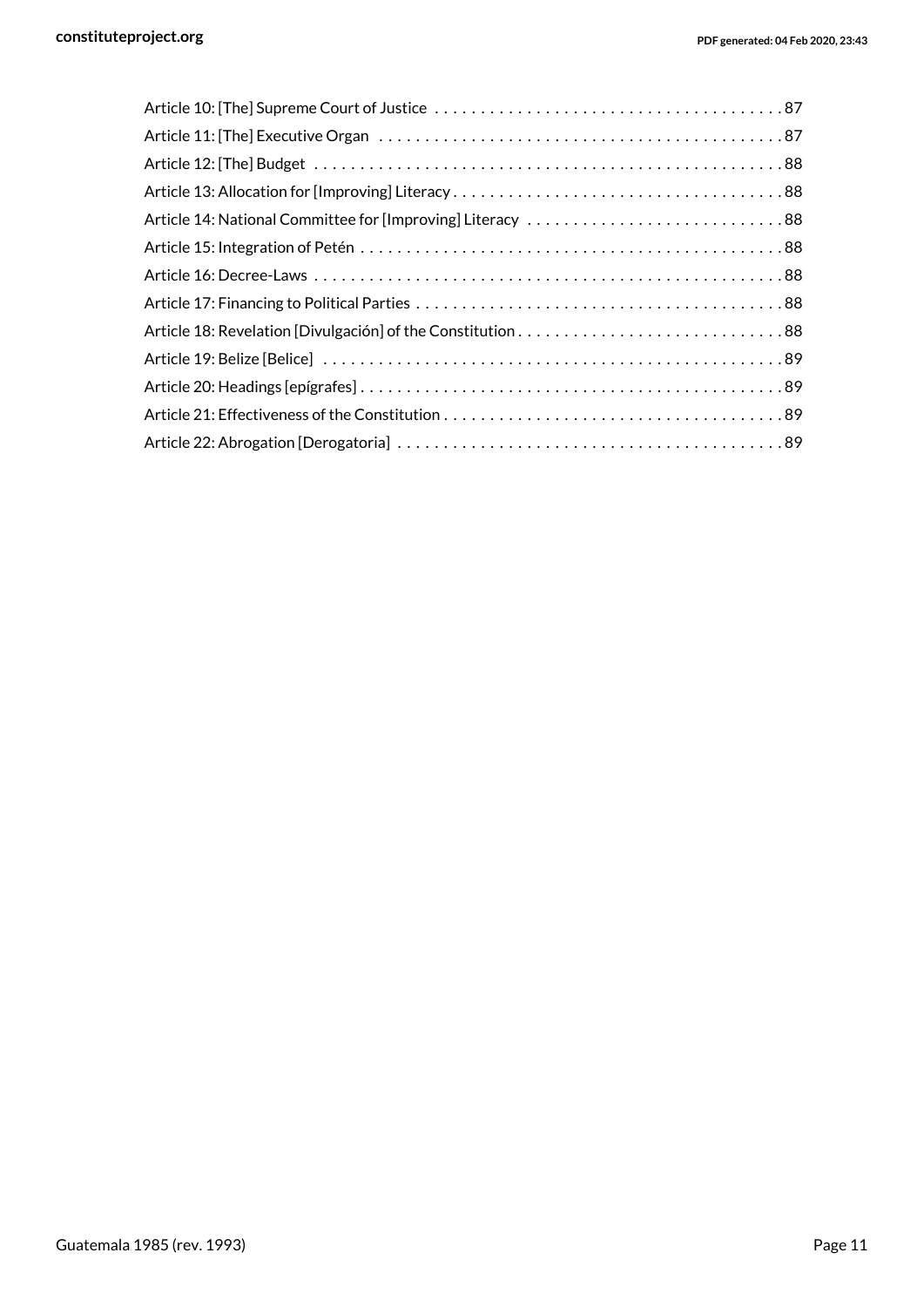Article 10: [The] Supreme Court of Justice . . . . . . . . . . . . . . . . . . . . . . . . . . . . . . . . . . . . . . 87
Article 11: [The] Executive Organ . . . . . . . . . . . . . . . . . . . . . . . . . . . . . . . . . . . . . . . . . . . 87
Article 12: [The] Budget . . . . . . . . . . . . . . . . . . . . . . . . . . . . . . . . . . . . . . . . . . . . . . . . . 88
Article 13: Allocation for [Improving] Literacy . . . . . . . . . . . . . . . . . . . . . . . . . . . . . . . . . . . 88
Article 14: National Committee for [Improving] Literacy . . . . . . . . . . . . . . . . . . . . . . . . . . . 88
Article 15: Integration of Petén . . . . . . . . . . . . . . . . . . . . . . . . . . . . . . . . . . . . . . . . . . . . . 88
Article 16: Decree-Laws . . . . . . . . . . . . . . . . . . . . . . . . . . . . . . . . . . . . . . . . . . . . . . . . . . 88
Article 17: Financing to Political Parties . . . . . . . . . . . . . . . . . . . . . . . . . . . . . . . . . . . . . . . 88
Article 18: Revelation [Divulgación] of the Constitution . . . . . . . . . . . . . . . . . . . . . . . . . . . . . 88
Article 19: Belize [Belice] . . . . . . . . . . . . . . . . . . . . . . . . . . . . . . . . . . . . . . . . . . . . . . . . . 89
Article 20: Headings [epígrafes] . . . . . . . . . . . . . . . . . . . . . . . . . . . . . . . . . . . . . . . . . . . . . 89
Article 21: Effectiveness of the Constitution . . . . . . . . . . . . . . . . . . . . . . . . . . . . . . . . . . . . 89
Article 22: Abrogation [Derogatoria] . . . . . . . . . . . . . . . . . . . . . . . . . . . . . . . . . . . . . . . . . 89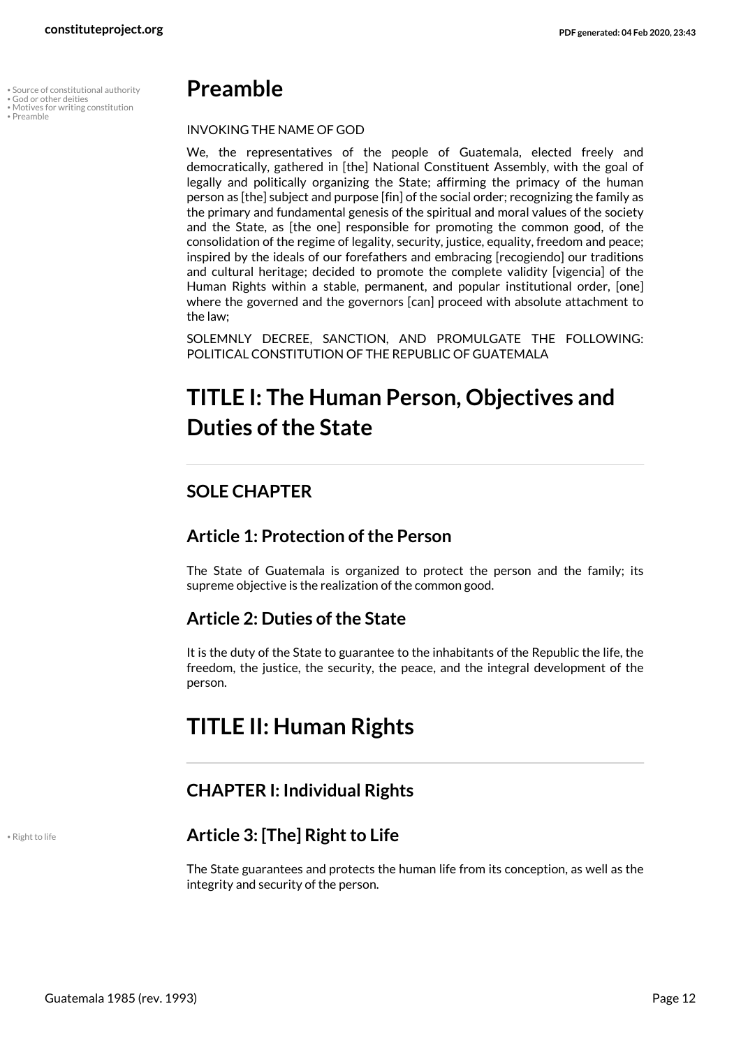# Preamble

INVOKING THE NAME OF GOD

We, the representatives of the people of Guatemala, elected freely and democratically, gathered in [the] National Constituent Assembly, with the goal of legally and politically organizing the State; affirming the primacy of the human person as [the] subject and purpose [fin] of the social order; recognizing the family as the primary and fundamental genesis of the spiritual and moral values of the society and the State, as [the one] responsible for promoting the common good, of the consolidation of the regime of legality, security, justice, equality, freedom and peace; inspired by the ideals of our forefathers and embracing [recogiendo] our traditions and cultural heritage; decided to promote the complete validity [vigencia] of the Human Rights within a stable, permanent, and popular institutional order, [one] where the governed and the governors [can] proceed with absolute attachment to the law;

SOLEMNLY DECREE, SANCTION, AND PROMULGATE THE FOLLOWING: POLITICAL CONSTITUTION OF THE REPUBLIC OF GUATEMALA

# TITLE I: The Human Person, Objectives and Duties of the State

## SOLE CHAPTER

### Article 1: Protection of the Person

The State of Guatemala is organized to protect the person and the family; its supreme objective is the realization of the common good.

### Article 2: Duties of the State

It is the duty of the State to guarantee to the inhabitants of the Republic the life, the freedom, the justice, the security, the peace, and the integral development of the person.

# TITLE II: Human Rights

## CHAPTER I: Individual Rights

### Article 3: [The] Right to Life

The State guarantees and protects the human life from its conception, as well as the integrity and security of the person.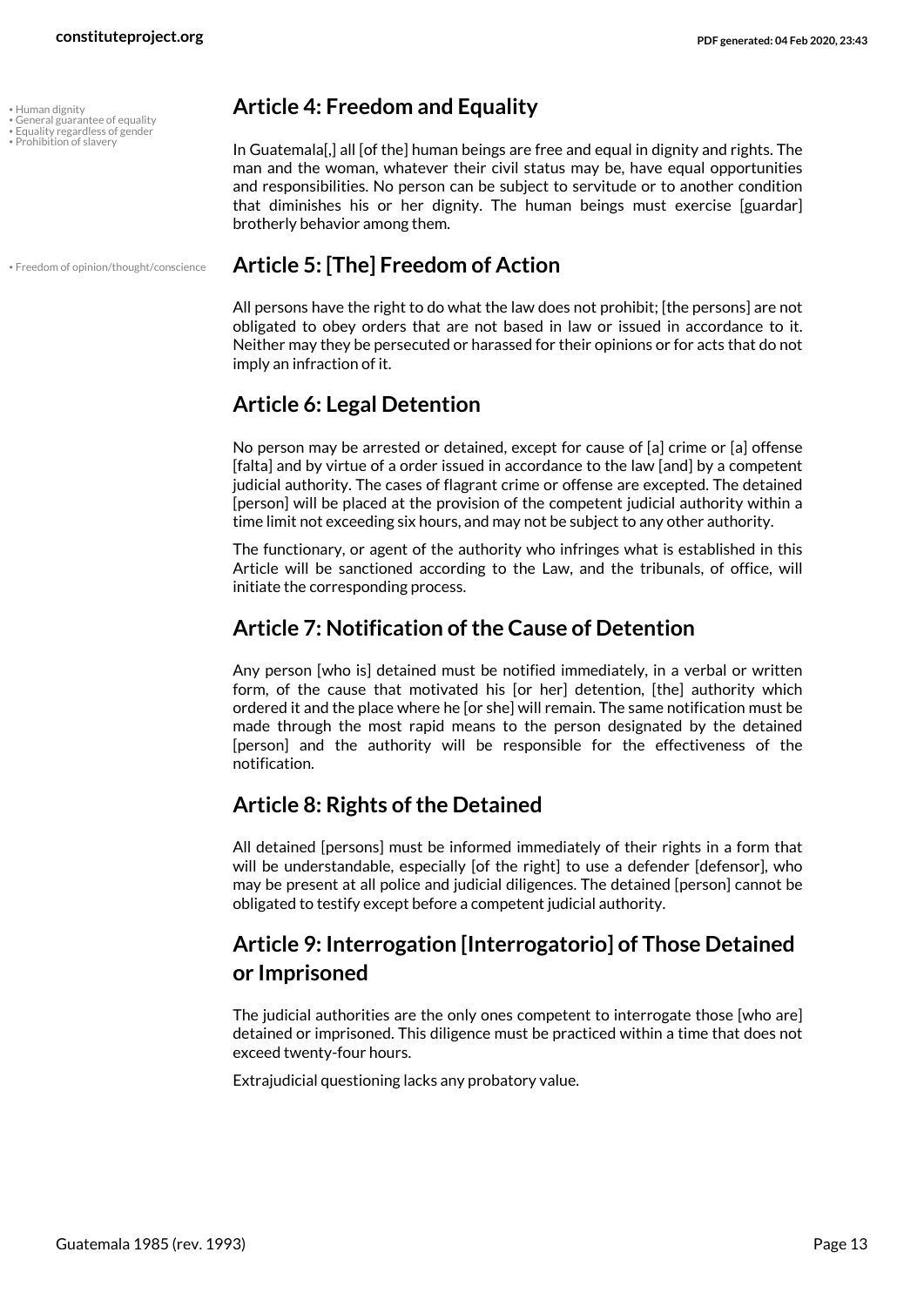• Human dignity
• General guarantee of equality
• Equality regardless of gender
• Prohibition of slavery

## Article 4: Freedom and Equality

In Guatemala[,] all [of the] human beings are free and equal in dignity and rights. The man and the woman, whatever their civil status may be, have equal opportunities and responsibilities. No person can be subject to servitude or to another condition that diminishes his or her dignity. The human beings must exercise [guardar] brotherly behavior among them.

• Freedom of opinion/thought/conscience

## Article 5: [The] Freedom of Action

All persons have the right to do what the law does not prohibit; [the persons] are not obligated to obey orders that are not based in law or issued in accordance to it. Neither may they be persecuted or harassed for their opinions or for acts that do not imply an infraction of it.

## Article 6: Legal Detention

No person may be arrested or detained, except for cause of [a] crime or [a] offense [falta] and by virtue of a order issued in accordance to the law [and] by a competent judicial authority. The cases of flagrant crime or offense are excepted. The detained [person] will be placed at the provision of the competent judicial authority within a time limit not exceeding six hours, and may not be subject to any other authority.

The functionary, or agent of the authority who infringes what is established in this Article will be sanctioned according to the Law, and the tribunals, of office, will initiate the corresponding process.

## Article 7: Notification of the Cause of Detention

Any person [who is] detained must be notified immediately, in a verbal or written form, of the cause that motivated his [or her] detention, [the] authority which ordered it and the place where he [or she] will remain. The same notification must be made through the most rapid means to the person designated by the detained [person] and the authority will be responsible for the effectiveness of the notification.

## Article 8: Rights of the Detained

All detained [persons] must be informed immediately of their rights in a form that will be understandable, especially [of the right] to use a defender [defensor], who may be present at all police and judicial diligences. The detained [person] cannot be obligated to testify except before a competent judicial authority.

## Article 9: Interrogation [Interrogatorio] of Those Detained or Imprisoned

The judicial authorities are the only ones competent to interrogate those [who are] detained or imprisoned. This diligence must be practiced within a time that does not exceed twenty-four hours.

Extrajudicial questioning lacks any probatory value.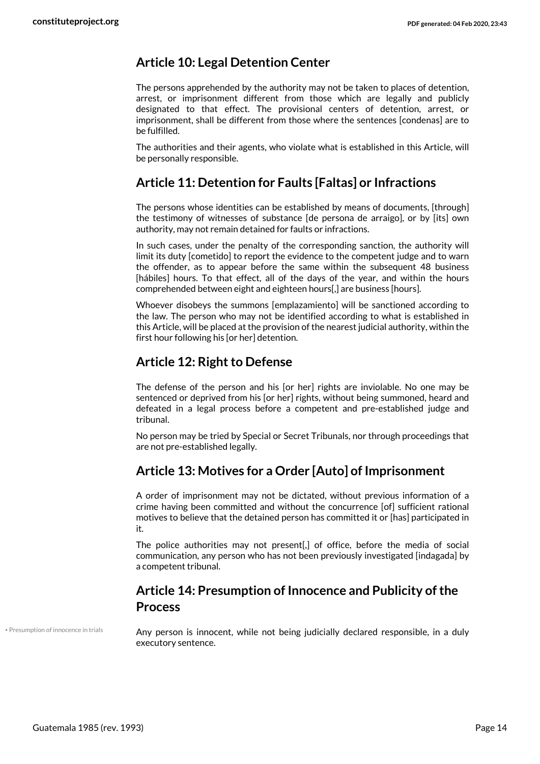## Article 10: Legal Detention Center

The persons apprehended by the authority may not be taken to places of detention, arrest, or imprisonment different from those which are legally and publicly designated to that effect. The provisional centers of detention, arrest, or imprisonment, shall be different from those where the sentences [condenas] are to be fulfilled.

The authorities and their agents, who violate what is established in this Article, will be personally responsible.

## Article 11: Detention for Faults [Faltas] or Infractions

The persons whose identities can be established by means of documents, [through] the testimony of witnesses of substance [de persona de arraigo], or by [its] own authority, may not remain detained for faults or infractions.

In such cases, under the penalty of the corresponding sanction, the authority will limit its duty [cometido] to report the evidence to the competent judge and to warn the offender, as to appear before the same within the subsequent 48 business [hábiles] hours. To that effect, all of the days of the year, and within the hours comprehended between eight and eighteen hours[,] are business [hours].

Whoever disobeys the summons [emplazamiento] will be sanctioned according to the law. The person who may not be identified according to what is established in this Article, will be placed at the provision of the nearest judicial authority, within the first hour following his [or her] detention.

## Article 12: Right to Defense

The defense of the person and his [or her] rights are inviolable. No one may be sentenced or deprived from his [or her] rights, without being summoned, heard and defeated in a legal process before a competent and pre-established judge and tribunal.

No person may be tried by Special or Secret Tribunals, nor through proceedings that are not pre-established legally.

## Article 13: Motives for a Order [Auto] of Imprisonment

A order of imprisonment may not be dictated, without previous information of a crime having been committed and without the concurrence [of] sufficient rational motives to believe that the detained person has committed it or [has] participated in it.

The police authorities may not present[,] of office, before the media of social communication, any person who has not been previously investigated [indagada] by a competent tribunal.

## Article 14: Presumption of Innocence and Publicity of the Process

• Presumption of innocence in trials

Any person is innocent, while not being judicially declared responsible, in a duly executory sentence.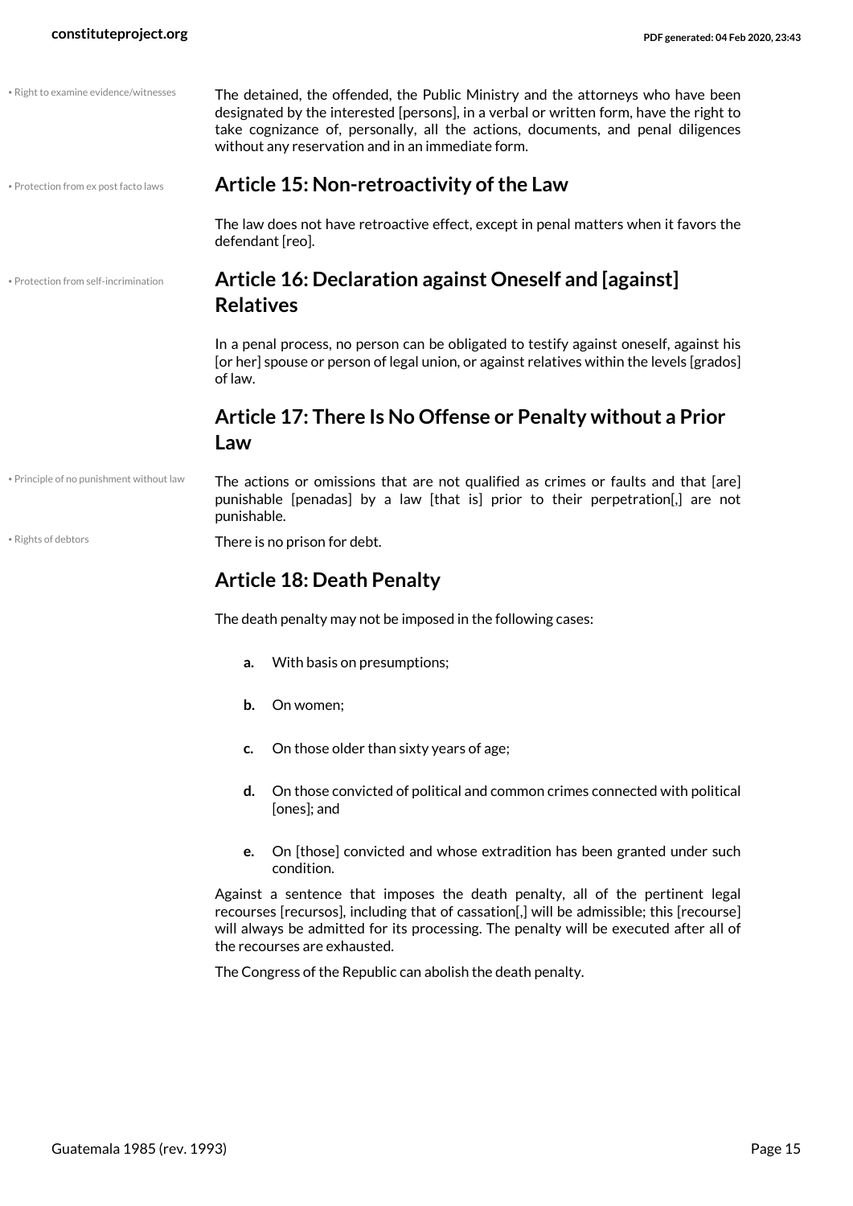• Right to examine evidence/witnesses

The detained, the offended, the Public Ministry and the attorneys who have been designated by the interested [persons], in a verbal or written form, have the right to take cognizance of, personally, all the actions, documents, and penal diligences without any reservation and in an immediate form.

• Protection from ex post facto laws

## Article 15: Non-retroactivity of the Law

The law does not have retroactive effect, except in penal matters when it favors the defendant [reo].

• Protection from self-incrimination

## Article 16: Declaration against Oneself and [against] Relatives

In a penal process, no person can be obligated to testify against oneself, against his [or her] spouse or person of legal union, or against relatives within the levels [grados] of law.

## Article 17: There Is No Offense or Penalty without a Prior Law

• Principle of no punishment without law

The actions or omissions that are not qualified as crimes or faults and that [are] punishable [penadas] by a law [that is] prior to their perpetration[,] are not punishable.

• Rights of debtors

There is no prison for debt.

## Article 18: Death Penalty

The death penalty may not be imposed in the following cases:

- **a.** With basis on presumptions;
- **b.** On women;
- **c.** On those older than sixty years of age;
- **d.** On those convicted of political and common crimes connected with political [ones]; and
- **e.** On [those] convicted and whose extradition has been granted under such condition.

Against a sentence that imposes the death penalty, all of the pertinent legal recourses [recursos], including that of cassation[,] will be admissible; this [recourse] will always be admitted for its processing. The penalty will be executed after all of the recourses are exhausted.

The Congress of the Republic can abolish the death penalty.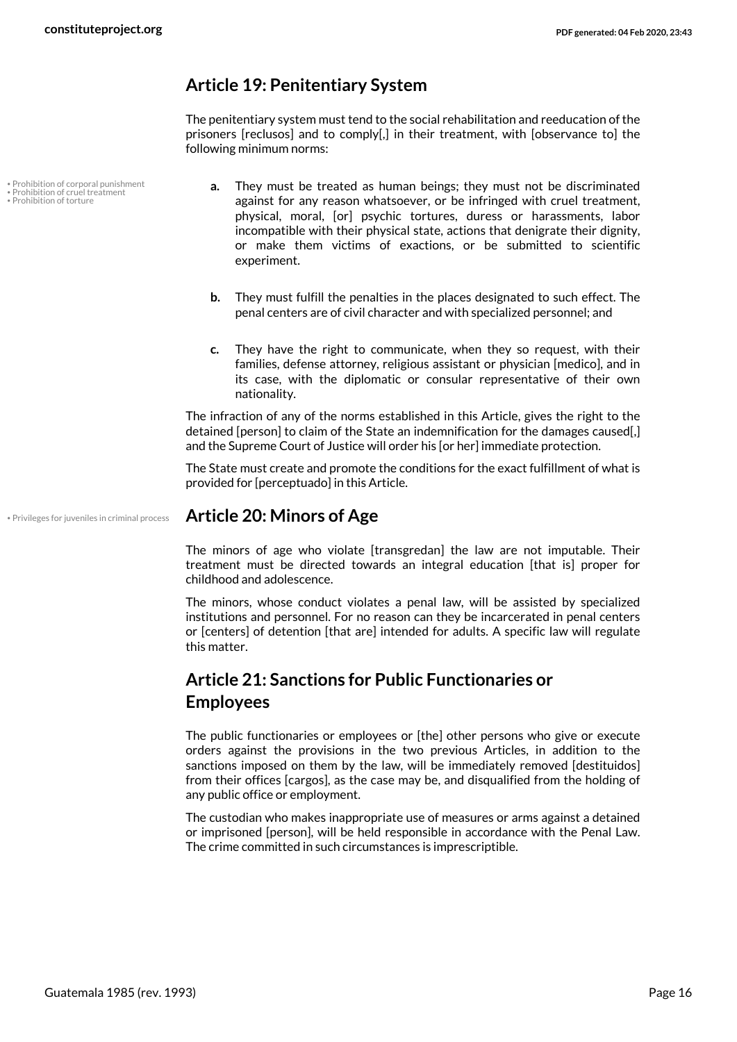## Article 19: Penitentiary System

The penitentiary system must tend to the social rehabilitation and reeducation of the prisoners [reclusos] and to comply[,] in their treatment, with [observance to] the following minimum norms:

- Prohibition of corporal punishment
- Prohibition of cruel treatment
- Prohibition of torture

**a.** They must be treated as human beings; they must not be discriminated against for any reason whatsoever, or be infringed with cruel treatment, physical, moral, [or] psychic tortures, duress or harassments, labor incompatible with their physical state, actions that denigrate their dignity, or make them victims of exactions, or be submitted to scientific experiment.

**b.** They must fulfill the penalties in the places designated to such effect. The penal centers are of civil character and with specialized personnel; and

**c.** They have the right to communicate, when they so request, with their families, defense attorney, religious assistant or physician [medico], and in its case, with the diplomatic or consular representative of their own nationality.

The infraction of any of the norms established in this Article, gives the right to the detained [person] to claim of the State an indemnification for the damages caused[,] and the Supreme Court of Justice will order his [or her] immediate protection.

The State must create and promote the conditions for the exact fulfillment of what is provided for [perceptuado] in this Article.

- Privileges for juveniles in criminal process

## Article 20: Minors of Age

The minors of age who violate [transgredan] the law are not imputable. Their treatment must be directed towards an integral education [that is] proper for childhood and adolescence.

The minors, whose conduct violates a penal law, will be assisted by specialized institutions and personnel. For no reason can they be incarcerated in penal centers or [centers] of detention [that are] intended for adults. A specific law will regulate this matter.

## Article 21: Sanctions for Public Functionaries or Employees

The public functionaries or employees or [the] other persons who give or execute orders against the provisions in the two previous Articles, in addition to the sanctions imposed on them by the law, will be immediately removed [destituidos] from their offices [cargos], as the case may be, and disqualified from the holding of any public office or employment.

The custodian who makes inappropriate use of measures or arms against a detained or imprisoned [person], will be held responsible in accordance with the Penal Law. The crime committed in such circumstances is imprescriptible.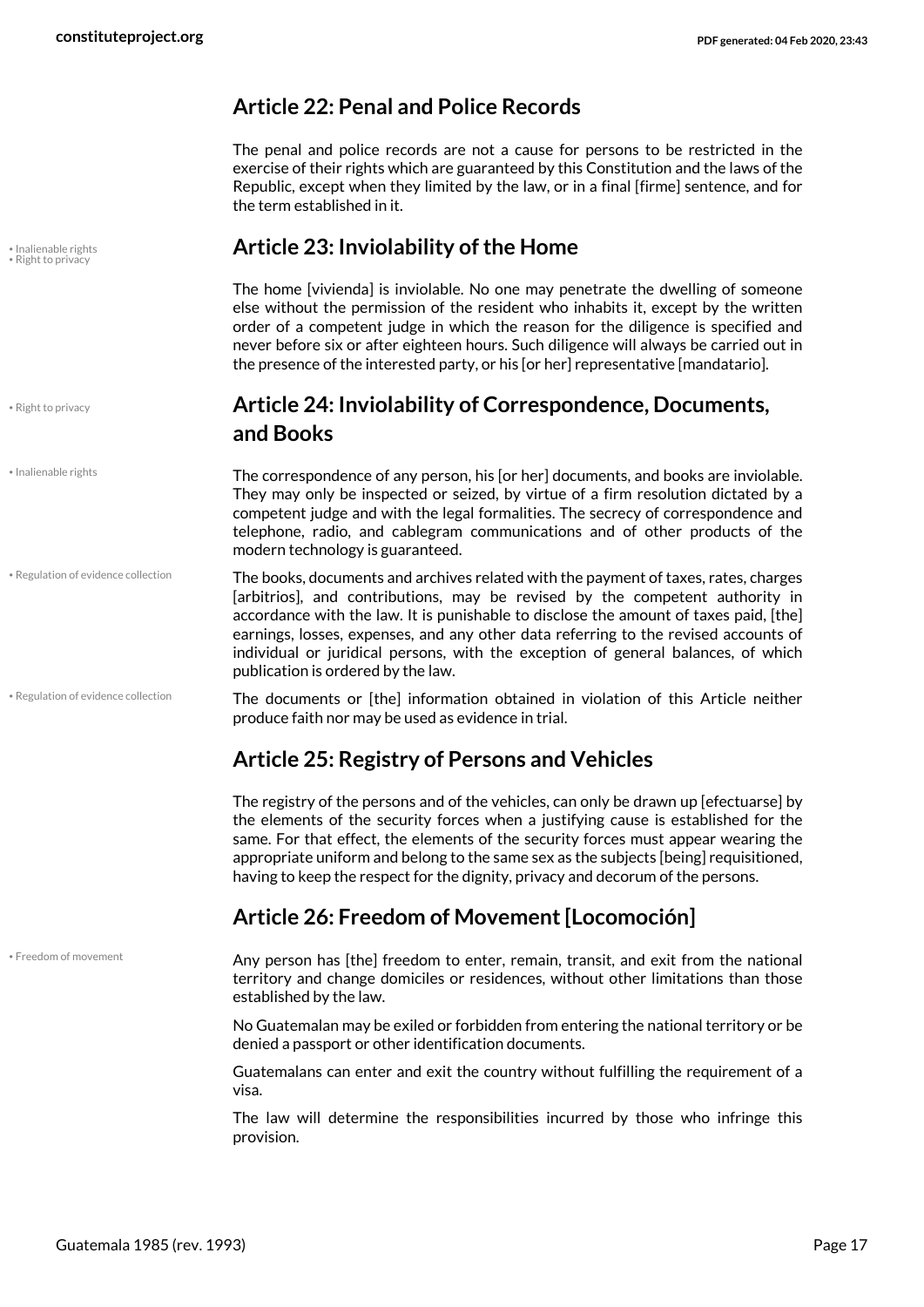## Article 22: Penal and Police Records

The penal and police records are not a cause for persons to be restricted in the exercise of their rights which are guaranteed by this Constitution and the laws of the Republic, except when they limited by the law, or in a final [firme] sentence, and for the term established in it.

• Inalienable rights
• Right to privacy

## Article 23: Inviolability of the Home

The home [vivienda] is inviolable. No one may penetrate the dwelling of someone else without the permission of the resident who inhabits it, except by the written order of a competent judge in which the reason for the diligence is specified and never before six or after eighteen hours. Such diligence will always be carried out in the presence of the interested party, or his [or her] representative [mandatario].

• Right to privacy

## Article 24: Inviolability of Correspondence, Documents, and Books

• Inalienable rights

The correspondence of any person, his [or her] documents, and books are inviolable. They may only be inspected or seized, by virtue of a firm resolution dictated by a competent judge and with the legal formalities. The secrecy of correspondence and telephone, radio, and cablegram communications and of other products of the modern technology is guaranteed.

• Regulation of evidence collection

The books, documents and archives related with the payment of taxes, rates, charges [arbitrios], and contributions, may be revised by the competent authority in accordance with the law. It is punishable to disclose the amount of taxes paid, [the] earnings, losses, expenses, and any other data referring to the revised accounts of individual or juridical persons, with the exception of general balances, of which publication is ordered by the law.

• Regulation of evidence collection

The documents or [the] information obtained in violation of this Article neither produce faith nor may be used as evidence in trial.

## Article 25: Registry of Persons and Vehicles

The registry of the persons and of the vehicles, can only be drawn up [efectuarse] by the elements of the security forces when a justifying cause is established for the same. For that effect, the elements of the security forces must appear wearing the appropriate uniform and belong to the same sex as the subjects [being] requisitioned, having to keep the respect for the dignity, privacy and decorum of the persons.

## Article 26: Freedom of Movement [Locomoción]

• Freedom of movement

Any person has [the] freedom to enter, remain, transit, and exit from the national territory and change domiciles or residences, without other limitations than those established by the law.

No Guatemalan may be exiled or forbidden from entering the national territory or be denied a passport or other identification documents.

Guatemalans can enter and exit the country without fulfilling the requirement of a visa.

The law will determine the responsibilities incurred by those who infringe this provision.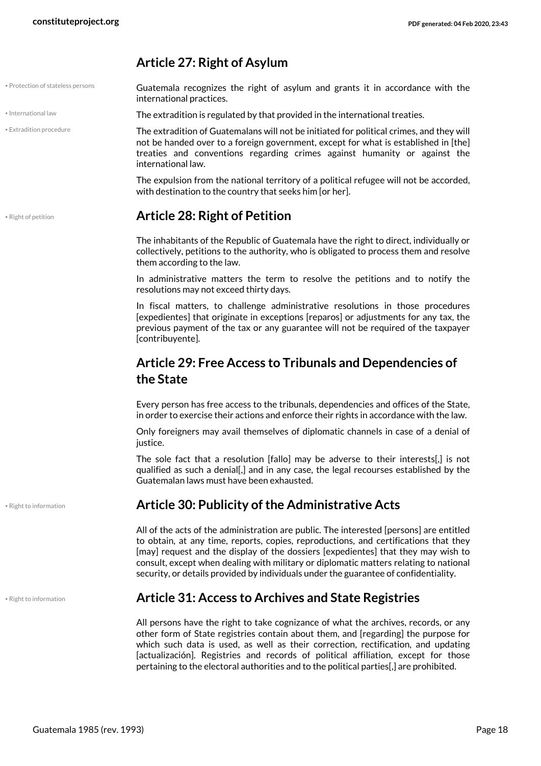## Article 27: Right of Asylum

• Protection of stateless persons

Guatemala recognizes the right of asylum and grants it in accordance with the international practices.

• International law

The extradition is regulated by that provided in the international treaties.

• Extradition procedure

The extradition of Guatemalans will not be initiated for political crimes, and they will not be handed over to a foreign government, except for what is established in [the] treaties and conventions regarding crimes against humanity or against the international law.

The expulsion from the national territory of a political refugee will not be accorded, with destination to the country that seeks him [or her].

• Right of petition

## Article 28: Right of Petition

The inhabitants of the Republic of Guatemala have the right to direct, individually or collectively, petitions to the authority, who is obligated to process them and resolve them according to the law.

In administrative matters the term to resolve the petitions and to notify the resolutions may not exceed thirty days.

In fiscal matters, to challenge administrative resolutions in those procedures [expedientes] that originate in exceptions [reparos] or adjustments for any tax, the previous payment of the tax or any guarantee will not be required of the taxpayer [contribuyente].

## Article 29: Free Access to Tribunals and Dependencies of the State

Every person has free access to the tribunals, dependencies and offices of the State, in order to exercise their actions and enforce their rights in accordance with the law.

Only foreigners may avail themselves of diplomatic channels in case of a denial of justice.

The sole fact that a resolution [fallo] may be adverse to their interests[,] is not qualified as such a denial[,] and in any case, the legal recourses established by the Guatemalan laws must have been exhausted.

• Right to information

## Article 30: Publicity of the Administrative Acts

All of the acts of the administration are public. The interested [persons] are entitled to obtain, at any time, reports, copies, reproductions, and certifications that they [may] request and the display of the dossiers [expedientes] that they may wish to consult, except when dealing with military or diplomatic matters relating to national security, or details provided by individuals under the guarantee of confidentiality.

• Right to information

## Article 31: Access to Archives and State Registries

All persons have the right to take cognizance of what the archives, records, or any other form of State registries contain about them, and [regarding] the purpose for which such data is used, as well as their correction, rectification, and updating [actualización]. Registries and records of political affiliation, except for those pertaining to the electoral authorities and to the political parties[,] are prohibited.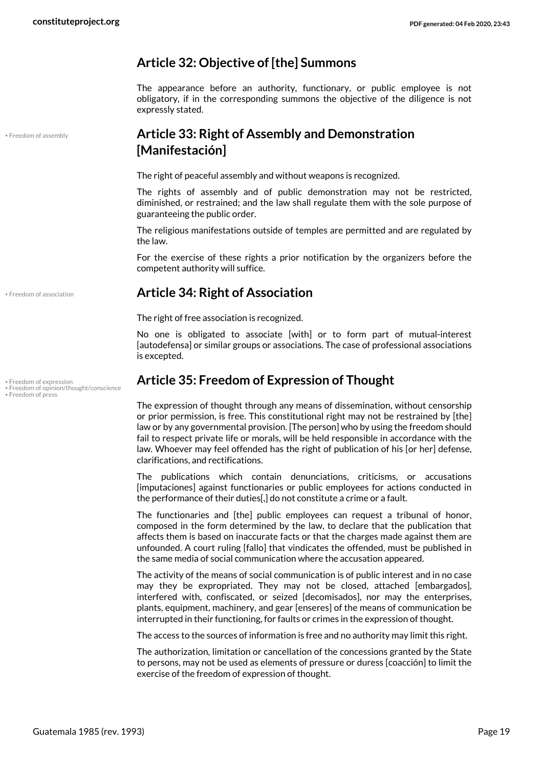## Article 32: Objective of [the] Summons

The appearance before an authority, functionary, or public employee is not obligatory, if in the corresponding summons the objective of the diligence is not expressly stated.

• Freedom of assembly

## Article 33: Right of Assembly and Demonstration [Manifestación]

The right of peaceful assembly and without weapons is recognized.

The rights of assembly and of public demonstration may not be restricted, diminished, or restrained; and the law shall regulate them with the sole purpose of guaranteeing the public order.

The religious manifestations outside of temples are permitted and are regulated by the law.

For the exercise of these rights a prior notification by the organizers before the competent authority will suffice.

• Freedom of association

## Article 34: Right of Association

The right of free association is recognized.

No one is obligated to associate [with] or to form part of mutual-interest [autodefensa] or similar groups or associations. The case of professional associations is excepted.

• Freedom of expression
• Freedom of opinion/thought/conscience
• Freedom of press

## Article 35: Freedom of Expression of Thought

The expression of thought through any means of dissemination, without censorship or prior permission, is free. This constitutional right may not be restrained by [the] law or by any governmental provision. [The person] who by using the freedom should fail to respect private life or morals, will be held responsible in accordance with the law. Whoever may feel offended has the right of publication of his [or her] defense, clarifications, and rectifications.

The publications which contain denunciations, criticisms, or accusations [imputaciones] against functionaries or public employees for actions conducted in the performance of their duties[,] do not constitute a crime or a fault.

The functionaries and [the] public employees can request a tribunal of honor, composed in the form determined by the law, to declare that the publication that affects them is based on inaccurate facts or that the charges made against them are unfounded. A court ruling [fallo] that vindicates the offended, must be published in the same media of social communication where the accusation appeared.

The activity of the means of social communication is of public interest and in no case may they be expropriated. They may not be closed, attached [embargados], interfered with, confiscated, or seized [decomisados], nor may the enterprises, plants, equipment, machinery, and gear [enseres] of the means of communication be interrupted in their functioning, for faults or crimes in the expression of thought.

The access to the sources of information is free and no authority may limit this right.

The authorization, limitation or cancellation of the concessions granted by the State to persons, may not be used as elements of pressure or duress [coacción] to limit the exercise of the freedom of expression of thought.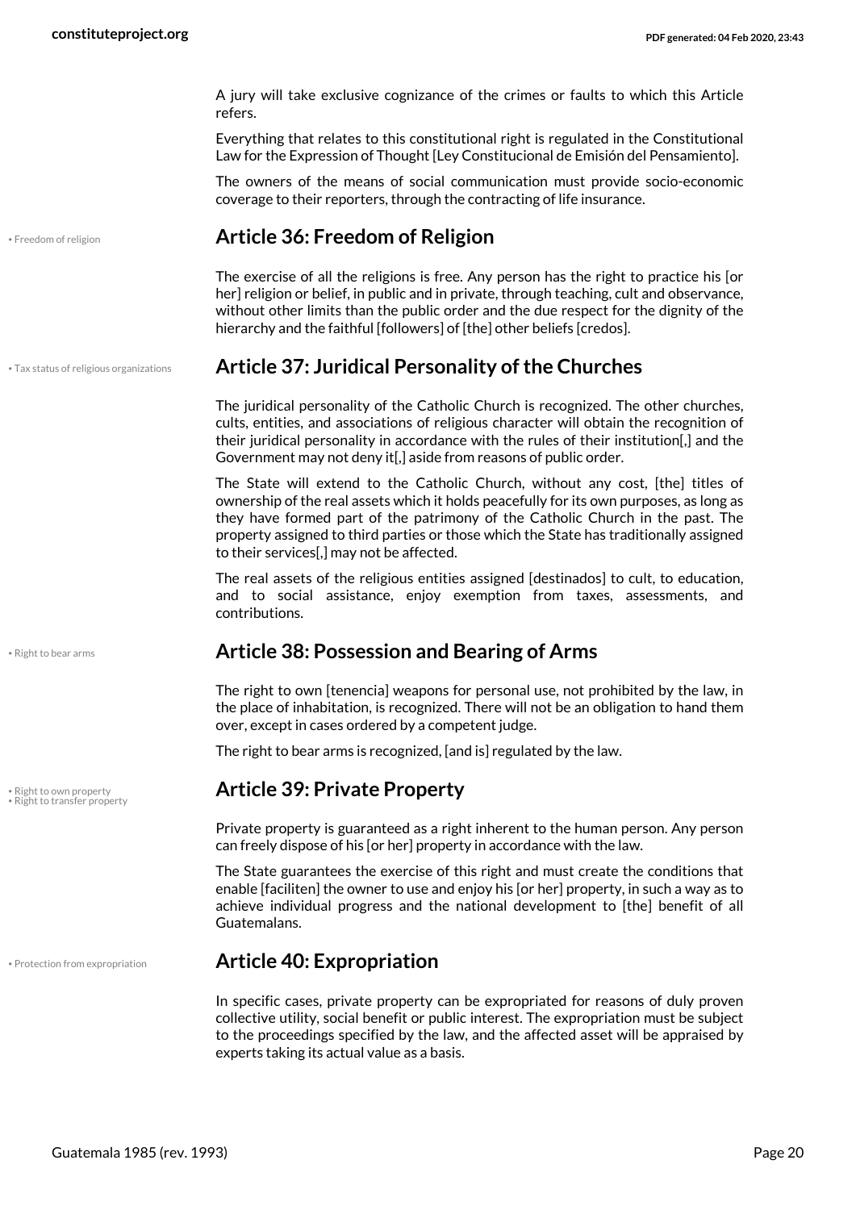A jury will take exclusive cognizance of the crimes or faults to which this Article refers.

Everything that relates to this constitutional right is regulated in the Constitutional Law for the Expression of Thought [Ley Constitucional de Emisión del Pensamiento].

The owners of the means of social communication must provide socio-economic coverage to their reporters, through the contracting of life insurance.

• Freedom of religion

## Article 36: Freedom of Religion

The exercise of all the religions is free. Any person has the right to practice his [or her] religion or belief, in public and in private, through teaching, cult and observance, without other limits than the public order and the due respect for the dignity of the hierarchy and the faithful [followers] of [the] other beliefs [credos].

• Tax status of religious organizations

## Article 37: Juridical Personality of the Churches

The juridical personality of the Catholic Church is recognized. The other churches, cults, entities, and associations of religious character will obtain the recognition of their juridical personality in accordance with the rules of their institution[,] and the Government may not deny it[,] aside from reasons of public order.

The State will extend to the Catholic Church, without any cost, [the] titles of ownership of the real assets which it holds peacefully for its own purposes, as long as they have formed part of the patrimony of the Catholic Church in the past. The property assigned to third parties or those which the State has traditionally assigned to their services[,] may not be affected.

The real assets of the religious entities assigned [destinados] to cult, to education, and to social assistance, enjoy exemption from taxes, assessments, and contributions.

• Right to bear arms

## Article 38: Possession and Bearing of Arms

The right to own [tenencia] weapons for personal use, not prohibited by the law, in the place of inhabitation, is recognized. There will not be an obligation to hand them over, except in cases ordered by a competent judge.

The right to bear arms is recognized, [and is] regulated by the law.

• Right to own property
• Right to transfer property

## Article 39: Private Property

Private property is guaranteed as a right inherent to the human person. Any person can freely dispose of his [or her] property in accordance with the law.

The State guarantees the exercise of this right and must create the conditions that enable [faciliten] the owner to use and enjoy his [or her] property, in such a way as to achieve individual progress and the national development to [the] benefit of all Guatemalans.

• Protection from expropriation

## Article 40: Expropriation

In specific cases, private property can be expropriated for reasons of duly proven collective utility, social benefit or public interest. The expropriation must be subject to the proceedings specified by the law, and the affected asset will be appraised by experts taking its actual value as a basis.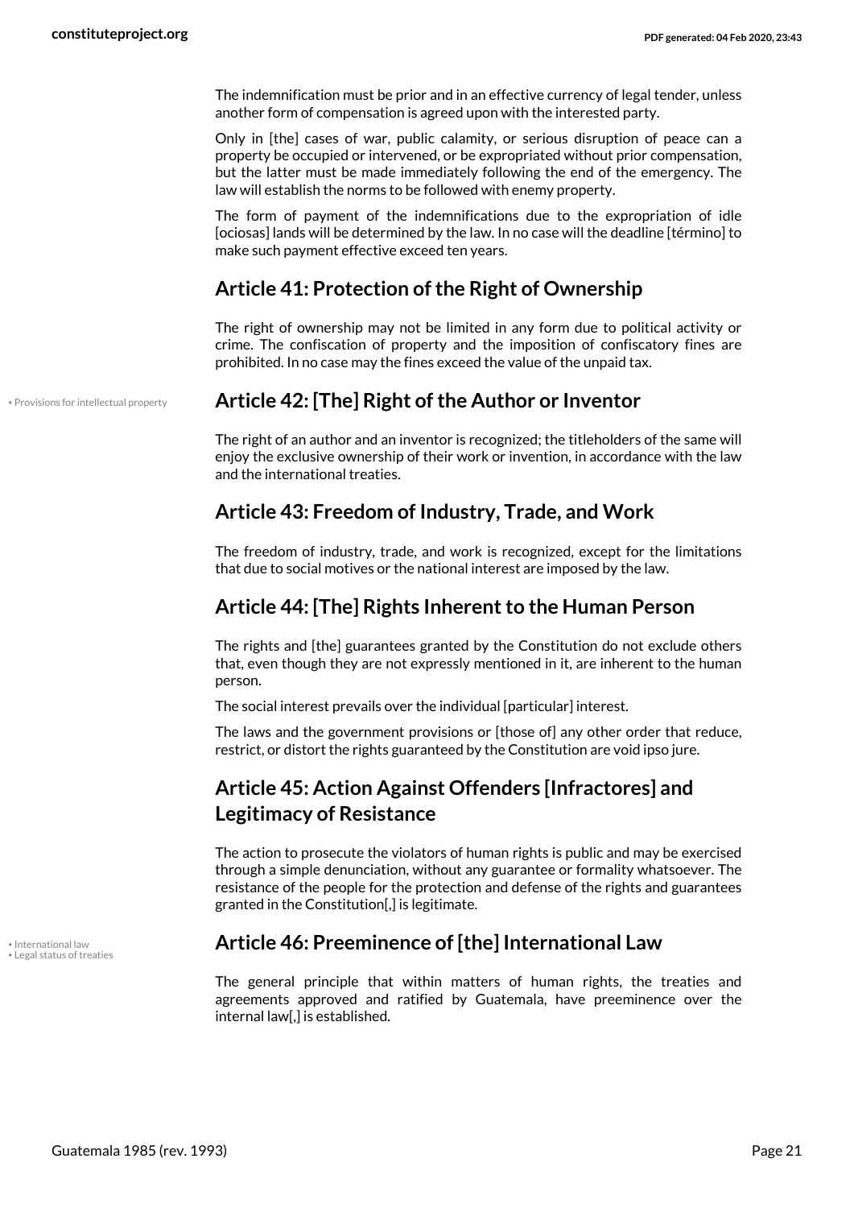The indemnification must be prior and in an effective currency of legal tender, unless another form of compensation is agreed upon with the interested party.

Only in [the] cases of war, public calamity, or serious disruption of peace can a property be occupied or intervened, or be expropriated without prior compensation, but the latter must be made immediately following the end of the emergency. The law will establish the norms to be followed with enemy property.

The form of payment of the indemnifications due to the expropriation of idle [ociosas] lands will be determined by the law. In no case will the deadline [término] to make such payment effective exceed ten years.

## Article 41: Protection of the Right of Ownership

The right of ownership may not be limited in any form due to political activity or crime. The confiscation of property and the imposition of confiscatory fines are prohibited. In no case may the fines exceed the value of the unpaid tax.

• Provisions for intellectual property

## Article 42: [The] Right of the Author or Inventor

The right of an author and an inventor is recognized; the titleholders of the same will enjoy the exclusive ownership of their work or invention, in accordance with the law and the international treaties.

## Article 43: Freedom of Industry, Trade, and Work

The freedom of industry, trade, and work is recognized, except for the limitations that due to social motives or the national interest are imposed by the law.

## Article 44: [The] Rights Inherent to the Human Person

The rights and [the] guarantees granted by the Constitution do not exclude others that, even though they are not expressly mentioned in it, are inherent to the human person.

The social interest prevails over the individual [particular] interest.

The laws and the government provisions or [those of] any other order that reduce, restrict, or distort the rights guaranteed by the Constitution are void ipso jure.

## Article 45: Action Against Offenders [Infractores] and Legitimacy of Resistance

The action to prosecute the violators of human rights is public and may be exercised through a simple denunciation, without any guarantee or formality whatsoever. The resistance of the people for the protection and defense of the rights and guarantees granted in the Constitution[,] is legitimate.

• International law
• Legal status of treaties

## Article 46: Preeminence of [the] International Law

The general principle that within matters of human rights, the treaties and agreements approved and ratified by Guatemala, have preeminence over the internal law[,] is established.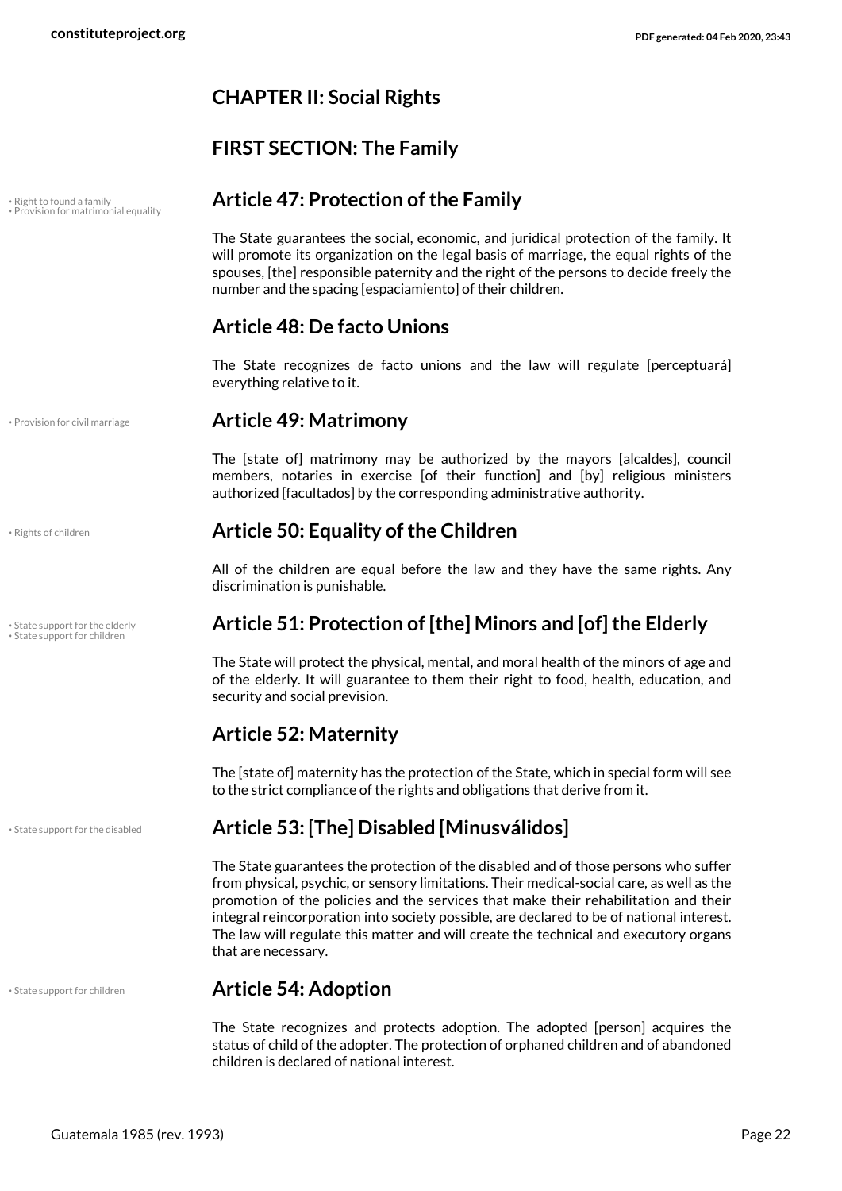## CHAPTER II: Social Rights

### FIRST SECTION: The Family

• Right to found a family
• Provision for matrimonial equality

#### Article 47: Protection of the Family

The State guarantees the social, economic, and juridical protection of the family. It will promote its organization on the legal basis of marriage, the equal rights of the spouses, [the] responsible paternity and the right of the persons to decide freely the number and the spacing [espaciamiento] of their children.

#### Article 48: De facto Unions

The State recognizes de facto unions and the law will regulate [perceptuará] everything relative to it.

• Provision for civil marriage

#### Article 49: Matrimony

The [state of] matrimony may be authorized by the mayors [alcaldes], council members, notaries in exercise [of their function] and [by] religious ministers authorized [facultados] by the corresponding administrative authority.

• Rights of children

#### Article 50: Equality of the Children

All of the children are equal before the law and they have the same rights. Any discrimination is punishable.

• State support for the elderly
• State support for children

#### Article 51: Protection of [the] Minors and [of] the Elderly

The State will protect the physical, mental, and moral health of the minors of age and of the elderly. It will guarantee to them their right to food, health, education, and security and social prevision.

#### Article 52: Maternity

The [state of] maternity has the protection of the State, which in special form will see to the strict compliance of the rights and obligations that derive from it.

• State support for the disabled

#### Article 53: [The] Disabled [Minusválidos]

The State guarantees the protection of the disabled and of those persons who suffer from physical, psychic, or sensory limitations. Their medical-social care, as well as the promotion of the policies and the services that make their rehabilitation and their integral reincorporation into society possible, are declared to be of national interest. The law will regulate this matter and will create the technical and executory organs that are necessary.

• State support for children

#### Article 54: Adoption

The State recognizes and protects adoption. The adopted [person] acquires the status of child of the adopter. The protection of orphaned children and of abandoned children is declared of national interest.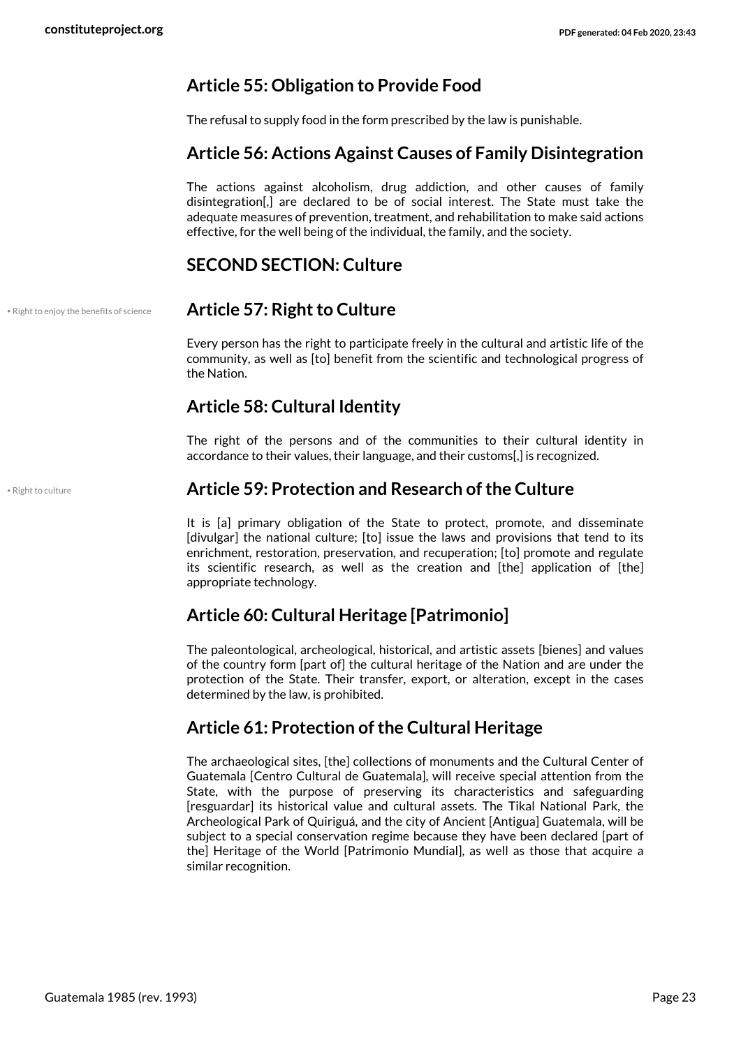## Article 55: Obligation to Provide Food

The refusal to supply food in the form prescribed by the law is punishable.

## Article 56: Actions Against Causes of Family Disintegration

The actions against alcoholism, drug addiction, and other causes of family disintegration[,] are declared to be of social interest. The State must take the adequate measures of prevention, treatment, and rehabilitation to make said actions effective, for the well being of the individual, the family, and the society.

## SECOND SECTION: Culture

• Right to enjoy the benefits of science

## Article 57: Right to Culture

Every person has the right to participate freely in the cultural and artistic life of the community, as well as [to] benefit from the scientific and technological progress of the Nation.

## Article 58: Cultural Identity

The right of the persons and of the communities to their cultural identity in accordance to their values, their language, and their customs[,] is recognized.

• Right to culture

## Article 59: Protection and Research of the Culture

It is [a] primary obligation of the State to protect, promote, and disseminate [divulgar] the national culture; [to] issue the laws and provisions that tend to its enrichment, restoration, preservation, and recuperation; [to] promote and regulate its scientific research, as well as the creation and [the] application of [the] appropriate technology.

## Article 60: Cultural Heritage [Patrimonio]

The paleontological, archeological, historical, and artistic assets [bienes] and values of the country form [part of] the cultural heritage of the Nation and are under the protection of the State. Their transfer, export, or alteration, except in the cases determined by the law, is prohibited.

## Article 61: Protection of the Cultural Heritage

The archaeological sites, [the] collections of monuments and the Cultural Center of Guatemala [Centro Cultural de Guatemala], will receive special attention from the State, with the purpose of preserving its characteristics and safeguarding [resguardar] its historical value and cultural assets. The Tikal National Park, the Archeological Park of Quiriguá, and the city of Ancient [Antigua] Guatemala, will be subject to a special conservation regime because they have been declared [part of the] Heritage of the World [Patrimonio Mundial], as well as those that acquire a similar recognition.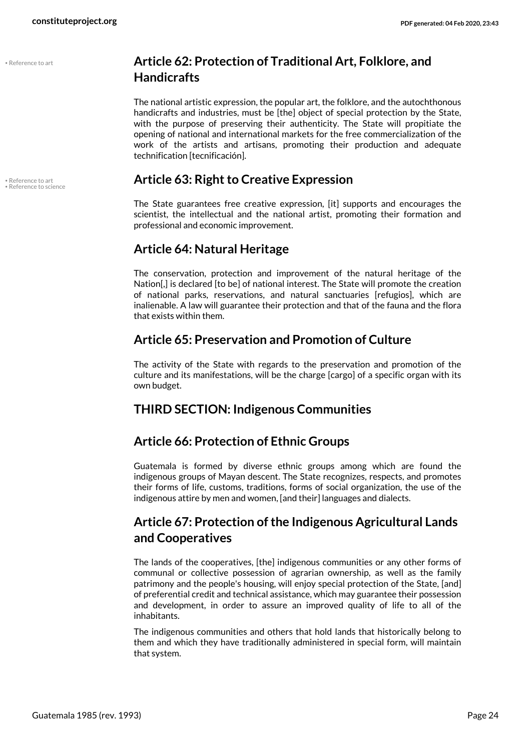• Reference to art

## Article 62: Protection of Traditional Art, Folklore, and Handicrafts

The national artistic expression, the popular art, the folklore, and the autochthonous handicrafts and industries, must be [the] object of special protection by the State, with the purpose of preserving their authenticity. The State will propitiate the opening of national and international markets for the free commercialization of the work of the artists and artisans, promoting their production and adequate technification [tecnificación].

• Reference to art
• Reference to science

## Article 63: Right to Creative Expression

The State guarantees free creative expression, [it] supports and encourages the scientist, the intellectual and the national artist, promoting their formation and professional and economic improvement.

## Article 64: Natural Heritage

The conservation, protection and improvement of the natural heritage of the Nation[,] is declared [to be] of national interest. The State will promote the creation of national parks, reservations, and natural sanctuaries [refugios], which are inalienable. A law will guarantee their protection and that of the fauna and the flora that exists within them.

## Article 65: Preservation and Promotion of Culture

The activity of the State with regards to the preservation and promotion of the culture and its manifestations, will be the charge [cargo] of a specific organ with its own budget.

## THIRD SECTION: Indigenous Communities

## Article 66: Protection of Ethnic Groups

Guatemala is formed by diverse ethnic groups among which are found the indigenous groups of Mayan descent. The State recognizes, respects, and promotes their forms of life, customs, traditions, forms of social organization, the use of the indigenous attire by men and women, [and their] languages and dialects.

## Article 67: Protection of the Indigenous Agricultural Lands and Cooperatives

The lands of the cooperatives, [the] indigenous communities or any other forms of communal or collective possession of agrarian ownership, as well as the family patrimony and the people's housing, will enjoy special protection of the State, [and] of preferential credit and technical assistance, which may guarantee their possession and development, in order to assure an improved quality of life to all of the inhabitants.

The indigenous communities and others that hold lands that historically belong to them and which they have traditionally administered in special form, will maintain that system.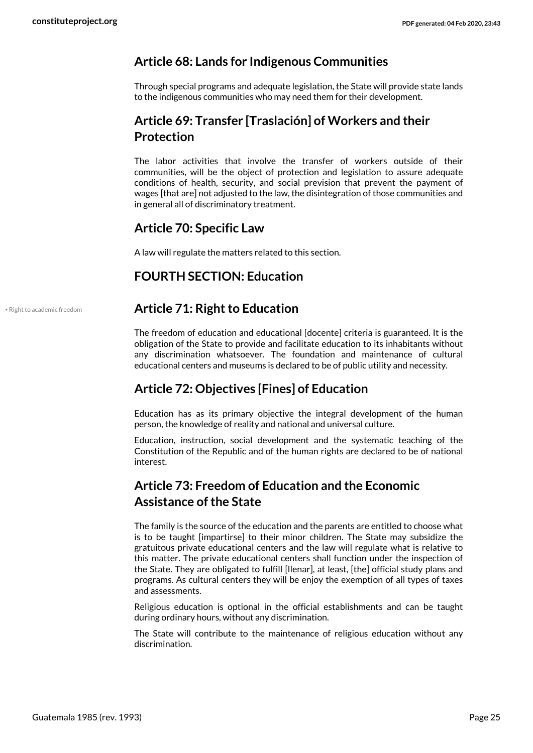### Article 68: Lands for Indigenous Communities

Through special programs and adequate legislation, the State will provide state lands to the indigenous communities who may need them for their development.

### Article 69: Transfer [Traslación] of Workers and their Protection

The labor activities that involve the transfer of workers outside of their communities, will be the object of protection and legislation to assure adequate conditions of health, security, and social prevision that prevent the payment of wages [that are] not adjusted to the law, the disintegration of those communities and in general all of discriminatory treatment.

### Article 70: Specific Law

A law will regulate the matters related to this section.

## FOURTH SECTION: Education

• Right to academic freedom

### Article 71: Right to Education

The freedom of education and educational [docente] criteria is guaranteed. It is the obligation of the State to provide and facilitate education to its inhabitants without any discrimination whatsoever. The foundation and maintenance of cultural educational centers and museums is declared to be of public utility and necessity.

### Article 72: Objectives [Fines] of Education

Education has as its primary objective the integral development of the human person, the knowledge of reality and national and universal culture.

Education, instruction, social development and the systematic teaching of the Constitution of the Republic and of the human rights are declared to be of national interest.

### Article 73: Freedom of Education and the Economic Assistance of the State

The family is the source of the education and the parents are entitled to choose what is to be taught [impartirse] to their minor children. The State may subsidize the gratuitous private educational centers and the law will regulate what is relative to this matter. The private educational centers shall function under the inspection of the State. They are obligated to fulfill [llenar], at least, [the] official study plans and programs. As cultural centers they will be enjoy the exemption of all types of taxes and assessments.

Religious education is optional in the official establishments and can be taught during ordinary hours, without any discrimination.

The State will contribute to the maintenance of religious education without any discrimination.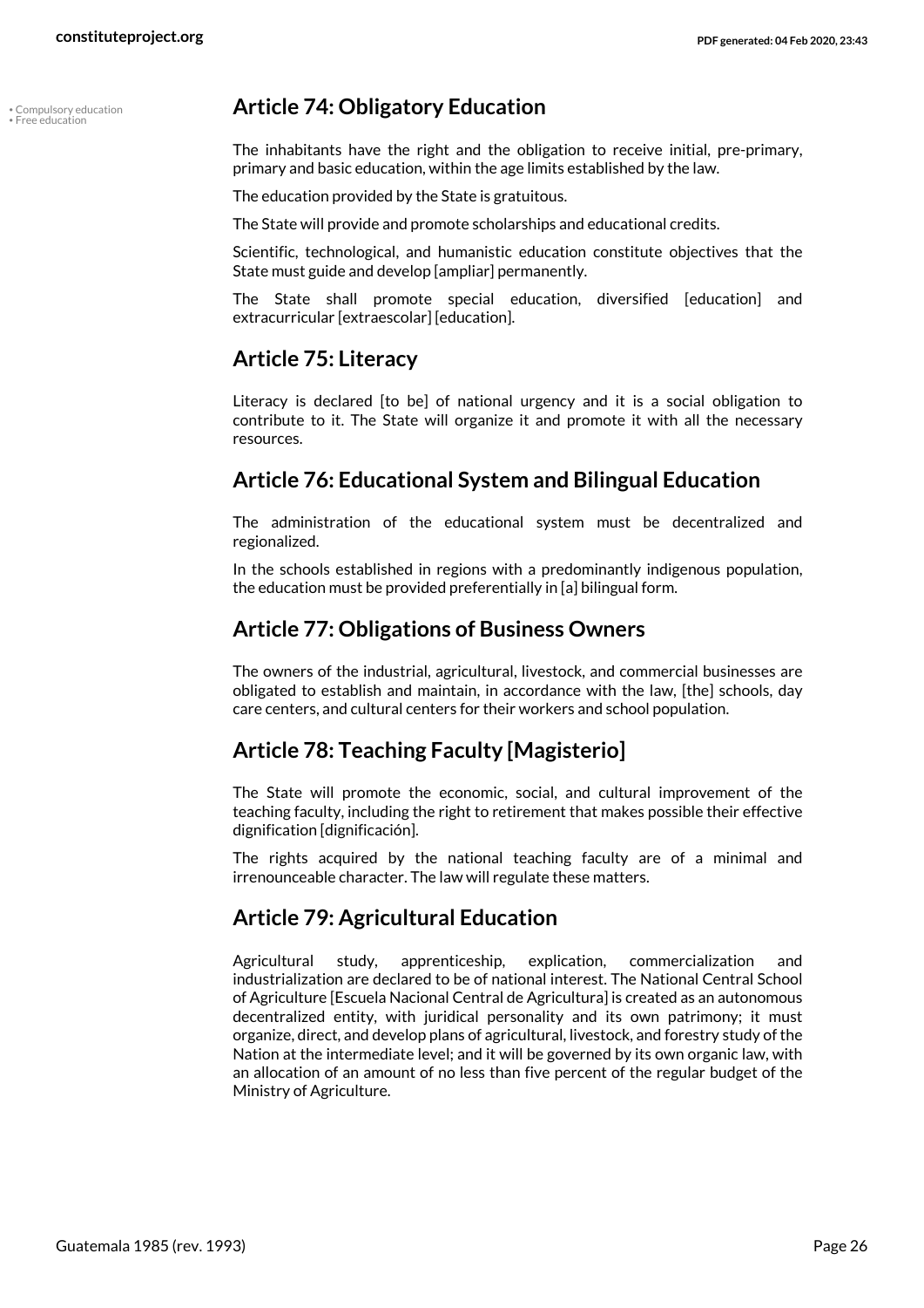- Compulsory education
- Free education

## Article 74: Obligatory Education

The inhabitants have the right and the obligation to receive initial, pre-primary, primary and basic education, within the age limits established by the law.

The education provided by the State is gratuitous.

The State will provide and promote scholarships and educational credits.

Scientific, technological, and humanistic education constitute objectives that the State must guide and develop [ampliar] permanently.

The State shall promote special education, diversified [education] and extracurricular [extraescolar] [education].

## Article 75: Literacy

Literacy is declared [to be] of national urgency and it is a social obligation to contribute to it. The State will organize it and promote it with all the necessary resources.

## Article 76: Educational System and Bilingual Education

The administration of the educational system must be decentralized and regionalized.

In the schools established in regions with a predominantly indigenous population, the education must be provided preferentially in [a] bilingual form.

## Article 77: Obligations of Business Owners

The owners of the industrial, agricultural, livestock, and commercial businesses are obligated to establish and maintain, in accordance with the law, [the] schools, day care centers, and cultural centers for their workers and school population.

## Article 78: Teaching Faculty [Magisterio]

The State will promote the economic, social, and cultural improvement of the teaching faculty, including the right to retirement that makes possible their effective dignification [dignificación].

The rights acquired by the national teaching faculty are of a minimal and irrenounceable character. The law will regulate these matters.

## Article 79: Agricultural Education

Agricultural study, apprenticeship, explication, commercialization and industrialization are declared to be of national interest. The National Central School of Agriculture [Escuela Nacional Central de Agricultura] is created as an autonomous decentralized entity, with juridical personality and its own patrimony; it must organize, direct, and develop plans of agricultural, livestock, and forestry study of the Nation at the intermediate level; and it will be governed by its own organic law, with an allocation of an amount of no less than five percent of the regular budget of the Ministry of Agriculture.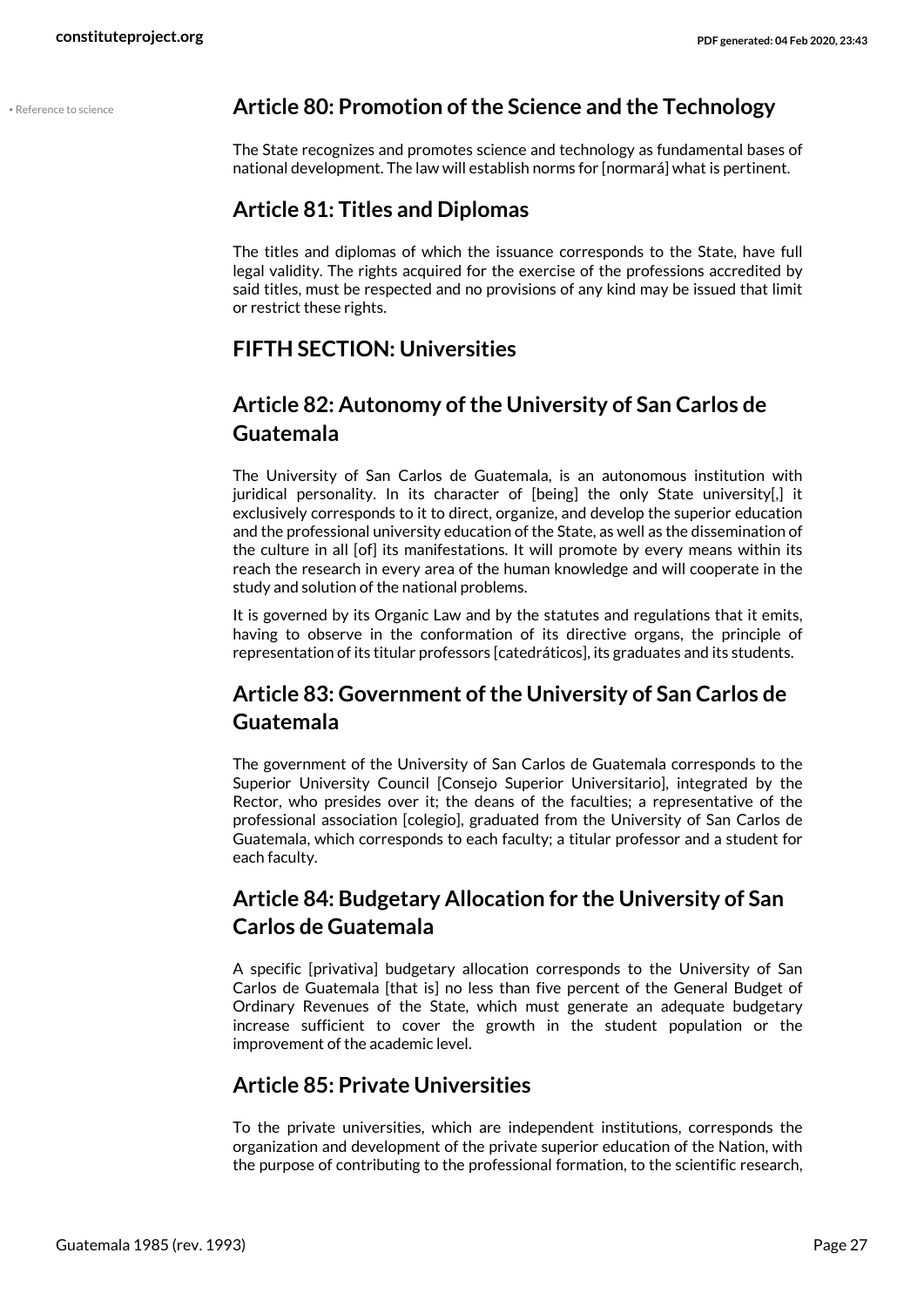• Reference to science

## Article 80: Promotion of the Science and the Technology

The State recognizes and promotes science and technology as fundamental bases of national development. The law will establish norms for [normará] what is pertinent.

## Article 81: Titles and Diplomas

The titles and diplomas of which the issuance corresponds to the State, have full legal validity. The rights acquired for the exercise of the professions accredited by said titles, must be respected and no provisions of any kind may be issued that limit or restrict these rights.

## FIFTH SECTION: Universities

## Article 82: Autonomy of the University of San Carlos de Guatemala

The University of San Carlos de Guatemala, is an autonomous institution with juridical personality. In its character of [being] the only State university[,] it exclusively corresponds to it to direct, organize, and develop the superior education and the professional university education of the State, as well as the dissemination of the culture in all [of] its manifestations. It will promote by every means within its reach the research in every area of the human knowledge and will cooperate in the study and solution of the national problems.

It is governed by its Organic Law and by the statutes and regulations that it emits, having to observe in the conformation of its directive organs, the principle of representation of its titular professors [catedráticos], its graduates and its students.

## Article 83: Government of the University of San Carlos de Guatemala

The government of the University of San Carlos de Guatemala corresponds to the Superior University Council [Consejo Superior Universitario], integrated by the Rector, who presides over it; the deans of the faculties; a representative of the professional association [colegio], graduated from the University of San Carlos de Guatemala, which corresponds to each faculty; a titular professor and a student for each faculty.

## Article 84: Budgetary Allocation for the University of San Carlos de Guatemala

A specific [privativa] budgetary allocation corresponds to the University of San Carlos de Guatemala [that is] no less than five percent of the General Budget of Ordinary Revenues of the State, which must generate an adequate budgetary increase sufficient to cover the growth in the student population or the improvement of the academic level.

## Article 85: Private Universities

To the private universities, which are independent institutions, corresponds the organization and development of the private superior education of the Nation, with the purpose of contributing to the professional formation, to the scientific research,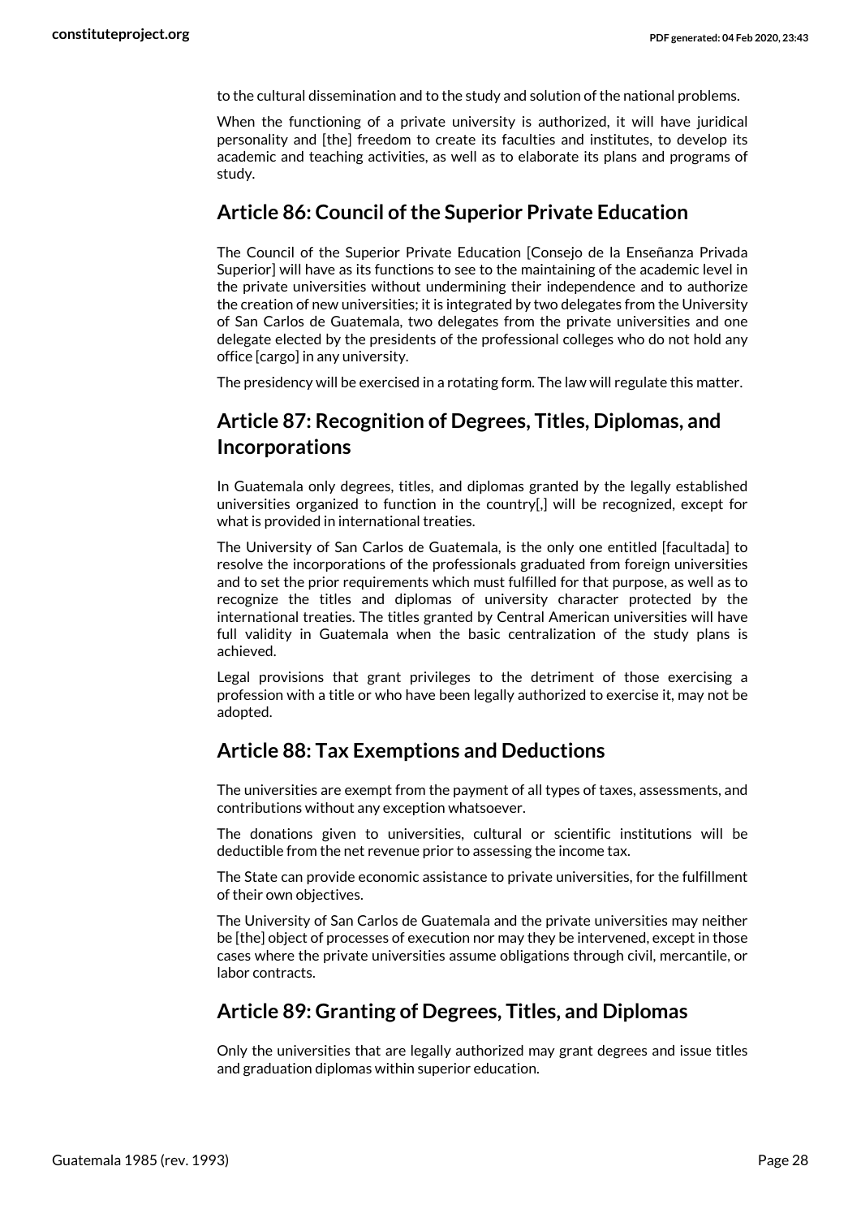to the cultural dissemination and to the study and solution of the national problems.

When the functioning of a private university is authorized, it will have juridical personality and [the] freedom to create its faculties and institutes, to develop its academic and teaching activities, as well as to elaborate its plans and programs of study.

## Article 86: Council of the Superior Private Education

The Council of the Superior Private Education [Consejo de la Enseñanza Privada Superior] will have as its functions to see to the maintaining of the academic level in the private universities without undermining their independence and to authorize the creation of new universities; it is integrated by two delegates from the University of San Carlos de Guatemala, two delegates from the private universities and one delegate elected by the presidents of the professional colleges who do not hold any office [cargo] in any university.

The presidency will be exercised in a rotating form. The law will regulate this matter.

## Article 87: Recognition of Degrees, Titles, Diplomas, and Incorporations

In Guatemala only degrees, titles, and diplomas granted by the legally established universities organized to function in the country[,] will be recognized, except for what is provided in international treaties.

The University of San Carlos de Guatemala, is the only one entitled [facultada] to resolve the incorporations of the professionals graduated from foreign universities and to set the prior requirements which must fulfilled for that purpose, as well as to recognize the titles and diplomas of university character protected by the international treaties. The titles granted by Central American universities will have full validity in Guatemala when the basic centralization of the study plans is achieved.

Legal provisions that grant privileges to the detriment of those exercising a profession with a title or who have been legally authorized to exercise it, may not be adopted.

## Article 88: Tax Exemptions and Deductions

The universities are exempt from the payment of all types of taxes, assessments, and contributions without any exception whatsoever.

The donations given to universities, cultural or scientific institutions will be deductible from the net revenue prior to assessing the income tax.

The State can provide economic assistance to private universities, for the fulfillment of their own objectives.

The University of San Carlos de Guatemala and the private universities may neither be [the] object of processes of execution nor may they be intervened, except in those cases where the private universities assume obligations through civil, mercantile, or labor contracts.

## Article 89: Granting of Degrees, Titles, and Diplomas

Only the universities that are legally authorized may grant degrees and issue titles and graduation diplomas within superior education.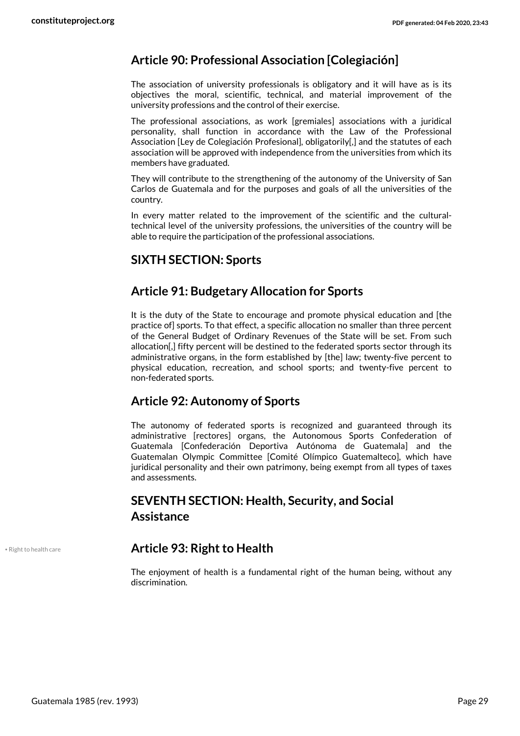## Article 90: Professional Association [Colegiación]

The association of university professionals is obligatory and it will have as is its objectives the moral, scientific, technical, and material improvement of the university professions and the control of their exercise.

The professional associations, as work [gremiales] associations with a juridical personality, shall function in accordance with the Law of the Professional Association [Ley de Colegiación Profesional], obligatorily[,] and the statutes of each association will be approved with independence from the universities from which its members have graduated.

They will contribute to the strengthening of the autonomy of the University of San Carlos de Guatemala and for the purposes and goals of all the universities of the country.

In every matter related to the improvement of the scientific and the cultural-technical level of the university professions, the universities of the country will be able to require the participation of the professional associations.

## SIXTH SECTION: Sports

## Article 91: Budgetary Allocation for Sports

It is the duty of the State to encourage and promote physical education and [the practice of] sports. To that effect, a specific allocation no smaller than three percent of the General Budget of Ordinary Revenues of the State will be set. From such allocation[,] fifty percent will be destined to the federated sports sector through its administrative organs, in the form established by [the] law; twenty-five percent to physical education, recreation, and school sports; and twenty-five percent to non-federated sports.

## Article 92: Autonomy of Sports

The autonomy of federated sports is recognized and guaranteed through its administrative [rectores] organs, the Autonomous Sports Confederation of Guatemala [Confederación Deportiva Autónoma de Guatemala] and the Guatemalan Olympic Committee [Comité Olímpico Guatemalteco], which have juridical personality and their own patrimony, being exempt from all types of taxes and assessments.

## SEVENTH SECTION: Health, Security, and Social Assistance

• Right to health care

## Article 93: Right to Health

The enjoyment of health is a fundamental right of the human being, without any discrimination.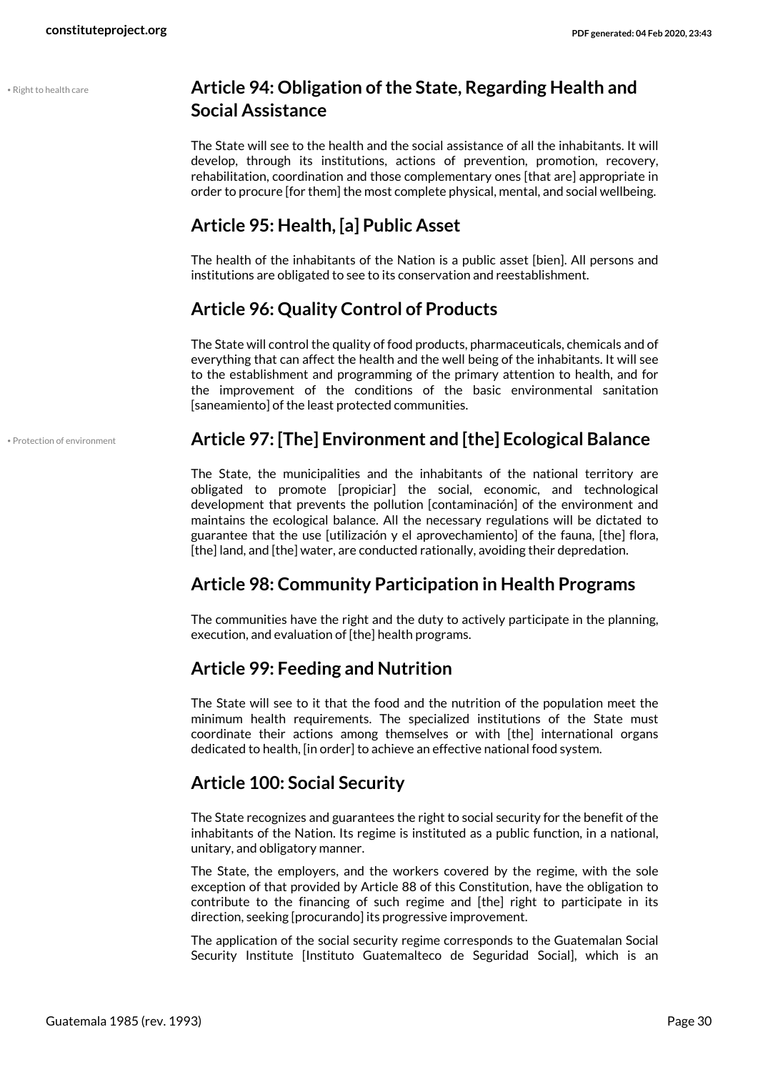## Article 94: Obligation of the State, Regarding Health and Social Assistance

The State will see to the health and the social assistance of all the inhabitants. It will develop, through its institutions, actions of prevention, promotion, recovery, rehabilitation, coordination and those complementary ones [that are] appropriate in order to procure [for them] the most complete physical, mental, and social wellbeing.

## Article 95: Health, [a] Public Asset

The health of the inhabitants of the Nation is a public asset [bien]. All persons and institutions are obligated to see to its conservation and reestablishment.

## Article 96: Quality Control of Products

The State will control the quality of food products, pharmaceuticals, chemicals and of everything that can affect the health and the well being of the inhabitants. It will see to the establishment and programming of the primary attention to health, and for the improvement of the conditions of the basic environmental sanitation [saneamiento] of the least protected communities.

## Article 97: [The] Environment and [the] Ecological Balance

The State, the municipalities and the inhabitants of the national territory are obligated to promote [propiciar] the social, economic, and technological development that prevents the pollution [contaminación] of the environment and maintains the ecological balance. All the necessary regulations will be dictated to guarantee that the use [utilización y el aprovechamiento] of the fauna, [the] flora, [the] land, and [the] water, are conducted rationally, avoiding their depredation.

## Article 98: Community Participation in Health Programs

The communities have the right and the duty to actively participate in the planning, execution, and evaluation of [the] health programs.

## Article 99: Feeding and Nutrition

The State will see to it that the food and the nutrition of the population meet the minimum health requirements. The specialized institutions of the State must coordinate their actions among themselves or with [the] international organs dedicated to health, [in order] to achieve an effective national food system.

## Article 100: Social Security

The State recognizes and guarantees the right to social security for the benefit of the inhabitants of the Nation. Its regime is instituted as a public function, in a national, unitary, and obligatory manner.

The State, the employers, and the workers covered by the regime, with the sole exception of that provided by Article 88 of this Constitution, have the obligation to contribute to the financing of such regime and [the] right to participate in its direction, seeking [procurando] its progressive improvement.

The application of the social security regime corresponds to the Guatemalan Social Security Institute [Instituto Guatemalteco de Seguridad Social], which is an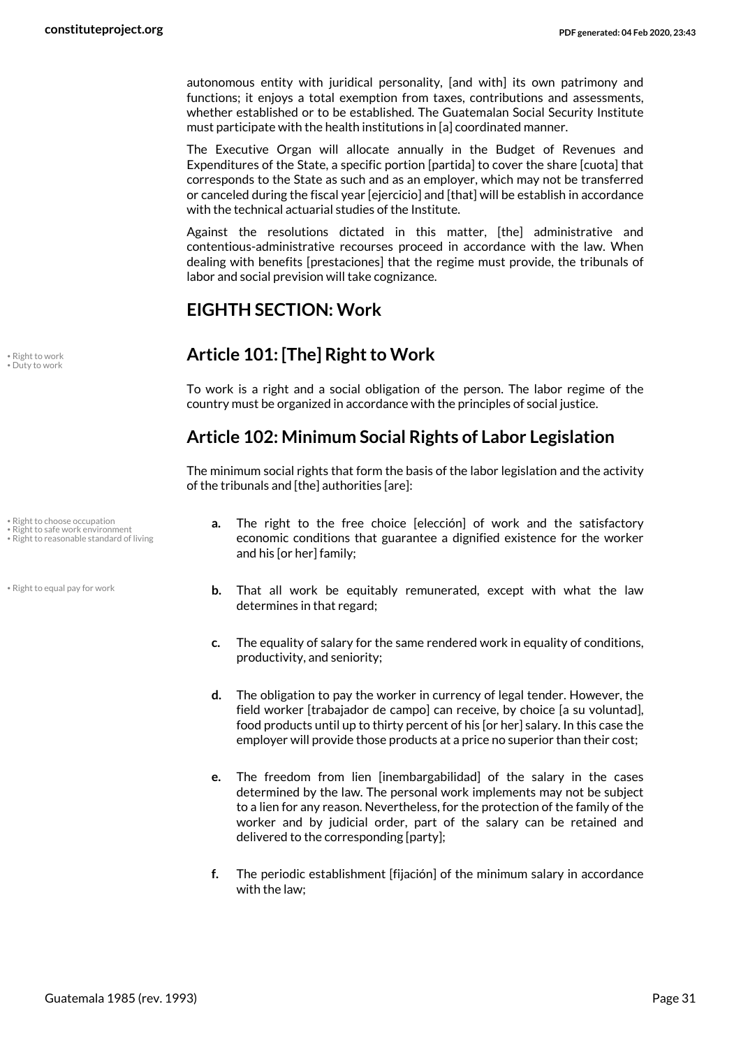autonomous entity with juridical personality, [and with] its own patrimony and functions; it enjoys a total exemption from taxes, contributions and assessments, whether established or to be established. The Guatemalan Social Security Institute must participate with the health institutions in [a] coordinated manner.

The Executive Organ will allocate annually in the Budget of Revenues and Expenditures of the State, a specific portion [partida] to cover the share [cuota] that corresponds to the State as such and as an employer, which may not be transferred or canceled during the fiscal year [ejercicio] and [that] will be establish in accordance with the technical actuarial studies of the Institute.

Against the resolutions dictated in this matter, [the] administrative and contentious-administrative recourses proceed in accordance with the law. When dealing with benefits [prestaciones] that the regime must provide, the tribunals of labor and social prevision will take cognizance.

## EIGHTH SECTION: Work

• Right to work
• Duty to work

## Article 101: [The] Right to Work

To work is a right and a social obligation of the person. The labor regime of the country must be organized in accordance with the principles of social justice.

## Article 102: Minimum Social Rights of Labor Legislation

The minimum social rights that form the basis of the labor legislation and the activity of the tribunals and [the] authorities [are]:

• Right to choose occupation
• Right to safe work environment
• Right to reasonable standard of living

**a.** The right to the free choice [elección] of work and the satisfactory economic conditions that guarantee a dignified existence for the worker and his [or her] family;

• Right to equal pay for work

**b.** That all work be equitably remunerated, except with what the law determines in that regard;

**c.** The equality of salary for the same rendered work in equality of conditions, productivity, and seniority;

**d.** The obligation to pay the worker in currency of legal tender. However, the field worker [trabajador de campo] can receive, by choice [a su voluntad], food products until up to thirty percent of his [or her] salary. In this case the employer will provide those products at a price no superior than their cost;

**e.** The freedom from lien [inembargabilidad] of the salary in the cases determined by the law. The personal work implements may not be subject to a lien for any reason. Nevertheless, for the protection of the family of the worker and by judicial order, part of the salary can be retained and delivered to the corresponding [party];

**f.** The periodic establishment [fijación] of the minimum salary in accordance with the law;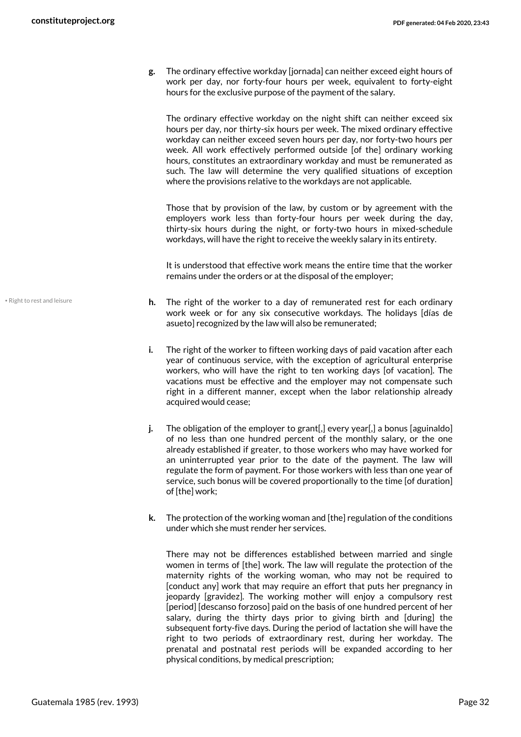**g.** The ordinary effective workday [jornada] can neither exceed eight hours of work per day, nor forty-four hours per week, equivalent to forty-eight hours for the exclusive purpose of the payment of the salary.

The ordinary effective workday on the night shift can neither exceed six hours per day, nor thirty-six hours per week. The mixed ordinary effective workday can neither exceed seven hours per day, nor forty-two hours per week. All work effectively performed outside [of the] ordinary working hours, constitutes an extraordinary workday and must be remunerated as such. The law will determine the very qualified situations of exception where the provisions relative to the workdays are not applicable.

Those that by provision of the law, by custom or by agreement with the employers work less than forty-four hours per week during the day, thirty-six hours during the night, or forty-two hours in mixed-schedule workdays, will have the right to receive the weekly salary in its entirety.

It is understood that effective work means the entire time that the worker remains under the orders or at the disposal of the employer;

• Right to rest and leisure

**h.** The right of the worker to a day of remunerated rest for each ordinary work week or for any six consecutive workdays. The holidays [días de asueto] recognized by the law will also be remunerated;

**i.** The right of the worker to fifteen working days of paid vacation after each year of continuous service, with the exception of agricultural enterprise workers, who will have the right to ten working days [of vacation]. The vacations must be effective and the employer may not compensate such right in a different manner, except when the labor relationship already acquired would cease;

**j.** The obligation of the employer to grant[,] every year[,] a bonus [aguinaldo] of no less than one hundred percent of the monthly salary, or the one already established if greater, to those workers who may have worked for an uninterrupted year prior to the date of the payment. The law will regulate the form of payment. For those workers with less than one year of service, such bonus will be covered proportionally to the time [of duration] of [the] work;

**k.** The protection of the working woman and [the] regulation of the conditions under which she must render her services.

There may not be differences established between married and single women in terms of [the] work. The law will regulate the protection of the maternity rights of the working woman, who may not be required to [conduct any] work that may require an effort that puts her pregnancy in jeopardy [gravidez]. The working mother will enjoy a compulsory rest [period] [descanso forzoso] paid on the basis of one hundred percent of her salary, during the thirty days prior to giving birth and [during] the subsequent forty-five days. During the period of lactation she will have the right to two periods of extraordinary rest, during her workday. The prenatal and postnatal rest periods will be expanded according to her physical conditions, by medical prescription;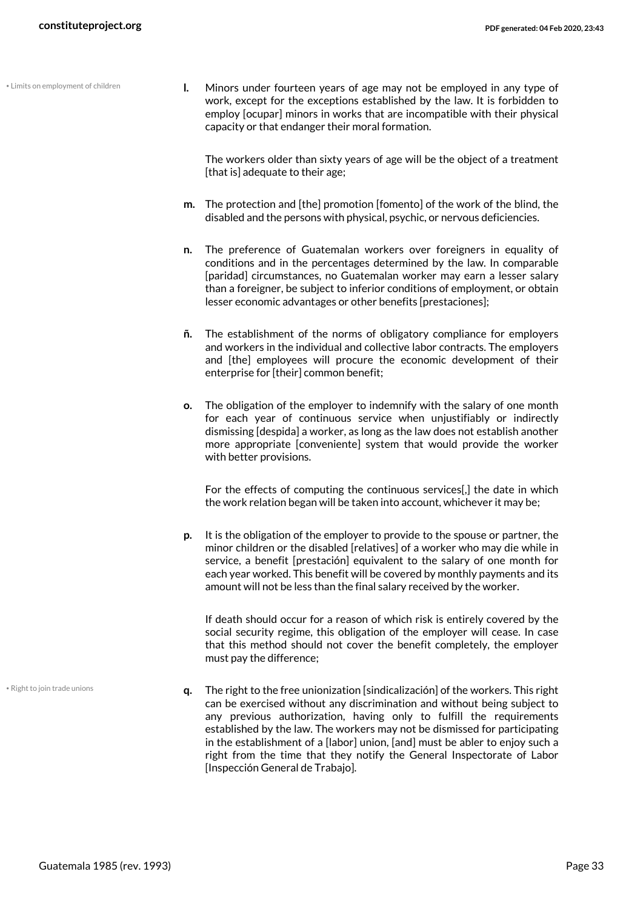• Limits on employment of children

**l.** Minors under fourteen years of age may not be employed in any type of work, except for the exceptions established by the law. It is forbidden to employ [ocupar] minors in works that are incompatible with their physical capacity or that endanger their moral formation.

The workers older than sixty years of age will be the object of a treatment [that is] adequate to their age;

**m.** The protection and [the] promotion [fomento] of the work of the blind, the disabled and the persons with physical, psychic, or nervous deficiencies.

**n.** The preference of Guatemalan workers over foreigners in equality of conditions and in the percentages determined by the law. In comparable [paridad] circumstances, no Guatemalan worker may earn a lesser salary than a foreigner, be subject to inferior conditions of employment, or obtain lesser economic advantages or other benefits [prestaciones];

**ñ.** The establishment of the norms of obligatory compliance for employers and workers in the individual and collective labor contracts. The employers and [the] employees will procure the economic development of their enterprise for [their] common benefit;

**o.** The obligation of the employer to indemnify with the salary of one month for each year of continuous service when unjustifiably or indirectly dismissing [despida] a worker, as long as the law does not establish another more appropriate [conveniente] system that would provide the worker with better provisions.

For the effects of computing the continuous services[,] the date in which the work relation began will be taken into account, whichever it may be;

**p.** It is the obligation of the employer to provide to the spouse or partner, the minor children or the disabled [relatives] of a worker who may die while in service, a benefit [prestación] equivalent to the salary of one month for each year worked. This benefit will be covered by monthly payments and its amount will not be less than the final salary received by the worker.

If death should occur for a reason of which risk is entirely covered by the social security regime, this obligation of the employer will cease. In case that this method should not cover the benefit completely, the employer must pay the difference;

• Right to join trade unions

**q.** The right to the free unionization [sindicalización] of the workers. This right can be exercised without any discrimination and without being subject to any previous authorization, having only to fulfill the requirements established by the law. The workers may not be dismissed for participating in the establishment of a [labor] union, [and] must be abler to enjoy such a right from the time that they notify the General Inspectorate of Labor [Inspección General de Trabajo].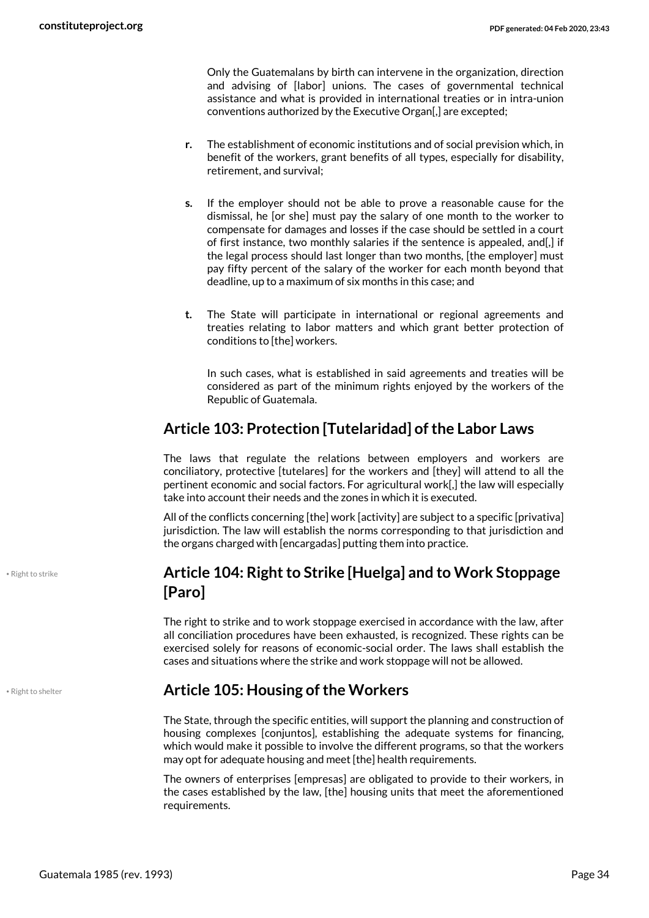Only the Guatemalans by birth can intervene in the organization, direction and advising of [labor] unions. The cases of governmental technical assistance and what is provided in international treaties or in intra-union conventions authorized by the Executive Organ[,] are excepted;

- **r.** The establishment of economic institutions and of social prevision which, in benefit of the workers, grant benefits of all types, especially for disability, retirement, and survival;

- **s.** If the employer should not be able to prove a reasonable cause for the dismissal, he [or she] must pay the salary of one month to the worker to compensate for damages and losses if the case should be settled in a court of first instance, two monthly salaries if the sentence is appealed, and[,] if the legal process should last longer than two months, [the employer] must pay fifty percent of the salary of the worker for each month beyond that deadline, up to a maximum of six months in this case; and

- **t.** The State will participate in international or regional agreements and treaties relating to labor matters and which grant better protection of conditions to [the] workers.

  In such cases, what is established in said agreements and treaties will be considered as part of the minimum rights enjoyed by the workers of the Republic of Guatemala.

## Article 103: Protection [Tutelaridad] of the Labor Laws

The laws that regulate the relations between employers and workers are conciliatory, protective [tutelares] for the workers and [they] will attend to all the pertinent economic and social factors. For agricultural work[,] the law will especially take into account their needs and the zones in which it is executed.

All of the conflicts concerning [the] work [activity] are subject to a specific [privativa] jurisdiction. The law will establish the norms corresponding to that jurisdiction and the organs charged with [encargadas] putting them into practice.

• Right to strike

## Article 104: Right to Strike [Huelga] and to Work Stoppage [Paro]

The right to strike and to work stoppage exercised in accordance with the law, after all conciliation procedures have been exhausted, is recognized. These rights can be exercised solely for reasons of economic-social order. The laws shall establish the cases and situations where the strike and work stoppage will not be allowed.

• Right to shelter

## Article 105: Housing of the Workers

The State, through the specific entities, will support the planning and construction of housing complexes [conjuntos], establishing the adequate systems for financing, which would make it possible to involve the different programs, so that the workers may opt for adequate housing and meet [the] health requirements.

The owners of enterprises [empresas] are obligated to provide to their workers, in the cases established by the law, [the] housing units that meet the aforementioned requirements.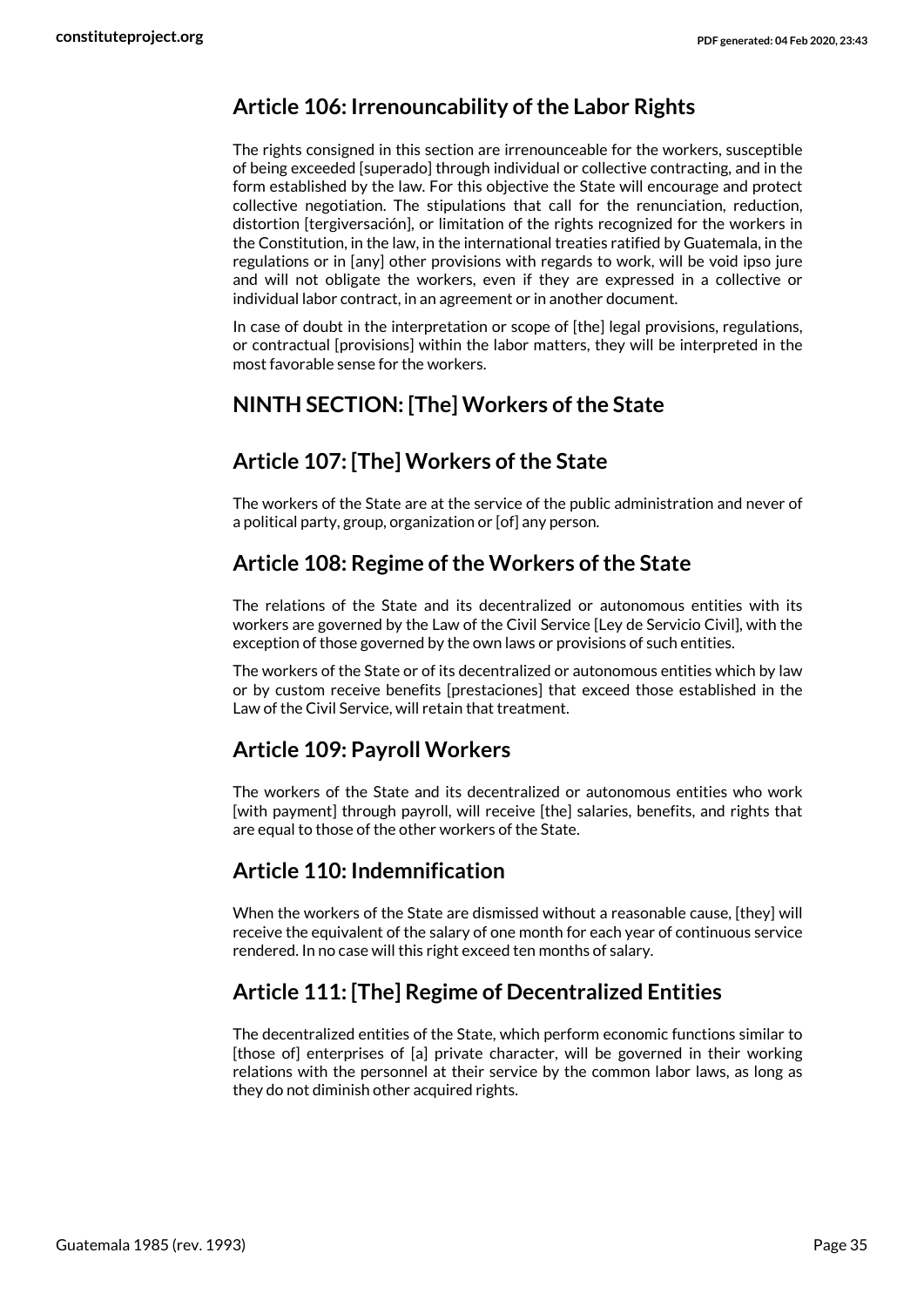## Article 106: Irrenouncability of the Labor Rights

The rights consigned in this section are irrenounceable for the workers, susceptible of being exceeded [superado] through individual or collective contracting, and in the form established by the law. For this objective the State will encourage and protect collective negotiation. The stipulations that call for the renunciation, reduction, distortion [tergiversación], or limitation of the rights recognized for the workers in the Constitution, in the law, in the international treaties ratified by Guatemala, in the regulations or in [any] other provisions with regards to work, will be void ipso jure and will not obligate the workers, even if they are expressed in a collective or individual labor contract, in an agreement or in another document.

In case of doubt in the interpretation or scope of [the] legal provisions, regulations, or contractual [provisions] within the labor matters, they will be interpreted in the most favorable sense for the workers.

## NINTH SECTION: [The] Workers of the State

## Article 107: [The] Workers of the State

The workers of the State are at the service of the public administration and never of a political party, group, organization or [of] any person.

## Article 108: Regime of the Workers of the State

The relations of the State and its decentralized or autonomous entities with its workers are governed by the Law of the Civil Service [Ley de Servicio Civil], with the exception of those governed by the own laws or provisions of such entities.

The workers of the State or of its decentralized or autonomous entities which by law or by custom receive benefits [prestaciones] that exceed those established in the Law of the Civil Service, will retain that treatment.

## Article 109: Payroll Workers

The workers of the State and its decentralized or autonomous entities who work [with payment] through payroll, will receive [the] salaries, benefits, and rights that are equal to those of the other workers of the State.

## Article 110: Indemnification

When the workers of the State are dismissed without a reasonable cause, [they] will receive the equivalent of the salary of one month for each year of continuous service rendered. In no case will this right exceed ten months of salary.

## Article 111: [The] Regime of Decentralized Entities

The decentralized entities of the State, which perform economic functions similar to [those of] enterprises of [a] private character, will be governed in their working relations with the personnel at their service by the common labor laws, as long as they do not diminish other acquired rights.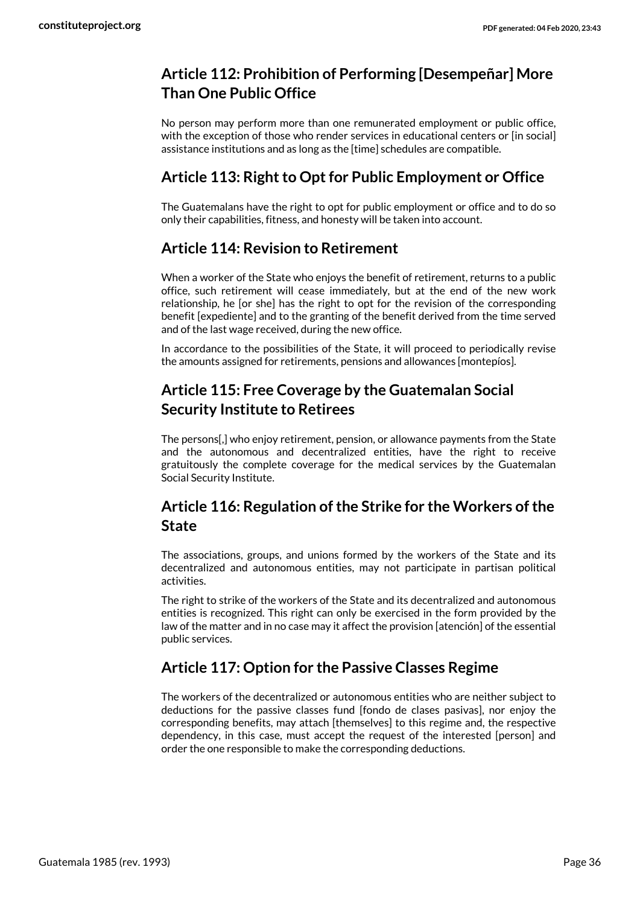### Article 112: Prohibition of Performing [Desempeñar] More Than One Public Office

No person may perform more than one remunerated employment or public office, with the exception of those who render services in educational centers or [in social] assistance institutions and as long as the [time] schedules are compatible.

### Article 113: Right to Opt for Public Employment or Office

The Guatemalans have the right to opt for public employment or office and to do so only their capabilities, fitness, and honesty will be taken into account.

### Article 114: Revision to Retirement

When a worker of the State who enjoys the benefit of retirement, returns to a public office, such retirement will cease immediately, but at the end of the new work relationship, he [or she] has the right to opt for the revision of the corresponding benefit [expediente] and to the granting of the benefit derived from the time served and of the last wage received, during the new office.

In accordance to the possibilities of the State, it will proceed to periodically revise the amounts assigned for retirements, pensions and allowances [montepíos].

### Article 115: Free Coverage by the Guatemalan Social Security Institute to Retirees

The persons[,] who enjoy retirement, pension, or allowance payments from the State and the autonomous and decentralized entities, have the right to receive gratuitously the complete coverage for the medical services by the Guatemalan Social Security Institute.

### Article 116: Regulation of the Strike for the Workers of the State

The associations, groups, and unions formed by the workers of the State and its decentralized and autonomous entities, may not participate in partisan political activities.

The right to strike of the workers of the State and its decentralized and autonomous entities is recognized. This right can only be exercised in the form provided by the law of the matter and in no case may it affect the provision [atención] of the essential public services.

### Article 117: Option for the Passive Classes Regime

The workers of the decentralized or autonomous entities who are neither subject to deductions for the passive classes fund [fondo de clases pasivas], nor enjoy the corresponding benefits, may attach [themselves] to this regime and, the respective dependency, in this case, must accept the request of the interested [person] and order the one responsible to make the corresponding deductions.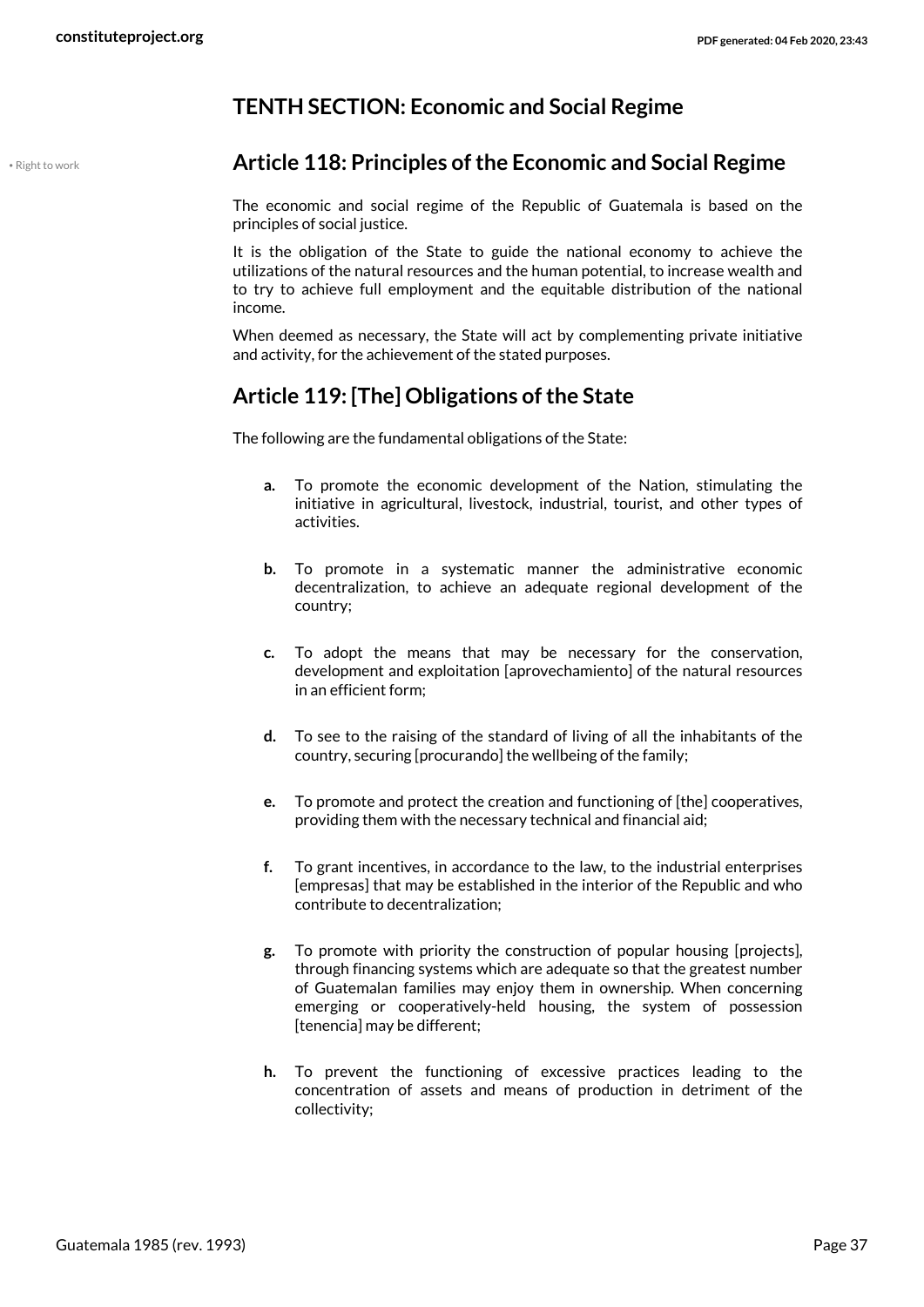## TENTH SECTION: Economic and Social Regime

### Article 118: Principles of the Economic and Social Regime

• Right to work

The economic and social regime of the Republic of Guatemala is based on the principles of social justice.

It is the obligation of the State to guide the national economy to achieve the utilizations of the natural resources and the human potential, to increase wealth and to try to achieve full employment and the equitable distribution of the national income.

When deemed as necessary, the State will act by complementing private initiative and activity, for the achievement of the stated purposes.

### Article 119: [The] Obligations of the State

The following are the fundamental obligations of the State:

- **a.** To promote the economic development of the Nation, stimulating the initiative in agricultural, livestock, industrial, tourist, and other types of activities.
- **b.** To promote in a systematic manner the administrative economic decentralization, to achieve an adequate regional development of the country;
- **c.** To adopt the means that may be necessary for the conservation, development and exploitation [aprovechamiento] of the natural resources in an efficient form;
- **d.** To see to the raising of the standard of living of all the inhabitants of the country, securing [procurando] the wellbeing of the family;
- **e.** To promote and protect the creation and functioning of [the] cooperatives, providing them with the necessary technical and financial aid;
- **f.** To grant incentives, in accordance to the law, to the industrial enterprises [empresas] that may be established in the interior of the Republic and who contribute to decentralization;
- **g.** To promote with priority the construction of popular housing [projects], through financing systems which are adequate so that the greatest number of Guatemalan families may enjoy them in ownership. When concerning emerging or cooperatively-held housing, the system of possession [tenencia] may be different;
- **h.** To prevent the functioning of excessive practices leading to the concentration of assets and means of production in detriment of the collectivity;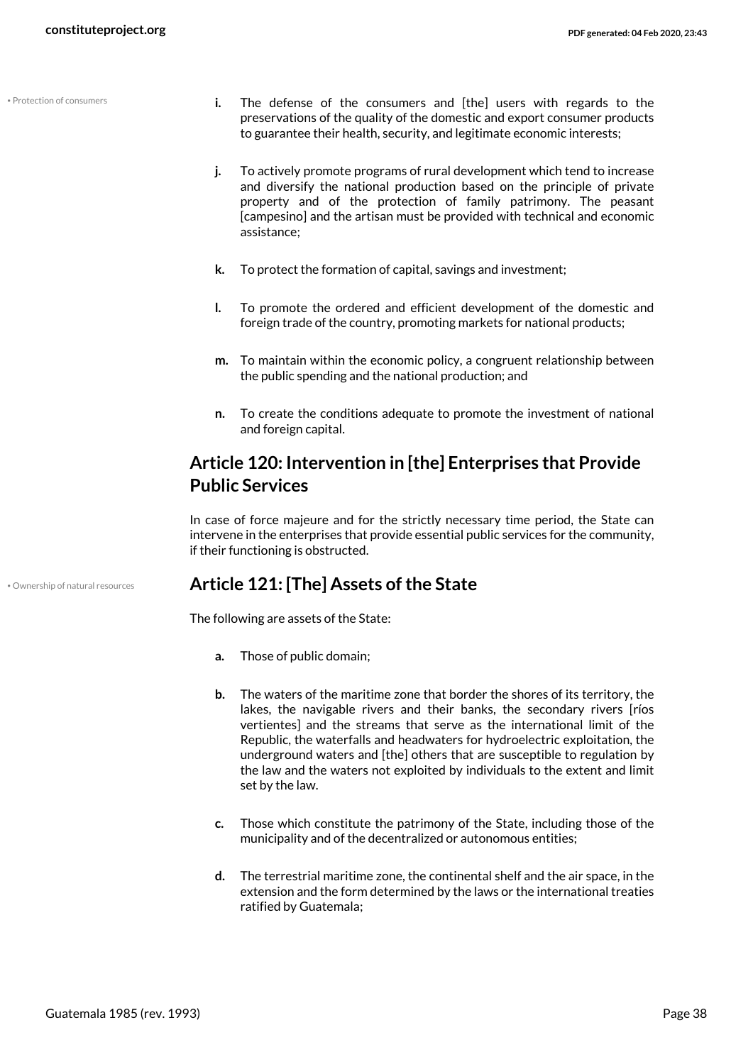• Protection of consumers

- **i.** The defense of the consumers and [the] users with regards to the preservations of the quality of the domestic and export consumer products to guarantee their health, security, and legitimate economic interests;
- **j.** To actively promote programs of rural development which tend to increase and diversify the national production based on the principle of private property and of the protection of family patrimony. The peasant [campesino] and the artisan must be provided with technical and economic assistance;
- **k.** To protect the formation of capital, savings and investment;
- **l.** To promote the ordered and efficient development of the domestic and foreign trade of the country, promoting markets for national products;
- **m.** To maintain within the economic policy, a congruent relationship between the public spending and the national production; and
- **n.** To create the conditions adequate to promote the investment of national and foreign capital.

## Article 120: Intervention in [the] Enterprises that Provide Public Services

In case of force majeure and for the strictly necessary time period, the State can intervene in the enterprises that provide essential public services for the community, if their functioning is obstructed.

• Ownership of natural resources

## Article 121: [The] Assets of the State

The following are assets of the State:

- **a.** Those of public domain;
- **b.** The waters of the maritime zone that border the shores of its territory, the lakes, the navigable rivers and their banks, the secondary rivers [ríos vertientes] and the streams that serve as the international limit of the Republic, the waterfalls and headwaters for hydroelectric exploitation, the underground waters and [the] others that are susceptible to regulation by the law and the waters not exploited by individuals to the extent and limit set by the law.
- **c.** Those which constitute the patrimony of the State, including those of the municipality and of the decentralized or autonomous entities;
- **d.** The terrestrial maritime zone, the continental shelf and the air space, in the extension and the form determined by the laws or the international treaties ratified by Guatemala;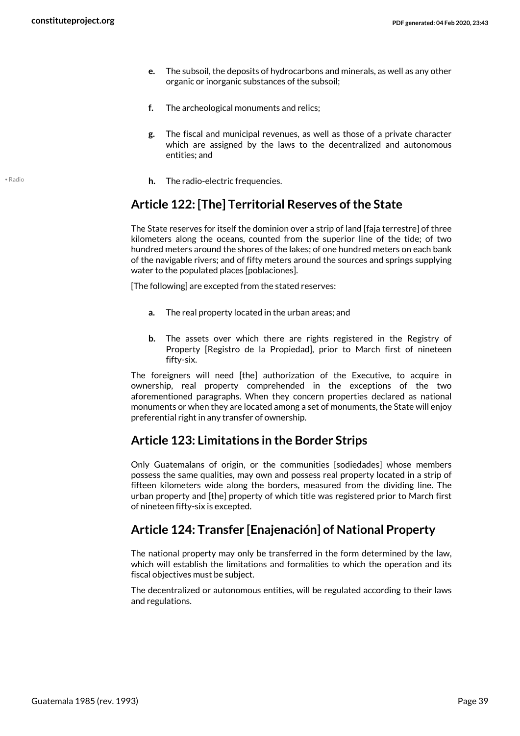- **e.** The subsoil, the deposits of hydrocarbons and minerals, as well as any other organic or inorganic substances of the subsoil;

- **f.** The archeological monuments and relics;

- **g.** The fiscal and municipal revenues, as well as those of a private character which are assigned by the laws to the decentralized and autonomous entities; and

- **h.** The radio-electric frequencies.

## Article 122: [The] Territorial Reserves of the State

The State reserves for itself the dominion over a strip of land [faja terrestre] of three kilometers along the oceans, counted from the superior line of the tide; of two hundred meters around the shores of the lakes; of one hundred meters on each bank of the navigable rivers; and of fifty meters around the sources and springs supplying water to the populated places [poblaciones].

[The following] are excepted from the stated reserves:

- **a.** The real property located in the urban areas; and

- **b.** The assets over which there are rights registered in the Registry of Property [Registro de la Propiedad], prior to March first of nineteen fifty-six.

The foreigners will need [the] authorization of the Executive, to acquire in ownership, real property comprehended in the exceptions of the two aforementioned paragraphs. When they concern properties declared as national monuments or when they are located among a set of monuments, the State will enjoy preferential right in any transfer of ownership.

## Article 123: Limitations in the Border Strips

Only Guatemalans of origin, or the communities [sodiedades] whose members possess the same qualities, may own and possess real property located in a strip of fifteen kilometers wide along the borders, measured from the dividing line. The urban property and [the] property of which title was registered prior to March first of nineteen fifty-six is excepted.

## Article 124: Transfer [Enajenación] of National Property

The national property may only be transferred in the form determined by the law, which will establish the limitations and formalities to which the operation and its fiscal objectives must be subject.

The decentralized or autonomous entities, will be regulated according to their laws and regulations.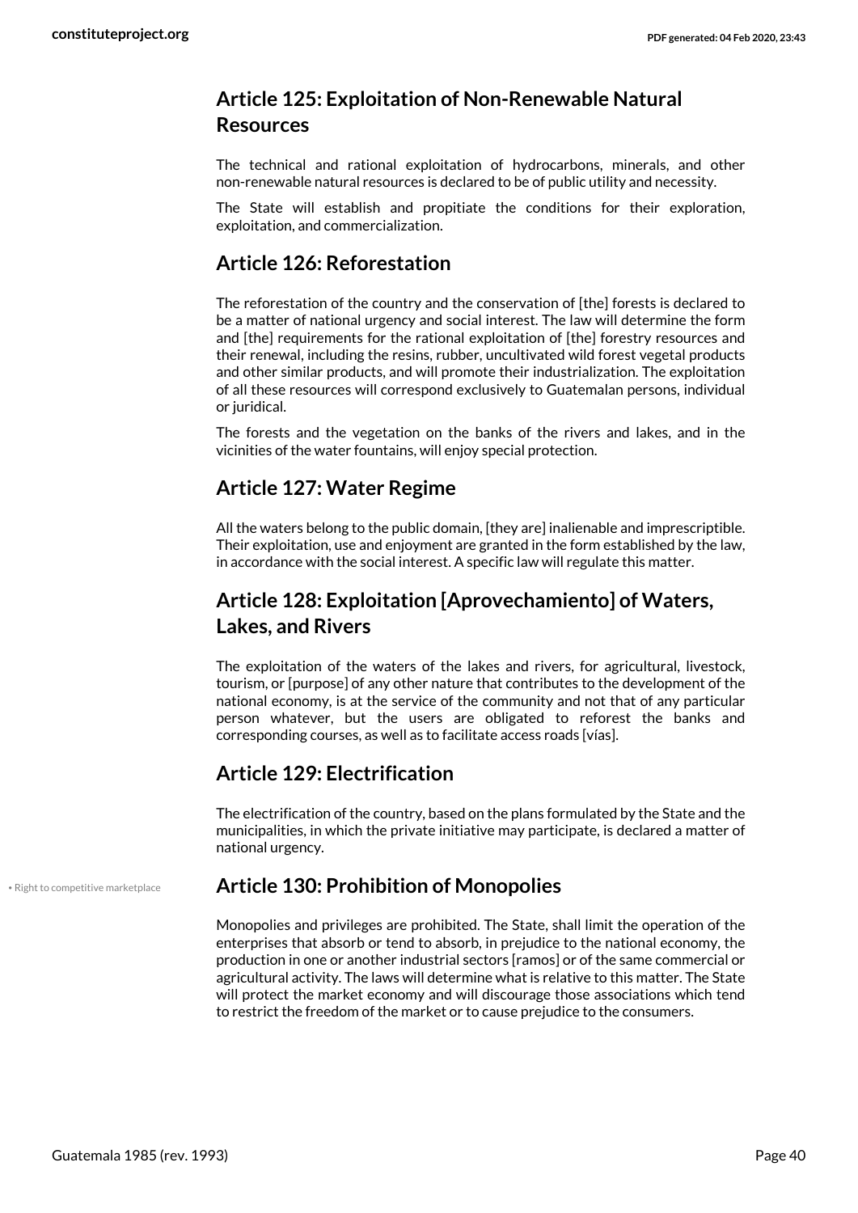## Article 125: Exploitation of Non-Renewable Natural Resources

The technical and rational exploitation of hydrocarbons, minerals, and other non-renewable natural resources is declared to be of public utility and necessity.

The State will establish and propitiate the conditions for their exploration, exploitation, and commercialization.

## Article 126: Reforestation

The reforestation of the country and the conservation of [the] forests is declared to be a matter of national urgency and social interest. The law will determine the form and [the] requirements for the rational exploitation of [the] forestry resources and their renewal, including the resins, rubber, uncultivated wild forest vegetal products and other similar products, and will promote their industrialization. The exploitation of all these resources will correspond exclusively to Guatemalan persons, individual or juridical.

The forests and the vegetation on the banks of the rivers and lakes, and in the vicinities of the water fountains, will enjoy special protection.

## Article 127: Water Regime

All the waters belong to the public domain, [they are] inalienable and imprescriptible. Their exploitation, use and enjoyment are granted in the form established by the law, in accordance with the social interest. A specific law will regulate this matter.

## Article 128: Exploitation [Aprovechamiento] of Waters, Lakes, and Rivers

The exploitation of the waters of the lakes and rivers, for agricultural, livestock, tourism, or [purpose] of any other nature that contributes to the development of the national economy, is at the service of the community and not that of any particular person whatever, but the users are obligated to reforest the banks and corresponding courses, as well as to facilitate access roads [vías].

## Article 129: Electrification

The electrification of the country, based on the plans formulated by the State and the municipalities, in which the private initiative may participate, is declared a matter of national urgency.

• Right to competitive marketplace

## Article 130: Prohibition of Monopolies

Monopolies and privileges are prohibited. The State, shall limit the operation of the enterprises that absorb or tend to absorb, in prejudice to the national economy, the production in one or another industrial sectors [ramos] or of the same commercial or agricultural activity. The laws will determine what is relative to this matter. The State will protect the market economy and will discourage those associations which tend to restrict the freedom of the market or to cause prejudice to the consumers.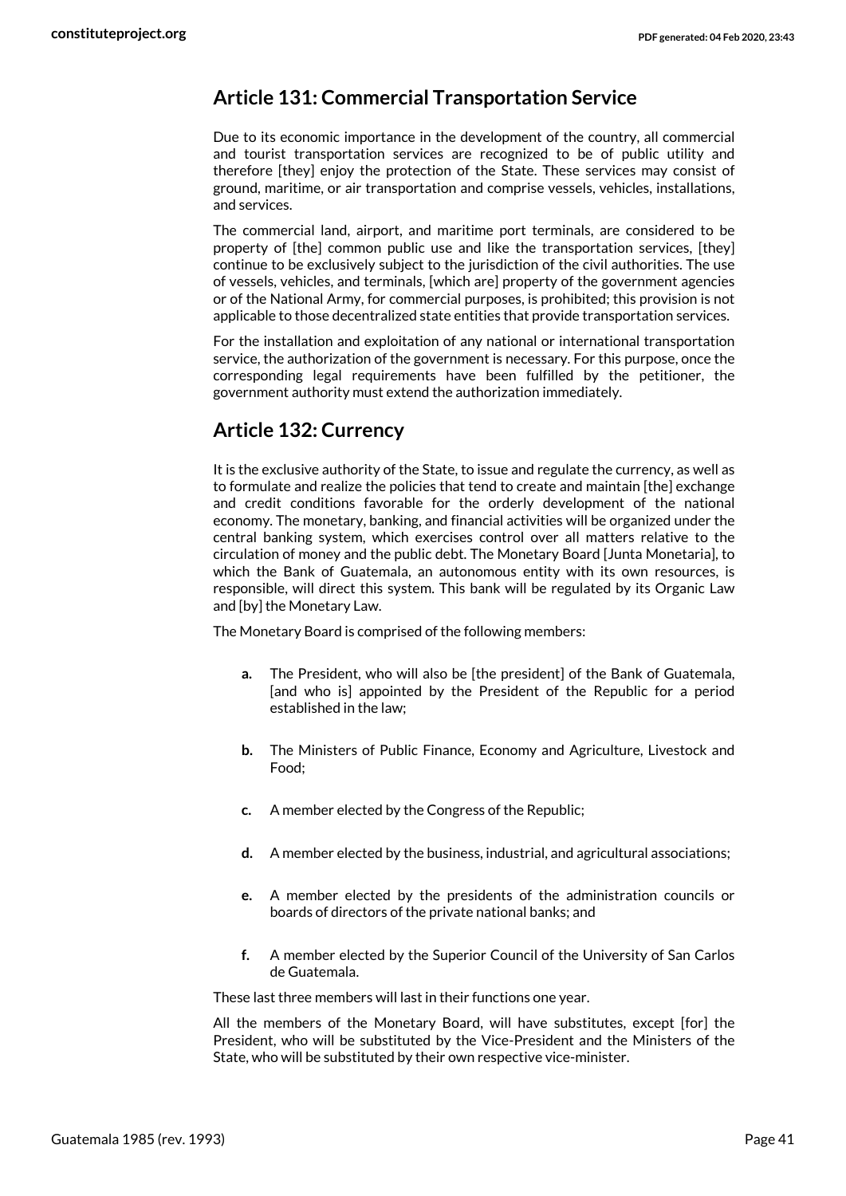## Article 131: Commercial Transportation Service

Due to its economic importance in the development of the country, all commercial and tourist transportation services are recognized to be of public utility and therefore [they] enjoy the protection of the State. These services may consist of ground, maritime, or air transportation and comprise vessels, vehicles, installations, and services.

The commercial land, airport, and maritime port terminals, are considered to be property of [the] common public use and like the transportation services, [they] continue to be exclusively subject to the jurisdiction of the civil authorities. The use of vessels, vehicles, and terminals, [which are] property of the government agencies or of the National Army, for commercial purposes, is prohibited; this provision is not applicable to those decentralized state entities that provide transportation services.

For the installation and exploitation of any national or international transportation service, the authorization of the government is necessary. For this purpose, once the corresponding legal requirements have been fulfilled by the petitioner, the government authority must extend the authorization immediately.

## Article 132: Currency

It is the exclusive authority of the State, to issue and regulate the currency, as well as to formulate and realize the policies that tend to create and maintain [the] exchange and credit conditions favorable for the orderly development of the national economy. The monetary, banking, and financial activities will be organized under the central banking system, which exercises control over all matters relative to the circulation of money and the public debt. The Monetary Board [Junta Monetaria], to which the Bank of Guatemala, an autonomous entity with its own resources, is responsible, will direct this system. This bank will be regulated by its Organic Law and [by] the Monetary Law.

The Monetary Board is comprised of the following members:

- **a.** The President, who will also be [the president] of the Bank of Guatemala, [and who is] appointed by the President of the Republic for a period established in the law;
- **b.** The Ministers of Public Finance, Economy and Agriculture, Livestock and Food;
- **c.** A member elected by the Congress of the Republic;
- **d.** A member elected by the business, industrial, and agricultural associations;
- **e.** A member elected by the presidents of the administration councils or boards of directors of the private national banks; and
- **f.** A member elected by the Superior Council of the University of San Carlos de Guatemala.

These last three members will last in their functions one year.

All the members of the Monetary Board, will have substitutes, except [for] the President, who will be substituted by the Vice-President and the Ministers of the State, who will be substituted by their own respective vice-minister.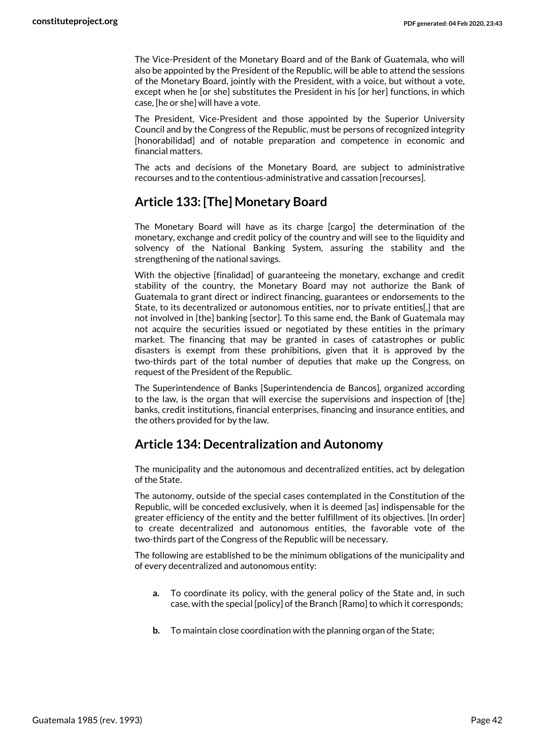The Vice-President of the Monetary Board and of the Bank of Guatemala, who will also be appointed by the President of the Republic, will be able to attend the sessions of the Monetary Board, jointly with the President, with a voice, but without a vote, except when he [or she] substitutes the President in his [or her] functions, in which case, [he or she] will have a vote.

The President, Vice-President and those appointed by the Superior University Council and by the Congress of the Republic, must be persons of recognized integrity [honorabilidad] and of notable preparation and competence in economic and financial matters.

The acts and decisions of the Monetary Board, are subject to administrative recourses and to the contentious-administrative and cassation [recourses].

## Article 133: [The] Monetary Board

The Monetary Board will have as its charge [cargo] the determination of the monetary, exchange and credit policy of the country and will see to the liquidity and solvency of the National Banking System, assuring the stability and the strengthening of the national savings.

With the objective [finalidad] of guaranteeing the monetary, exchange and credit stability of the country, the Monetary Board may not authorize the Bank of Guatemala to grant direct or indirect financing, guarantees or endorsements to the State, to its decentralized or autonomous entities, nor to private entities[,] that are not involved in [the] banking [sector]. To this same end, the Bank of Guatemala may not acquire the securities issued or negotiated by these entities in the primary market. The financing that may be granted in cases of catastrophes or public disasters is exempt from these prohibitions, given that it is approved by the two-thirds part of the total number of deputies that make up the Congress, on request of the President of the Republic.

The Superintendence of Banks [Superintendencia de Bancos], organized according to the law, is the organ that will exercise the supervisions and inspection of [the] banks, credit institutions, financial enterprises, financing and insurance entities, and the others provided for by the law.

## Article 134: Decentralization and Autonomy

The municipality and the autonomous and decentralized entities, act by delegation of the State.

The autonomy, outside of the special cases contemplated in the Constitution of the Republic, will be conceded exclusively, when it is deemed [as] indispensable for the greater efficiency of the entity and the better fulfillment of its objectives. [In order] to create decentralized and autonomous entities, the favorable vote of the two-thirds part of the Congress of the Republic will be necessary.

The following are established to be the minimum obligations of the municipality and of every decentralized and autonomous entity:

- **a.** To coordinate its policy, with the general policy of the State and, in such case, with the special [policy] of the Branch [Ramo] to which it corresponds;
- **b.** To maintain close coordination with the planning organ of the State;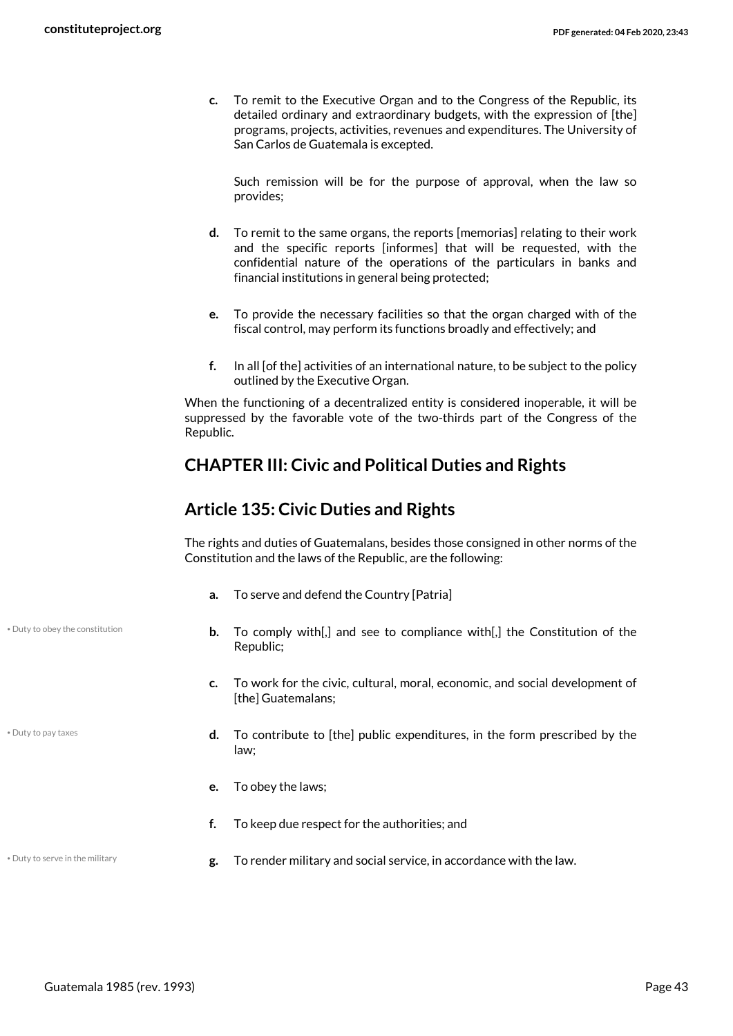c. To remit to the Executive Organ and to the Congress of the Republic, its detailed ordinary and extraordinary budgets, with the expression of [the] programs, projects, activities, revenues and expenditures. The University of San Carlos de Guatemala is excepted.

   Such remission will be for the purpose of approval, when the law so provides;

d. To remit to the same organs, the reports [memorias] relating to their work and the specific reports [informes] that will be requested, with the confidential nature of the operations of the particulars in banks and financial institutions in general being protected;

e. To provide the necessary facilities so that the organ charged with of the fiscal control, may perform its functions broadly and effectively; and

f. In all [of the] activities of an international nature, to be subject to the policy outlined by the Executive Organ.

When the functioning of a decentralized entity is considered inoperable, it will be suppressed by the favorable vote of the two-thirds part of the Congress of the Republic.

## CHAPTER III: Civic and Political Duties and Rights

## Article 135: Civic Duties and Rights

The rights and duties of Guatemalans, besides those consigned in other norms of the Constitution and the laws of the Republic, are the following:

a. To serve and defend the Country [Patria]

b. To comply with[,] and see to compliance with[,] the Constitution of the Republic;

• Duty to obey the constitution

c. To work for the civic, cultural, moral, economic, and social development of [the] Guatemalans;

d. To contribute to [the] public expenditures, in the form prescribed by the law;

• Duty to pay taxes

e. To obey the laws;

f. To keep due respect for the authorities; and

g. To render military and social service, in accordance with the law.

• Duty to serve in the military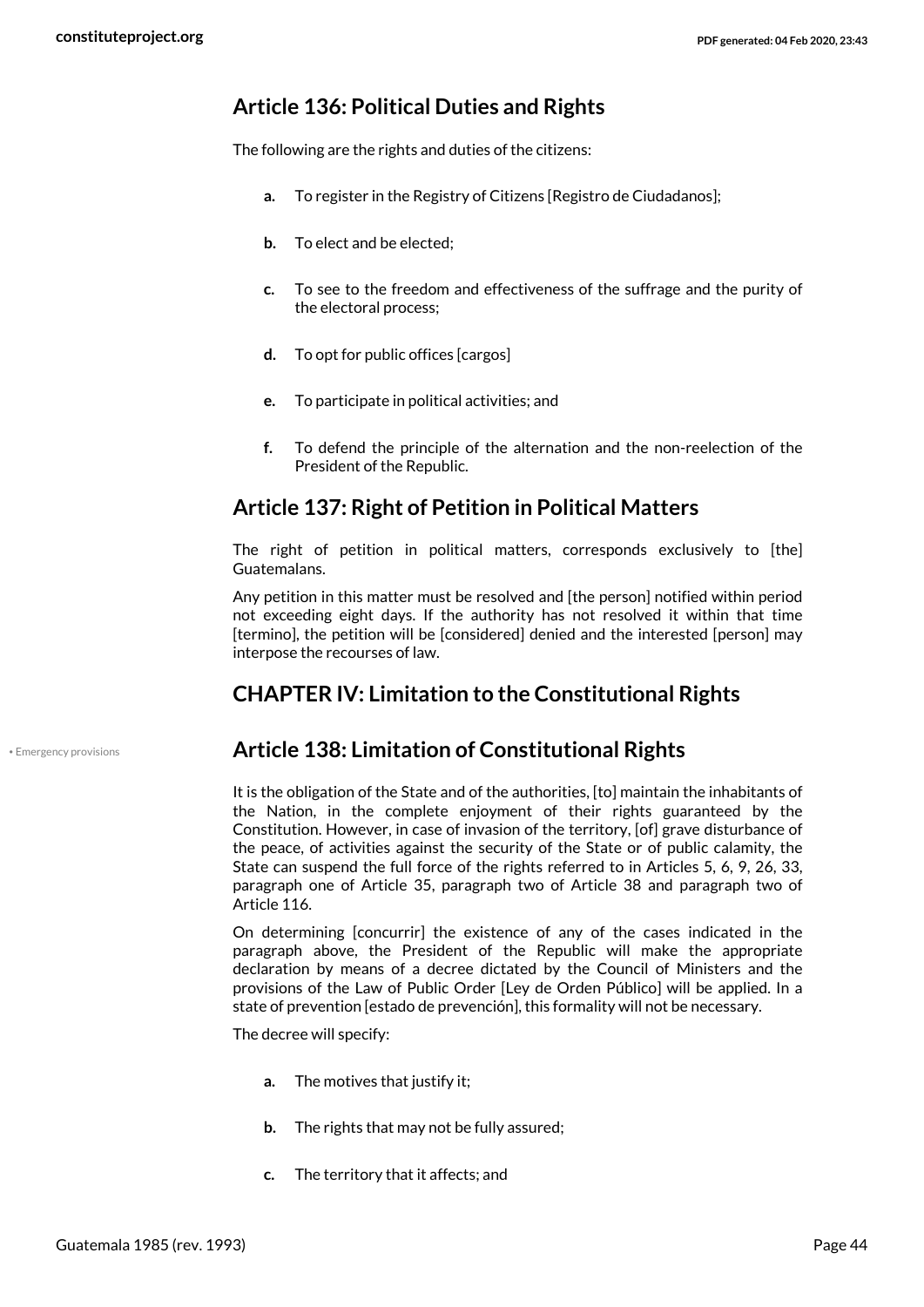## Article 136: Political Duties and Rights

The following are the rights and duties of the citizens:

- **a.** To register in the Registry of Citizens [Registro de Ciudadanos];
- **b.** To elect and be elected;
- **c.** To see to the freedom and effectiveness of the suffrage and the purity of the electoral process;
- **d.** To opt for public offices [cargos]
- **e.** To participate in political activities; and
- **f.** To defend the principle of the alternation and the non-reelection of the President of the Republic.

## Article 137: Right of Petition in Political Matters

The right of petition in political matters, corresponds exclusively to [the] Guatemalans.

Any petition in this matter must be resolved and [the person] notified within period not exceeding eight days. If the authority has not resolved it within that time [termino], the petition will be [considered] denied and the interested [person] may interpose the recourses of law.

## CHAPTER IV: Limitation to the Constitutional Rights

• Emergency provisions

## Article 138: Limitation of Constitutional Rights

It is the obligation of the State and of the authorities, [to] maintain the inhabitants of the Nation, in the complete enjoyment of their rights guaranteed by the Constitution. However, in case of invasion of the territory, [of] grave disturbance of the peace, of activities against the security of the State or of public calamity, the State can suspend the full force of the rights referred to in Articles 5, 6, 9, 26, 33, paragraph one of Article 35, paragraph two of Article 38 and paragraph two of Article 116.

On determining [concurrir] the existence of any of the cases indicated in the paragraph above, the President of the Republic will make the appropriate declaration by means of a decree dictated by the Council of Ministers and the provisions of the Law of Public Order [Ley de Orden Público] will be applied. In a state of prevention [estado de prevención], this formality will not be necessary.

The decree will specify:

- **a.** The motives that justify it;
- **b.** The rights that may not be fully assured;
- **c.** The territory that it affects; and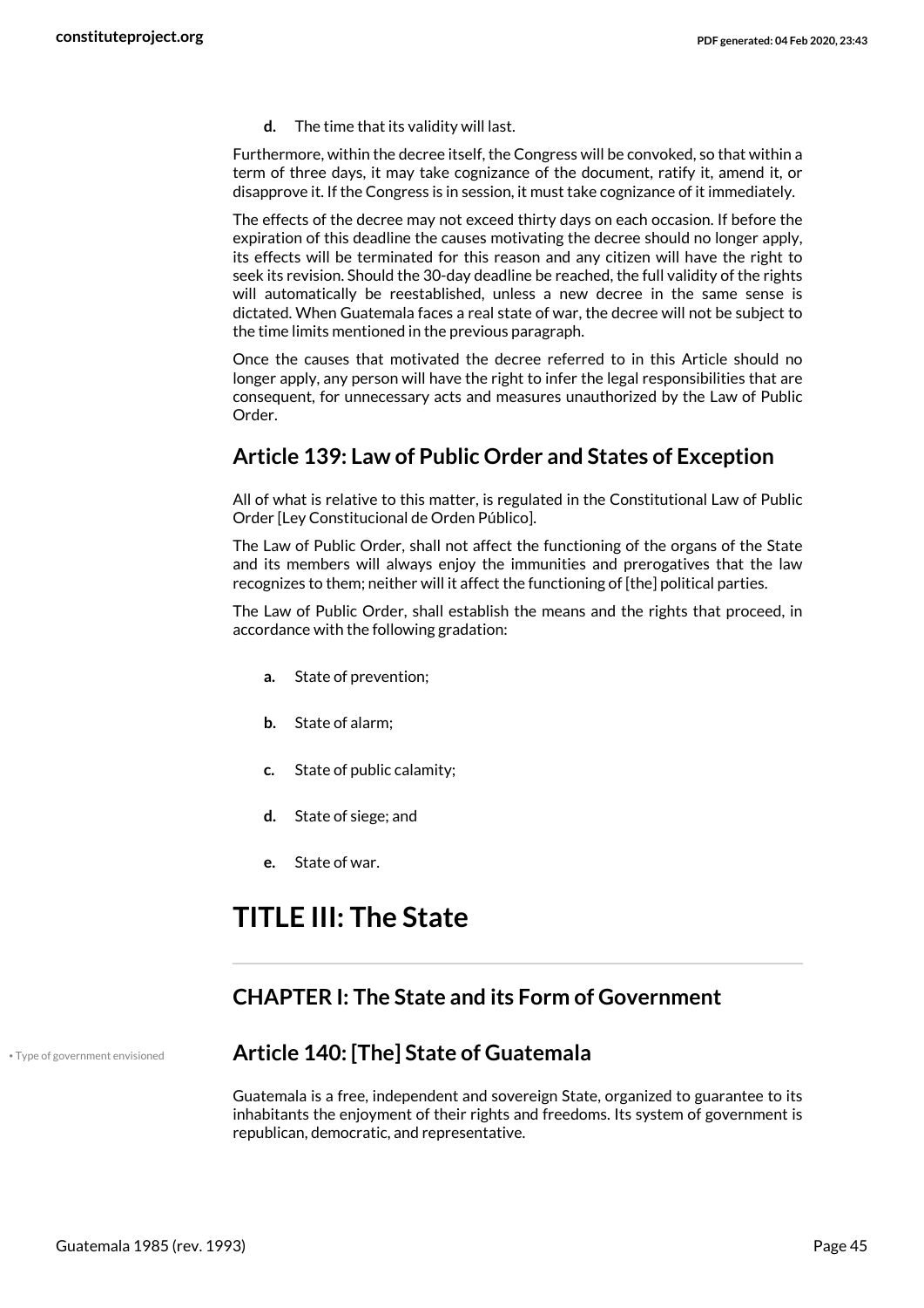**d.** The time that its validity will last.

Furthermore, within the decree itself, the Congress will be convoked, so that within a term of three days, it may take cognizance of the document, ratify it, amend it, or disapprove it. If the Congress is in session, it must take cognizance of it immediately.

The effects of the decree may not exceed thirty days on each occasion. If before the expiration of this deadline the causes motivating the decree should no longer apply, its effects will be terminated for this reason and any citizen will have the right to seek its revision. Should the 30-day deadline be reached, the full validity of the rights will automatically be reestablished, unless a new decree in the same sense is dictated. When Guatemala faces a real state of war, the decree will not be subject to the time limits mentioned in the previous paragraph.

Once the causes that motivated the decree referred to in this Article should no longer apply, any person will have the right to infer the legal responsibilities that are consequent, for unnecessary acts and measures unauthorized by the Law of Public Order.

## Article 139: Law of Public Order and States of Exception

All of what is relative to this matter, is regulated in the Constitutional Law of Public Order [Ley Constitucional de Orden Público].

The Law of Public Order, shall not affect the functioning of the organs of the State and its members will always enjoy the immunities and prerogatives that the law recognizes to them; neither will it affect the functioning of [the] political parties.

The Law of Public Order, shall establish the means and the rights that proceed, in accordance with the following gradation:

- **a.** State of prevention;
- **b.** State of alarm;
- **c.** State of public calamity;
- **d.** State of siege; and
- **e.** State of war.

# TITLE III: The State

## CHAPTER I: The State and its Form of Government

• Type of government envisioned

## Article 140: [The] State of Guatemala

Guatemala is a free, independent and sovereign State, organized to guarantee to its inhabitants the enjoyment of their rights and freedoms. Its system of government is republican, democratic, and representative.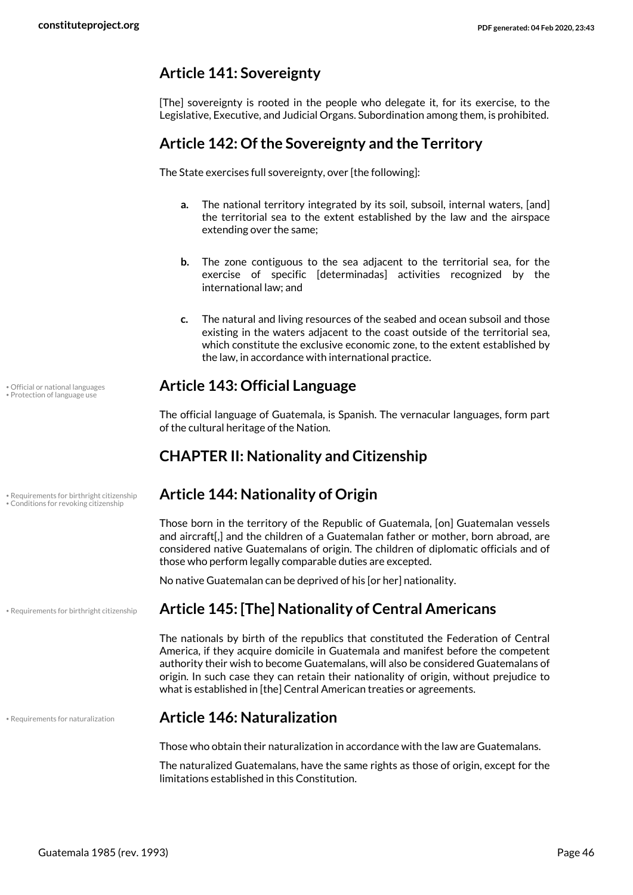## Article 141: Sovereignty

[The] sovereignty is rooted in the people who delegate it, for its exercise, to the Legislative, Executive, and Judicial Organs. Subordination among them, is prohibited.

## Article 142: Of the Sovereignty and the Territory

The State exercises full sovereignty, over [the following]:

- **a.** The national territory integrated by its soil, subsoil, internal waters, [and] the territorial sea to the extent established by the law and the airspace extending over the same;
- **b.** The zone contiguous to the sea adjacent to the territorial sea, for the exercise of specific [determinadas] activities recognized by the international law; and
- **c.** The natural and living resources of the seabed and ocean subsoil and those existing in the waters adjacent to the coast outside of the territorial sea, which constitute the exclusive economic zone, to the extent established by the law, in accordance with international practice.

• Official or national languages
• Protection of language use

## Article 143: Official Language

The official language of Guatemala, is Spanish. The vernacular languages, form part of the cultural heritage of the Nation.

## CHAPTER II: Nationality and Citizenship

• Requirements for birthright citizenship
• Conditions for revoking citizenship

## Article 144: Nationality of Origin

Those born in the territory of the Republic of Guatemala, [on] Guatemalan vessels and aircraft[,] and the children of a Guatemalan father or mother, born abroad, are considered native Guatemalans of origin. The children of diplomatic officials and of those who perform legally comparable duties are excepted.

No native Guatemalan can be deprived of his [or her] nationality.

• Requirements for birthright citizenship

## Article 145: [The] Nationality of Central Americans

The nationals by birth of the republics that constituted the Federation of Central America, if they acquire domicile in Guatemala and manifest before the competent authority their wish to become Guatemalans, will also be considered Guatemalans of origin. In such case they can retain their nationality of origin, without prejudice to what is established in [the] Central American treaties or agreements.

• Requirements for naturalization

## Article 146: Naturalization

Those who obtain their naturalization in accordance with the law are Guatemalans.

The naturalized Guatemalans, have the same rights as those of origin, except for the limitations established in this Constitution.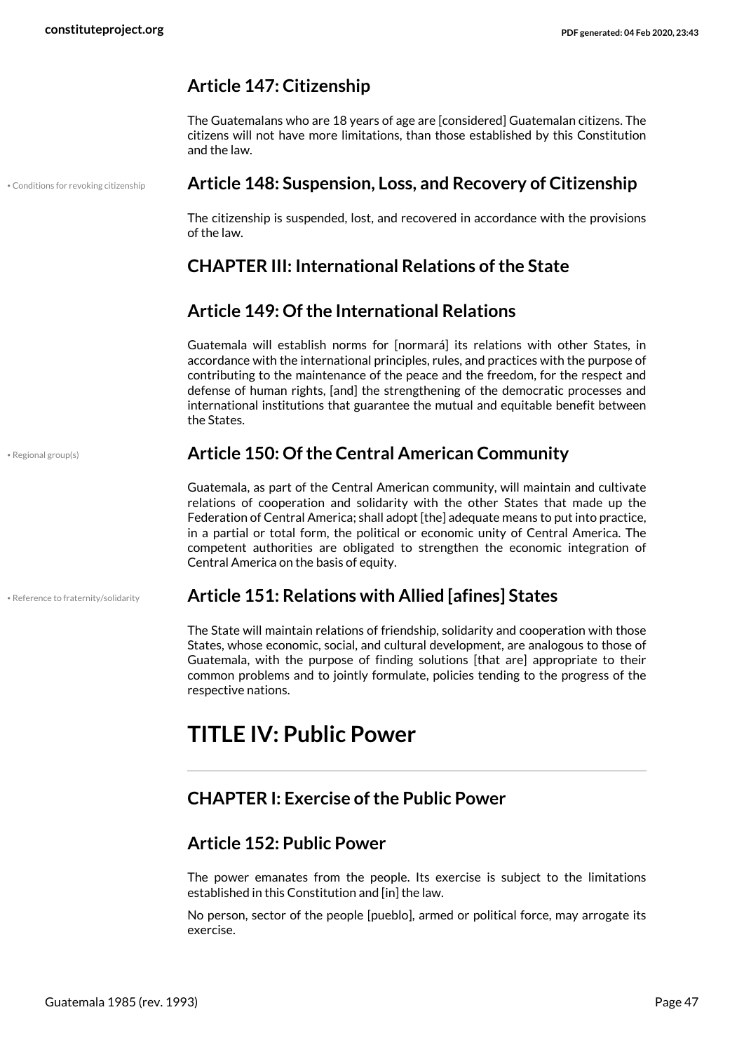### Article 147: Citizenship

The Guatemalans who are 18 years of age are [considered] Guatemalan citizens. The citizens will not have more limitations, than those established by this Constitution and the law.

• Conditions for revoking citizenship

### Article 148: Suspension, Loss, and Recovery of Citizenship

The citizenship is suspended, lost, and recovered in accordance with the provisions of the law.

## CHAPTER III: International Relations of the State

### Article 149: Of the International Relations

Guatemala will establish norms for [normará] its relations with other States, in accordance with the international principles, rules, and practices with the purpose of contributing to the maintenance of the peace and the freedom, for the respect and defense of human rights, [and] the strengthening of the democratic processes and international institutions that guarantee the mutual and equitable benefit between the States.

• Regional group(s)

### Article 150: Of the Central American Community

Guatemala, as part of the Central American community, will maintain and cultivate relations of cooperation and solidarity with the other States that made up the Federation of Central America; shall adopt [the] adequate means to put into practice, in a partial or total form, the political or economic unity of Central America. The competent authorities are obligated to strengthen the economic integration of Central America on the basis of equity.

• Reference to fraternity/solidarity

### Article 151: Relations with Allied [afines] States

The State will maintain relations of friendship, solidarity and cooperation with those States, whose economic, social, and cultural development, are analogous to those of Guatemala, with the purpose of finding solutions [that are] appropriate to their common problems and to jointly formulate, policies tending to the progress of the respective nations.

# TITLE IV: Public Power

## CHAPTER I: Exercise of the Public Power

### Article 152: Public Power

The power emanates from the people. Its exercise is subject to the limitations established in this Constitution and [in] the law.

No person, sector of the people [pueblo], armed or political force, may arrogate its exercise.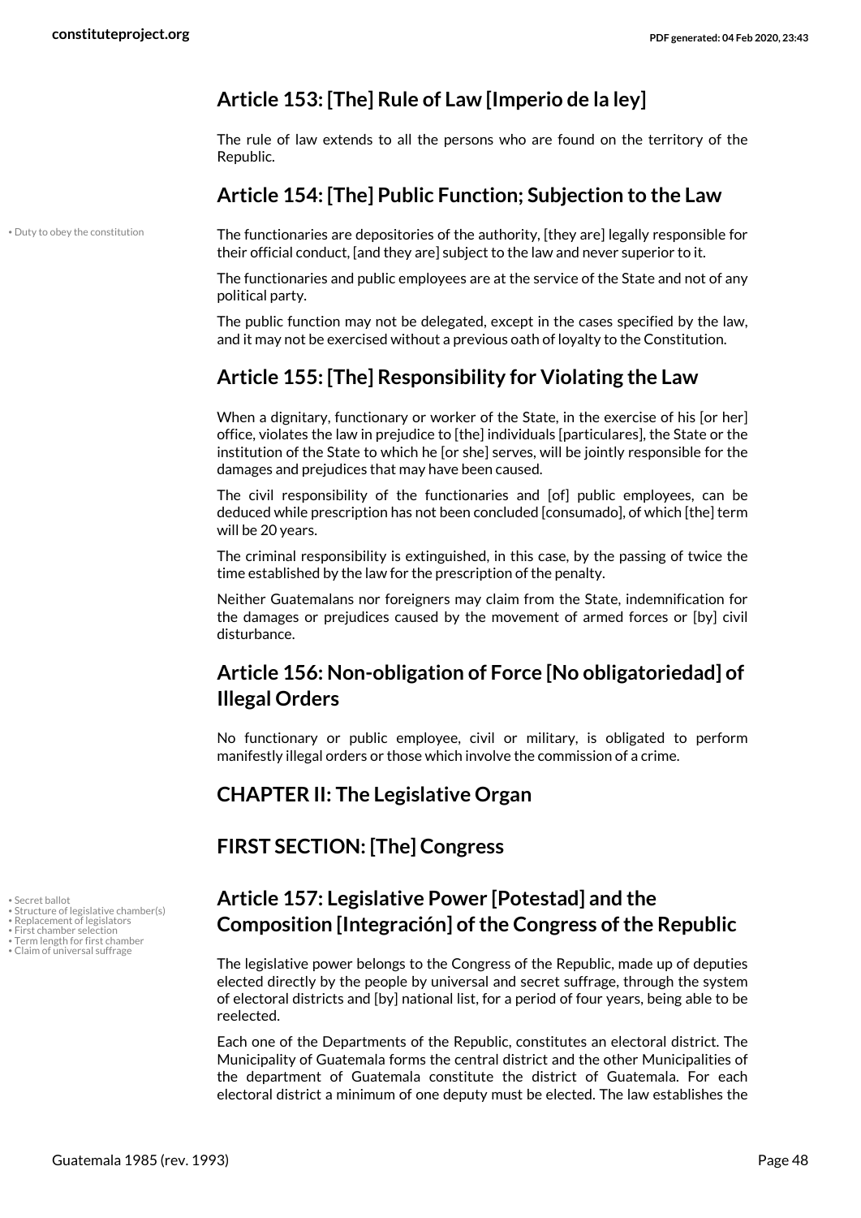## Article 153: [The] Rule of Law [Imperio de la ley]

The rule of law extends to all the persons who are found on the territory of the Republic.

## Article 154: [The] Public Function; Subjection to the Law

• Duty to obey the constitution

The functionaries are depositories of the authority, [they are] legally responsible for their official conduct, [and they are] subject to the law and never superior to it.

The functionaries and public employees are at the service of the State and not of any political party.

The public function may not be delegated, except in the cases specified by the law, and it may not be exercised without a previous oath of loyalty to the Constitution.

## Article 155: [The] Responsibility for Violating the Law

When a dignitary, functionary or worker of the State, in the exercise of his [or her] office, violates the law in prejudice to [the] individuals [particulares], the State or the institution of the State to which he [or she] serves, will be jointly responsible for the damages and prejudices that may have been caused.

The civil responsibility of the functionaries and [of] public employees, can be deduced while prescription has not been concluded [consumado], of which [the] term will be 20 years.

The criminal responsibility is extinguished, in this case, by the passing of twice the time established by the law for the prescription of the penalty.

Neither Guatemalans nor foreigners may claim from the State, indemnification for the damages or prejudices caused by the movement of armed forces or [by] civil disturbance.

## Article 156: Non-obligation of Force [No obligatoriedad] of Illegal Orders

No functionary or public employee, civil or military, is obligated to perform manifestly illegal orders or those which involve the commission of a crime.

# CHAPTER II: The Legislative Organ

## FIRST SECTION: [The] Congress

## Article 157: Legislative Power [Potestad] and the Composition [Integración] of the Congress of the Republic

• Secret ballot
• Structure of legislative chamber(s)
• Replacement of legislators
• First chamber selection
• Term length for first chamber
• Claim of universal suffrage

The legislative power belongs to the Congress of the Republic, made up of deputies elected directly by the people by universal and secret suffrage, through the system of electoral districts and [by] national list, for a period of four years, being able to be reelected.

Each one of the Departments of the Republic, constitutes an electoral district. The Municipality of Guatemala forms the central district and the other Municipalities of the department of Guatemala constitute the district of Guatemala. For each electoral district a minimum of one deputy must be elected. The law establishes the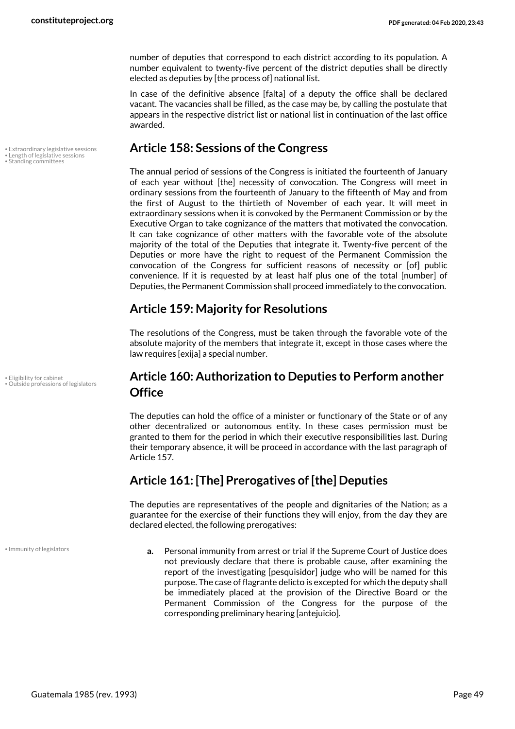number of deputies that correspond to each district according to its population. A number equivalent to twenty-five percent of the district deputies shall be directly elected as deputies by [the process of] national list.

In case of the definitive absence [falta] of a deputy the office shall be declared vacant. The vacancies shall be filled, as the case may be, by calling the postulate that appears in the respective district list or national list in continuation of the last office awarded.

## Article 158: Sessions of the Congress

The annual period of sessions of the Congress is initiated the fourteenth of January of each year without [the] necessity of convocation. The Congress will meet in ordinary sessions from the fourteenth of January to the fifteenth of May and from the first of August to the thirtieth of November of each year. It will meet in extraordinary sessions when it is convoked by the Permanent Commission or by the Executive Organ to take cognizance of the matters that motivated the convocation. It can take cognizance of other matters with the favorable vote of the absolute majority of the total of the Deputies that integrate it. Twenty-five percent of the Deputies or more have the right to request of the Permanent Commission the convocation of the Congress for sufficient reasons of necessity or [of] public convenience. If it is requested by at least half plus one of the total [number] of Deputies, the Permanent Commission shall proceed immediately to the convocation.

## Article 159: Majority for Resolutions

The resolutions of the Congress, must be taken through the favorable vote of the absolute majority of the members that integrate it, except in those cases where the law requires [exija] a special number.

## Article 160: Authorization to Deputies to Perform another Office

The deputies can hold the office of a minister or functionary of the State or of any other decentralized or autonomous entity. In these cases permission must be granted to them for the period in which their executive responsibilities last. During their temporary absence, it will be proceed in accordance with the last paragraph of Article 157.

## Article 161: [The] Prerogatives of [the] Deputies

The deputies are representatives of the people and dignitaries of the Nation; as a guarantee for the exercise of their functions they will enjoy, from the day they are declared elected, the following prerogatives:

**a.** Personal immunity from arrest or trial if the Supreme Court of Justice does not previously declare that there is probable cause, after examining the report of the investigating [pesquisidor] judge who will be named for this purpose. The case of flagrante delicto is excepted for which the deputy shall be immediately placed at the provision of the Directive Board or the Permanent Commission of the Congress for the purpose of the corresponding preliminary hearing [antejuicio].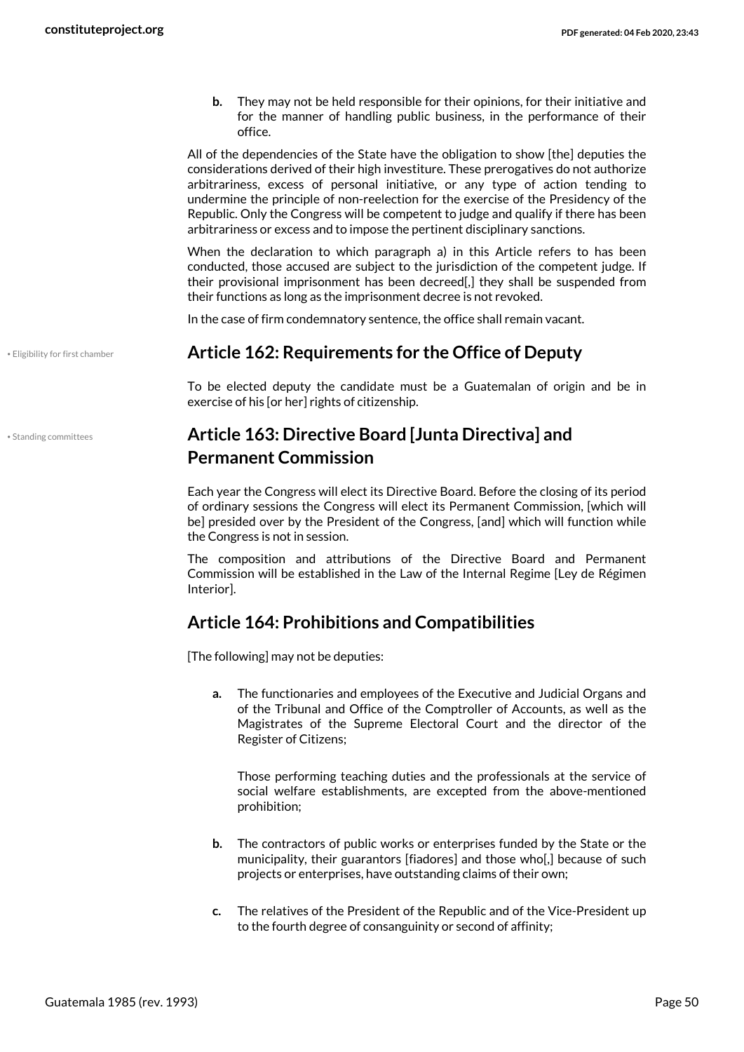b. They may not be held responsible for their opinions, for their initiative and for the manner of handling public business, in the performance of their office.

All of the dependencies of the State have the obligation to show [the] deputies the considerations derived of their high investiture. These prerogatives do not authorize arbitrariness, excess of personal initiative, or any type of action tending to undermine the principle of non-reelection for the exercise of the Presidency of the Republic. Only the Congress will be competent to judge and qualify if there has been arbitrariness or excess and to impose the pertinent disciplinary sanctions.

When the declaration to which paragraph a) in this Article refers to has been conducted, those accused are subject to the jurisdiction of the competent judge. If their provisional imprisonment has been decreed[,] they shall be suspended from their functions as long as the imprisonment decree is not revoked.

In the case of firm condemnatory sentence, the office shall remain vacant.

• Eligibility for first chamber

## Article 162: Requirements for the Office of Deputy

To be elected deputy the candidate must be a Guatemalan of origin and be in exercise of his [or her] rights of citizenship.

• Standing committees

## Article 163: Directive Board [Junta Directiva] and Permanent Commission

Each year the Congress will elect its Directive Board. Before the closing of its period of ordinary sessions the Congress will elect its Permanent Commission, [which will be] presided over by the President of the Congress, [and] which will function while the Congress is not in session.

The composition and attributions of the Directive Board and Permanent Commission will be established in the Law of the Internal Regime [Ley de Régimen Interior].

## Article 164: Prohibitions and Compatibilities

[The following] may not be deputies:

a. The functionaries and employees of the Executive and Judicial Organs and of the Tribunal and Office of the Comptroller of Accounts, as well as the Magistrates of the Supreme Electoral Court and the director of the Register of Citizens;

   Those performing teaching duties and the professionals at the service of social welfare establishments, are excepted from the above-mentioned prohibition;

b. The contractors of public works or enterprises funded by the State or the municipality, their guarantors [fiadores] and those who[,] because of such projects or enterprises, have outstanding claims of their own;

c. The relatives of the President of the Republic and of the Vice-President up to the fourth degree of consanguinity or second of affinity;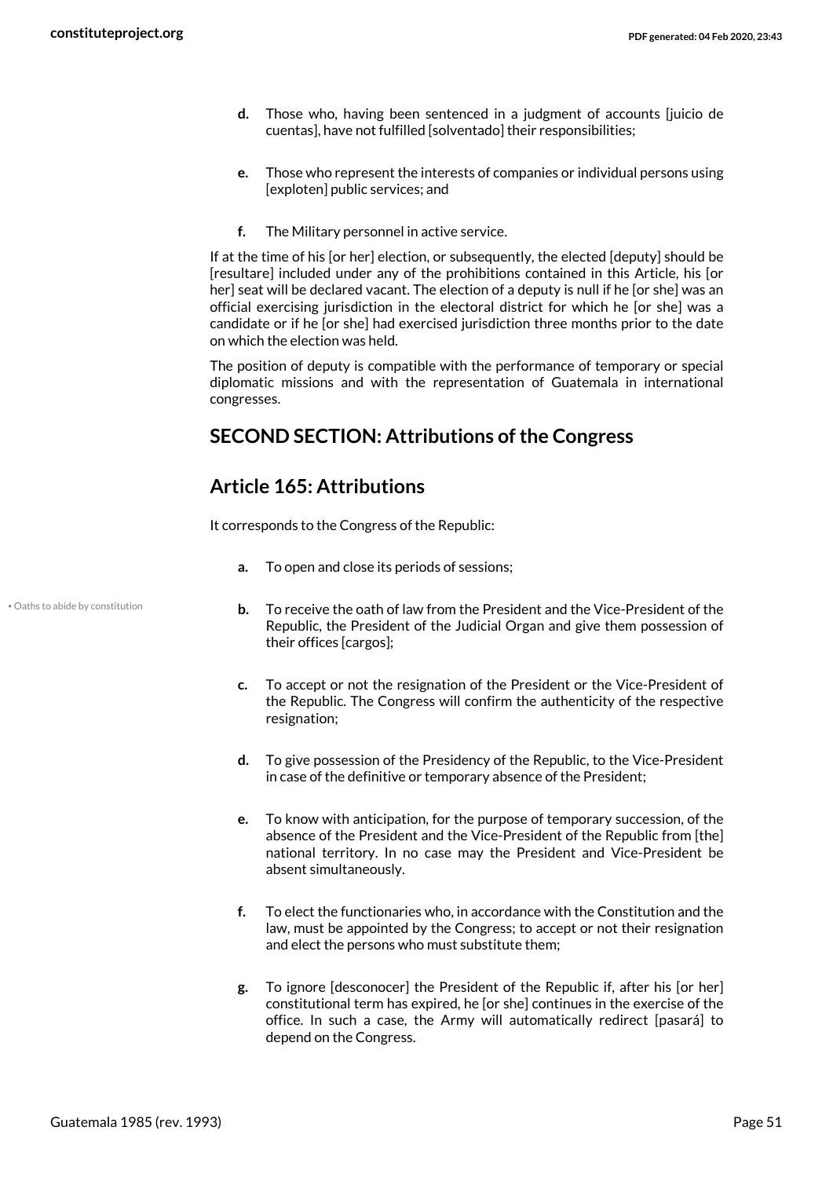- **d.** Those who, having been sentenced in a judgment of accounts [juicio de cuentas], have not fulfilled [solventado] their responsibilities;
- **e.** Those who represent the interests of companies or individual persons using [exploten] public services; and
- **f.** The Military personnel in active service.

If at the time of his [or her] election, or subsequently, the elected [deputy] should be [resultare] included under any of the prohibitions contained in this Article, his [or her] seat will be declared vacant. The election of a deputy is null if he [or she] was an official exercising jurisdiction in the electoral district for which he [or she] was a candidate or if he [or she] had exercised jurisdiction three months prior to the date on which the election was held.

The position of deputy is compatible with the performance of temporary or special diplomatic missions and with the representation of Guatemala in international congresses.

## SECOND SECTION: Attributions of the Congress

## Article 165: Attributions

It corresponds to the Congress of the Republic:

- **a.** To open and close its periods of sessions;
- **b.** To receive the oath of law from the President and the Vice-President of the Republic, the President of the Judicial Organ and give them possession of their offices [cargos];

• Oaths to abide by constitution

- **c.** To accept or not the resignation of the President or the Vice-President of the Republic. The Congress will confirm the authenticity of the respective resignation;
- **d.** To give possession of the Presidency of the Republic, to the Vice-President in case of the definitive or temporary absence of the President;
- **e.** To know with anticipation, for the purpose of temporary succession, of the absence of the President and the Vice-President of the Republic from [the] national territory. In no case may the President and Vice-President be absent simultaneously.
- **f.** To elect the functionaries who, in accordance with the Constitution and the law, must be appointed by the Congress; to accept or not their resignation and elect the persons who must substitute them;
- **g.** To ignore [desconocer] the President of the Republic if, after his [or her] constitutional term has expired, he [or she] continues in the exercise of the office. In such a case, the Army will automatically redirect [pasará] to depend on the Congress.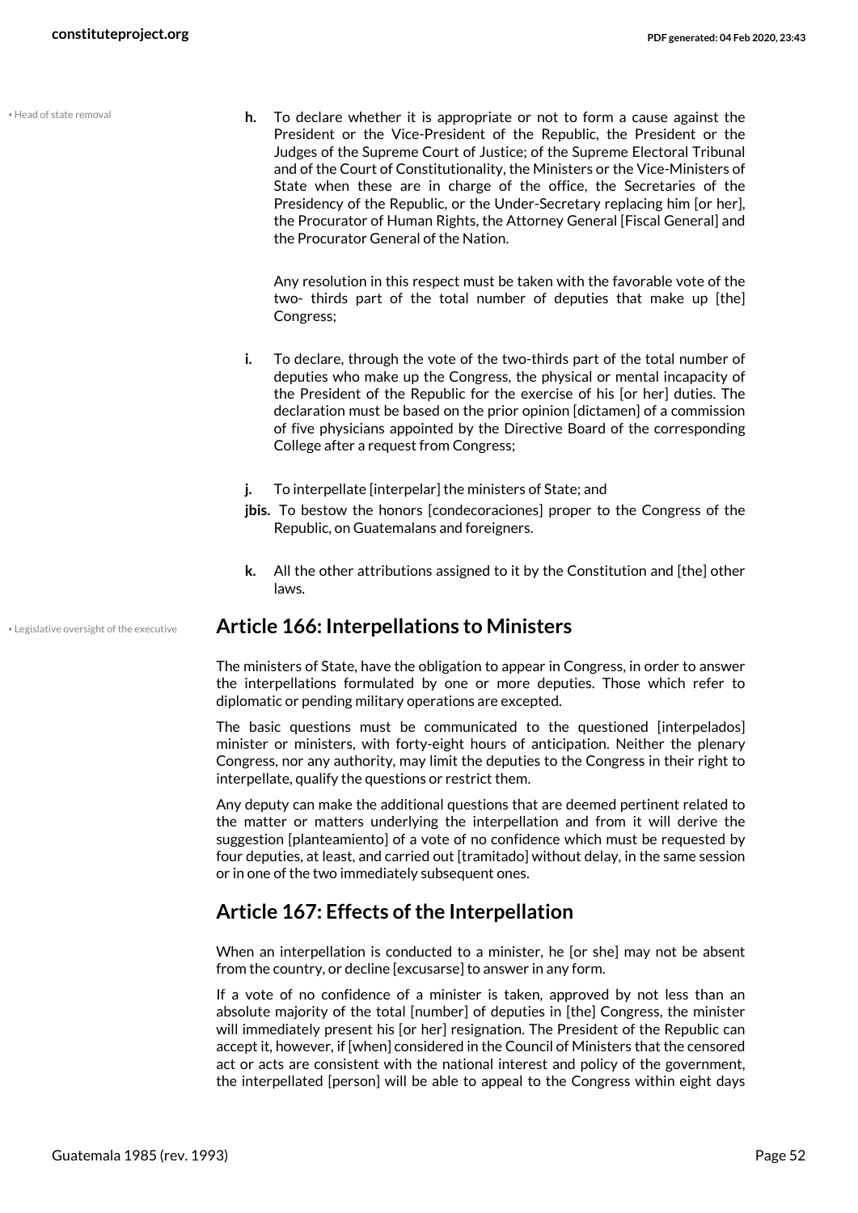• Head of state removal

**h.** To declare whether it is appropriate or not to form a cause against the President or the Vice-President of the Republic, the President or the Judges of the Supreme Court of Justice; of the Supreme Electoral Tribunal and of the Court of Constitutionality, the Ministers or the Vice-Ministers of State when these are in charge of the office, the Secretaries of the Presidency of the Republic, or the Under-Secretary replacing him [or her], the Procurator of Human Rights, the Attorney General [Fiscal General] and the Procurator General of the Nation.

Any resolution in this respect must be taken with the favorable vote of the two- thirds part of the total number of deputies that make up [the] Congress;

**i.** To declare, through the vote of the two-thirds part of the total number of deputies who make up the Congress, the physical or mental incapacity of the President of the Republic for the exercise of his [or her] duties. The declaration must be based on the prior opinion [dictamen] of a commission of five physicians appointed by the Directive Board of the corresponding College after a request from Congress;

**j.** To interpellate [interpelar] the ministers of State; and

**jbis.** To bestow the honors [condecoraciones] proper to the Congress of the Republic, on Guatemalans and foreigners.

**k.** All the other attributions assigned to it by the Constitution and [the] other laws.

• Legislative oversight of the executive

## Article 166: Interpellations to Ministers

The ministers of State, have the obligation to appear in Congress, in order to answer the interpellations formulated by one or more deputies. Those which refer to diplomatic or pending military operations are excepted.

The basic questions must be communicated to the questioned [interpelados] minister or ministers, with forty-eight hours of anticipation. Neither the plenary Congress, nor any authority, may limit the deputies to the Congress in their right to interpellate, qualify the questions or restrict them.

Any deputy can make the additional questions that are deemed pertinent related to the matter or matters underlying the interpellation and from it will derive the suggestion [planteamiento] of a vote of no confidence which must be requested by four deputies, at least, and carried out [tramitado] without delay, in the same session or in one of the two immediately subsequent ones.

## Article 167: Effects of the Interpellation

When an interpellation is conducted to a minister, he [or she] may not be absent from the country, or decline [excusarse] to answer in any form.

If a vote of no confidence of a minister is taken, approved by not less than an absolute majority of the total [number] of deputies in [the] Congress, the minister will immediately present his [or her] resignation. The President of the Republic can accept it, however, if [when] considered in the Council of Ministers that the censored act or acts are consistent with the national interest and policy of the government, the interpellated [person] will be able to appeal to the Congress within eight days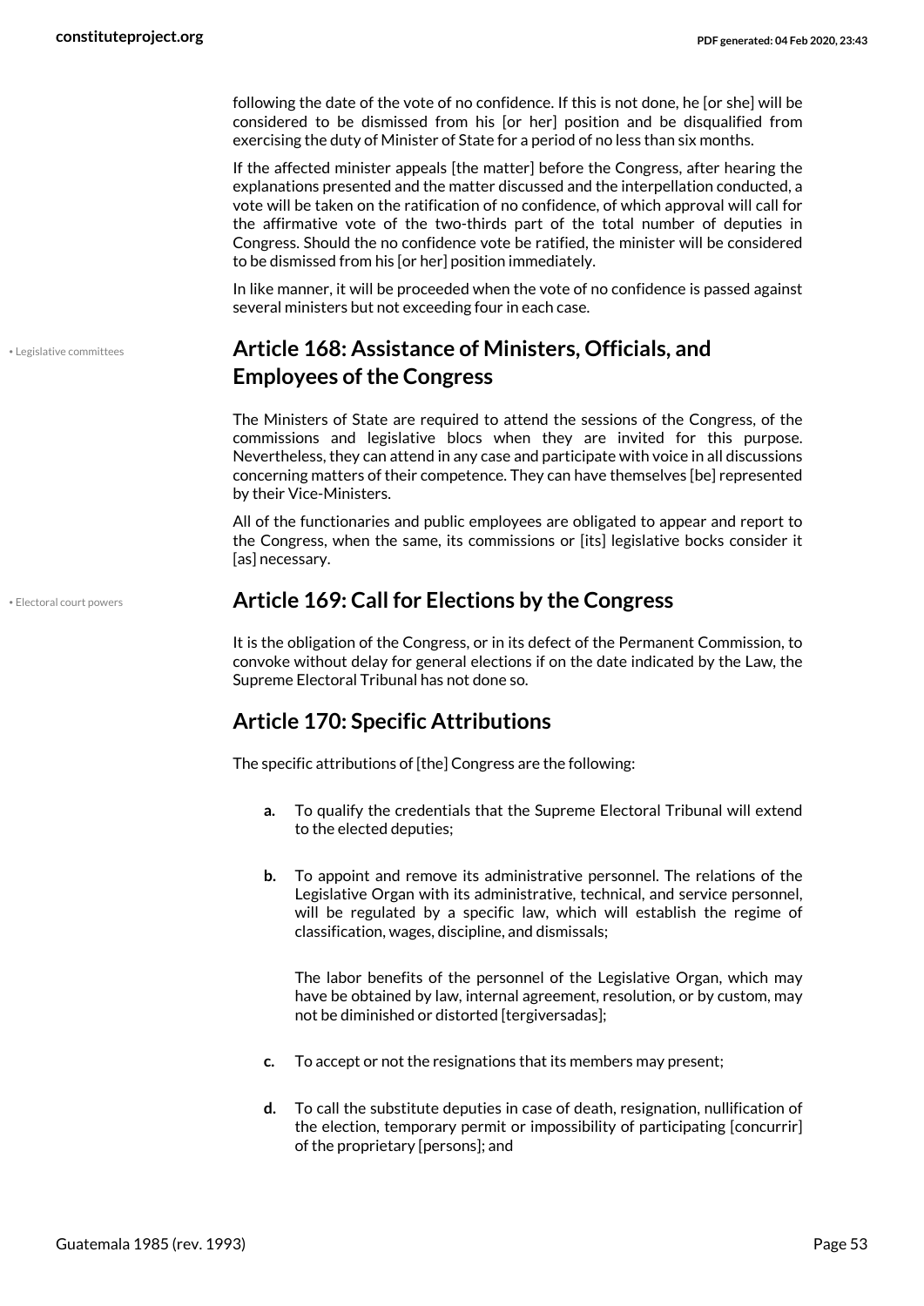following the date of the vote of no confidence. If this is not done, he [or she] will be considered to be dismissed from his [or her] position and be disqualified from exercising the duty of Minister of State for a period of no less than six months.

If the affected minister appeals [the matter] before the Congress, after hearing the explanations presented and the matter discussed and the interpellation conducted, a vote will be taken on the ratification of no confidence, of which approval will call for the affirmative vote of the two-thirds part of the total number of deputies in Congress. Should the no confidence vote be ratified, the minister will be considered to be dismissed from his [or her] position immediately.

In like manner, it will be proceeded when the vote of no confidence is passed against several ministers but not exceeding four in each case.

• Legislative committees

## Article 168: Assistance of Ministers, Officials, and Employees of the Congress

The Ministers of State are required to attend the sessions of the Congress, of the commissions and legislative blocs when they are invited for this purpose. Nevertheless, they can attend in any case and participate with voice in all discussions concerning matters of their competence. They can have themselves [be] represented by their Vice-Ministers.

All of the functionaries and public employees are obligated to appear and report to the Congress, when the same, its commissions or [its] legislative bocks consider it [as] necessary.

• Electoral court powers

## Article 169: Call for Elections by the Congress

It is the obligation of the Congress, or in its defect of the Permanent Commission, to convoke without delay for general elections if on the date indicated by the Law, the Supreme Electoral Tribunal has not done so.

## Article 170: Specific Attributions

The specific attributions of [the] Congress are the following:

- **a.** To qualify the credentials that the Supreme Electoral Tribunal will extend to the elected deputies;
- **b.** To appoint and remove its administrative personnel. The relations of the Legislative Organ with its administrative, technical, and service personnel, will be regulated by a specific law, which will establish the regime of classification, wages, discipline, and dismissals;

  The labor benefits of the personnel of the Legislative Organ, which may have be obtained by law, internal agreement, resolution, or by custom, may not be diminished or distorted [tergiversadas];
- **c.** To accept or not the resignations that its members may present;
- **d.** To call the substitute deputies in case of death, resignation, nullification of the election, temporary permit or impossibility of participating [concurrir] of the proprietary [persons]; and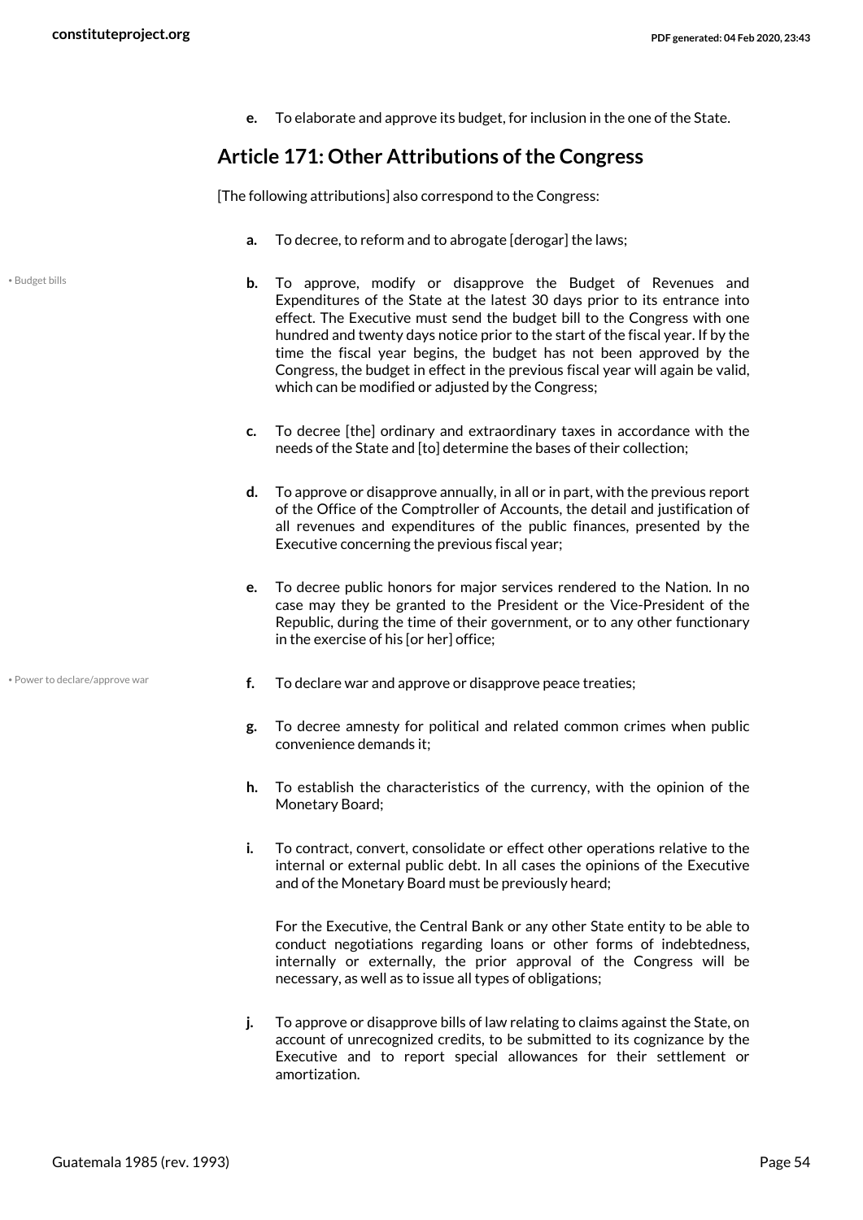e. To elaborate and approve its budget, for inclusion in the one of the State.

## Article 171: Other Attributions of the Congress

[The following attributions] also correspond to the Congress:

a. To decree, to reform and to abrogate [derogar] the laws;

• Budget bills

b. To approve, modify or disapprove the Budget of Revenues and Expenditures of the State at the latest 30 days prior to its entrance into effect. The Executive must send the budget bill to the Congress with one hundred and twenty days notice prior to the start of the fiscal year. If by the time the fiscal year begins, the budget has not been approved by the Congress, the budget in effect in the previous fiscal year will again be valid, which can be modified or adjusted by the Congress;

c. To decree [the] ordinary and extraordinary taxes in accordance with the needs of the State and [to] determine the bases of their collection;

d. To approve or disapprove annually, in all or in part, with the previous report of the Office of the Comptroller of Accounts, the detail and justification of all revenues and expenditures of the public finances, presented by the Executive concerning the previous fiscal year;

e. To decree public honors for major services rendered to the Nation. In no case may they be granted to the President or the Vice-President of the Republic, during the time of their government, or to any other functionary in the exercise of his [or her] office;

• Power to declare/approve war

f. To declare war and approve or disapprove peace treaties;

g. To decree amnesty for political and related common crimes when public convenience demands it;

h. To establish the characteristics of the currency, with the opinion of the Monetary Board;

i. To contract, convert, consolidate or effect other operations relative to the internal or external public debt. In all cases the opinions of the Executive and of the Monetary Board must be previously heard;

   For the Executive, the Central Bank or any other State entity to be able to conduct negotiations regarding loans or other forms of indebtedness, internally or externally, the prior approval of the Congress will be necessary, as well as to issue all types of obligations;

j. To approve or disapprove bills of law relating to claims against the State, on account of unrecognized credits, to be submitted to its cognizance by the Executive and to report special allowances for their settlement or amortization.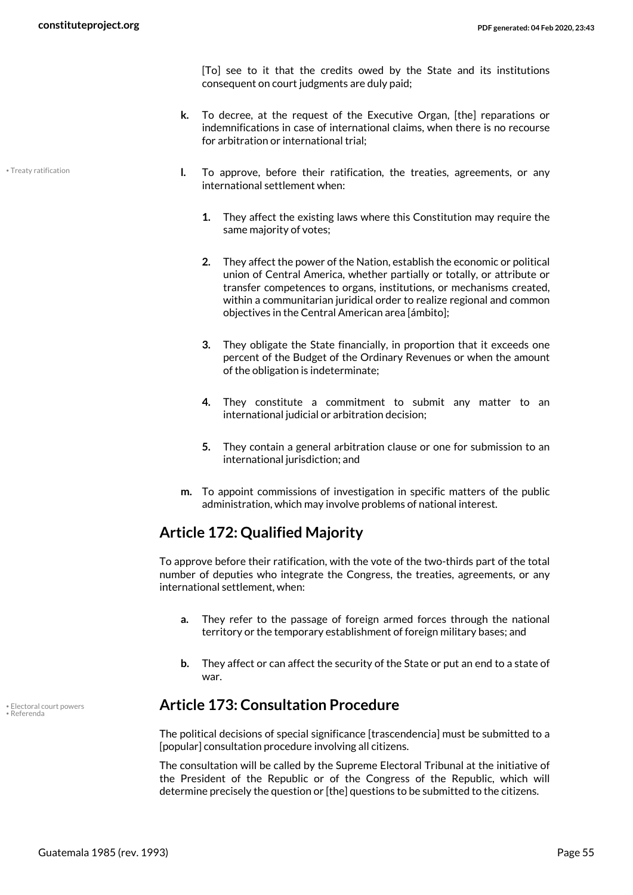[To] see to it that the credits owed by the State and its institutions consequent on court judgments are duly paid;

- **k.** To decree, at the request of the Executive Organ, [the] reparations or indemnifications in case of international claims, when there is no recourse for arbitration or international trial;

- **l.** To approve, before their ratification, the treaties, agreements, or any international settlement when:

  1. They affect the existing laws where this Constitution may require the same majority of votes;

  2. They affect the power of the Nation, establish the economic or political union of Central America, whether partially or totally, or attribute or transfer competences to organs, institutions, or mechanisms created, within a communitarian juridical order to realize regional and common objectives in the Central American area [ámbito];

  3. They obligate the State financially, in proportion that it exceeds one percent of the Budget of the Ordinary Revenues or when the amount of the obligation is indeterminate;

  4. They constitute a commitment to submit any matter to an international judicial or arbitration decision;

  5. They contain a general arbitration clause or one for submission to an international jurisdiction; and

- **m.** To appoint commissions of investigation in specific matters of the public administration, which may involve problems of national interest.

## Article 172: Qualified Majority

To approve before their ratification, with the vote of the two-thirds part of the total number of deputies who integrate the Congress, the treaties, agreements, or any international settlement, when:

- **a.** They refer to the passage of foreign armed forces through the national territory or the temporary establishment of foreign military bases; and

- **b.** They affect or can affect the security of the State or put an end to a state of war.

## Article 173: Consultation Procedure

The political decisions of special significance [trascendencia] must be submitted to a [popular] consultation procedure involving all citizens.

The consultation will be called by the Supreme Electoral Tribunal at the initiative of the President of the Republic or of the Congress of the Republic, which will determine precisely the question or [the] questions to be submitted to the citizens.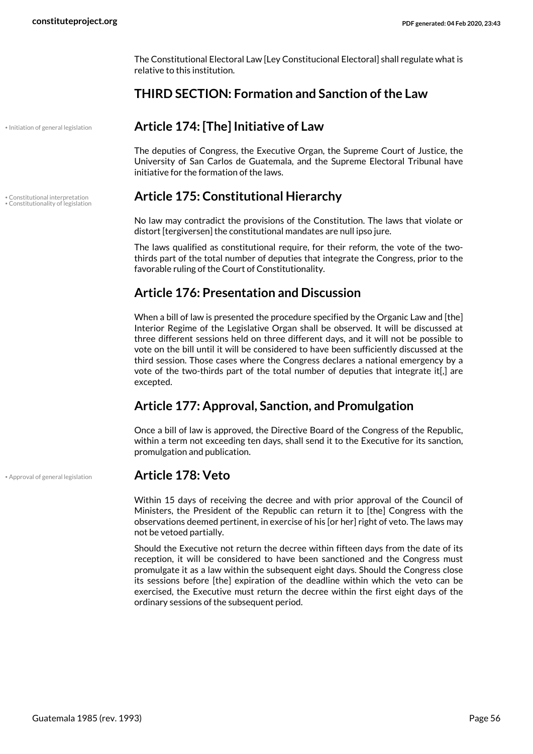The Constitutional Electoral Law [Ley Constitucional Electoral] shall regulate what is relative to this institution.

## THIRD SECTION: Formation and Sanction of the Law

• Initiation of general legislation

### Article 174: [The] Initiative of Law

The deputies of Congress, the Executive Organ, the Supreme Court of Justice, the University of San Carlos de Guatemala, and the Supreme Electoral Tribunal have initiative for the formation of the laws.

• Constitutional interpretation
• Constitutionality of legislation

### Article 175: Constitutional Hierarchy

No law may contradict the provisions of the Constitution. The laws that violate or distort [tergiversen] the constitutional mandates are null ipso jure.

The laws qualified as constitutional require, for their reform, the vote of the two-thirds part of the total number of deputies that integrate the Congress, prior to the favorable ruling of the Court of Constitutionality.

### Article 176: Presentation and Discussion

When a bill of law is presented the procedure specified by the Organic Law and [the] Interior Regime of the Legislative Organ shall be observed. It will be discussed at three different sessions held on three different days, and it will not be possible to vote on the bill until it will be considered to have been sufficiently discussed at the third session. Those cases where the Congress declares a national emergency by a vote of the two-thirds part of the total number of deputies that integrate it[,] are excepted.

### Article 177: Approval, Sanction, and Promulgation

Once a bill of law is approved, the Directive Board of the Congress of the Republic, within a term not exceeding ten days, shall send it to the Executive for its sanction, promulgation and publication.

• Approval of general legislation

### Article 178: Veto

Within 15 days of receiving the decree and with prior approval of the Council of Ministers, the President of the Republic can return it to [the] Congress with the observations deemed pertinent, in exercise of his [or her] right of veto. The laws may not be vetoed partially.

Should the Executive not return the decree within fifteen days from the date of its reception, it will be considered to have been sanctioned and the Congress must promulgate it as a law within the subsequent eight days. Should the Congress close its sessions before [the] expiration of the deadline within which the veto can be exercised, the Executive must return the decree within the first eight days of the ordinary sessions of the subsequent period.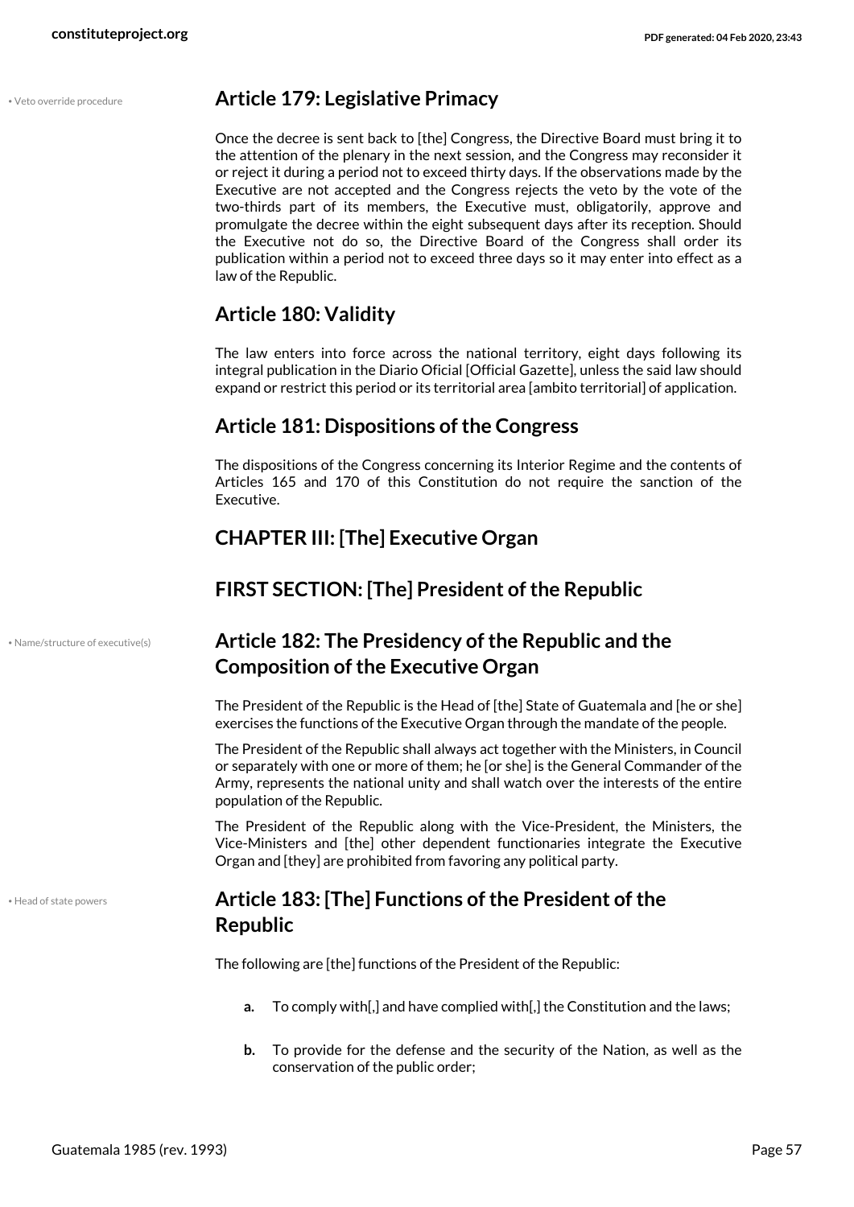## Article 179: Legislative Primacy

Once the decree is sent back to [the] Congress, the Directive Board must bring it to the attention of the plenary in the next session, and the Congress may reconsider it or reject it during a period not to exceed thirty days. If the observations made by the Executive are not accepted and the Congress rejects the veto by the vote of the two-thirds part of its members, the Executive must, obligatorily, approve and promulgate the decree within the eight subsequent days after its reception. Should the Executive not do so, the Directive Board of the Congress shall order its publication within a period not to exceed three days so it may enter into effect as a law of the Republic.

## Article 180: Validity

The law enters into force across the national territory, eight days following its integral publication in the Diario Oficial [Official Gazette], unless the said law should expand or restrict this period or its territorial area [ambito territorial] of application.

## Article 181: Dispositions of the Congress

The dispositions of the Congress concerning its Interior Regime and the contents of Articles 165 and 170 of this Constitution do not require the sanction of the Executive.

## CHAPTER III: [The] Executive Organ

## FIRST SECTION: [The] President of the Republic

## Article 182: The Presidency of the Republic and the Composition of the Executive Organ

The President of the Republic is the Head of [the] State of Guatemala and [he or she] exercises the functions of the Executive Organ through the mandate of the people.

The President of the Republic shall always act together with the Ministers, in Council or separately with one or more of them; he [or she] is the General Commander of the Army, represents the national unity and shall watch over the interests of the entire population of the Republic.

The President of the Republic along with the Vice-President, the Ministers, the Vice-Ministers and [the] other dependent functionaries integrate the Executive Organ and [they] are prohibited from favoring any political party.

## Article 183: [The] Functions of the President of the Republic

The following are [the] functions of the President of the Republic:

- **a.** To comply with[,] and have complied with[,] the Constitution and the laws;
- **b.** To provide for the defense and the security of the Nation, as well as the conservation of the public order;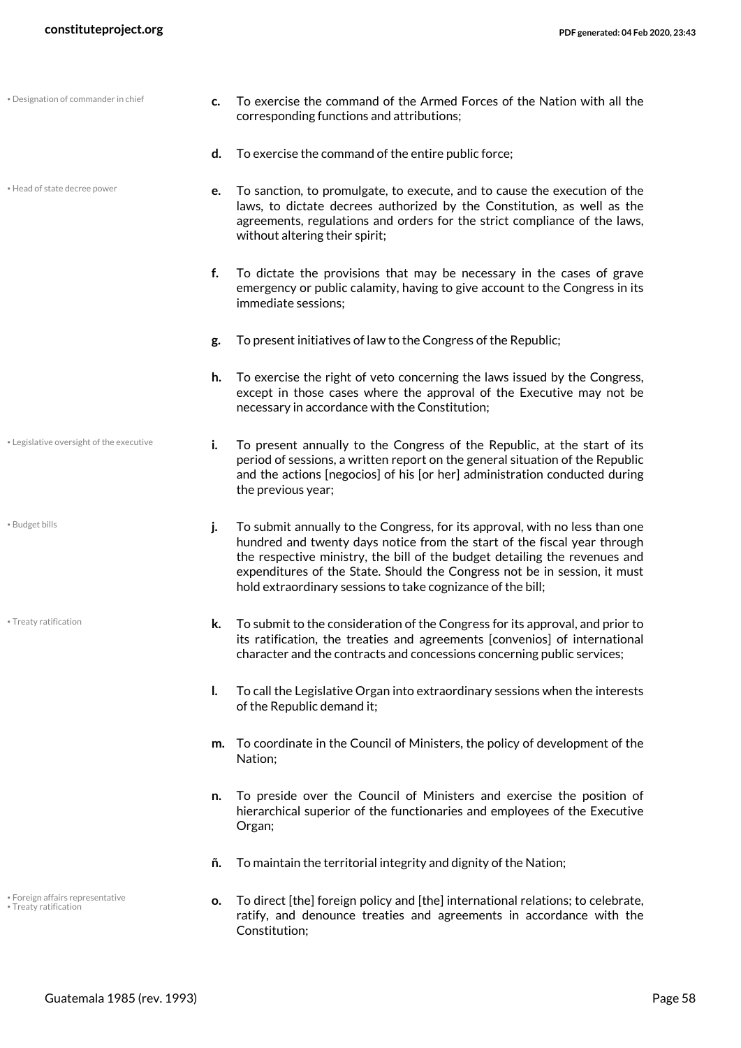- **c.** To exercise the command of the Armed Forces of the Nation with all the corresponding functions and attributions;
- **d.** To exercise the command of the entire public force;
- **e.** To sanction, to promulgate, to execute, and to cause the execution of the laws, to dictate decrees authorized by the Constitution, as well as the agreements, regulations and orders for the strict compliance of the laws, without altering their spirit;
- **f.** To dictate the provisions that may be necessary in the cases of grave emergency or public calamity, having to give account to the Congress in its immediate sessions;
- **g.** To present initiatives of law to the Congress of the Republic;
- **h.** To exercise the right of veto concerning the laws issued by the Congress, except in those cases where the approval of the Executive may not be necessary in accordance with the Constitution;
- **i.** To present annually to the Congress of the Republic, at the start of its period of sessions, a written report on the general situation of the Republic and the actions [negocios] of his [or her] administration conducted during the previous year;
- **j.** To submit annually to the Congress, for its approval, with no less than one hundred and twenty days notice from the start of the fiscal year through the respective ministry, the bill of the budget detailing the revenues and expenditures of the State. Should the Congress not be in session, it must hold extraordinary sessions to take cognizance of the bill;
- **k.** To submit to the consideration of the Congress for its approval, and prior to its ratification, the treaties and agreements [convenios] of international character and the contracts and concessions concerning public services;
- **l.** To call the Legislative Organ into extraordinary sessions when the interests of the Republic demand it;
- **m.** To coordinate in the Council of Ministers, the policy of development of the Nation;
- **n.** To preside over the Council of Ministers and exercise the position of hierarchical superior of the functionaries and employees of the Executive Organ;
- **ñ.** To maintain the territorial integrity and dignity of the Nation;
- **o.** To direct [the] foreign policy and [the] international relations; to celebrate, ratify, and denounce treaties and agreements in accordance with the Constitution;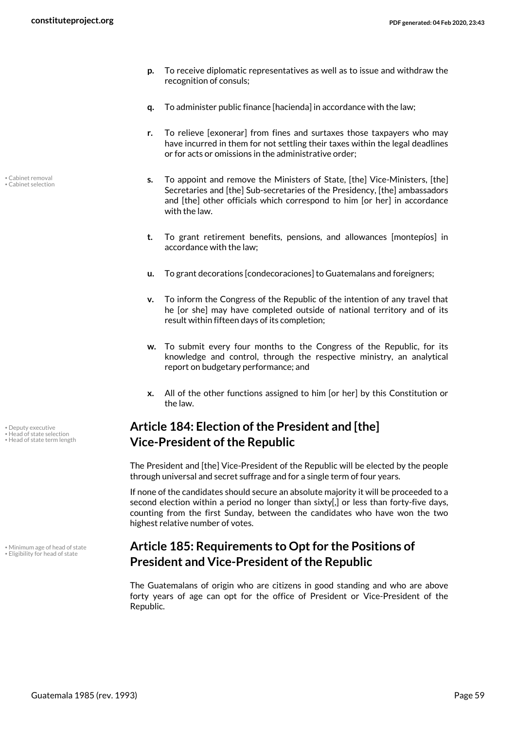- **p.** To receive diplomatic representatives as well as to issue and withdraw the recognition of consuls;
- **q.** To administer public finance [hacienda] in accordance with the law;
- **r.** To relieve [exonerar] from fines and surtaxes those taxpayers who may have incurred in them for not settling their taxes within the legal deadlines or for acts or omissions in the administrative order;
- **s.** To appoint and remove the Ministers of State, [the] Vice-Ministers, [the] Secretaries and [the] Sub-secretaries of the Presidency, [the] ambassadors and [the] other officials which correspond to him [or her] in accordance with the law.
- **t.** To grant retirement benefits, pensions, and allowances [montepíos] in accordance with the law;
- **u.** To grant decorations [condecoraciones] to Guatemalans and foreigners;
- **v.** To inform the Congress of the Republic of the intention of any travel that he [or she] may have completed outside of national territory and of its result within fifteen days of its completion;
- **w.** To submit every four months to the Congress of the Republic, for its knowledge and control, through the respective ministry, an analytical report on budgetary performance; and
- **x.** All of the other functions assigned to him [or her] by this Constitution or the law.

## Article 184: Election of the President and [the] Vice-President of the Republic

The President and [the] Vice-President of the Republic will be elected by the people through universal and secret suffrage and for a single term of four years.

If none of the candidates should secure an absolute majority it will be proceeded to a second election within a period no longer than sixty[,] or less than forty-five days, counting from the first Sunday, between the candidates who have won the two highest relative number of votes.

## Article 185: Requirements to Opt for the Positions of President and Vice-President of the Republic

The Guatemalans of origin who are citizens in good standing and who are above forty years of age can opt for the office of President or Vice-President of the Republic.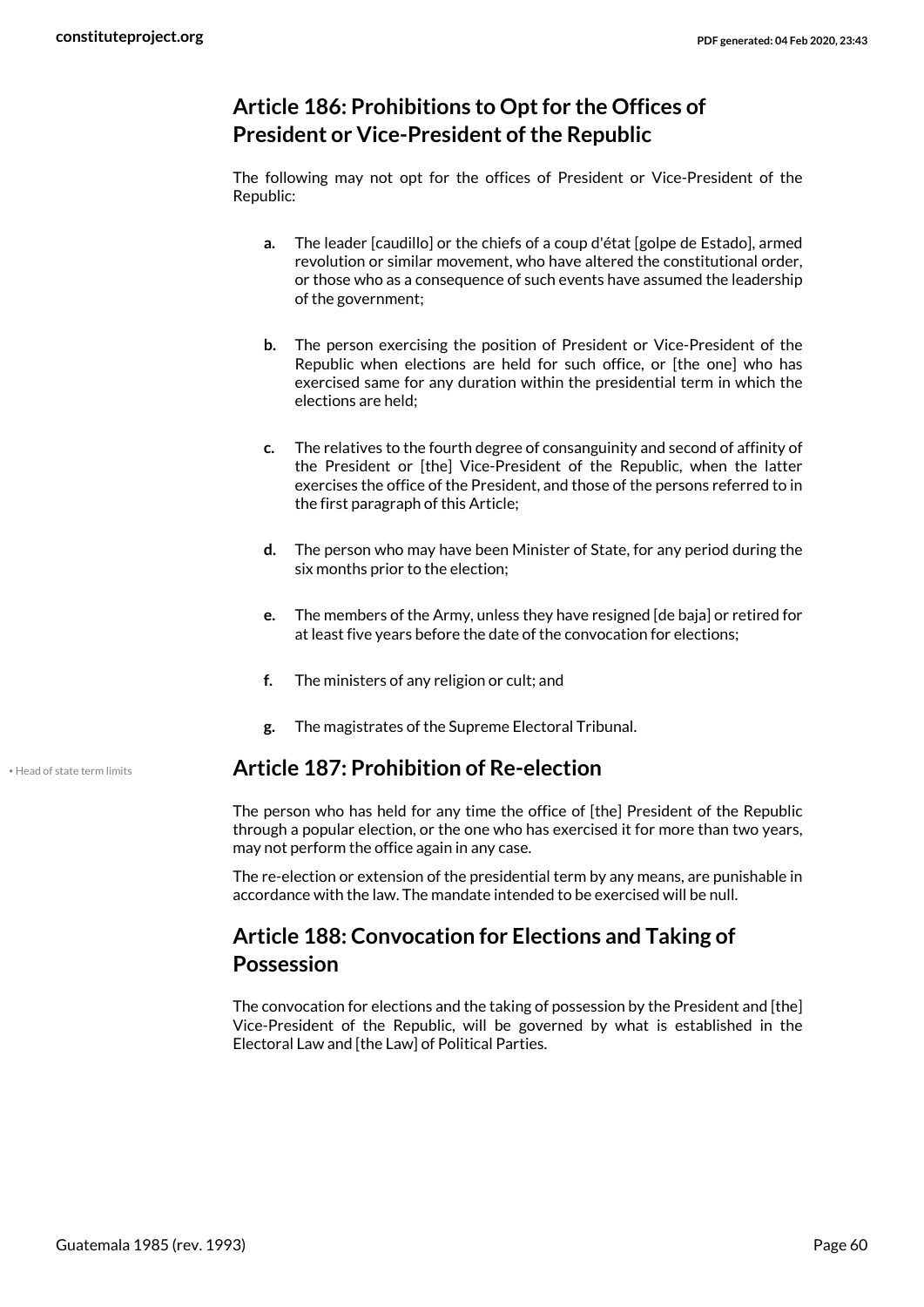## Article 186: Prohibitions to Opt for the Offices of President or Vice-President of the Republic

The following may not opt for the offices of President or Vice-President of the Republic:

- **a.** The leader [caudillo] or the chiefs of a coup d'état [golpe de Estado], armed revolution or similar movement, who have altered the constitutional order, or those who as a consequence of such events have assumed the leadership of the government;
- **b.** The person exercising the position of President or Vice-President of the Republic when elections are held for such office, or [the one] who has exercised same for any duration within the presidential term in which the elections are held;
- **c.** The relatives to the fourth degree of consanguinity and second of affinity of the President or [the] Vice-President of the Republic, when the latter exercises the office of the President, and those of the persons referred to in the first paragraph of this Article;
- **d.** The person who may have been Minister of State, for any period during the six months prior to the election;
- **e.** The members of the Army, unless they have resigned [de baja] or retired for at least five years before the date of the convocation for elections;
- **f.** The ministers of any religion or cult; and
- **g.** The magistrates of the Supreme Electoral Tribunal.

• Head of state term limits

## Article 187: Prohibition of Re-election

The person who has held for any time the office of [the] President of the Republic through a popular election, or the one who has exercised it for more than two years, may not perform the office again in any case.

The re-election or extension of the presidential term by any means, are punishable in accordance with the law. The mandate intended to be exercised will be null.

## Article 188: Convocation for Elections and Taking of Possession

The convocation for elections and the taking of possession by the President and [the] Vice-President of the Republic, will be governed by what is established in the Electoral Law and [the Law] of Political Parties.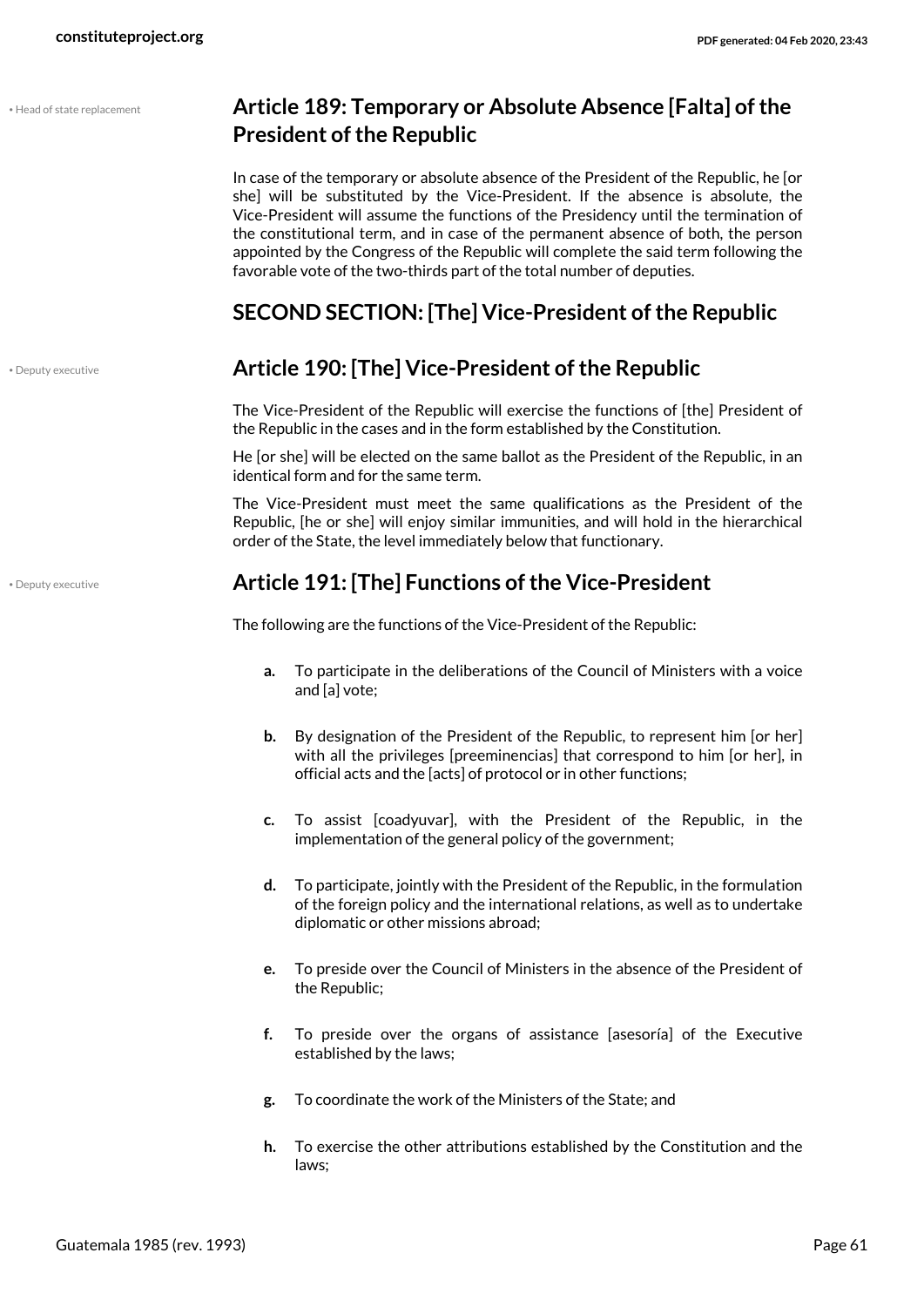## Article 189: Temporary or Absolute Absence [Falta] of the President of the Republic

In case of the temporary or absolute absence of the President of the Republic, he [or she] will be substituted by the Vice-President. If the absence is absolute, the Vice-President will assume the functions of the Presidency until the termination of the constitutional term, and in case of the permanent absence of both, the person appointed by the Congress of the Republic will complete the said term following the favorable vote of the two-thirds part of the total number of deputies.

## SECOND SECTION: [The] Vice-President of the Republic

## Article 190: [The] Vice-President of the Republic

The Vice-President of the Republic will exercise the functions of [the] President of the Republic in the cases and in the form established by the Constitution.

He [or she] will be elected on the same ballot as the President of the Republic, in an identical form and for the same term.

The Vice-President must meet the same qualifications as the President of the Republic, [he or she] will enjoy similar immunities, and will hold in the hierarchical order of the State, the level immediately below that functionary.

## Article 191: [The] Functions of the Vice-President

The following are the functions of the Vice-President of the Republic:

- **a.** To participate in the deliberations of the Council of Ministers with a voice and [a] vote;
- **b.** By designation of the President of the Republic, to represent him [or her] with all the privileges [preeminencias] that correspond to him [or her], in official acts and the [acts] of protocol or in other functions;
- **c.** To assist [coadyuvar], with the President of the Republic, in the implementation of the general policy of the government;
- **d.** To participate, jointly with the President of the Republic, in the formulation of the foreign policy and the international relations, as well as to undertake diplomatic or other missions abroad;
- **e.** To preside over the Council of Ministers in the absence of the President of the Republic;
- **f.** To preside over the organs of assistance [asesoría] of the Executive established by the laws;
- **g.** To coordinate the work of the Ministers of the State; and
- **h.** To exercise the other attributions established by the Constitution and the laws;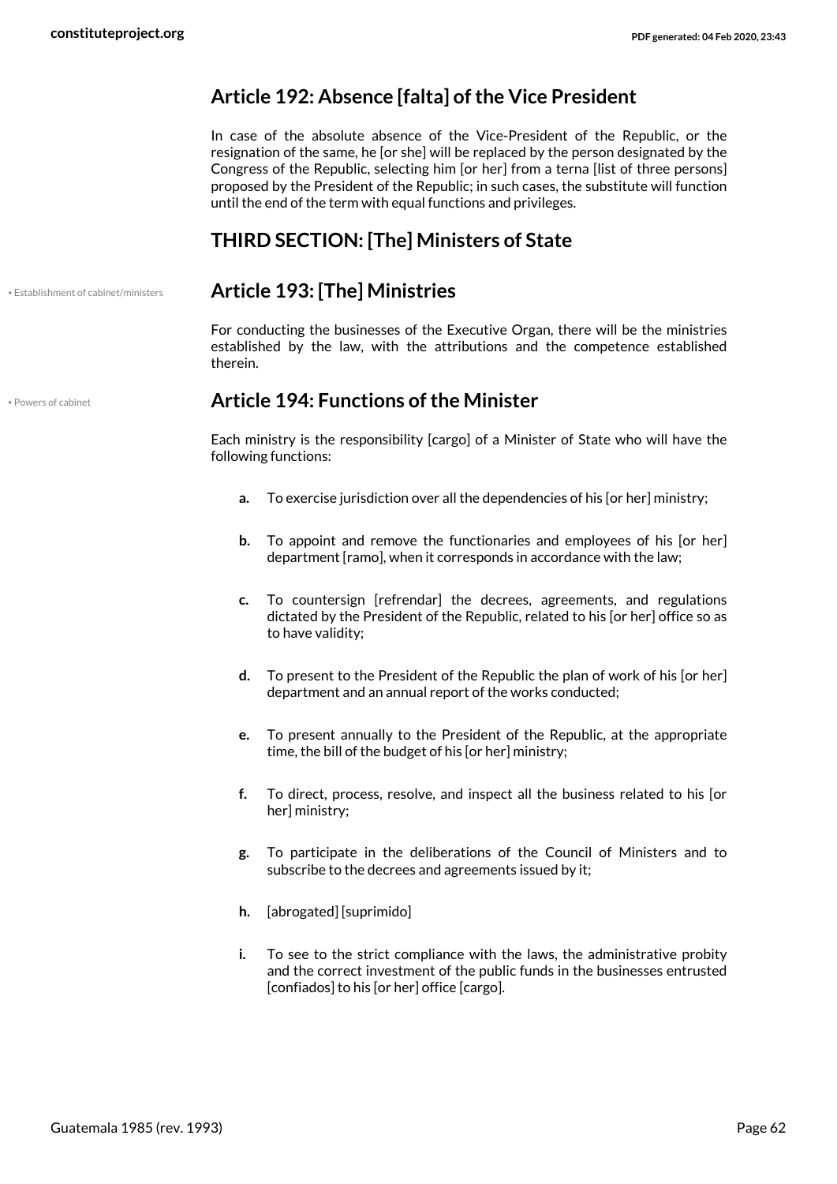## Article 192: Absence [falta] of the Vice President

In case of the absolute absence of the Vice-President of the Republic, or the resignation of the same, he [or she] will be replaced by the person designated by the Congress of the Republic, selecting him [or her] from a terna [list of three persons] proposed by the President of the Republic; in such cases, the substitute will function until the end of the term with equal functions and privileges.

## THIRD SECTION: [The] Ministers of State

• Establishment of cabinet/ministers

## Article 193: [The] Ministries

For conducting the businesses of the Executive Organ, there will be the ministries established by the law, with the attributions and the competence established therein.

• Powers of cabinet

## Article 194: Functions of the Minister

Each ministry is the responsibility [cargo] of a Minister of State who will have the following functions:

- **a.** To exercise jurisdiction over all the dependencies of his [or her] ministry;
- **b.** To appoint and remove the functionaries and employees of his [or her] department [ramo], when it corresponds in accordance with the law;
- **c.** To countersign [refrendar] the decrees, agreements, and regulations dictated by the President of the Republic, related to his [or her] office so as to have validity;
- **d.** To present to the President of the Republic the plan of work of his [or her] department and an annual report of the works conducted;
- **e.** To present annually to the President of the Republic, at the appropriate time, the bill of the budget of his [or her] ministry;
- **f.** To direct, process, resolve, and inspect all the business related to his [or her] ministry;
- **g.** To participate in the deliberations of the Council of Ministers and to subscribe to the decrees and agreements issued by it;
- **h.** [abrogated] [suprimido]
- **i.** To see to the strict compliance with the laws, the administrative probity and the correct investment of the public funds in the businesses entrusted [confiados] to his [or her] office [cargo].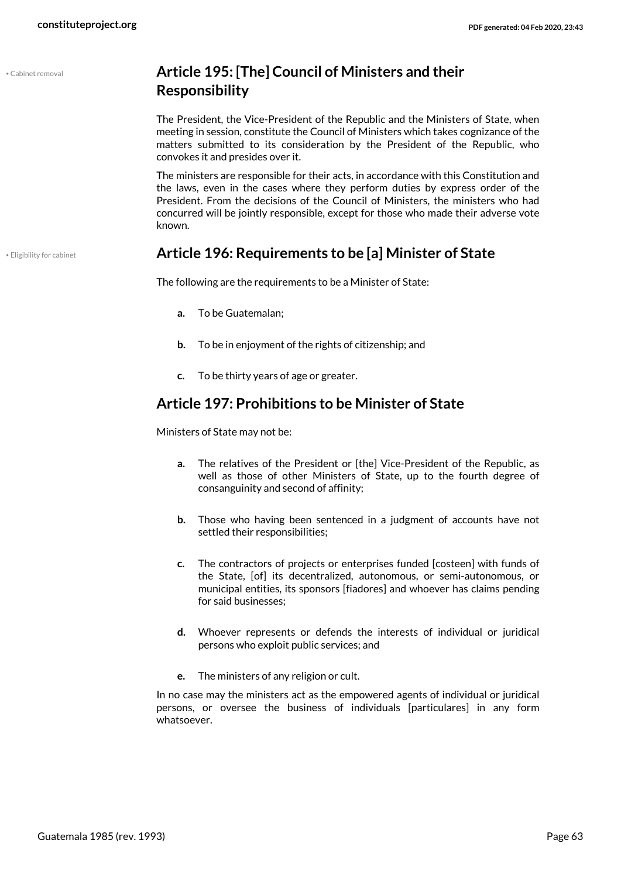## Article 195: [The] Council of Ministers and their Responsibility

The President, the Vice-President of the Republic and the Ministers of State, when meeting in session, constitute the Council of Ministers which takes cognizance of the matters submitted to its consideration by the President of the Republic, who convokes it and presides over it.

The ministers are responsible for their acts, in accordance with this Constitution and the laws, even in the cases where they perform duties by express order of the President. From the decisions of the Council of Ministers, the ministers who had concurred will be jointly responsible, except for those who made their adverse vote known.

## Article 196: Requirements to be [a] Minister of State

The following are the requirements to be a Minister of State:

- **a.** To be Guatemalan;
- **b.** To be in enjoyment of the rights of citizenship; and
- **c.** To be thirty years of age or greater.

## Article 197: Prohibitions to be Minister of State

Ministers of State may not be:

- **a.** The relatives of the President or [the] Vice-President of the Republic, as well as those of other Ministers of State, up to the fourth degree of consanguinity and second of affinity;
- **b.** Those who having been sentenced in a judgment of accounts have not settled their responsibilities;
- **c.** The contractors of projects or enterprises funded [costeen] with funds of the State, [of] its decentralized, autonomous, or semi-autonomous, or municipal entities, its sponsors [fiadores] and whoever has claims pending for said businesses;
- **d.** Whoever represents or defends the interests of individual or juridical persons who exploit public services; and
- **e.** The ministers of any religion or cult.

In no case may the ministers act as the empowered agents of individual or juridical persons, or oversee the business of individuals [particulares] in any form whatsoever.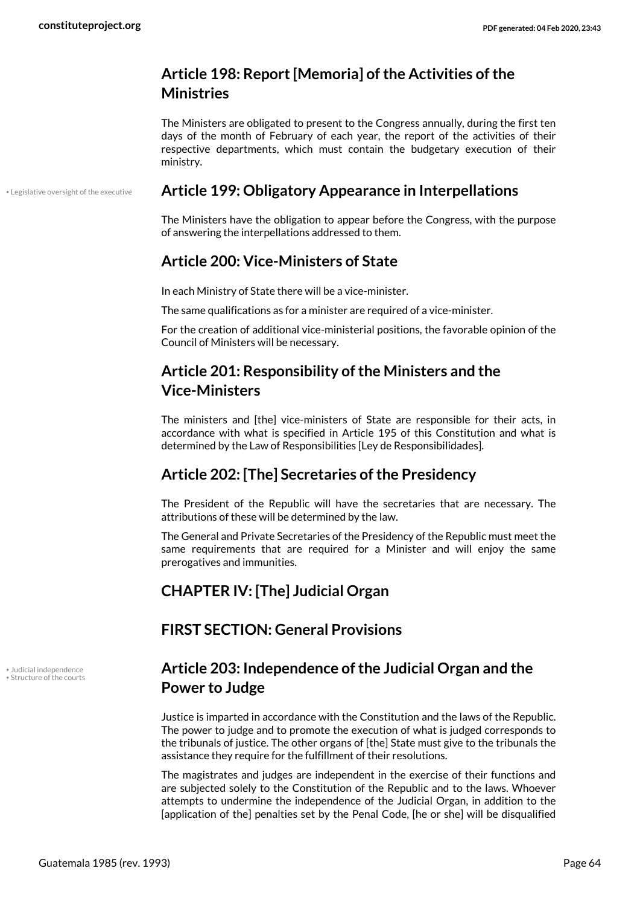## Article 198: Report [Memoria] of the Activities of the Ministries

The Ministers are obligated to present to the Congress annually, during the first ten days of the month of February of each year, the report of the activities of their respective departments, which must contain the budgetary execution of their ministry.

• Legislative oversight of the executive

## Article 199: Obligatory Appearance in Interpellations

The Ministers have the obligation to appear before the Congress, with the purpose of answering the interpellations addressed to them.

## Article 200: Vice-Ministers of State

In each Ministry of State there will be a vice-minister.

The same qualifications as for a minister are required of a vice-minister.

For the creation of additional vice-ministerial positions, the favorable opinion of the Council of Ministers will be necessary.

## Article 201: Responsibility of the Ministers and the Vice-Ministers

The ministers and [the] vice-ministers of State are responsible for their acts, in accordance with what is specified in Article 195 of this Constitution and what is determined by the Law of Responsibilities [Ley de Responsibilidades].

## Article 202: [The] Secretaries of the Presidency

The President of the Republic will have the secretaries that are necessary. The attributions of these will be determined by the law.

The General and Private Secretaries of the Presidency of the Republic must meet the same requirements that are required for a Minister and will enjoy the same prerogatives and immunities.

# CHAPTER IV: [The] Judicial Organ

## FIRST SECTION: General Provisions

• Judicial independence
• Structure of the courts

## Article 203: Independence of the Judicial Organ and the Power to Judge

Justice is imparted in accordance with the Constitution and the laws of the Republic. The power to judge and to promote the execution of what is judged corresponds to the tribunals of justice. The other organs of [the] State must give to the tribunals the assistance they require for the fulfillment of their resolutions.

The magistrates and judges are independent in the exercise of their functions and are subjected solely to the Constitution of the Republic and to the laws. Whoever attempts to undermine the independence of the Judicial Organ, in addition to the [application of the] penalties set by the Penal Code, [he or she] will be disqualified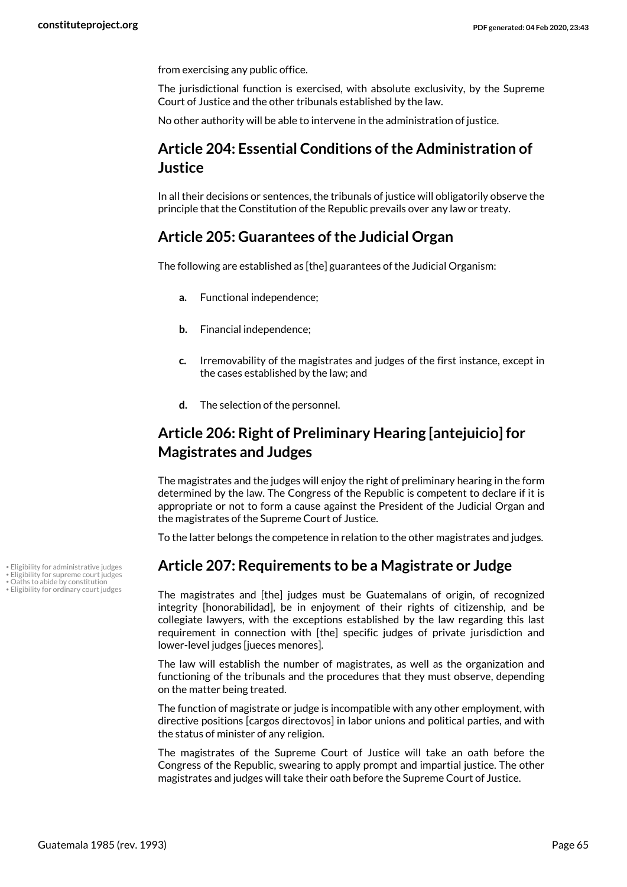from exercising any public office.

The jurisdictional function is exercised, with absolute exclusivity, by the Supreme Court of Justice and the other tribunals established by the law.

No other authority will be able to intervene in the administration of justice.

## Article 204: Essential Conditions of the Administration of Justice

In all their decisions or sentences, the tribunals of justice will obligatorily observe the principle that the Constitution of the Republic prevails over any law or treaty.

## Article 205: Guarantees of the Judicial Organ

The following are established as [the] guarantees of the Judicial Organism:

- **a.** Functional independence;
- **b.** Financial independence;
- **c.** Irremovability of the magistrates and judges of the first instance, except in the cases established by the law; and
- **d.** The selection of the personnel.

## Article 206: Right of Preliminary Hearing [antejuicio] for Magistrates and Judges

The magistrates and the judges will enjoy the right of preliminary hearing in the form determined by the law. The Congress of the Republic is competent to declare if it is appropriate or not to form a cause against the President of the Judicial Organ and the magistrates of the Supreme Court of Justice.

To the latter belongs the competence in relation to the other magistrates and judges.

• Eligibility for administrative judges
• Eligibility for supreme court judges
• Oaths to abide by constitution
• Eligibility for ordinary court judges

## Article 207: Requirements to be a Magistrate or Judge

The magistrates and [the] judges must be Guatemalans of origin, of recognized integrity [honorabilidad], be in enjoyment of their rights of citizenship, and be collegiate lawyers, with the exceptions established by the law regarding this last requirement in connection with [the] specific judges of private jurisdiction and lower-level judges [jueces menores].

The law will establish the number of magistrates, as well as the organization and functioning of the tribunals and the procedures that they must observe, depending on the matter being treated.

The function of magistrate or judge is incompatible with any other employment, with directive positions [cargos directovos] in labor unions and political parties, and with the status of minister of any religion.

The magistrates of the Supreme Court of Justice will take an oath before the Congress of the Republic, swearing to apply prompt and impartial justice. The other magistrates and judges will take their oath before the Supreme Court of Justice.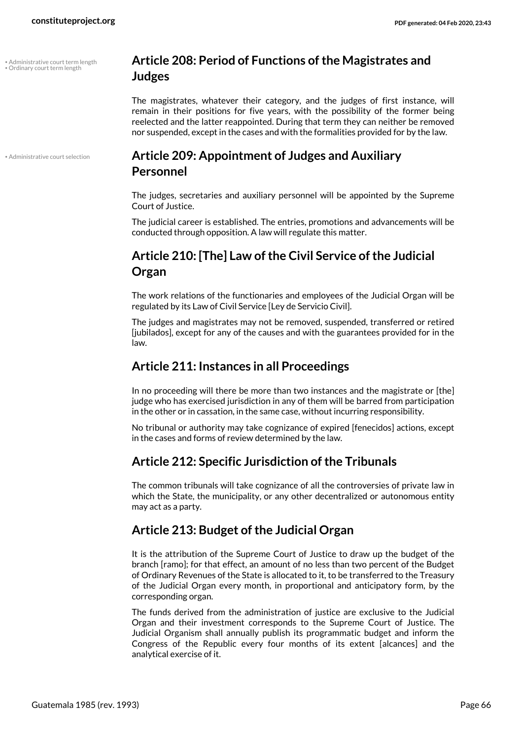## Article 208: Period of Functions of the Magistrates and Judges

The magistrates, whatever their category, and the judges of first instance, will remain in their positions for five years, with the possibility of the former being reelected and the latter reappointed. During that term they can neither be removed nor suspended, except in the cases and with the formalities provided for by the law.

## Article 209: Appointment of Judges and Auxiliary Personnel

The judges, secretaries and auxiliary personnel will be appointed by the Supreme Court of Justice.

The judicial career is established. The entries, promotions and advancements will be conducted through opposition. A law will regulate this matter.

## Article 210: [The] Law of the Civil Service of the Judicial Organ

The work relations of the functionaries and employees of the Judicial Organ will be regulated by its Law of Civil Service [Ley de Servicio Civil].

The judges and magistrates may not be removed, suspended, transferred or retired [jubilados], except for any of the causes and with the guarantees provided for in the law.

## Article 211: Instances in all Proceedings

In no proceeding will there be more than two instances and the magistrate or [the] judge who has exercised jurisdiction in any of them will be barred from participation in the other or in cassation, in the same case, without incurring responsibility.

No tribunal or authority may take cognizance of expired [fenecidos] actions, except in the cases and forms of review determined by the law.

## Article 212: Specific Jurisdiction of the Tribunals

The common tribunals will take cognizance of all the controversies of private law in which the State, the municipality, or any other decentralized or autonomous entity may act as a party.

## Article 213: Budget of the Judicial Organ

It is the attribution of the Supreme Court of Justice to draw up the budget of the branch [ramo]; for that effect, an amount of no less than two percent of the Budget of Ordinary Revenues of the State is allocated to it, to be transferred to the Treasury of the Judicial Organ every month, in proportional and anticipatory form, by the corresponding organ.

The funds derived from the administration of justice are exclusive to the Judicial Organ and their investment corresponds to the Supreme Court of Justice. The Judicial Organism shall annually publish its programmatic budget and inform the Congress of the Republic every four months of its extent [alcances] and the analytical exercise of it.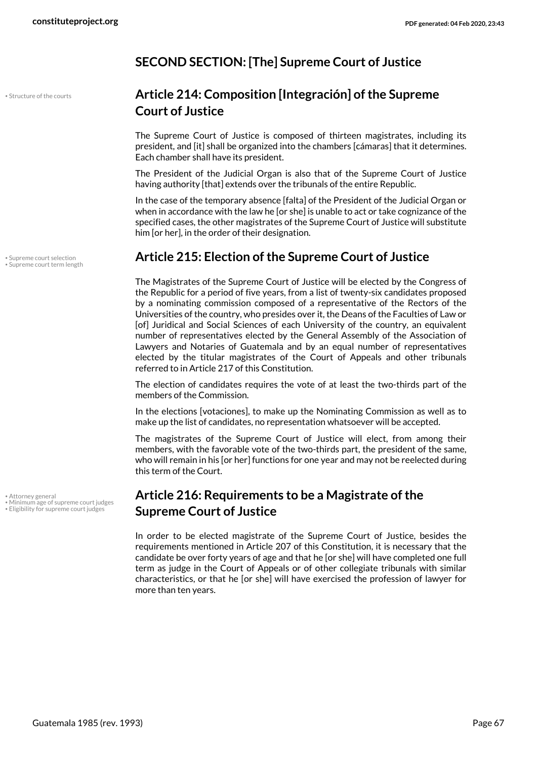## SECOND SECTION: [The] Supreme Court of Justice

• Structure of the courts

### Article 214: Composition [Integración] of the Supreme Court of Justice

The Supreme Court of Justice is composed of thirteen magistrates, including its president, and [it] shall be organized into the chambers [cámaras] that it determines. Each chamber shall have its president.

The President of the Judicial Organ is also that of the Supreme Court of Justice having authority [that] extends over the tribunals of the entire Republic.

In the case of the temporary absence [falta] of the President of the Judicial Organ or when in accordance with the law he [or she] is unable to act or take cognizance of the specified cases, the other magistrates of the Supreme Court of Justice will substitute him [or her], in the order of their designation.

• Supreme court selection
• Supreme court term length

### Article 215: Election of the Supreme Court of Justice

The Magistrates of the Supreme Court of Justice will be elected by the Congress of the Republic for a period of five years, from a list of twenty-six candidates proposed by a nominating commission composed of a representative of the Rectors of the Universities of the country, who presides over it, the Deans of the Faculties of Law or [of] Juridical and Social Sciences of each University of the country, an equivalent number of representatives elected by the General Assembly of the Association of Lawyers and Notaries of Guatemala and by an equal number of representatives elected by the titular magistrates of the Court of Appeals and other tribunals referred to in Article 217 of this Constitution.

The election of candidates requires the vote of at least the two-thirds part of the members of the Commission.

In the elections [votaciones], to make up the Nominating Commission as well as to make up the list of candidates, no representation whatsoever will be accepted.

The magistrates of the Supreme Court of Justice will elect, from among their members, with the favorable vote of the two-thirds part, the president of the same, who will remain in his [or her] functions for one year and may not be reelected during this term of the Court.

• Attorney general
• Minimum age of supreme court judges
• Eligibility for supreme court judges

### Article 216: Requirements to be a Magistrate of the Supreme Court of Justice

In order to be elected magistrate of the Supreme Court of Justice, besides the requirements mentioned in Article 207 of this Constitution, it is necessary that the candidate be over forty years of age and that he [or she] will have completed one full term as judge in the Court of Appeals or of other collegiate tribunals with similar characteristics, or that he [or she] will have exercised the profession of lawyer for more than ten years.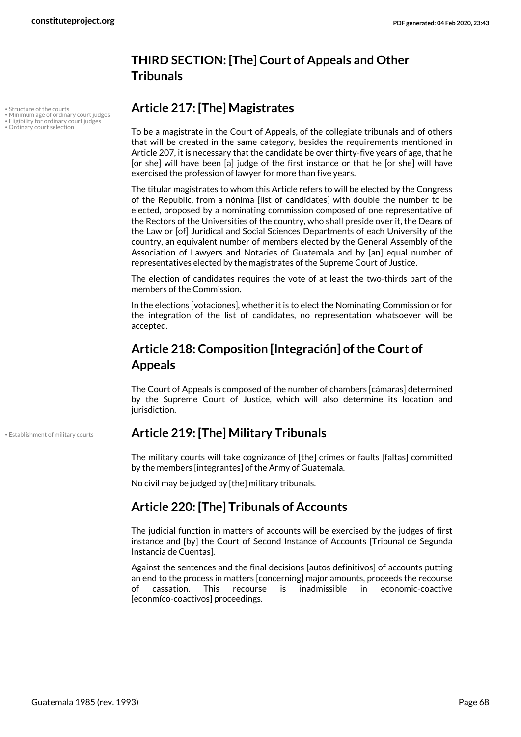## THIRD SECTION: [The] Court of Appeals and Other Tribunals

• Structure of the courts
• Minimum age of ordinary court judges
• Eligibility for ordinary court judges
• Ordinary court selection

### Article 217: [The] Magistrates

To be a magistrate in the Court of Appeals, of the collegiate tribunals and of others that will be created in the same category, besides the requirements mentioned in Article 207, it is necessary that the candidate be over thirty-five years of age, that he [or she] will have been [a] judge of the first instance or that he [or she] will have exercised the profession of lawyer for more than five years.

The titular magistrates to whom this Article refers to will be elected by the Congress of the Republic, from a nómina [list of candidates] with double the number to be elected, proposed by a nominating commission composed of one representative of the Rectors of the Universities of the country, who shall preside over it, the Deans of the Law or [of] Juridical and Social Sciences Departments of each University of the country, an equivalent number of members elected by the General Assembly of the Association of Lawyers and Notaries of Guatemala and by [an] equal number of representatives elected by the magistrates of the Supreme Court of Justice.

The election of candidates requires the vote of at least the two-thirds part of the members of the Commission.

In the elections [votaciones], whether it is to elect the Nominating Commission or for the integration of the list of candidates, no representation whatsoever will be accepted.

### Article 218: Composition [Integración] of the Court of Appeals

The Court of Appeals is composed of the number of chambers [cámaras] determined by the Supreme Court of Justice, which will also determine its location and jurisdiction.

• Establishment of military courts

### Article 219: [The] Military Tribunals

The military courts will take cognizance of [the] crimes or faults [faltas] committed by the members [integrantes] of the Army of Guatemala.

No civil may be judged by [the] military tribunals.

### Article 220: [The] Tribunals of Accounts

The judicial function in matters of accounts will be exercised by the judges of first instance and [by] the Court of Second Instance of Accounts [Tribunal de Segunda Instancia de Cuentas].

Against the sentences and the final decisions [autos definitivos] of accounts putting an end to the process in matters [concerning] major amounts, proceeds the recourse of cassation. This recourse is inadmissible in economic-coactive [econmíco-coactivos] proceedings.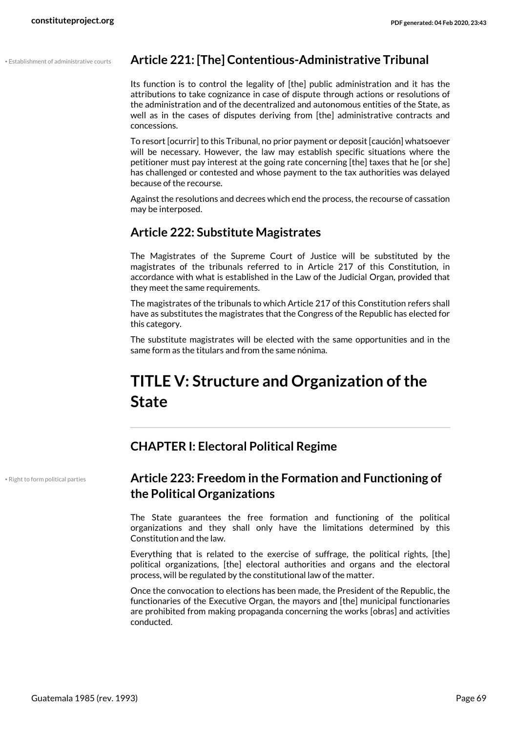• Establishment of administrative courts

## Article 221: [The] Contentious-Administrative Tribunal

Its function is to control the legality of [the] public administration and it has the attributions to take cognizance in case of dispute through actions or resolutions of the administration and of the decentralized and autonomous entities of the State, as well as in the cases of disputes deriving from [the] administrative contracts and concessions.

To resort [ocurrir] to this Tribunal, no prior payment or deposit [caución] whatsoever will be necessary. However, the law may establish specific situations where the petitioner must pay interest at the going rate concerning [the] taxes that he [or she] has challenged or contested and whose payment to the tax authorities was delayed because of the recourse.

Against the resolutions and decrees which end the process, the recourse of cassation may be interposed.

## Article 222: Substitute Magistrates

The Magistrates of the Supreme Court of Justice will be substituted by the magistrates of the tribunals referred to in Article 217 of this Constitution, in accordance with what is established in the Law of the Judicial Organ, provided that they meet the same requirements.

The magistrates of the tribunals to which Article 217 of this Constitution refers shall have as substitutes the magistrates that the Congress of the Republic has elected for this category.

The substitute magistrates will be elected with the same opportunities and in the same form as the titulars and from the same nónima.

# TITLE V: Structure and Organization of the State

## CHAPTER I: Electoral Political Regime

• Right to form political parties

## Article 223: Freedom in the Formation and Functioning of the Political Organizations

The State guarantees the free formation and functioning of the political organizations and they shall only have the limitations determined by this Constitution and the law.

Everything that is related to the exercise of suffrage, the political rights, [the] political organizations, [the] electoral authorities and organs and the electoral process, will be regulated by the constitutional law of the matter.

Once the convocation to elections has been made, the President of the Republic, the functionaries of the Executive Organ, the mayors and [the] municipal functionaries are prohibited from making propaganda concerning the works [obras] and activities conducted.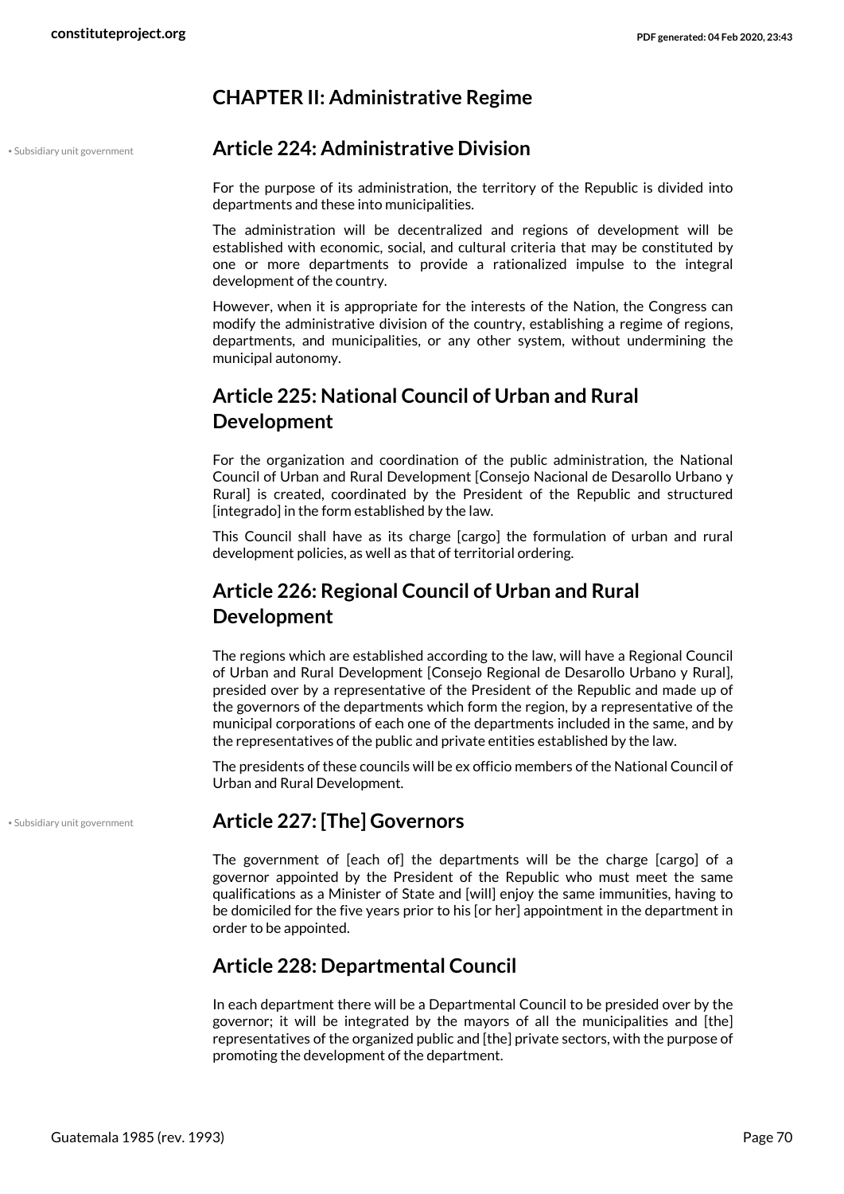## CHAPTER II: Administrative Regime

• Subsidiary unit government

### Article 224: Administrative Division

For the purpose of its administration, the territory of the Republic is divided into departments and these into municipalities.

The administration will be decentralized and regions of development will be established with economic, social, and cultural criteria that may be constituted by one or more departments to provide a rationalized impulse to the integral development of the country.

However, when it is appropriate for the interests of the Nation, the Congress can modify the administrative division of the country, establishing a regime of regions, departments, and municipalities, or any other system, without undermining the municipal autonomy.

### Article 225: National Council of Urban and Rural Development

For the organization and coordination of the public administration, the National Council of Urban and Rural Development [Consejo Nacional de Desarollo Urbano y Rural] is created, coordinated by the President of the Republic and structured [integrado] in the form established by the law.

This Council shall have as its charge [cargo] the formulation of urban and rural development policies, as well as that of territorial ordering.

### Article 226: Regional Council of Urban and Rural Development

The regions which are established according to the law, will have a Regional Council of Urban and Rural Development [Consejo Regional de Desarollo Urbano y Rural], presided over by a representative of the President of the Republic and made up of the governors of the departments which form the region, by a representative of the municipal corporations of each one of the departments included in the same, and by the representatives of the public and private entities established by the law.

The presidents of these councils will be ex officio members of the National Council of Urban and Rural Development.

• Subsidiary unit government

### Article 227: [The] Governors

The government of [each of] the departments will be the charge [cargo] of a governor appointed by the President of the Republic who must meet the same qualifications as a Minister of State and [will] enjoy the same immunities, having to be domiciled for the five years prior to his [or her] appointment in the department in order to be appointed.

### Article 228: Departmental Council

In each department there will be a Departmental Council to be presided over by the governor; it will be integrated by the mayors of all the municipalities and [the] representatives of the organized public and [the] private sectors, with the purpose of promoting the development of the department.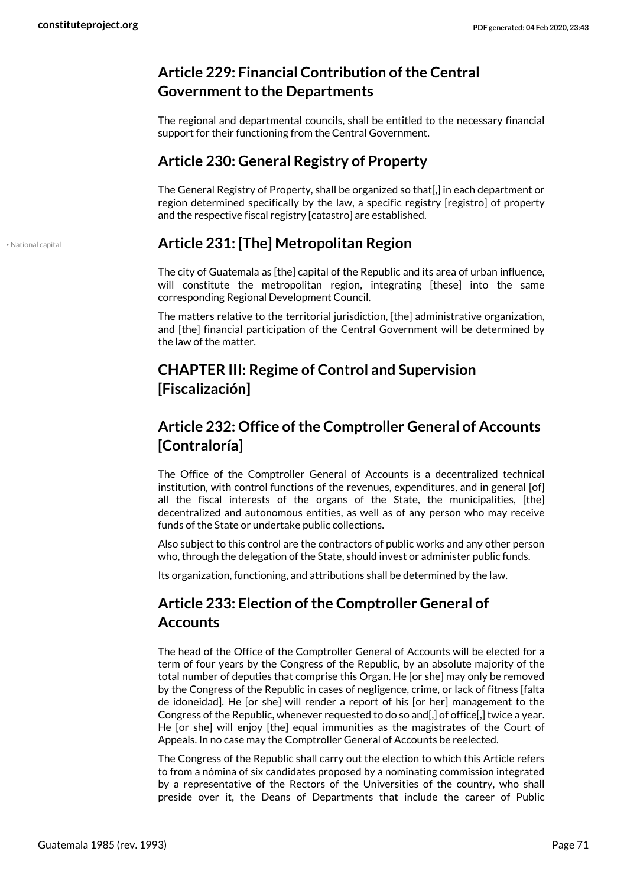## Article 229: Financial Contribution of the Central Government to the Departments

The regional and departmental councils, shall be entitled to the necessary financial support for their functioning from the Central Government.

## Article 230: General Registry of Property

The General Registry of Property, shall be organized so that[,] in each department or region determined specifically by the law, a specific registry [registro] of property and the respective fiscal registry [catastro] are established.

• National capital

## Article 231: [The] Metropolitan Region

The city of Guatemala as [the] capital of the Republic and its area of urban influence, will constitute the metropolitan region, integrating [these] into the same corresponding Regional Development Council.

The matters relative to the territorial jurisdiction, [the] administrative organization, and [the] financial participation of the Central Government will be determined by the law of the matter.

## CHAPTER III: Regime of Control and Supervision [Fiscalización]

## Article 232: Office of the Comptroller General of Accounts [Contraloría]

The Office of the Comptroller General of Accounts is a decentralized technical institution, with control functions of the revenues, expenditures, and in general [of] all the fiscal interests of the organs of the State, the municipalities, [the] decentralized and autonomous entities, as well as of any person who may receive funds of the State or undertake public collections.

Also subject to this control are the contractors of public works and any other person who, through the delegation of the State, should invest or administer public funds.

Its organization, functioning, and attributions shall be determined by the law.

## Article 233: Election of the Comptroller General of Accounts

The head of the Office of the Comptroller General of Accounts will be elected for a term of four years by the Congress of the Republic, by an absolute majority of the total number of deputies that comprise this Organ. He [or she] may only be removed by the Congress of the Republic in cases of negligence, crime, or lack of fitness [falta de idoneidad]. He [or she] will render a report of his [or her] management to the Congress of the Republic, whenever requested to do so and[,] of office[,] twice a year. He [or she] will enjoy [the] equal immunities as the magistrates of the Court of Appeals. In no case may the Comptroller General of Accounts be reelected.

The Congress of the Republic shall carry out the election to which this Article refers to from a nómina of six candidates proposed by a nominating commission integrated by a representative of the Rectors of the Universities of the country, who shall preside over it, the Deans of Departments that include the career of Public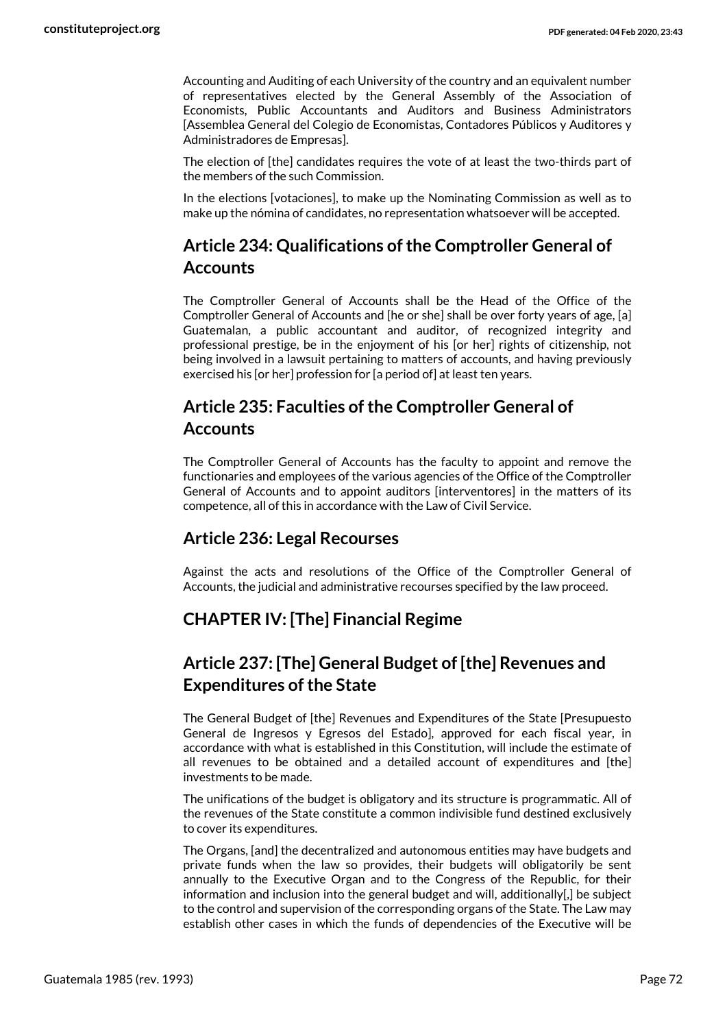Accounting and Auditing of each University of the country and an equivalent number of representatives elected by the General Assembly of the Association of Economists, Public Accountants and Auditors and Business Administrators [Assemblea General del Colegio de Economistas, Contadores Públicos y Auditores y Administradores de Empresas].

The election of [the] candidates requires the vote of at least the two-thirds part of the members of the such Commission.

In the elections [votaciones], to make up the Nominating Commission as well as to make up the nómina of candidates, no representation whatsoever will be accepted.

## Article 234: Qualifications of the Comptroller General of Accounts

The Comptroller General of Accounts shall be the Head of the Office of the Comptroller General of Accounts and [he or she] shall be over forty years of age, [a] Guatemalan, a public accountant and auditor, of recognized integrity and professional prestige, be in the enjoyment of his [or her] rights of citizenship, not being involved in a lawsuit pertaining to matters of accounts, and having previously exercised his [or her] profession for [a period of] at least ten years.

## Article 235: Faculties of the Comptroller General of Accounts

The Comptroller General of Accounts has the faculty to appoint and remove the functionaries and employees of the various agencies of the Office of the Comptroller General of Accounts and to appoint auditors [interventores] in the matters of its competence, all of this in accordance with the Law of Civil Service.

## Article 236: Legal Recourses

Against the acts and resolutions of the Office of the Comptroller General of Accounts, the judicial and administrative recourses specified by the law proceed.

## CHAPTER IV: [The] Financial Regime

## Article 237: [The] General Budget of [the] Revenues and Expenditures of the State

The General Budget of [the] Revenues and Expenditures of the State [Presupuesto General de Ingresos y Egresos del Estado], approved for each fiscal year, in accordance with what is established in this Constitution, will include the estimate of all revenues to be obtained and a detailed account of expenditures and [the] investments to be made.

The unifications of the budget is obligatory and its structure is programmatic. All of the revenues of the State constitute a common indivisible fund destined exclusively to cover its expenditures.

The Organs, [and] the decentralized and autonomous entities may have budgets and private funds when the law so provides, their budgets will obligatorily be sent annually to the Executive Organ and to the Congress of the Republic, for their information and inclusion into the general budget and will, additionally[,] be subject to the control and supervision of the corresponding organs of the State. The Law may establish other cases in which the funds of dependencies of the Executive will be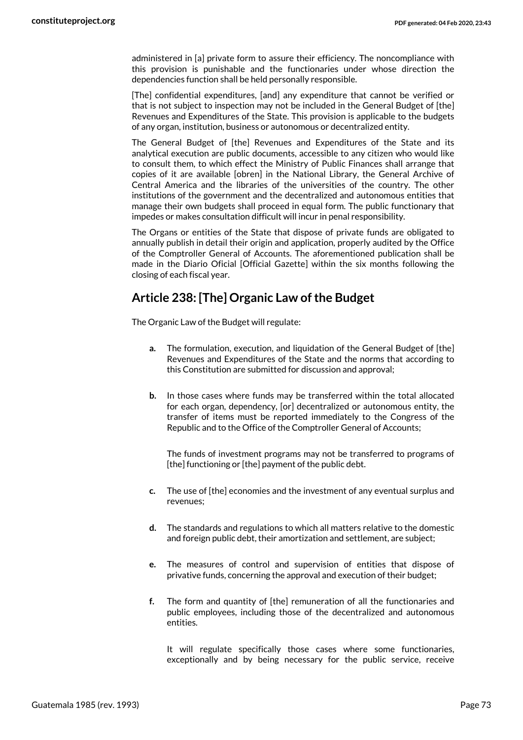administered in [a] private form to assure their efficiency. The noncompliance with this provision is punishable and the functionaries under whose direction the dependencies function shall be held personally responsible.

[The] confidential expenditures, [and] any expenditure that cannot be verified or that is not subject to inspection may not be included in the General Budget of [the] Revenues and Expenditures of the State. This provision is applicable to the budgets of any organ, institution, business or autonomous or decentralized entity.

The General Budget of [the] Revenues and Expenditures of the State and its analytical execution are public documents, accessible to any citizen who would like to consult them, to which effect the Ministry of Public Finances shall arrange that copies of it are available [obren] in the National Library, the General Archive of Central America and the libraries of the universities of the country. The other institutions of the government and the decentralized and autonomous entities that manage their own budgets shall proceed in equal form. The public functionary that impedes or makes consultation difficult will incur in penal responsibility.

The Organs or entities of the State that dispose of private funds are obligated to annually publish in detail their origin and application, properly audited by the Office of the Comptroller General of Accounts. The aforementioned publication shall be made in the Diario Oficial [Official Gazette] within the six months following the closing of each fiscal year.

## Article 238: [The] Organic Law of the Budget

The Organic Law of the Budget will regulate:

- **a.** The formulation, execution, and liquidation of the General Budget of [the] Revenues and Expenditures of the State and the norms that according to this Constitution are submitted for discussion and approval;
- **b.** In those cases where funds may be transferred within the total allocated for each organ, dependency, [or] decentralized or autonomous entity, the transfer of items must be reported immediately to the Congress of the Republic and to the Office of the Comptroller General of Accounts;

  The funds of investment programs may not be transferred to programs of [the] functioning or [the] payment of the public debt.
- **c.** The use of [the] economies and the investment of any eventual surplus and revenues;
- **d.** The standards and regulations to which all matters relative to the domestic and foreign public debt, their amortization and settlement, are subject;
- **e.** The measures of control and supervision of entities that dispose of privative funds, concerning the approval and execution of their budget;
- **f.** The form and quantity of [the] remuneration of all the functionaries and public employees, including those of the decentralized and autonomous entities.

  It will regulate specifically those cases where some functionaries, exceptionally and by being necessary for the public service, receive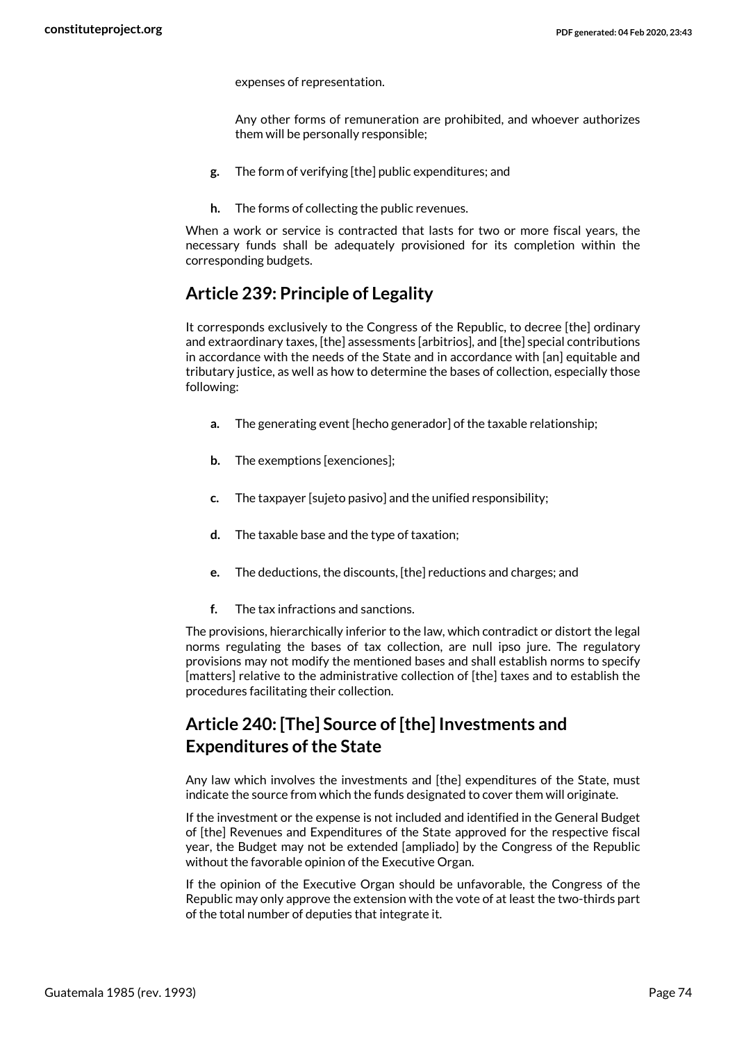expenses of representation.

Any other forms of remuneration are prohibited, and whoever authorizes them will be personally responsible;

- **g.** The form of verifying [the] public expenditures; and
- **h.** The forms of collecting the public revenues.

When a work or service is contracted that lasts for two or more fiscal years, the necessary funds shall be adequately provisioned for its completion within the corresponding budgets.

## Article 239: Principle of Legality

It corresponds exclusively to the Congress of the Republic, to decree [the] ordinary and extraordinary taxes, [the] assessments [arbitrios], and [the] special contributions in accordance with the needs of the State and in accordance with [an] equitable and tributary justice, as well as how to determine the bases of collection, especially those following:

- **a.** The generating event [hecho generador] of the taxable relationship;
- **b.** The exemptions [exenciones];
- **c.** The taxpayer [sujeto pasivo] and the unified responsibility;
- **d.** The taxable base and the type of taxation;
- **e.** The deductions, the discounts, [the] reductions and charges; and
- **f.** The tax infractions and sanctions.

The provisions, hierarchically inferior to the law, which contradict or distort the legal norms regulating the bases of tax collection, are null ipso jure. The regulatory provisions may not modify the mentioned bases and shall establish norms to specify [matters] relative to the administrative collection of [the] taxes and to establish the procedures facilitating their collection.

## Article 240: [The] Source of [the] Investments and Expenditures of the State

Any law which involves the investments and [the] expenditures of the State, must indicate the source from which the funds designated to cover them will originate.

If the investment or the expense is not included and identified in the General Budget of [the] Revenues and Expenditures of the State approved for the respective fiscal year, the Budget may not be extended [ampliado] by the Congress of the Republic without the favorable opinion of the Executive Organ.

If the opinion of the Executive Organ should be unfavorable, the Congress of the Republic may only approve the extension with the vote of at least the two-thirds part of the total number of deputies that integrate it.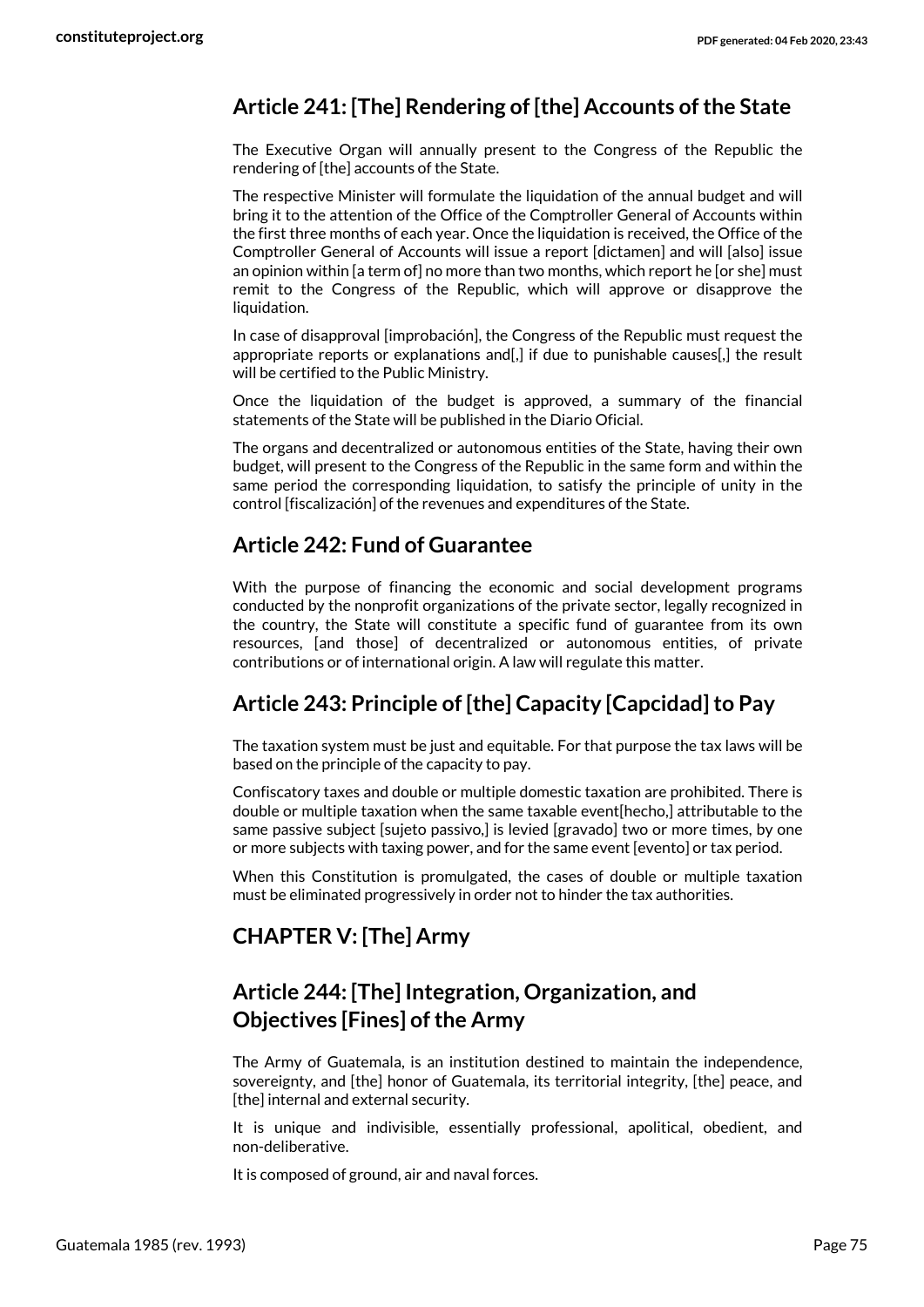## Article 241: [The] Rendering of [the] Accounts of the State

The Executive Organ will annually present to the Congress of the Republic the rendering of [the] accounts of the State.

The respective Minister will formulate the liquidation of the annual budget and will bring it to the attention of the Office of the Comptroller General of Accounts within the first three months of each year. Once the liquidation is received, the Office of the Comptroller General of Accounts will issue a report [dictamen] and will [also] issue an opinion within [a term of] no more than two months, which report he [or she] must remit to the Congress of the Republic, which will approve or disapprove the liquidation.

In case of disapproval [improbación], the Congress of the Republic must request the appropriate reports or explanations and[,] if due to punishable causes[,] the result will be certified to the Public Ministry.

Once the liquidation of the budget is approved, a summary of the financial statements of the State will be published in the Diario Oficial.

The organs and decentralized or autonomous entities of the State, having their own budget, will present to the Congress of the Republic in the same form and within the same period the corresponding liquidation, to satisfy the principle of unity in the control [fiscalización] of the revenues and expenditures of the State.

## Article 242: Fund of Guarantee

With the purpose of financing the economic and social development programs conducted by the nonprofit organizations of the private sector, legally recognized in the country, the State will constitute a specific fund of guarantee from its own resources, [and those] of decentralized or autonomous entities, of private contributions or of international origin. A law will regulate this matter.

## Article 243: Principle of [the] Capacity [Capcidad] to Pay

The taxation system must be just and equitable. For that purpose the tax laws will be based on the principle of the capacity to pay.

Confiscatory taxes and double or multiple domestic taxation are prohibited. There is double or multiple taxation when the same taxable event[hecho,] attributable to the same passive subject [sujeto passivo,] is levied [gravado] two or more times, by one or more subjects with taxing power, and for the same event [evento] or tax period.

When this Constitution is promulgated, the cases of double or multiple taxation must be eliminated progressively in order not to hinder the tax authorities.

## CHAPTER V: [The] Army

## Article 244: [The] Integration, Organization, and Objectives [Fines] of the Army

The Army of Guatemala, is an institution destined to maintain the independence, sovereignty, and [the] honor of Guatemala, its territorial integrity, [the] peace, and [the] internal and external security.

It is unique and indivisible, essentially professional, apolitical, obedient, and non-deliberative.

It is composed of ground, air and naval forces.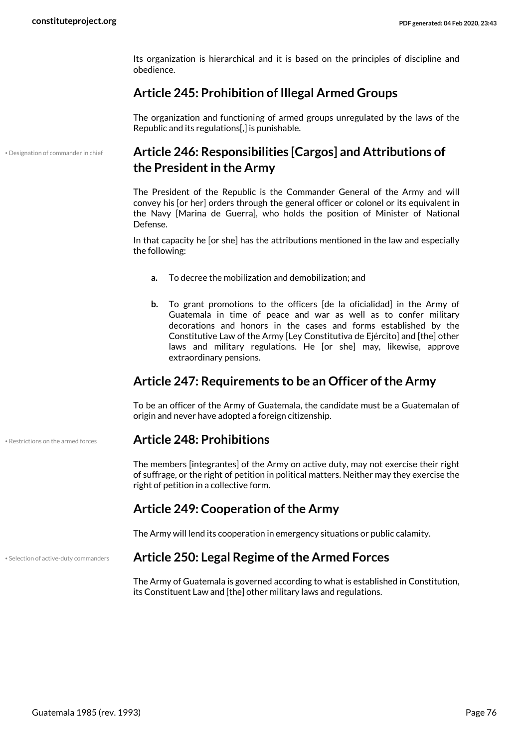Its organization is hierarchical and it is based on the principles of discipline and obedience.

## Article 245: Prohibition of Illegal Armed Groups

The organization and functioning of armed groups unregulated by the laws of the Republic and its regulations[,] is punishable.

• Designation of commander in chief

## Article 246: Responsibilities [Cargos] and Attributions of the President in the Army

The President of the Republic is the Commander General of the Army and will convey his [or her] orders through the general officer or colonel or its equivalent in the Navy [Marina de Guerra], who holds the position of Minister of National Defense.

In that capacity he [or she] has the attributions mentioned in the law and especially the following:

- **a.** To decree the mobilization and demobilization; and
- **b.** To grant promotions to the officers [de la oficialidad] in the Army of Guatemala in time of peace and war as well as to confer military decorations and honors in the cases and forms established by the Constitutive Law of the Army [Ley Constitutiva de Ejército] and [the] other laws and military regulations. He [or she] may, likewise, approve extraordinary pensions.

## Article 247: Requirements to be an Officer of the Army

To be an officer of the Army of Guatemala, the candidate must be a Guatemalan of origin and never have adopted a foreign citizenship.

• Restrictions on the armed forces

## Article 248: Prohibitions

The members [integrantes] of the Army on active duty, may not exercise their right of suffrage, or the right of petition in political matters. Neither may they exercise the right of petition in a collective form.

## Article 249: Cooperation of the Army

The Army will lend its cooperation in emergency situations or public calamity.

• Selection of active-duty commanders

## Article 250: Legal Regime of the Armed Forces

The Army of Guatemala is governed according to what is established in Constitution, its Constituent Law and [the] other military laws and regulations.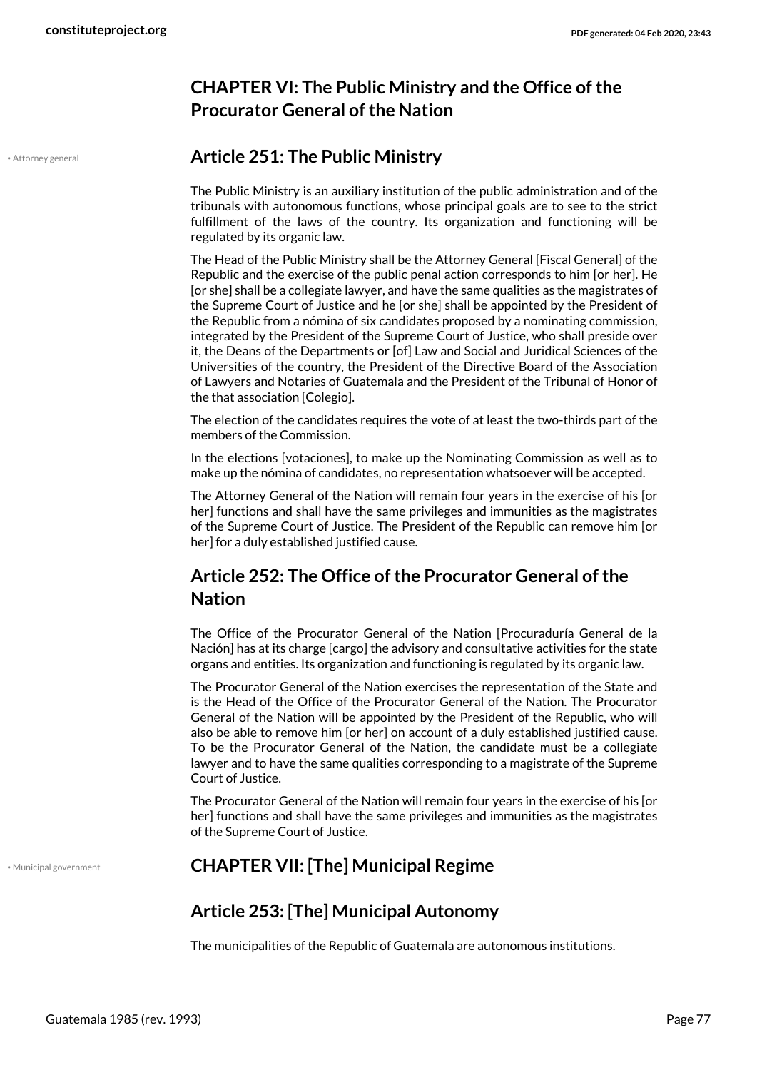## CHAPTER VI: The Public Ministry and the Office of the Procurator General of the Nation

• Attorney general

### Article 251: The Public Ministry

The Public Ministry is an auxiliary institution of the public administration and of the tribunals with autonomous functions, whose principal goals are to see to the strict fulfillment of the laws of the country. Its organization and functioning will be regulated by its organic law.

The Head of the Public Ministry shall be the Attorney General [Fiscal General] of the Republic and the exercise of the public penal action corresponds to him [or her]. He [or she] shall be a collegiate lawyer, and have the same qualities as the magistrates of the Supreme Court of Justice and he [or she] shall be appointed by the President of the Republic from a nómina of six candidates proposed by a nominating commission, integrated by the President of the Supreme Court of Justice, who shall preside over it, the Deans of the Departments or [of] Law and Social and Juridical Sciences of the Universities of the country, the President of the Directive Board of the Association of Lawyers and Notaries of Guatemala and the President of the Tribunal of Honor of the that association [Colegio].

The election of the candidates requires the vote of at least the two-thirds part of the members of the Commission.

In the elections [votaciones], to make up the Nominating Commission as well as to make up the nómina of candidates, no representation whatsoever will be accepted.

The Attorney General of the Nation will remain four years in the exercise of his [or her] functions and shall have the same privileges and immunities as the magistrates of the Supreme Court of Justice. The President of the Republic can remove him [or her] for a duly established justified cause.

### Article 252: The Office of the Procurator General of the Nation

The Office of the Procurator General of the Nation [Procuraduría General de la Nación] has at its charge [cargo] the advisory and consultative activities for the state organs and entities. Its organization and functioning is regulated by its organic law.

The Procurator General of the Nation exercises the representation of the State and is the Head of the Office of the Procurator General of the Nation. The Procurator General of the Nation will be appointed by the President of the Republic, who will also be able to remove him [or her] on account of a duly established justified cause. To be the Procurator General of the Nation, the candidate must be a collegiate lawyer and to have the same qualities corresponding to a magistrate of the Supreme Court of Justice.

The Procurator General of the Nation will remain four years in the exercise of his [or her] functions and shall have the same privileges and immunities as the magistrates of the Supreme Court of Justice.

• Municipal government

## CHAPTER VII: [The] Municipal Regime

### Article 253: [The] Municipal Autonomy

The municipalities of the Republic of Guatemala are autonomous institutions.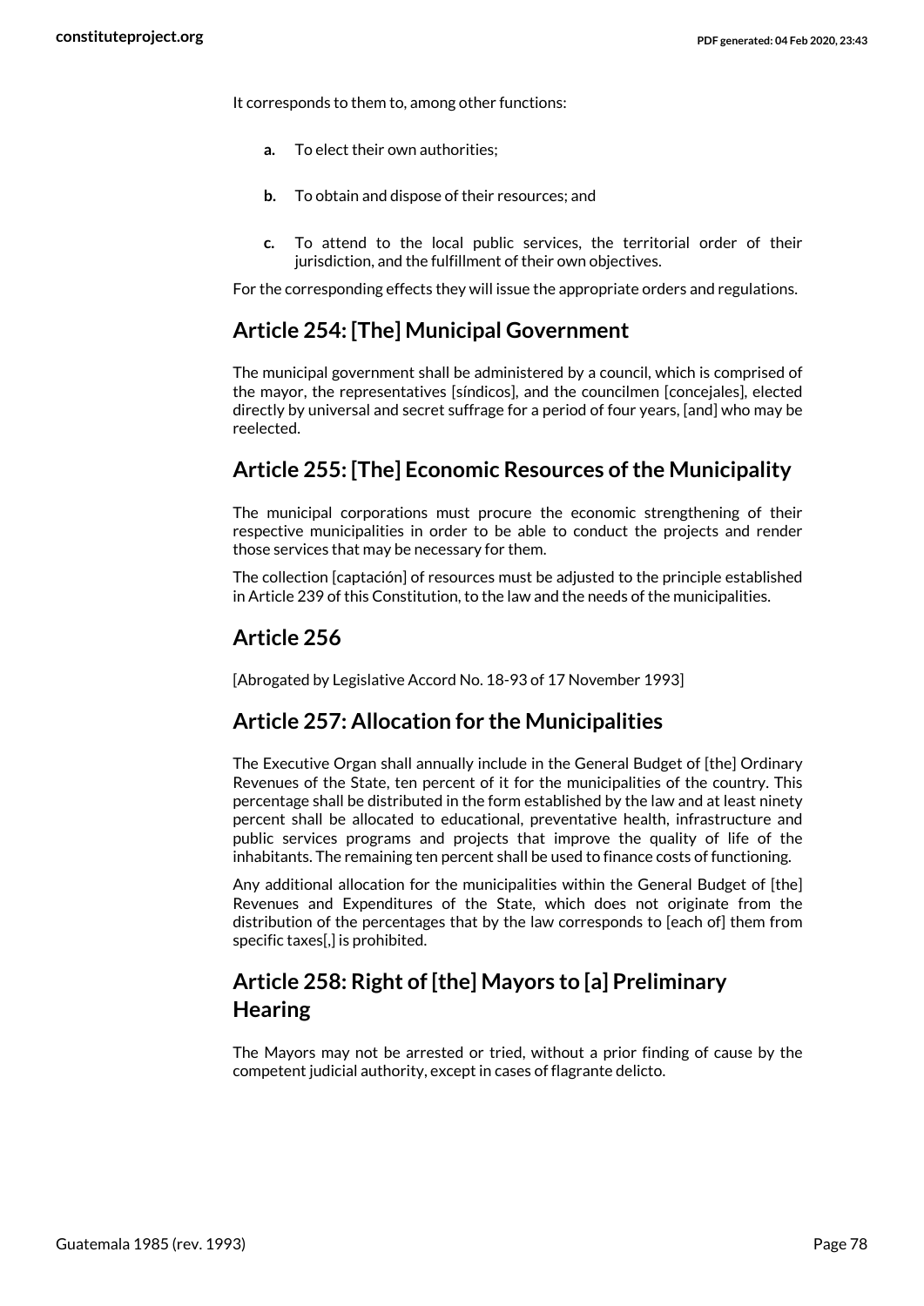It corresponds to them to, among other functions:

- **a.** To elect their own authorities;
- **b.** To obtain and dispose of their resources; and
- **c.** To attend to the local public services, the territorial order of their jurisdiction, and the fulfillment of their own objectives.

For the corresponding effects they will issue the appropriate orders and regulations.

## Article 254: [The] Municipal Government

The municipal government shall be administered by a council, which is comprised of the mayor, the representatives [síndicos], and the councilmen [concejales], elected directly by universal and secret suffrage for a period of four years, [and] who may be reelected.

## Article 255: [The] Economic Resources of the Municipality

The municipal corporations must procure the economic strengthening of their respective municipalities in order to be able to conduct the projects and render those services that may be necessary for them.

The collection [captación] of resources must be adjusted to the principle established in Article 239 of this Constitution, to the law and the needs of the municipalities.

## Article 256

[Abrogated by Legislative Accord No. 18-93 of 17 November 1993]

## Article 257: Allocation for the Municipalities

The Executive Organ shall annually include in the General Budget of [the] Ordinary Revenues of the State, ten percent of it for the municipalities of the country. This percentage shall be distributed in the form established by the law and at least ninety percent shall be allocated to educational, preventative health, infrastructure and public services programs and projects that improve the quality of life of the inhabitants. The remaining ten percent shall be used to finance costs of functioning.

Any additional allocation for the municipalities within the General Budget of [the] Revenues and Expenditures of the State, which does not originate from the distribution of the percentages that by the law corresponds to [each of] them from specific taxes[,] is prohibited.

## Article 258: Right of [the] Mayors to [a] Preliminary Hearing

The Mayors may not be arrested or tried, without a prior finding of cause by the competent judicial authority, except in cases of flagrante delicto.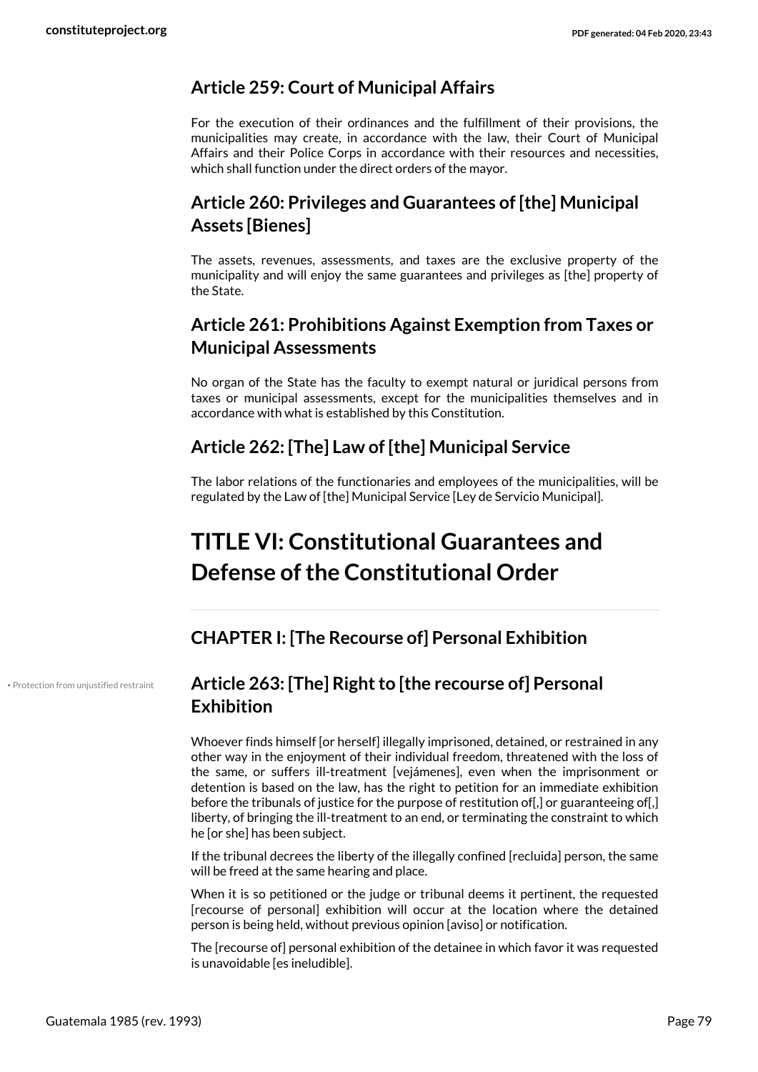### Article 259: Court of Municipal Affairs

For the execution of their ordinances and the fulfillment of their provisions, the municipalities may create, in accordance with the law, their Court of Municipal Affairs and their Police Corps in accordance with their resources and necessities, which shall function under the direct orders of the mayor.

### Article 260: Privileges and Guarantees of [the] Municipal Assets [Bienes]

The assets, revenues, assessments, and taxes are the exclusive property of the municipality and will enjoy the same guarantees and privileges as [the] property of the State.

### Article 261: Prohibitions Against Exemption from Taxes or Municipal Assessments

No organ of the State has the faculty to exempt natural or juridical persons from taxes or municipal assessments, except for the municipalities themselves and in accordance with what is established by this Constitution.

### Article 262: [The] Law of [the] Municipal Service

The labor relations of the functionaries and employees of the municipalities, will be regulated by the Law of [the] Municipal Service [Ley de Servicio Municipal].

# TITLE VI: Constitutional Guarantees and Defense of the Constitutional Order

## CHAPTER I: [The Recourse of] Personal Exhibition

• Protection from unjustified restraint

### Article 263: [The] Right to [the recourse of] Personal Exhibition

Whoever finds himself [or herself] illegally imprisoned, detained, or restrained in any other way in the enjoyment of their individual freedom, threatened with the loss of the same, or suffers ill-treatment [vejámenes], even when the imprisonment or detention is based on the law, has the right to petition for an immediate exhibition before the tribunals of justice for the purpose of restitution of[,] or guaranteeing of[,] liberty, of bringing the ill-treatment to an end, or terminating the constraint to which he [or she] has been subject.

If the tribunal decrees the liberty of the illegally confined [recluida] person, the same will be freed at the same hearing and place.

When it is so petitioned or the judge or tribunal deems it pertinent, the requested [recourse of personal] exhibition will occur at the location where the detained person is being held, without previous opinion [aviso] or notification.

The [recourse of] personal exhibition of the detainee in which favor it was requested is unavoidable [es ineludible].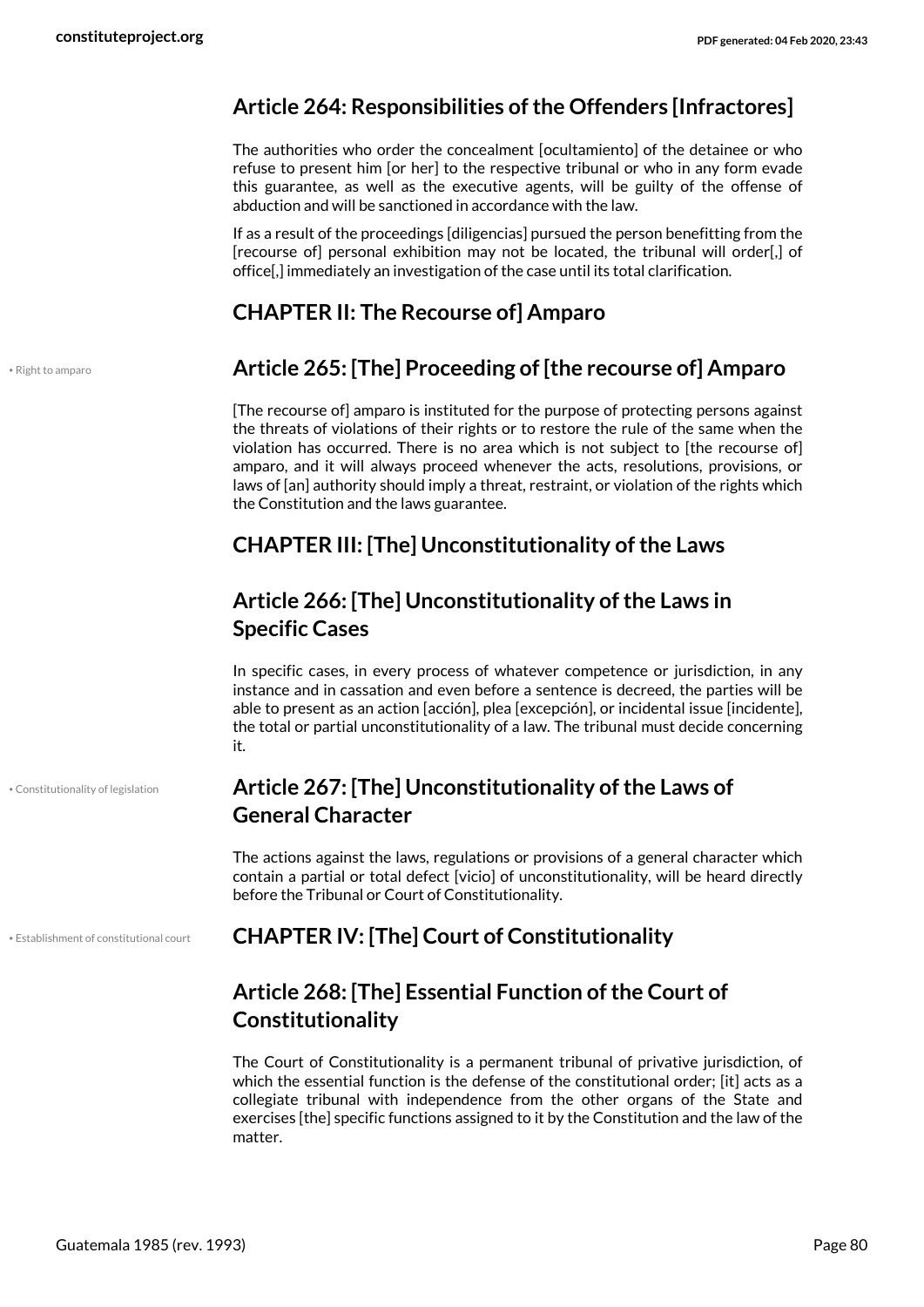## Article 264: Responsibilities of the Offenders [Infractores]

The authorities who order the concealment [ocultamiento] of the detainee or who refuse to present him [or her] to the respective tribunal or who in any form evade this guarantee, as well as the executive agents, will be guilty of the offense of abduction and will be sanctioned in accordance with the law.

If as a result of the proceedings [diligencias] pursued the person benefitting from the [recourse of] personal exhibition may not be located, the tribunal will order[,] of office[,] immediately an investigation of the case until its total clarification.

## CHAPTER II: The Recourse of] Amparo

• Right to amparo

## Article 265: [The] Proceeding of [the recourse of] Amparo

[The recourse of] amparo is instituted for the purpose of protecting persons against the threats of violations of their rights or to restore the rule of the same when the violation has occurred. There is no area which is not subject to [the recourse of] amparo, and it will always proceed whenever the acts, resolutions, provisions, or laws of [an] authority should imply a threat, restraint, or violation of the rights which the Constitution and the laws guarantee.

## CHAPTER III: [The] Unconstitutionality of the Laws

## Article 266: [The] Unconstitutionality of the Laws in Specific Cases

In specific cases, in every process of whatever competence or jurisdiction, in any instance and in cassation and even before a sentence is decreed, the parties will be able to present as an action [acción], plea [excepción], or incidental issue [incidente], the total or partial unconstitutionality of a law. The tribunal must decide concerning it.

• Constitutionality of legislation

## Article 267: [The] Unconstitutionality of the Laws of General Character

The actions against the laws, regulations or provisions of a general character which contain a partial or total defect [vicio] of unconstitutionality, will be heard directly before the Tribunal or Court of Constitutionality.

• Establishment of constitutional court

## CHAPTER IV: [The] Court of Constitutionality

## Article 268: [The] Essential Function of the Court of Constitutionality

The Court of Constitutionality is a permanent tribunal of privative jurisdiction, of which the essential function is the defense of the constitutional order; [it] acts as a collegiate tribunal with independence from the other organs of the State and exercises [the] specific functions assigned to it by the Constitution and the law of the matter.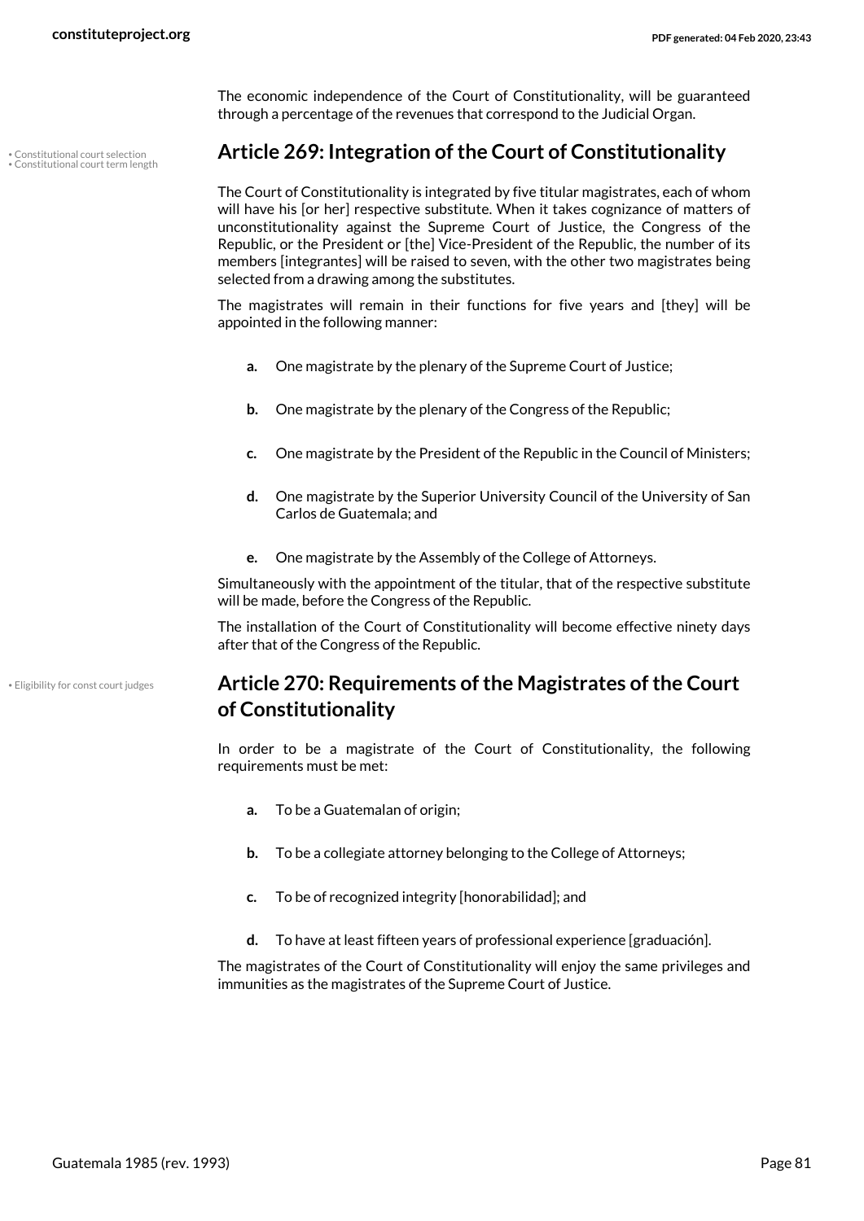The economic independence of the Court of Constitutionality, will be guaranteed through a percentage of the revenues that correspond to the Judicial Organ.

## Article 269: Integration of the Court of Constitutionality

The Court of Constitutionality is integrated by five titular magistrates, each of whom will have his [or her] respective substitute. When it takes cognizance of matters of unconstitutionality against the Supreme Court of Justice, the Congress of the Republic, or the President or [the] Vice-President of the Republic, the number of its members [integrantes] will be raised to seven, with the other two magistrates being selected from a drawing among the substitutes.

The magistrates will remain in their functions for five years and [they] will be appointed in the following manner:

- **a.** One magistrate by the plenary of the Supreme Court of Justice;
- **b.** One magistrate by the plenary of the Congress of the Republic;
- **c.** One magistrate by the President of the Republic in the Council of Ministers;
- **d.** One magistrate by the Superior University Council of the University of San Carlos de Guatemala; and
- **e.** One magistrate by the Assembly of the College of Attorneys.

Simultaneously with the appointment of the titular, that of the respective substitute will be made, before the Congress of the Republic.

The installation of the Court of Constitutionality will become effective ninety days after that of the Congress of the Republic.

## Article 270: Requirements of the Magistrates of the Court of Constitutionality

In order to be a magistrate of the Court of Constitutionality, the following requirements must be met:

- **a.** To be a Guatemalan of origin;
- **b.** To be a collegiate attorney belonging to the College of Attorneys;
- **c.** To be of recognized integrity [honorabilidad]; and
- **d.** To have at least fifteen years of professional experience [graduación].

The magistrates of the Court of Constitutionality will enjoy the same privileges and immunities as the magistrates of the Supreme Court of Justice.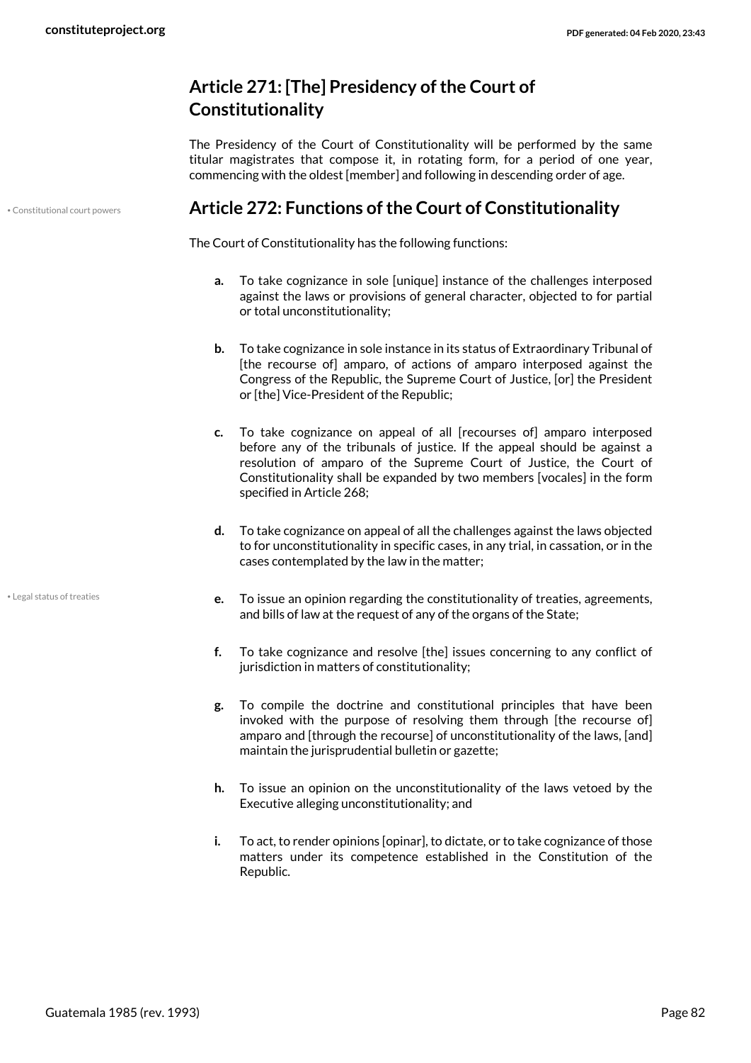## Article 271: [The] Presidency of the Court of Constitutionality

The Presidency of the Court of Constitutionality will be performed by the same titular magistrates that compose it, in rotating form, for a period of one year, commencing with the oldest [member] and following in descending order of age.

• Constitutional court powers

## Article 272: Functions of the Court of Constitutionality

The Court of Constitutionality has the following functions:

- **a.** To take cognizance in sole [unique] instance of the challenges interposed against the laws or provisions of general character, objected to for partial or total unconstitutionality;
- **b.** To take cognizance in sole instance in its status of Extraordinary Tribunal of [the recourse of] amparo, of actions of amparo interposed against the Congress of the Republic, the Supreme Court of Justice, [or] the President or [the] Vice-President of the Republic;
- **c.** To take cognizance on appeal of all [recourses of] amparo interposed before any of the tribunals of justice. If the appeal should be against a resolution of amparo of the Supreme Court of Justice, the Court of Constitutionality shall be expanded by two members [vocales] in the form specified in Article 268;
- **d.** To take cognizance on appeal of all the challenges against the laws objected to for unconstitutionality in specific cases, in any trial, in cassation, or in the cases contemplated by the law in the matter;
- **e.** To issue an opinion regarding the constitutionality of treaties, agreements, and bills of law at the request of any of the organs of the State;
- **f.** To take cognizance and resolve [the] issues concerning to any conflict of jurisdiction in matters of constitutionality;
- **g.** To compile the doctrine and constitutional principles that have been invoked with the purpose of resolving them through [the recourse of] amparo and [through the recourse] of unconstitutionality of the laws, [and] maintain the jurisprudential bulletin or gazette;
- **h.** To issue an opinion on the unconstitutionality of the laws vetoed by the Executive alleging unconstitutionality; and
- **i.** To act, to render opinions [opinar], to dictate, or to take cognizance of those matters under its competence established in the Constitution of the Republic.

• Legal status of treaties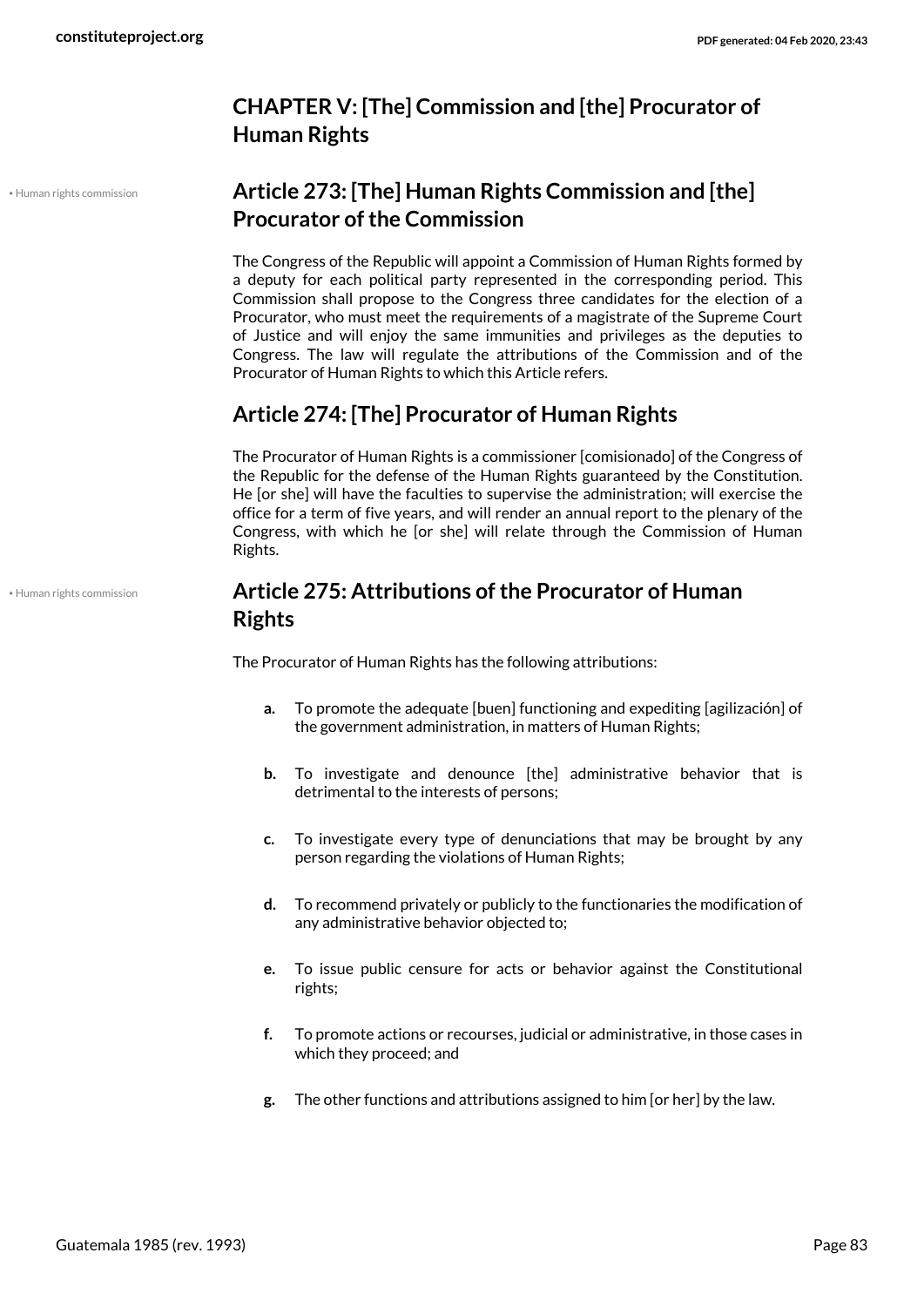## CHAPTER V: [The] Commission and [the] Procurator of Human Rights

• Human rights commission

### Article 273: [The] Human Rights Commission and [the] Procurator of the Commission

The Congress of the Republic will appoint a Commission of Human Rights formed by a deputy for each political party represented in the corresponding period. This Commission shall propose to the Congress three candidates for the election of a Procurator, who must meet the requirements of a magistrate of the Supreme Court of Justice and will enjoy the same immunities and privileges as the deputies to Congress. The law will regulate the attributions of the Commission and of the Procurator of Human Rights to which this Article refers.

### Article 274: [The] Procurator of Human Rights

The Procurator of Human Rights is a commissioner [comisionado] of the Congress of the Republic for the defense of the Human Rights guaranteed by the Constitution. He [or she] will have the faculties to supervise the administration; will exercise the office for a term of five years, and will render an annual report to the plenary of the Congress, with which he [or she] will relate through the Commission of Human Rights.

• Human rights commission

### Article 275: Attributions of the Procurator of Human Rights

The Procurator of Human Rights has the following attributions:

- **a.** To promote the adequate [buen] functioning and expediting [agilización] of the government administration, in matters of Human Rights;
- **b.** To investigate and denounce [the] administrative behavior that is detrimental to the interests of persons;
- **c.** To investigate every type of denunciations that may be brought by any person regarding the violations of Human Rights;
- **d.** To recommend privately or publicly to the functionaries the modification of any administrative behavior objected to;
- **e.** To issue public censure for acts or behavior against the Constitutional rights;
- **f.** To promote actions or recourses, judicial or administrative, in those cases in which they proceed; and
- **g.** The other functions and attributions assigned to him [or her] by the law.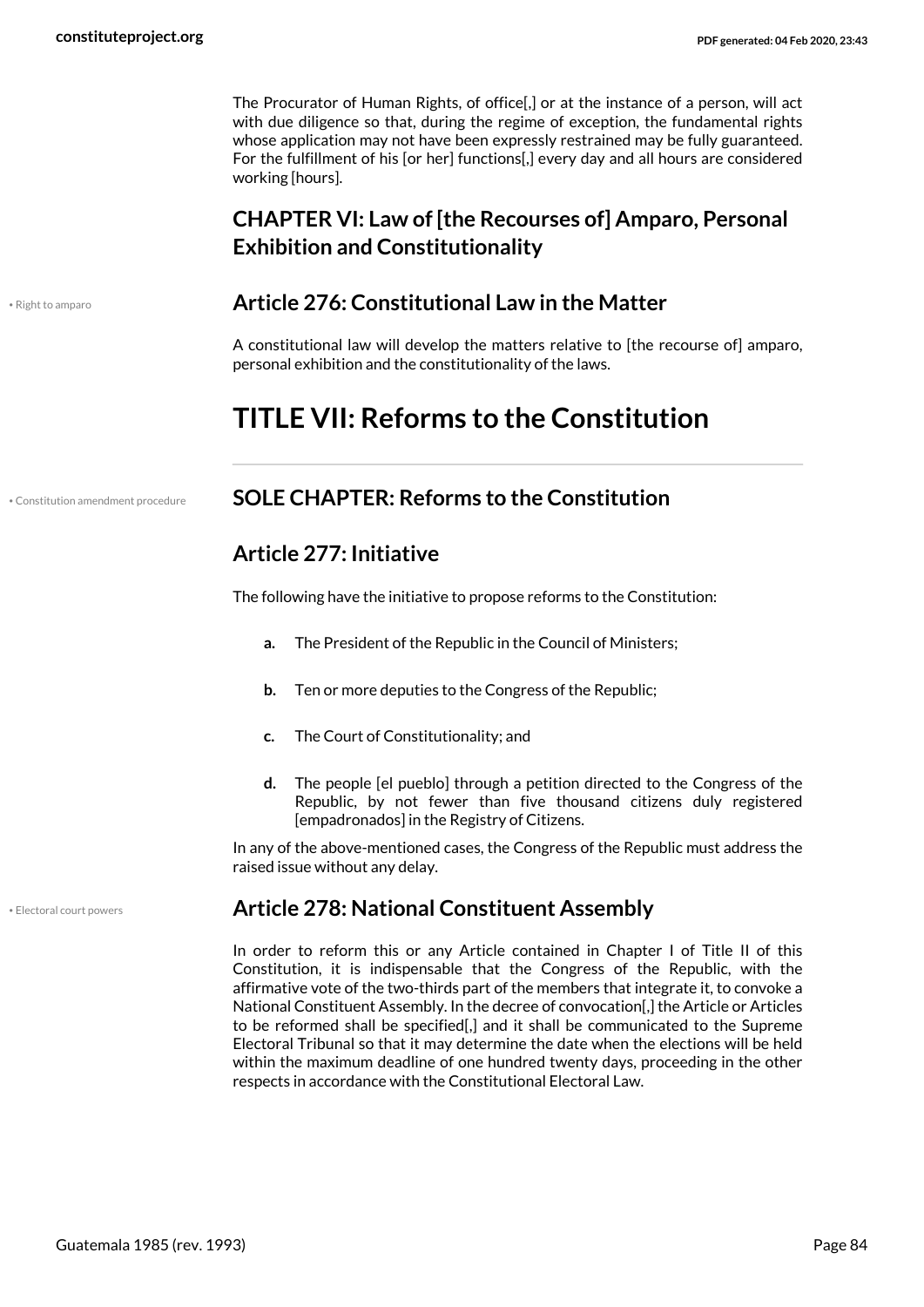The Procurator of Human Rights, of office[,] or at the instance of a person, will act with due diligence so that, during the regime of exception, the fundamental rights whose application may not have been expressly restrained may be fully guaranteed. For the fulfillment of his [or her] functions[,] every day and all hours are considered working [hours].

## CHAPTER VI: Law of [the Recourses of] Amparo, Personal Exhibition and Constitutionality

• Right to amparo

### Article 276: Constitutional Law in the Matter

A constitutional law will develop the matters relative to [the recourse of] amparo, personal exhibition and the constitutionality of the laws.

# TITLE VII: Reforms to the Constitution

• Constitution amendment procedure

## SOLE CHAPTER: Reforms to the Constitution

### Article 277: Initiative

The following have the initiative to propose reforms to the Constitution:

- **a.** The President of the Republic in the Council of Ministers;
- **b.** Ten or more deputies to the Congress of the Republic;
- **c.** The Court of Constitutionality; and
- **d.** The people [el pueblo] through a petition directed to the Congress of the Republic, by not fewer than five thousand citizens duly registered [empadronados] in the Registry of Citizens.

In any of the above-mentioned cases, the Congress of the Republic must address the raised issue without any delay.

• Electoral court powers

### Article 278: National Constituent Assembly

In order to reform this or any Article contained in Chapter I of Title II of this Constitution, it is indispensable that the Congress of the Republic, with the affirmative vote of the two-thirds part of the members that integrate it, to convoke a National Constituent Assembly. In the decree of convocation[,] the Article or Articles to be reformed shall be specified[,] and it shall be communicated to the Supreme Electoral Tribunal so that it may determine the date when the elections will be held within the maximum deadline of one hundred twenty days, proceeding in the other respects in accordance with the Constitutional Electoral Law.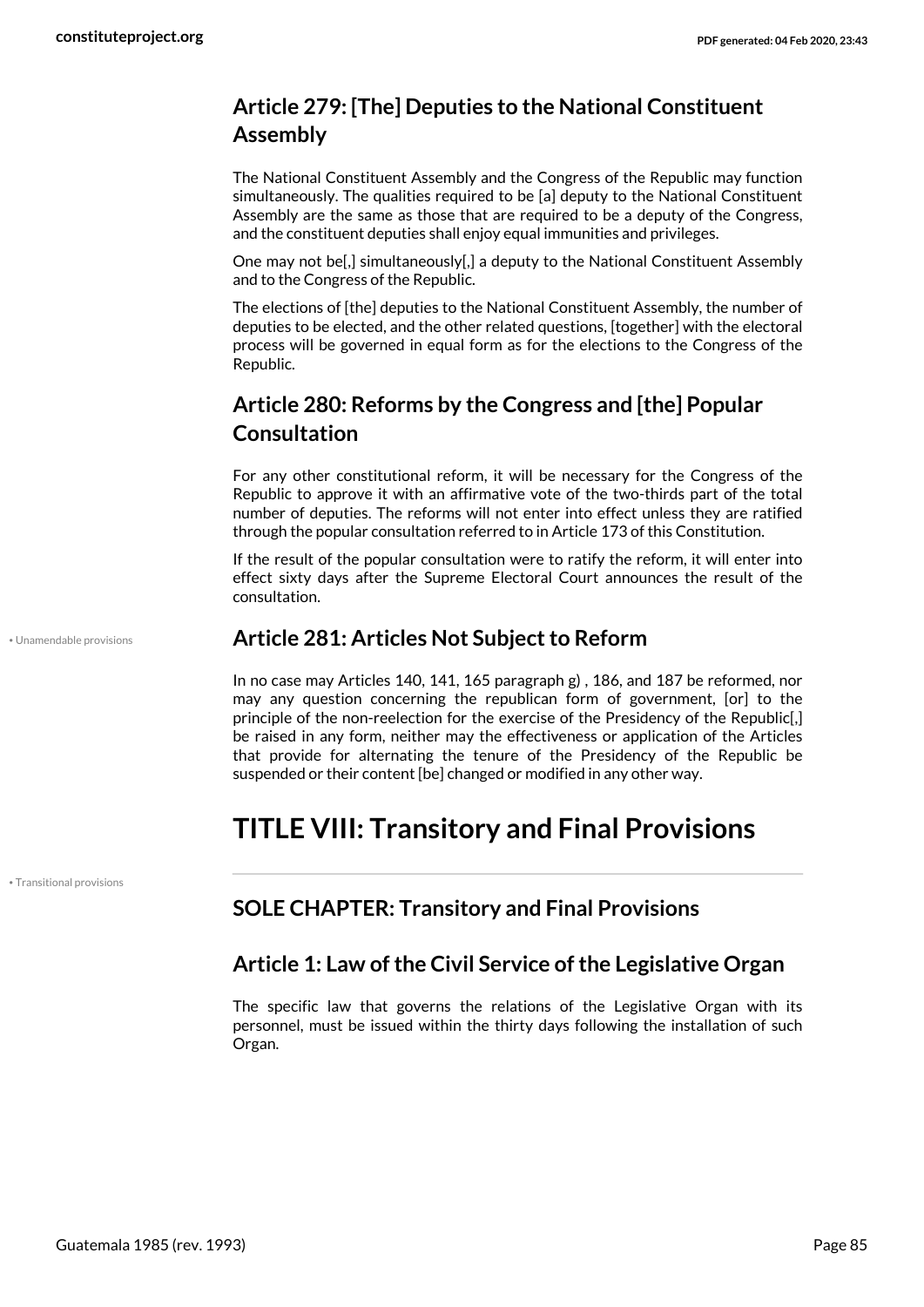## Article 279: [The] Deputies to the National Constituent Assembly

The National Constituent Assembly and the Congress of the Republic may function simultaneously. The qualities required to be [a] deputy to the National Constituent Assembly are the same as those that are required to be a deputy of the Congress, and the constituent deputies shall enjoy equal immunities and privileges.

One may not be[,] simultaneously[,] a deputy to the National Constituent Assembly and to the Congress of the Republic.

The elections of [the] deputies to the National Constituent Assembly, the number of deputies to be elected, and the other related questions, [together] with the electoral process will be governed in equal form as for the elections to the Congress of the Republic.

## Article 280: Reforms by the Congress and [the] Popular Consultation

For any other constitutional reform, it will be necessary for the Congress of the Republic to approve it with an affirmative vote of the two-thirds part of the total number of deputies. The reforms will not enter into effect unless they are ratified through the popular consultation referred to in Article 173 of this Constitution.

If the result of the popular consultation were to ratify the reform, it will enter into effect sixty days after the Supreme Electoral Court announces the result of the consultation.

• Unamendable provisions

## Article 281: Articles Not Subject to Reform

In no case may Articles 140, 141, 165 paragraph g) , 186, and 187 be reformed, nor may any question concerning the republican form of government, [or] to the principle of the non-reelection for the exercise of the Presidency of the Republic[,] be raised in any form, neither may the effectiveness or application of the Articles that provide for alternating the tenure of the Presidency of the Republic be suspended or their content [be] changed or modified in any other way.

# TITLE VIII: Transitory and Final Provisions

• Transitional provisions

## SOLE CHAPTER: Transitory and Final Provisions

## Article 1: Law of the Civil Service of the Legislative Organ

The specific law that governs the relations of the Legislative Organ with its personnel, must be issued within the thirty days following the installation of such Organ.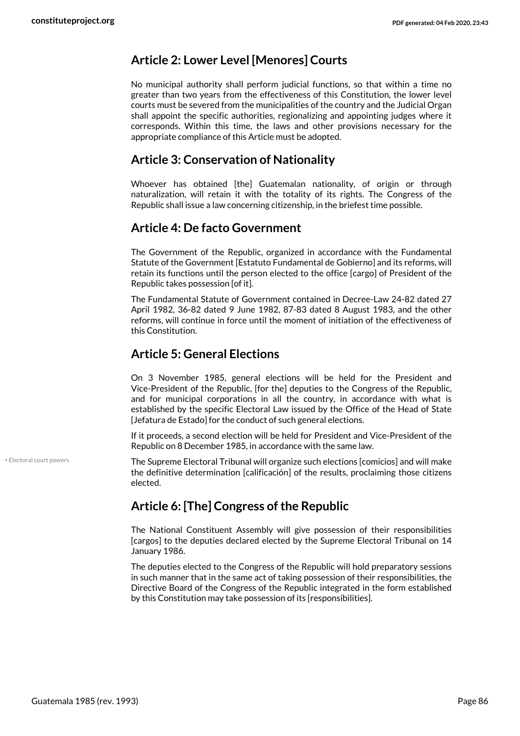## Article 2: Lower Level [Menores] Courts

No municipal authority shall perform judicial functions, so that within a time no greater than two years from the effectiveness of this Constitution, the lower level courts must be severed from the municipalities of the country and the Judicial Organ shall appoint the specific authorities, regionalizing and appointing judges where it corresponds. Within this time, the laws and other provisions necessary for the appropriate compliance of this Article must be adopted.

## Article 3: Conservation of Nationality

Whoever has obtained [the] Guatemalan nationality, of origin or through naturalization, will retain it with the totality of its rights. The Congress of the Republic shall issue a law concerning citizenship, in the briefest time possible.

## Article 4: De facto Government

The Government of the Republic, organized in accordance with the Fundamental Statute of the Government [Estatuto Fundamental de Gobierno] and its reforms, will retain its functions until the person elected to the office [cargo] of President of the Republic takes possession [of it].

The Fundamental Statute of Government contained in Decree-Law 24-82 dated 27 April 1982, 36-82 dated 9 June 1982, 87-83 dated 8 August 1983, and the other reforms, will continue in force until the moment of initiation of the effectiveness of this Constitution.

## Article 5: General Elections

On 3 November 1985, general elections will be held for the President and Vice-President of the Republic, [for the] deputies to the Congress of the Republic, and for municipal corporations in all the country, in accordance with what is established by the specific Electoral Law issued by the Office of the Head of State [Jefatura de Estado] for the conduct of such general elections.

If it proceeds, a second election will be held for President and Vice-President of the Republic on 8 December 1985, in accordance with the same law.

• Electoral court powers

The Supreme Electoral Tribunal will organize such elections [comicios] and will make the definitive determination [calificación] of the results, proclaiming those citizens elected.

## Article 6: [The] Congress of the Republic

The National Constituent Assembly will give possession of their responsibilities [cargos] to the deputies declared elected by the Supreme Electoral Tribunal on 14 January 1986.

The deputies elected to the Congress of the Republic will hold preparatory sessions in such manner that in the same act of taking possession of their responsibilities, the Directive Board of the Congress of the Republic integrated in the form established by this Constitution may take possession of its [responsibilities].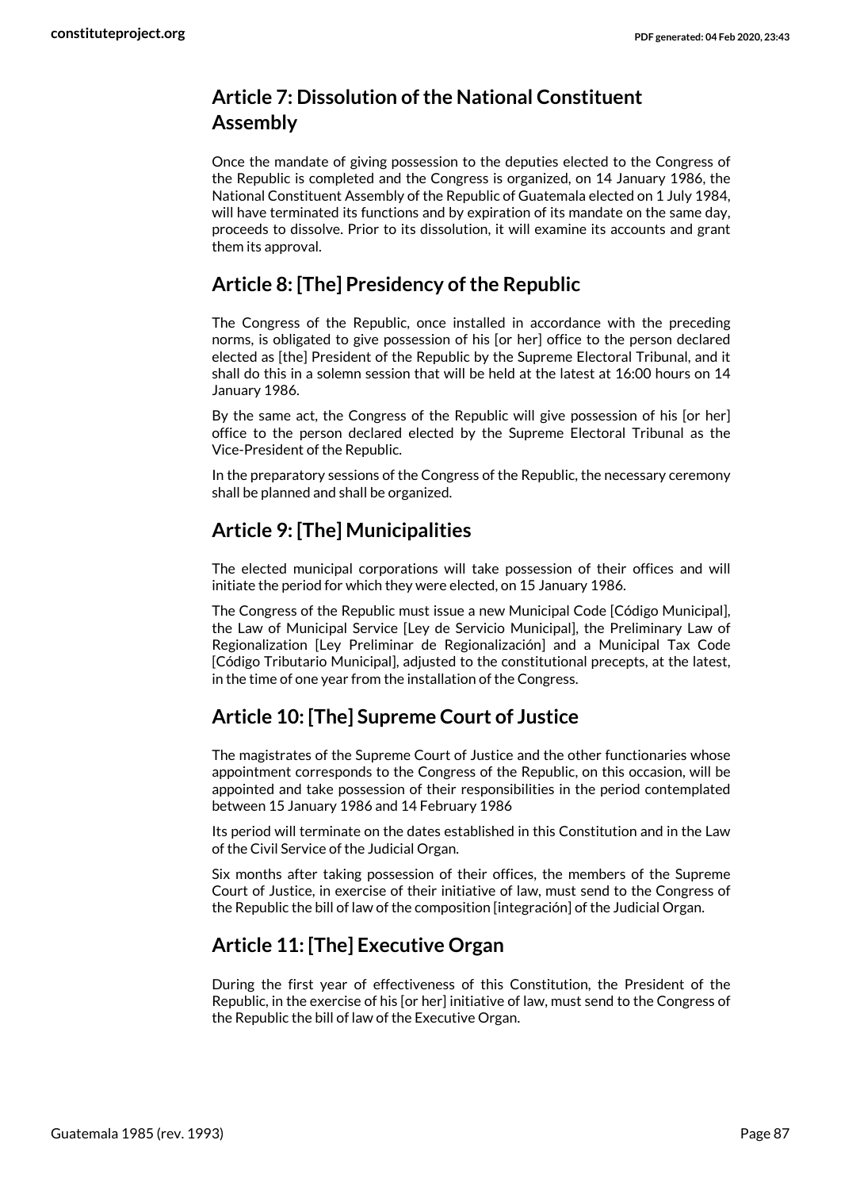## Article 7: Dissolution of the National Constituent Assembly

Once the mandate of giving possession to the deputies elected to the Congress of the Republic is completed and the Congress is organized, on 14 January 1986, the National Constituent Assembly of the Republic of Guatemala elected on 1 July 1984, will have terminated its functions and by expiration of its mandate on the same day, proceeds to dissolve. Prior to its dissolution, it will examine its accounts and grant them its approval.

## Article 8: [The] Presidency of the Republic

The Congress of the Republic, once installed in accordance with the preceding norms, is obligated to give possession of his [or her] office to the person declared elected as [the] President of the Republic by the Supreme Electoral Tribunal, and it shall do this in a solemn session that will be held at the latest at 16:00 hours on 14 January 1986.

By the same act, the Congress of the Republic will give possession of his [or her] office to the person declared elected by the Supreme Electoral Tribunal as the Vice-President of the Republic.

In the preparatory sessions of the Congress of the Republic, the necessary ceremony shall be planned and shall be organized.

## Article 9: [The] Municipalities

The elected municipal corporations will take possession of their offices and will initiate the period for which they were elected, on 15 January 1986.

The Congress of the Republic must issue a new Municipal Code [Código Municipal], the Law of Municipal Service [Ley de Servicio Municipal], the Preliminary Law of Regionalization [Ley Preliminar de Regionalización] and a Municipal Tax Code [Código Tributario Municipal], adjusted to the constitutional precepts, at the latest, in the time of one year from the installation of the Congress.

## Article 10: [The] Supreme Court of Justice

The magistrates of the Supreme Court of Justice and the other functionaries whose appointment corresponds to the Congress of the Republic, on this occasion, will be appointed and take possession of their responsibilities in the period contemplated between 15 January 1986 and 14 February 1986

Its period will terminate on the dates established in this Constitution and in the Law of the Civil Service of the Judicial Organ.

Six months after taking possession of their offices, the members of the Supreme Court of Justice, in exercise of their initiative of law, must send to the Congress of the Republic the bill of law of the composition [integración] of the Judicial Organ.

## Article 11: [The] Executive Organ

During the first year of effectiveness of this Constitution, the President of the Republic, in the exercise of his [or her] initiative of law, must send to the Congress of the Republic the bill of law of the Executive Organ.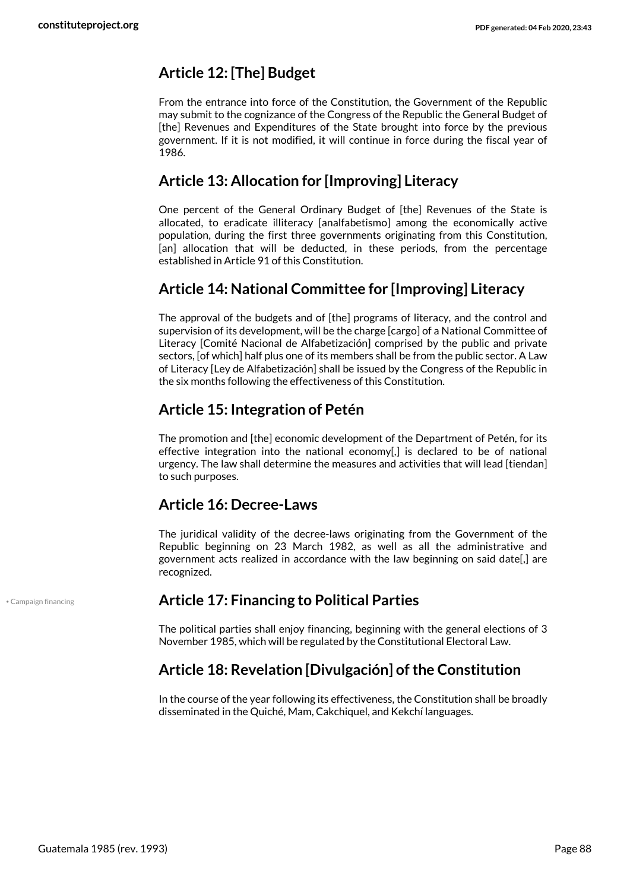## Article 12: [The] Budget

From the entrance into force of the Constitution, the Government of the Republic may submit to the cognizance of the Congress of the Republic the General Budget of [the] Revenues and Expenditures of the State brought into force by the previous government. If it is not modified, it will continue in force during the fiscal year of 1986.

## Article 13: Allocation for [Improving] Literacy

One percent of the General Ordinary Budget of [the] Revenues of the State is allocated, to eradicate illiteracy [analfabetismo] among the economically active population, during the first three governments originating from this Constitution, [an] allocation that will be deducted, in these periods, from the percentage established in Article 91 of this Constitution.

## Article 14: National Committee for [Improving] Literacy

The approval of the budgets and of [the] programs of literacy, and the control and supervision of its development, will be the charge [cargo] of a National Committee of Literacy [Comité Nacional de Alfabetización] comprised by the public and private sectors, [of which] half plus one of its members shall be from the public sector. A Law of Literacy [Ley de Alfabetización] shall be issued by the Congress of the Republic in the six months following the effectiveness of this Constitution.

## Article 15: Integration of Petén

The promotion and [the] economic development of the Department of Petén, for its effective integration into the national economy[,] is declared to be of national urgency. The law shall determine the measures and activities that will lead [tiendan] to such purposes.

## Article 16: Decree-Laws

The juridical validity of the decree-laws originating from the Government of the Republic beginning on 23 March 1982, as well as all the administrative and government acts realized in accordance with the law beginning on said date[,] are recognized.

## Article 17: Financing to Political Parties

• Campaign financing

The political parties shall enjoy financing, beginning with the general elections of 3 November 1985, which will be regulated by the Constitutional Electoral Law.

## Article 18: Revelation [Divulgación] of the Constitution

In the course of the year following its effectiveness, the Constitution shall be broadly disseminated in the Quiché, Mam, Cakchiquel, and Kekchí languages.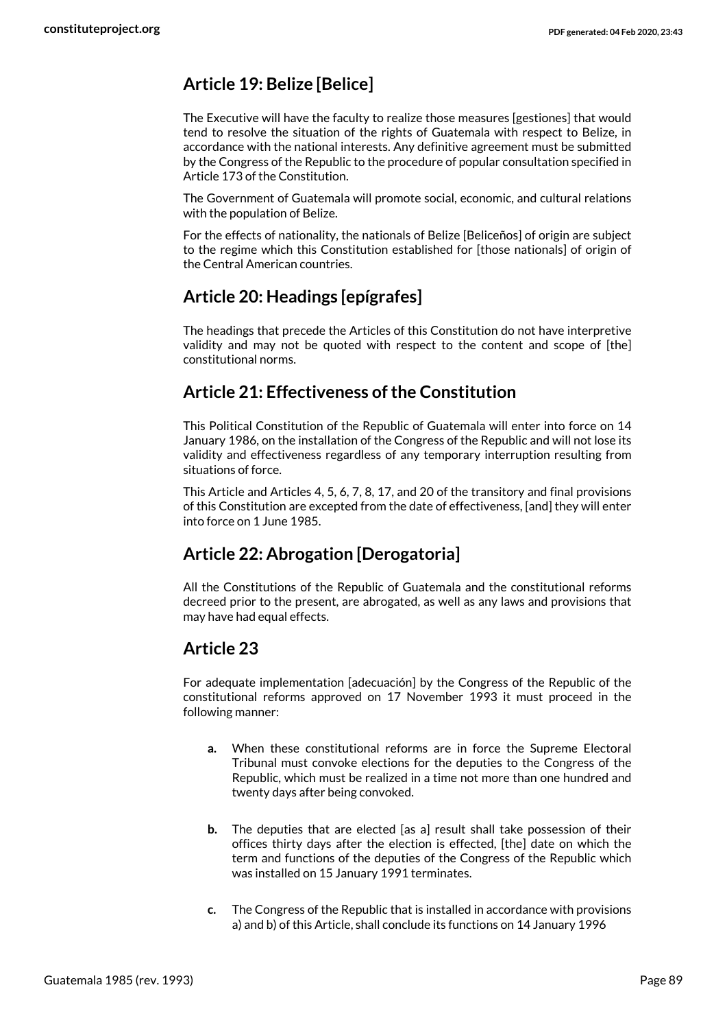## Article 19: Belize [Belice]

The Executive will have the faculty to realize those measures [gestiones] that would tend to resolve the situation of the rights of Guatemala with respect to Belize, in accordance with the national interests. Any definitive agreement must be submitted by the Congress of the Republic to the procedure of popular consultation specified in Article 173 of the Constitution.

The Government of Guatemala will promote social, economic, and cultural relations with the population of Belize.

For the effects of nationality, the nationals of Belize [Beliceños] of origin are subject to the regime which this Constitution established for [those nationals] of origin of the Central American countries.

## Article 20: Headings [epígrafes]

The headings that precede the Articles of this Constitution do not have interpretive validity and may not be quoted with respect to the content and scope of [the] constitutional norms.

## Article 21: Effectiveness of the Constitution

This Political Constitution of the Republic of Guatemala will enter into force on 14 January 1986, on the installation of the Congress of the Republic and will not lose its validity and effectiveness regardless of any temporary interruption resulting from situations of force.

This Article and Articles 4, 5, 6, 7, 8, 17, and 20 of the transitory and final provisions of this Constitution are excepted from the date of effectiveness, [and] they will enter into force on 1 June 1985.

## Article 22: Abrogation [Derogatoria]

All the Constitutions of the Republic of Guatemala and the constitutional reforms decreed prior to the present, are abrogated, as well as any laws and provisions that may have had equal effects.

## Article 23

For adequate implementation [adecuación] by the Congress of the Republic of the constitutional reforms approved on 17 November 1993 it must proceed in the following manner:

- **a.** When these constitutional reforms are in force the Supreme Electoral Tribunal must convoke elections for the deputies to the Congress of the Republic, which must be realized in a time not more than one hundred and twenty days after being convoked.
- **b.** The deputies that are elected [as a] result shall take possession of their offices thirty days after the election is effected, [the] date on which the term and functions of the deputies of the Congress of the Republic which was installed on 15 January 1991 terminates.
- **c.** The Congress of the Republic that is installed in accordance with provisions a) and b) of this Article, shall conclude its functions on 14 January 1996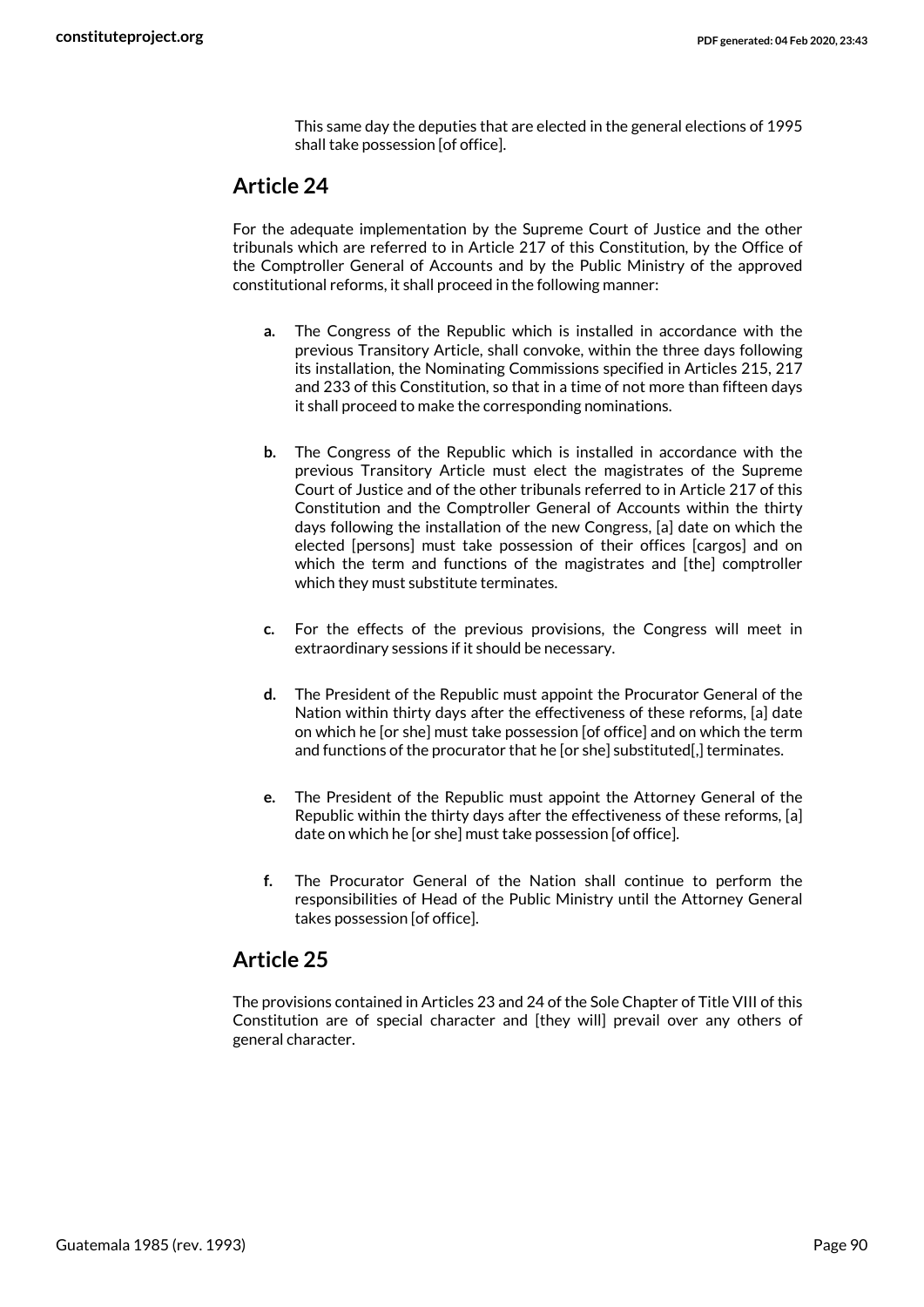This same day the deputies that are elected in the general elections of 1995 shall take possession [of office].

## Article 24

For the adequate implementation by the Supreme Court of Justice and the other tribunals which are referred to in Article 217 of this Constitution, by the Office of the Comptroller General of Accounts and by the Public Ministry of the approved constitutional reforms, it shall proceed in the following manner:

- **a.** The Congress of the Republic which is installed in accordance with the previous Transitory Article, shall convoke, within the three days following its installation, the Nominating Commissions specified in Articles 215, 217 and 233 of this Constitution, so that in a time of not more than fifteen days it shall proceed to make the corresponding nominations.
- **b.** The Congress of the Republic which is installed in accordance with the previous Transitory Article must elect the magistrates of the Supreme Court of Justice and of the other tribunals referred to in Article 217 of this Constitution and the Comptroller General of Accounts within the thirty days following the installation of the new Congress, [a] date on which the elected [persons] must take possession of their offices [cargos] and on which the term and functions of the magistrates and [the] comptroller which they must substitute terminates.
- **c.** For the effects of the previous provisions, the Congress will meet in extraordinary sessions if it should be necessary.
- **d.** The President of the Republic must appoint the Procurator General of the Nation within thirty days after the effectiveness of these reforms, [a] date on which he [or she] must take possession [of office] and on which the term and functions of the procurator that he [or she] substituted[,] terminates.
- **e.** The President of the Republic must appoint the Attorney General of the Republic within the thirty days after the effectiveness of these reforms, [a] date on which he [or she] must take possession [of office].
- **f.** The Procurator General of the Nation shall continue to perform the responsibilities of Head of the Public Ministry until the Attorney General takes possession [of office].

## Article 25

The provisions contained in Articles 23 and 24 of the Sole Chapter of Title VIII of this Constitution are of special character and [they will] prevail over any others of general character.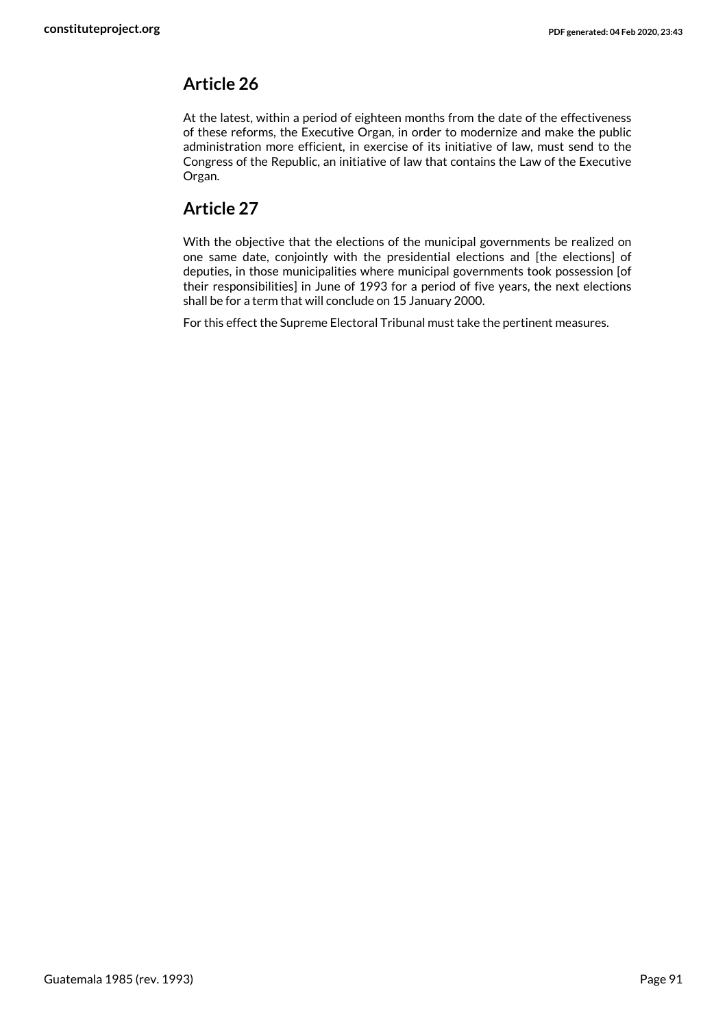## Article 26

At the latest, within a period of eighteen months from the date of the effectiveness of these reforms, the Executive Organ, in order to modernize and make the public administration more efficient, in exercise of its initiative of law, must send to the Congress of the Republic, an initiative of law that contains the Law of the Executive Organ.

## Article 27

With the objective that the elections of the municipal governments be realized on one same date, conjointly with the presidential elections and [the elections] of deputies, in those municipalities where municipal governments took possession [of their responsibilities] in June of 1993 for a period of five years, the next elections shall be for a term that will conclude on 15 January 2000.

For this effect the Supreme Electoral Tribunal must take the pertinent measures.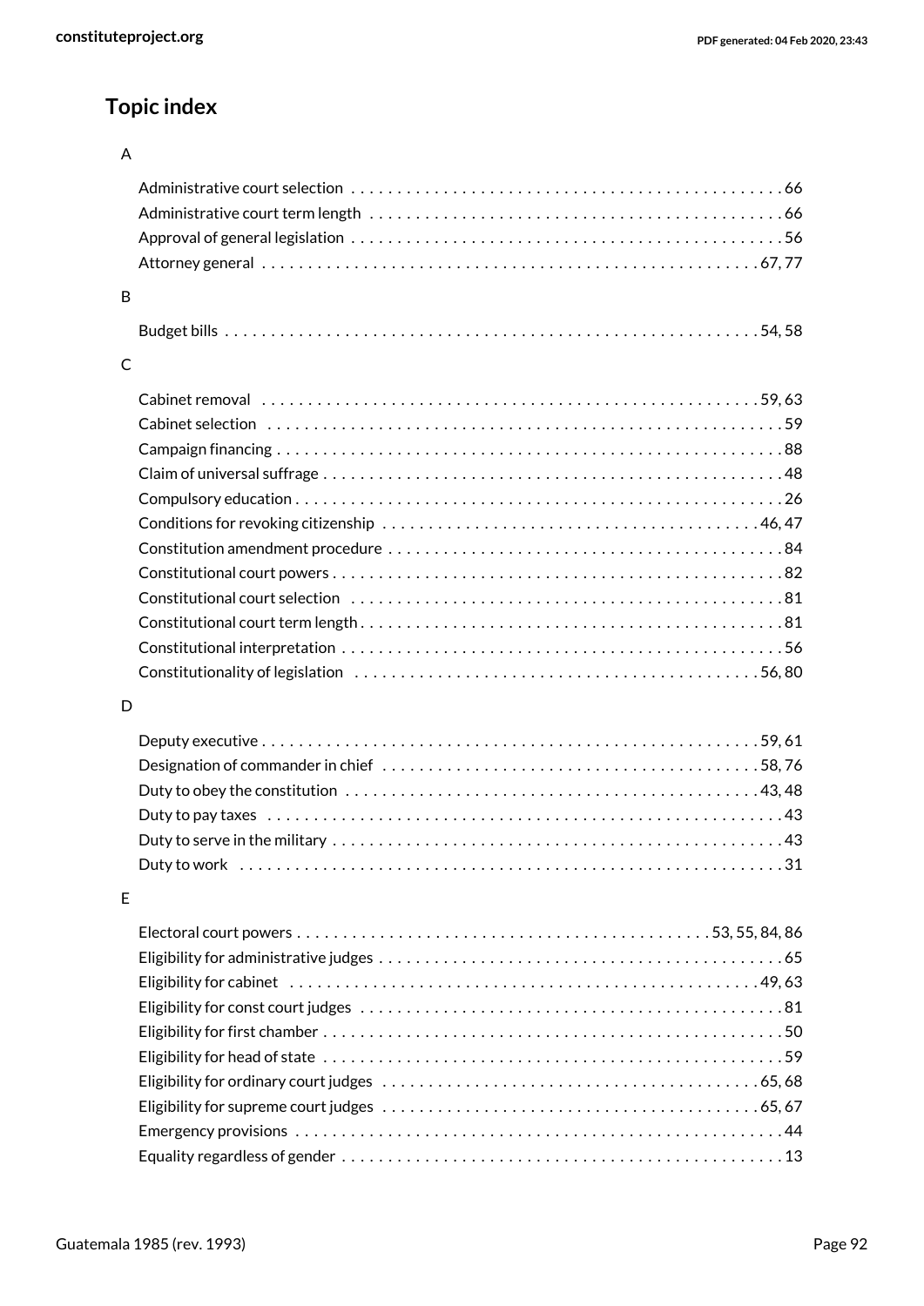## Topic index

A

- Administrative court selection 66
- Administrative court term length 66
- Approval of general legislation 56
- Attorney general 67, 77

B

- Budget bills 54, 58

C

- Cabinet removal 59, 63
- Cabinet selection 59
- Campaign financing 88
- Claim of universal suffrage 48
- Compulsory education 26
- Conditions for revoking citizenship 46, 47
- Constitution amendment procedure 84
- Constitutional court powers 82
- Constitutional court selection 81
- Constitutional court term length 81
- Constitutional interpretation 56
- Constitutionality of legislation 56, 80

D

- Deputy executive 59, 61
- Designation of commander in chief 58, 76
- Duty to obey the constitution 43, 48
- Duty to pay taxes 43
- Duty to serve in the military 43
- Duty to work 31

E

- Electoral court powers 53, 55, 84, 86
- Eligibility for administrative judges 65
- Eligibility for cabinet 49, 63
- Eligibility for const court judges 81
- Eligibility for first chamber 50
- Eligibility for head of state 59
- Eligibility for ordinary court judges 65, 68
- Eligibility for supreme court judges 65, 67
- Emergency provisions 44
- Equality regardless of gender 13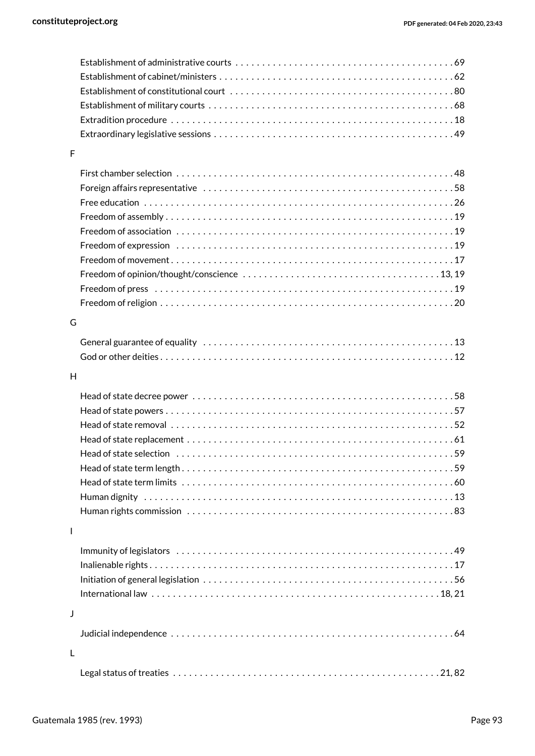- Establishment of administrative courts . . . . . . . . . . . . . . . . . . . . . . . . . . . . . . . . . . . . . . . . . 69
- Establishment of cabinet/ministers . . . . . . . . . . . . . . . . . . . . . . . . . . . . . . . . . . . . . . . . . . . . 62
- Establishment of constitutional court . . . . . . . . . . . . . . . . . . . . . . . . . . . . . . . . . . . . . . . . . . 80
- Establishment of military courts . . . . . . . . . . . . . . . . . . . . . . . . . . . . . . . . . . . . . . . . . . . . . 68
- Extradition procedure . . . . . . . . . . . . . . . . . . . . . . . . . . . . . . . . . . . . . . . . . . . . . . . . . . . . 18
- Extraordinary legislative sessions . . . . . . . . . . . . . . . . . . . . . . . . . . . . . . . . . . . . . . . . . . . . 49

F

- First chamber selection . . . . . . . . . . . . . . . . . . . . . . . . . . . . . . . . . . . . . . . . . . . . . . . . . . . 48
- Foreign affairs representative . . . . . . . . . . . . . . . . . . . . . . . . . . . . . . . . . . . . . . . . . . . . . . . 58
- Free education . . . . . . . . . . . . . . . . . . . . . . . . . . . . . . . . . . . . . . . . . . . . . . . . . . . . . . . . . 26
- Freedom of assembly . . . . . . . . . . . . . . . . . . . . . . . . . . . . . . . . . . . . . . . . . . . . . . . . . . . . . 19
- Freedom of association . . . . . . . . . . . . . . . . . . . . . . . . . . . . . . . . . . . . . . . . . . . . . . . . . . . 19
- Freedom of expression . . . . . . . . . . . . . . . . . . . . . . . . . . . . . . . . . . . . . . . . . . . . . . . . . . . 19
- Freedom of movement . . . . . . . . . . . . . . . . . . . . . . . . . . . . . . . . . . . . . . . . . . . . . . . . . . . . 17
- Freedom of opinion/thought/conscience . . . . . . . . . . . . . . . . . . . . . . . . . . . . . . . . . . . . 13, 19
- Freedom of press . . . . . . . . . . . . . . . . . . . . . . . . . . . . . . . . . . . . . . . . . . . . . . . . . . . . . . . 19
- Freedom of religion . . . . . . . . . . . . . . . . . . . . . . . . . . . . . . . . . . . . . . . . . . . . . . . . . . . . . . 20

G

- General guarantee of equality . . . . . . . . . . . . . . . . . . . . . . . . . . . . . . . . . . . . . . . . . . . . . . 13
- God or other deities . . . . . . . . . . . . . . . . . . . . . . . . . . . . . . . . . . . . . . . . . . . . . . . . . . . . . 12

H

- Head of state decree power . . . . . . . . . . . . . . . . . . . . . . . . . . . . . . . . . . . . . . . . . . . . . . . . 58
- Head of state powers . . . . . . . . . . . . . . . . . . . . . . . . . . . . . . . . . . . . . . . . . . . . . . . . . . . . . 57
- Head of state removal . . . . . . . . . . . . . . . . . . . . . . . . . . . . . . . . . . . . . . . . . . . . . . . . . . . . 52
- Head of state replacement . . . . . . . . . . . . . . . . . . . . . . . . . . . . . . . . . . . . . . . . . . . . . . . . . 61
- Head of state selection . . . . . . . . . . . . . . . . . . . . . . . . . . . . . . . . . . . . . . . . . . . . . . . . . . . 59
- Head of state term length . . . . . . . . . . . . . . . . . . . . . . . . . . . . . . . . . . . . . . . . . . . . . . . . . 59
- Head of state term limits . . . . . . . . . . . . . . . . . . . . . . . . . . . . . . . . . . . . . . . . . . . . . . . . . . 60
- Human dignity . . . . . . . . . . . . . . . . . . . . . . . . . . . . . . . . . . . . . . . . . . . . . . . . . . . . . . . . . . 13
- Human rights commission . . . . . . . . . . . . . . . . . . . . . . . . . . . . . . . . . . . . . . . . . . . . . . . . . 83

I

- Immunity of legislators . . . . . . . . . . . . . . . . . . . . . . . . . . . . . . . . . . . . . . . . . . . . . . . . . . . 49
- Inalienable rights . . . . . . . . . . . . . . . . . . . . . . . . . . . . . . . . . . . . . . . . . . . . . . . . . . . . . . . . 17
- Initiation of general legislation . . . . . . . . . . . . . . . . . . . . . . . . . . . . . . . . . . . . . . . . . . . . . . 56
- International law . . . . . . . . . . . . . . . . . . . . . . . . . . . . . . . . . . . . . . . . . . . . . . . . . . . . . 18, 21

J

- Judicial independence . . . . . . . . . . . . . . . . . . . . . . . . . . . . . . . . . . . . . . . . . . . . . . . . . . . . 64

L

- Legal status of treaties . . . . . . . . . . . . . . . . . . . . . . . . . . . . . . . . . . . . . . . . . . . . . . . . . 21, 82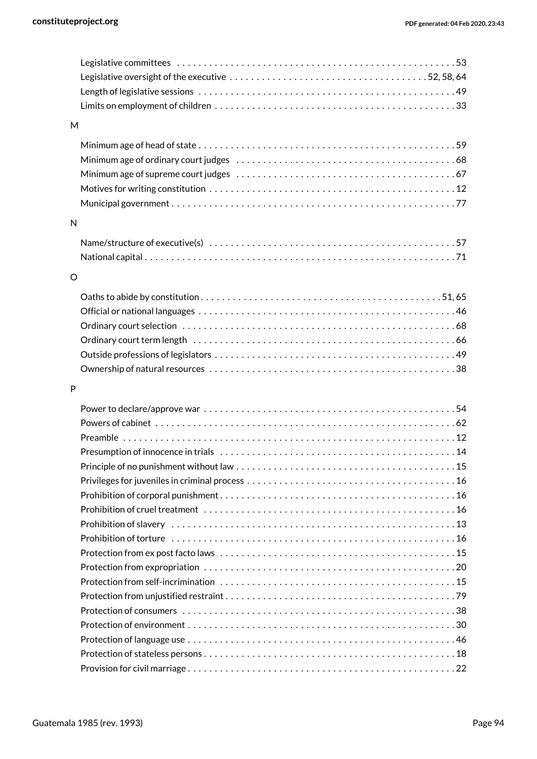- Legislative committees . . . . . . . . . . . . . . . . . . . . . . . . . . . . . . . . . . . . . . . . . . . . . . . . . . . 53
- Legislative oversight of the executive . . . . . . . . . . . . . . . . . . . . . . . . . . . . . . . . . . . . 52, 58, 64
- Length of legislative sessions . . . . . . . . . . . . . . . . . . . . . . . . . . . . . . . . . . . . . . . . . . . . . . . 49
- Limits on employment of children . . . . . . . . . . . . . . . . . . . . . . . . . . . . . . . . . . . . . . . . . . . 33

M

- Minimum age of head of state . . . . . . . . . . . . . . . . . . . . . . . . . . . . . . . . . . . . . . . . . . . . . . . 59
- Minimum age of ordinary court judges . . . . . . . . . . . . . . . . . . . . . . . . . . . . . . . . . . . . . . . 68
- Minimum age of supreme court judges . . . . . . . . . . . . . . . . . . . . . . . . . . . . . . . . . . . . . . . 67
- Motives for writing constitution . . . . . . . . . . . . . . . . . . . . . . . . . . . . . . . . . . . . . . . . . . . . . 12
- Municipal government . . . . . . . . . . . . . . . . . . . . . . . . . . . . . . . . . . . . . . . . . . . . . . . . . . . . 77

N

- Name/structure of executive(s) . . . . . . . . . . . . . . . . . . . . . . . . . . . . . . . . . . . . . . . . . . . . . 57
- National capital . . . . . . . . . . . . . . . . . . . . . . . . . . . . . . . . . . . . . . . . . . . . . . . . . . . . . . . . . 71

O

- Oaths to abide by constitution . . . . . . . . . . . . . . . . . . . . . . . . . . . . . . . . . . . . . . . . . . . . 51, 65
- Official or national languages . . . . . . . . . . . . . . . . . . . . . . . . . . . . . . . . . . . . . . . . . . . . . . . 46
- Ordinary court selection . . . . . . . . . . . . . . . . . . . . . . . . . . . . . . . . . . . . . . . . . . . . . . . . . . . 68
- Ordinary court term length . . . . . . . . . . . . . . . . . . . . . . . . . . . . . . . . . . . . . . . . . . . . . . . . . 66
- Outside professions of legislators . . . . . . . . . . . . . . . . . . . . . . . . . . . . . . . . . . . . . . . . . . . . 49
- Ownership of natural resources . . . . . . . . . . . . . . . . . . . . . . . . . . . . . . . . . . . . . . . . . . . . . 38

P

- Power to declare/approve war . . . . . . . . . . . . . . . . . . . . . . . . . . . . . . . . . . . . . . . . . . . . . . . 54
- Powers of cabinet . . . . . . . . . . . . . . . . . . . . . . . . . . . . . . . . . . . . . . . . . . . . . . . . . . . . . . . . 62
- Preamble . . . . . . . . . . . . . . . . . . . . . . . . . . . . . . . . . . . . . . . . . . . . . . . . . . . . . . . . . . . . . . 12
- Presumption of innocence in trials . . . . . . . . . . . . . . . . . . . . . . . . . . . . . . . . . . . . . . . . . . . 14
- Principle of no punishment without law . . . . . . . . . . . . . . . . . . . . . . . . . . . . . . . . . . . . . . . 15
- Privileges for juveniles in criminal process . . . . . . . . . . . . . . . . . . . . . . . . . . . . . . . . . . . . . 16
- Prohibition of corporal punishment . . . . . . . . . . . . . . . . . . . . . . . . . . . . . . . . . . . . . . . . . . . 16
- Prohibition of cruel treatment . . . . . . . . . . . . . . . . . . . . . . . . . . . . . . . . . . . . . . . . . . . . . . . 16
- Prohibition of slavery . . . . . . . . . . . . . . . . . . . . . . . . . . . . . . . . . . . . . . . . . . . . . . . . . . . . . 13
- Prohibition of torture . . . . . . . . . . . . . . . . . . . . . . . . . . . . . . . . . . . . . . . . . . . . . . . . . . . . . 16
- Protection from ex post facto laws . . . . . . . . . . . . . . . . . . . . . . . . . . . . . . . . . . . . . . . . . . . 15
- Protection from expropriation . . . . . . . . . . . . . . . . . . . . . . . . . . . . . . . . . . . . . . . . . . . . . . . 20
- Protection from self-incrimination . . . . . . . . . . . . . . . . . . . . . . . . . . . . . . . . . . . . . . . . . . . . 15
- Protection from unjustified restraint . . . . . . . . . . . . . . . . . . . . . . . . . . . . . . . . . . . . . . . . . . 79
- Protection of consumers . . . . . . . . . . . . . . . . . . . . . . . . . . . . . . . . . . . . . . . . . . . . . . . . . . . 38
- Protection of environment . . . . . . . . . . . . . . . . . . . . . . . . . . . . . . . . . . . . . . . . . . . . . . . . . 30
- Protection of language use . . . . . . . . . . . . . . . . . . . . . . . . . . . . . . . . . . . . . . . . . . . . . . . . . 46
- Protection of stateless persons . . . . . . . . . . . . . . . . . . . . . . . . . . . . . . . . . . . . . . . . . . . . . . 18
- Provision for civil marriage . . . . . . . . . . . . . . . . . . . . . . . . . . . . . . . . . . . . . . . . . . . . . . . . . 22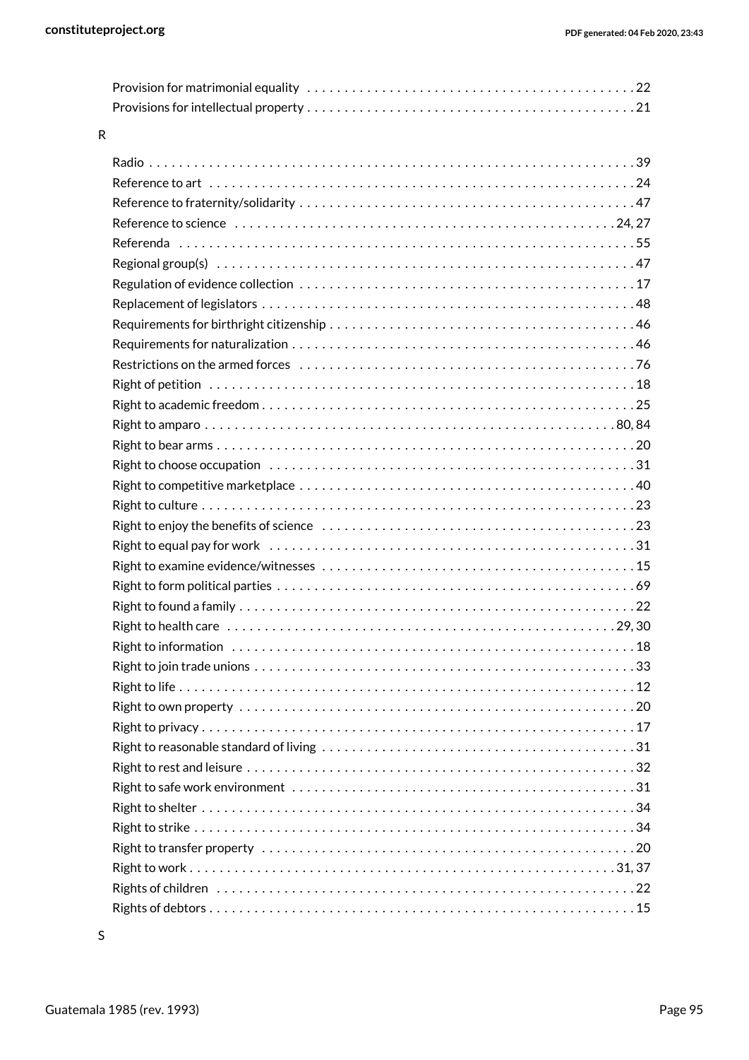Provision for matrimonial equality . . . . . . . . . . . . . . . . . . . . . . . . . . . . . . . . . . . . . . . . . . . . 22
Provisions for intellectual property . . . . . . . . . . . . . . . . . . . . . . . . . . . . . . . . . . . . . . . . . . . 21

R

Radio . . . . . . . . . . . . . . . . . . . . . . . . . . . . . . . . . . . . . . . . . . . . . . . . . . . . . . . . . . . . . . . . . 39
Reference to art . . . . . . . . . . . . . . . . . . . . . . . . . . . . . . . . . . . . . . . . . . . . . . . . . . . . . . . . . 24
Reference to fraternity/solidarity . . . . . . . . . . . . . . . . . . . . . . . . . . . . . . . . . . . . . . . . . . . . 47
Reference to science . . . . . . . . . . . . . . . . . . . . . . . . . . . . . . . . . . . . . . . . . . . . . . . . . . . 24, 27
Referenda . . . . . . . . . . . . . . . . . . . . . . . . . . . . . . . . . . . . . . . . . . . . . . . . . . . . . . . . . . . . . 55
Regional group(s) . . . . . . . . . . . . . . . . . . . . . . . . . . . . . . . . . . . . . . . . . . . . . . . . . . . . . . . 47
Regulation of evidence collection . . . . . . . . . . . . . . . . . . . . . . . . . . . . . . . . . . . . . . . . . . . . 17
Replacement of legislators . . . . . . . . . . . . . . . . . . . . . . . . . . . . . . . . . . . . . . . . . . . . . . . . . 48
Requirements for birthright citizenship . . . . . . . . . . . . . . . . . . . . . . . . . . . . . . . . . . . . . . . . 46
Requirements for naturalization . . . . . . . . . . . . . . . . . . . . . . . . . . . . . . . . . . . . . . . . . . . . . 46
Restrictions on the armed forces . . . . . . . . . . . . . . . . . . . . . . . . . . . . . . . . . . . . . . . . . . . . 76
Right of petition . . . . . . . . . . . . . . . . . . . . . . . . . . . . . . . . . . . . . . . . . . . . . . . . . . . . . . . . . 18
Right to academic freedom . . . . . . . . . . . . . . . . . . . . . . . . . . . . . . . . . . . . . . . . . . . . . . . . . 25
Right to amparo . . . . . . . . . . . . . . . . . . . . . . . . . . . . . . . . . . . . . . . . . . . . . . . . . . . . . . 80, 84
Right to bear arms . . . . . . . . . . . . . . . . . . . . . . . . . . . . . . . . . . . . . . . . . . . . . . . . . . . . . . . 20
Right to choose occupation . . . . . . . . . . . . . . . . . . . . . . . . . . . . . . . . . . . . . . . . . . . . . . . . . 31
Right to competitive marketplace . . . . . . . . . . . . . . . . . . . . . . . . . . . . . . . . . . . . . . . . . . . . 40
Right to culture . . . . . . . . . . . . . . . . . . . . . . . . . . . . . . . . . . . . . . . . . . . . . . . . . . . . . . . . . . 23
Right to enjoy the benefits of science . . . . . . . . . . . . . . . . . . . . . . . . . . . . . . . . . . . . . . . . . 23
Right to equal pay for work . . . . . . . . . . . . . . . . . . . . . . . . . . . . . . . . . . . . . . . . . . . . . . . . . 31
Right to examine evidence/witnesses . . . . . . . . . . . . . . . . . . . . . . . . . . . . . . . . . . . . . . . . . 15
Right to form political parties . . . . . . . . . . . . . . . . . . . . . . . . . . . . . . . . . . . . . . . . . . . . . . . 69
Right to found a family . . . . . . . . . . . . . . . . . . . . . . . . . . . . . . . . . . . . . . . . . . . . . . . . . . . . 22
Right to health care . . . . . . . . . . . . . . . . . . . . . . . . . . . . . . . . . . . . . . . . . . . . . . . . . . . . 29, 30
Right to information . . . . . . . . . . . . . . . . . . . . . . . . . . . . . . . . . . . . . . . . . . . . . . . . . . . . . . 18
Right to join trade unions . . . . . . . . . . . . . . . . . . . . . . . . . . . . . . . . . . . . . . . . . . . . . . . . . . 33
Right to life . . . . . . . . . . . . . . . . . . . . . . . . . . . . . . . . . . . . . . . . . . . . . . . . . . . . . . . . . . . . . 12
Right to own property . . . . . . . . . . . . . . . . . . . . . . . . . . . . . . . . . . . . . . . . . . . . . . . . . . . . . 20
Right to privacy . . . . . . . . . . . . . . . . . . . . . . . . . . . . . . . . . . . . . . . . . . . . . . . . . . . . . . . . . . 17
Right to reasonable standard of living . . . . . . . . . . . . . . . . . . . . . . . . . . . . . . . . . . . . . . . . . 31
Right to rest and leisure . . . . . . . . . . . . . . . . . . . . . . . . . . . . . . . . . . . . . . . . . . . . . . . . . . . 32
Right to safe work environment . . . . . . . . . . . . . . . . . . . . . . . . . . . . . . . . . . . . . . . . . . . . . . 31
Right to shelter . . . . . . . . . . . . . . . . . . . . . . . . . . . . . . . . . . . . . . . . . . . . . . . . . . . . . . . . . . 34
Right to strike . . . . . . . . . . . . . . . . . . . . . . . . . . . . . . . . . . . . . . . . . . . . . . . . . . . . . . . . . . . 34
Right to transfer property . . . . . . . . . . . . . . . . . . . . . . . . . . . . . . . . . . . . . . . . . . . . . . . . . . 20
Right to work . . . . . . . . . . . . . . . . . . . . . . . . . . . . . . . . . . . . . . . . . . . . . . . . . . . . . . . . . 31, 37
Rights of children . . . . . . . . . . . . . . . . . . . . . . . . . . . . . . . . . . . . . . . . . . . . . . . . . . . . . . . . 22
Rights of debtors . . . . . . . . . . . . . . . . . . . . . . . . . . . . . . . . . . . . . . . . . . . . . . . . . . . . . . . . 15

S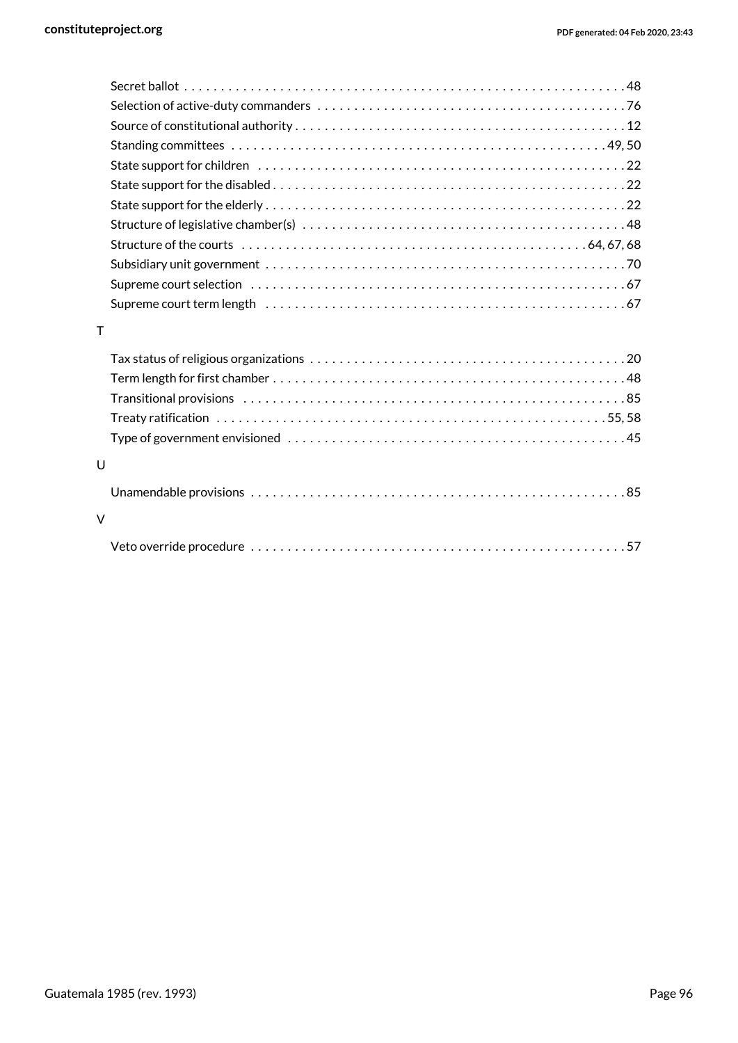Secret ballot . . . . . . . . . . . . . . . . . . . . . . . . . . . . . . . . . . . . . . . . . . . . . . . . . . . . . . . . . . . . 48
Selection of active-duty commanders . . . . . . . . . . . . . . . . . . . . . . . . . . . . . . . . . . . . . . . . . . 76
Source of constitutional authority . . . . . . . . . . . . . . . . . . . . . . . . . . . . . . . . . . . . . . . . . . . . . 12
Standing committees . . . . . . . . . . . . . . . . . . . . . . . . . . . . . . . . . . . . . . . . . . . . . . . . . . . 49, 50
State support for children . . . . . . . . . . . . . . . . . . . . . . . . . . . . . . . . . . . . . . . . . . . . . . . . . . 22
State support for the disabled . . . . . . . . . . . . . . . . . . . . . . . . . . . . . . . . . . . . . . . . . . . . . . . . 22
State support for the elderly . . . . . . . . . . . . . . . . . . . . . . . . . . . . . . . . . . . . . . . . . . . . . . . . . 22
Structure of legislative chamber(s) . . . . . . . . . . . . . . . . . . . . . . . . . . . . . . . . . . . . . . . . . . . . 48
Structure of the courts . . . . . . . . . . . . . . . . . . . . . . . . . . . . . . . . . . . . . . . . . . . . . . . 64, 67, 68
Subsidiary unit government . . . . . . . . . . . . . . . . . . . . . . . . . . . . . . . . . . . . . . . . . . . . . . . . . 70
Supreme court selection . . . . . . . . . . . . . . . . . . . . . . . . . . . . . . . . . . . . . . . . . . . . . . . . . . . 67
Supreme court term length . . . . . . . . . . . . . . . . . . . . . . . . . . . . . . . . . . . . . . . . . . . . . . . . . 67

T

Tax status of religious organizations . . . . . . . . . . . . . . . . . . . . . . . . . . . . . . . . . . . . . . . . . . . 20
Term length for first chamber . . . . . . . . . . . . . . . . . . . . . . . . . . . . . . . . . . . . . . . . . . . . . . . . 48
Transitional provisions . . . . . . . . . . . . . . . . . . . . . . . . . . . . . . . . . . . . . . . . . . . . . . . . . . . . 85
Treaty ratification . . . . . . . . . . . . . . . . . . . . . . . . . . . . . . . . . . . . . . . . . . . . . . . . . . . . . 55, 58
Type of government envisioned . . . . . . . . . . . . . . . . . . . . . . . . . . . . . . . . . . . . . . . . . . . . . . 45

U

Unamendable provisions . . . . . . . . . . . . . . . . . . . . . . . . . . . . . . . . . . . . . . . . . . . . . . . . . . . 85

V

Veto override procedure . . . . . . . . . . . . . . . . . . . . . . . . . . . . . . . . . . . . . . . . . . . . . . . . . . . 57